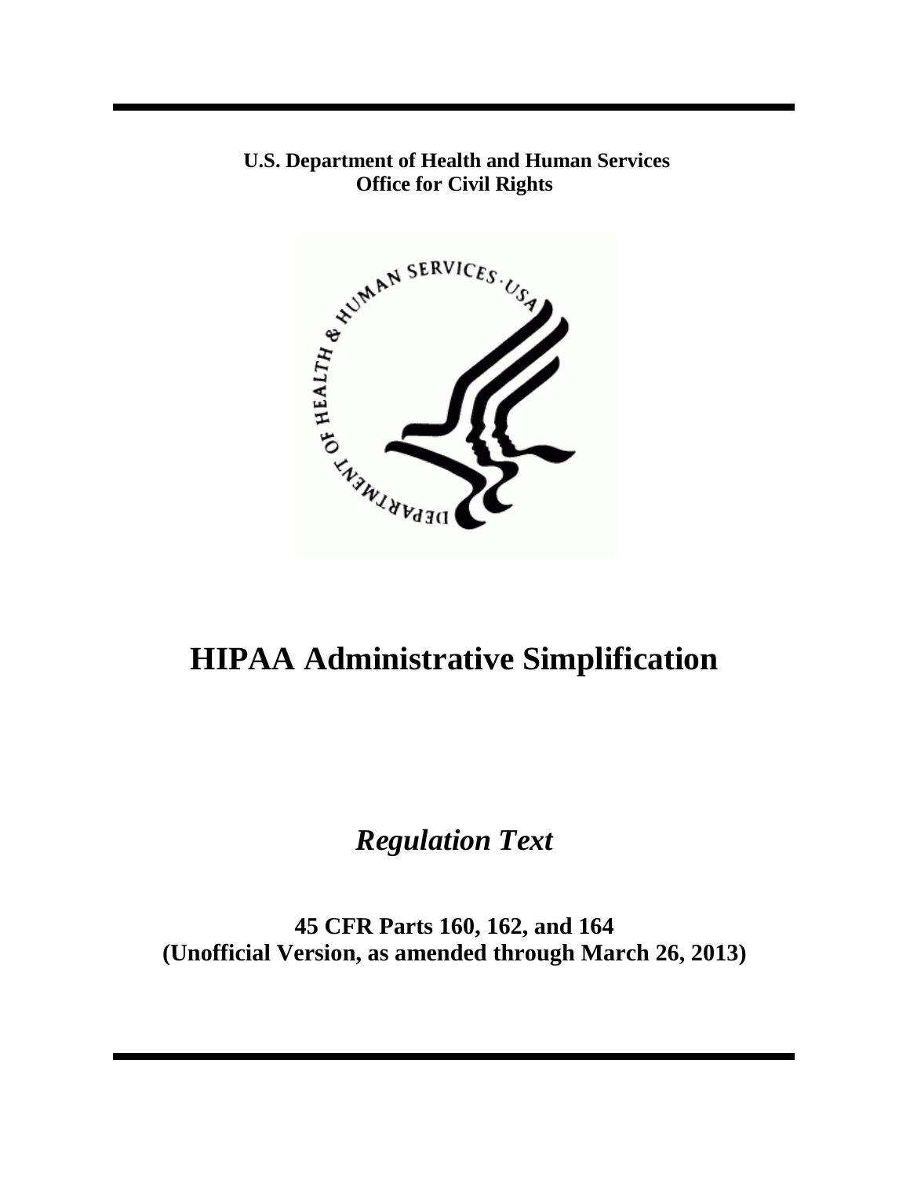**U.S. Department of Health and Human Services**
**Office for Civil Rights**

# HIPAA Administrative Simplification

## *Regulation Text*

**45 CFR Parts 160, 162, and 164**
**(Unofficial Version, as amended through March 26, 2013)**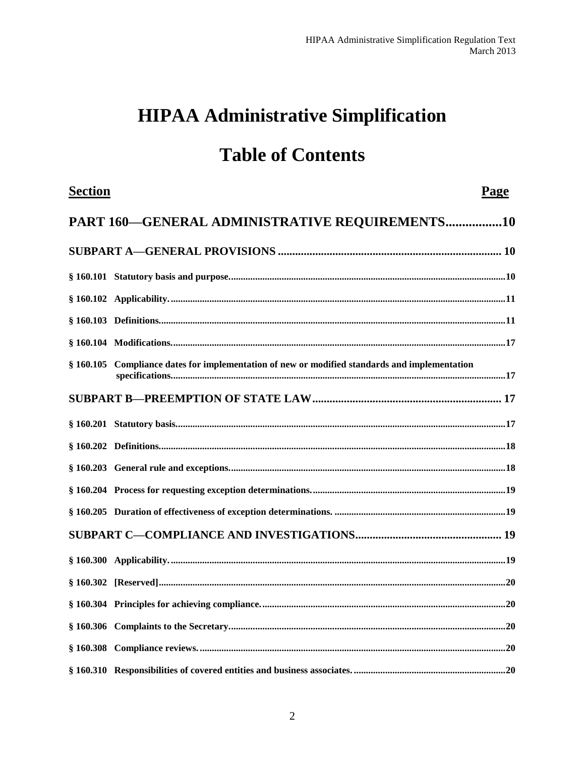# HIPAA Administrative Simplification

# Table of Contents

| Section | | Page |
|---|---|---|
| **PART 160—GENERAL ADMINISTRATIVE REQUIREMENTS** | | **10** |
| **SUBPART A—GENERAL PROVISIONS** | | **10** |
| § 160.101 | Statutory basis and purpose. | 10 |
| § 160.102 | Applicability. | 11 |
| § 160.103 | Definitions. | 11 |
| § 160.104 | Modifications. | 17 |
| § 160.105 | Compliance dates for implementation of new or modified standards and implementation specifications. | 17 |
| **SUBPART B—PREEMPTION OF STATE LAW** | | **17** |
| § 160.201 | Statutory basis. | 17 |
| § 160.202 | Definitions. | 18 |
| § 160.203 | General rule and exceptions. | 18 |
| § 160.204 | Process for requesting exception determinations. | 19 |
| § 160.205 | Duration of effectiveness of exception determinations. | 19 |
| **SUBPART C—COMPLIANCE AND INVESTIGATIONS** | | **19** |
| § 160.300 | Applicability. | 19 |
| § 160.302 | [Reserved] | 20 |
| § 160.304 | Principles for achieving compliance. | 20 |
| § 160.306 | Complaints to the Secretary. | 20 |
| § 160.308 | Compliance reviews. | 20 |
| § 160.310 | Responsibilities of covered entities and business associates. | 20 |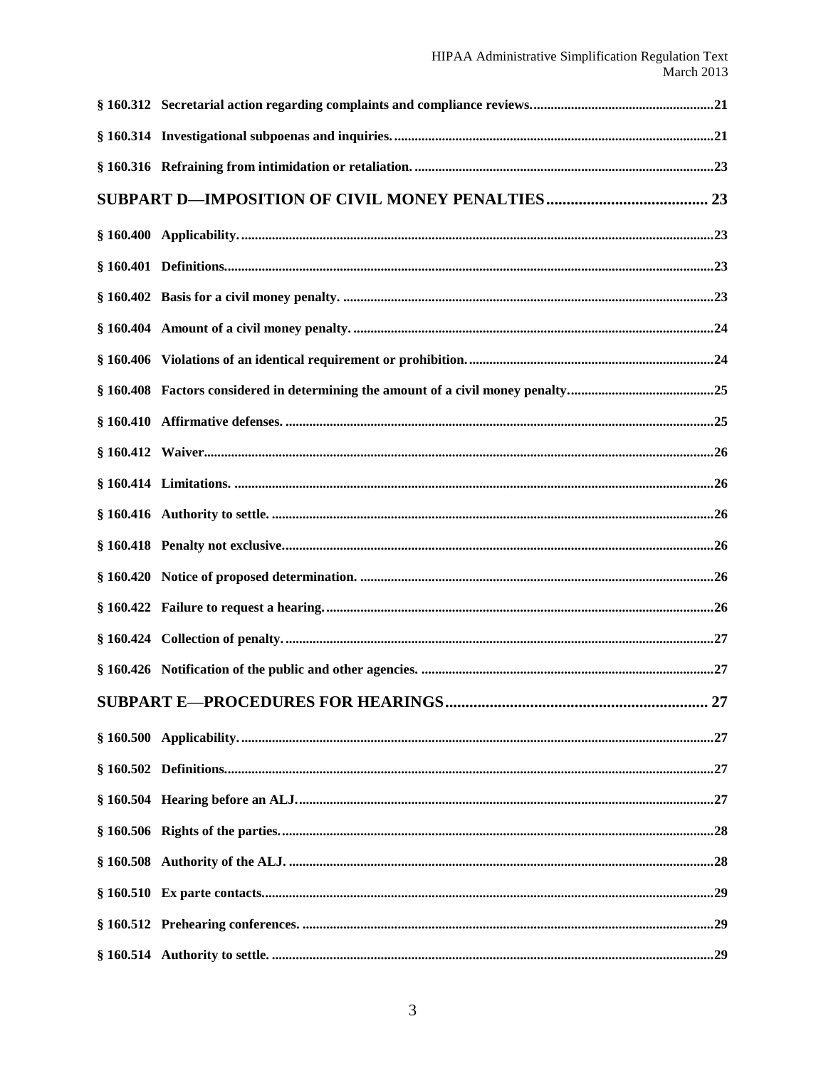**§ 160.312 Secretarial action regarding complaints and compliance reviews.....................................................21**

**§ 160.314 Investigational subpoenas and inquiries..............................................................................................21**

**§ 160.316 Refraining from intimidation or retaliation. .......................................................................................23**

**SUBPART D—IMPOSITION OF CIVIL MONEY PENALTIES....................................... 23**

**§ 160.400 Applicability..........................................................................................................................................23**

**§ 160.401 Definitions..............................................................................................................................................23**

**§ 160.402 Basis for a civil money penalty. ............................................................................................................23**

**§ 160.404 Amount of a civil money penalty. .........................................................................................................24**

**§ 160.406 Violations of an identical requirement or prohibition........................................................................24**

**§ 160.408 Factors considered in determining the amount of a civil money penalty..........................................25**

**§ 160.410 Affirmative defenses. ............................................................................................................................25**

**§ 160.412 Waiver....................................................................................................................................................26**

**§ 160.414 Limitations. ...........................................................................................................................................26**

**§ 160.416 Authority to settle. ................................................................................................................................26**

**§ 160.418 Penalty not exclusive.............................................................................................................................26**

**§ 160.420 Notice of proposed determination. .......................................................................................................26**

**§ 160.422 Failure to request a hearing.................................................................................................................26**

**§ 160.424 Collection of penalty. ............................................................................................................................27**

**§ 160.426 Notification of the public and other agencies. .....................................................................................27**

**SUBPART E—PROCEDURES FOR HEARINGS................................................................ 27**

**§ 160.500 Applicability..........................................................................................................................................27**

**§ 160.502 Definitions..............................................................................................................................................27**

**§ 160.504 Hearing before an ALJ.........................................................................................................................27**

**§ 160.506 Rights of the parties..............................................................................................................................28**

**§ 160.508 Authority of the ALJ. ...........................................................................................................................28**

**§ 160.510 Ex parte contacts...................................................................................................................................29**

**§ 160.512 Prehearing conferences. .......................................................................................................................29**

**§ 160.514 Authority to settle. ................................................................................................................................29**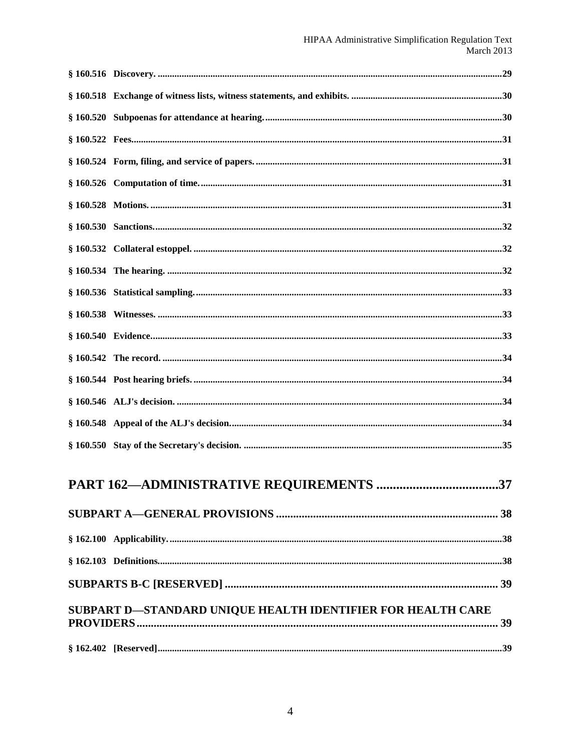§ 160.516 Discovery. ....................................................................................................29

§ 160.518 Exchange of witness lists, witness statements, and exhibits. ..........................................30

§ 160.520 Subpoenas for attendance at hearing. ..........................................................................30

§ 160.522 Fees.............................................................................................................31

§ 160.524 Form, filing, and service of papers. ..............................................................................31

§ 160.526 Computation of time. ...........................................................................................31

§ 160.528 Motions. ......................................................................................................31

§ 160.530 Sanctions. ....................................................................................................32

§ 160.532 Collateral estoppel. ..........................................................................................32

§ 160.534 The hearing. ..................................................................................................32

§ 160.536 Statistical sampling. ........................................................................................33

§ 160.538 Witnesses. ....................................................................................................33

§ 160.540 Evidence. .....................................................................................................33

§ 160.542 The record. ...................................................................................................34

§ 160.544 Post hearing briefs. ..........................................................................................34

§ 160.546 ALJ's decision. ..............................................................................................34

§ 160.548 Appeal of the ALJ's decision. ................................................................................34

§ 160.550 Stay of the Secretary's decision. ............................................................................35

# PART 162—ADMINISTRATIVE REQUIREMENTS ....................................37

## SUBPART A—GENERAL PROVISIONS ............................................................. 38

§ 162.100 Applicability. ...............................................................................................38

§ 162.103 Definitions. .................................................................................................38

## SUBPARTS B-C [RESERVED] ................................................................................ 39

## SUBPART D—STANDARD UNIQUE HEALTH IDENTIFIER FOR HEALTH CARE PROVIDERS ............................................................................................................. 39

§ 162.402 [Reserved] .................................................................................................39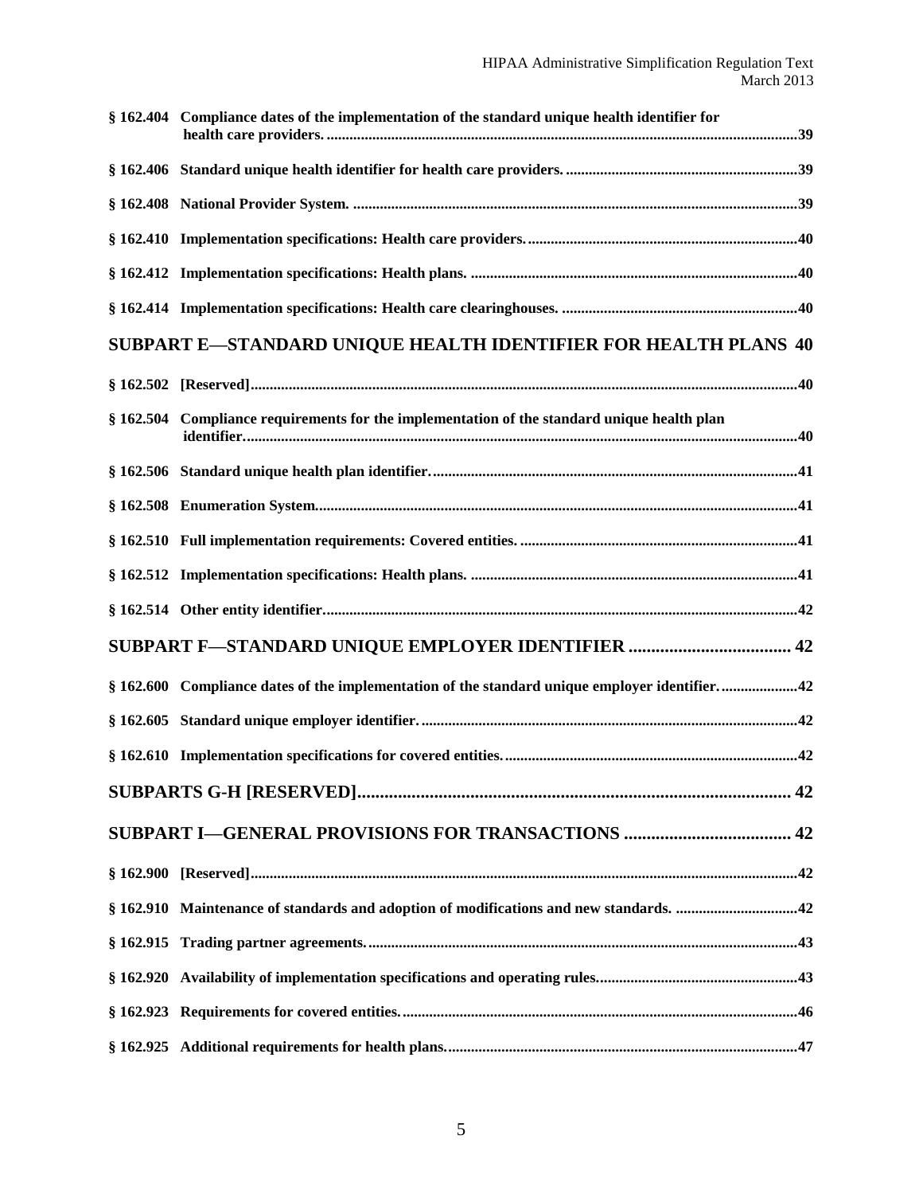**§ 162.404 Compliance dates of the implementation of the standard unique health identifier for health care providers.** ....39

**§ 162.406 Standard unique health identifier for health care providers.** ....39

**§ 162.408 National Provider System.** ....39

**§ 162.410 Implementation specifications: Health care providers.** ....40

**§ 162.412 Implementation specifications: Health plans.** ....40

**§ 162.414 Implementation specifications: Health care clearinghouses.** ....40

## SUBPART E—STANDARD UNIQUE HEALTH IDENTIFIER FOR HEALTH PLANS 40

**§ 162.502 [Reserved]** ....40

**§ 162.504 Compliance requirements for the implementation of the standard unique health plan identifier.** ....40

**§ 162.506 Standard unique health plan identifier.** ....41

**§ 162.508 Enumeration System.** ....41

**§ 162.510 Full implementation requirements: Covered entities.** ....41

**§ 162.512 Implementation specifications: Health plans.** ....41

**§ 162.514 Other entity identifier.** ....42

## SUBPART F—STANDARD UNIQUE EMPLOYER IDENTIFIER .... 42

**§ 162.600 Compliance dates of the implementation of the standard unique employer identifier.** ....42

**§ 162.605 Standard unique employer identifier.** ....42

**§ 162.610 Implementation specifications for covered entities.** ....42

## SUBPARTS G-H [RESERVED] .... 42

## SUBPART I—GENERAL PROVISIONS FOR TRANSACTIONS .... 42

**§ 162.900 [Reserved]** ....42

**§ 162.910 Maintenance of standards and adoption of modifications and new standards.** ....42

**§ 162.915 Trading partner agreements.** ....43

**§ 162.920 Availability of implementation specifications and operating rules.** ....43

**§ 162.923 Requirements for covered entities.** ....46

**§ 162.925 Additional requirements for health plans.** ....47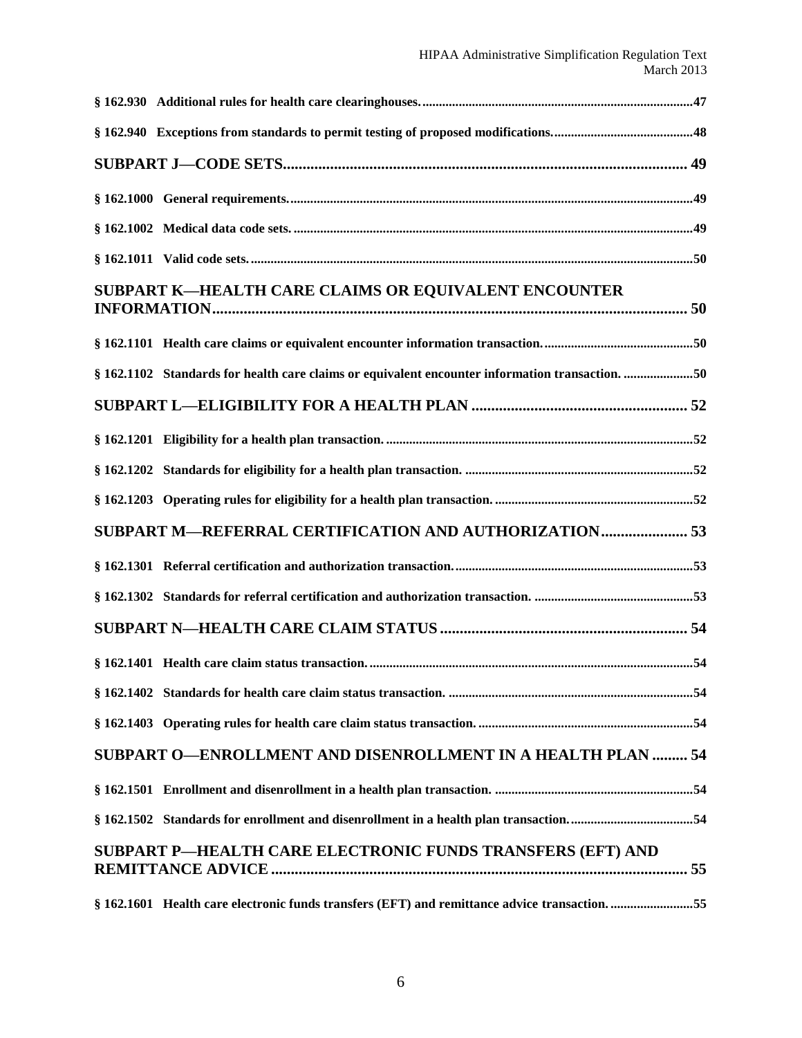**§ 162.930 Additional rules for health care clearinghouses. ....................................................47**

**§ 162.940 Exceptions from standards to permit testing of proposed modifications. ..........................48**

**SUBPART J—CODE SETS ........................................................................................ 49**

**§ 162.1000 General requirements. ..................................................................................................49**

**§ 162.1002 Medical data code sets. ................................................................................................49**

**§ 162.1011 Valid code sets. .............................................................................................................50**

**SUBPART K—HEALTH CARE CLAIMS OR EQUIVALENT ENCOUNTER INFORMATION .................................................................................................................. 50**

**§ 162.1101 Health care claims or equivalent encounter information transaction. ...........................50**

**§ 162.1102 Standards for health care claims or equivalent encounter information transaction. .......50**

**SUBPART L—ELIGIBILITY FOR A HEALTH PLAN ................................................. 52**

**§ 162.1201 Eligibility for a health plan transaction. ........................................................................52**

**§ 162.1202 Standards for eligibility for a health plan transaction. ...................................................52**

**§ 162.1203 Operating rules for eligibility for a health plan transaction. ..........................................52**

**SUBPART M—REFERRAL CERTIFICATION AND AUTHORIZATION ...................... 53**

**§ 162.1301 Referral certification and authorization transaction. ......................................................53**

**§ 162.1302 Standards for referral certification and authorization transaction. ...............................53**

**SUBPART N—HEALTH CARE CLAIM STATUS ....................................................... 54**

**§ 162.1401 Health care claim status transaction. .............................................................................54**

**§ 162.1402 Standards for health care claim status transaction. .......................................................54**

**§ 162.1403 Operating rules for health care claim status transaction. ...............................................54**

**SUBPART O—ENROLLMENT AND DISENROLLMENT IN A HEALTH PLAN ......... 54**

**§ 162.1501 Enrollment and disenrollment in a health plan transaction. ..........................................54**

**§ 162.1502 Standards for enrollment and disenrollment in a health plan transaction. .....................54**

**SUBPART P—HEALTH CARE ELECTRONIC FUNDS TRANSFERS (EFT) AND REMITTANCE ADVICE ................................................................................................ 55**

**§ 162.1601 Health care electronic funds transfers (EFT) and remittance advice transaction. ..........55**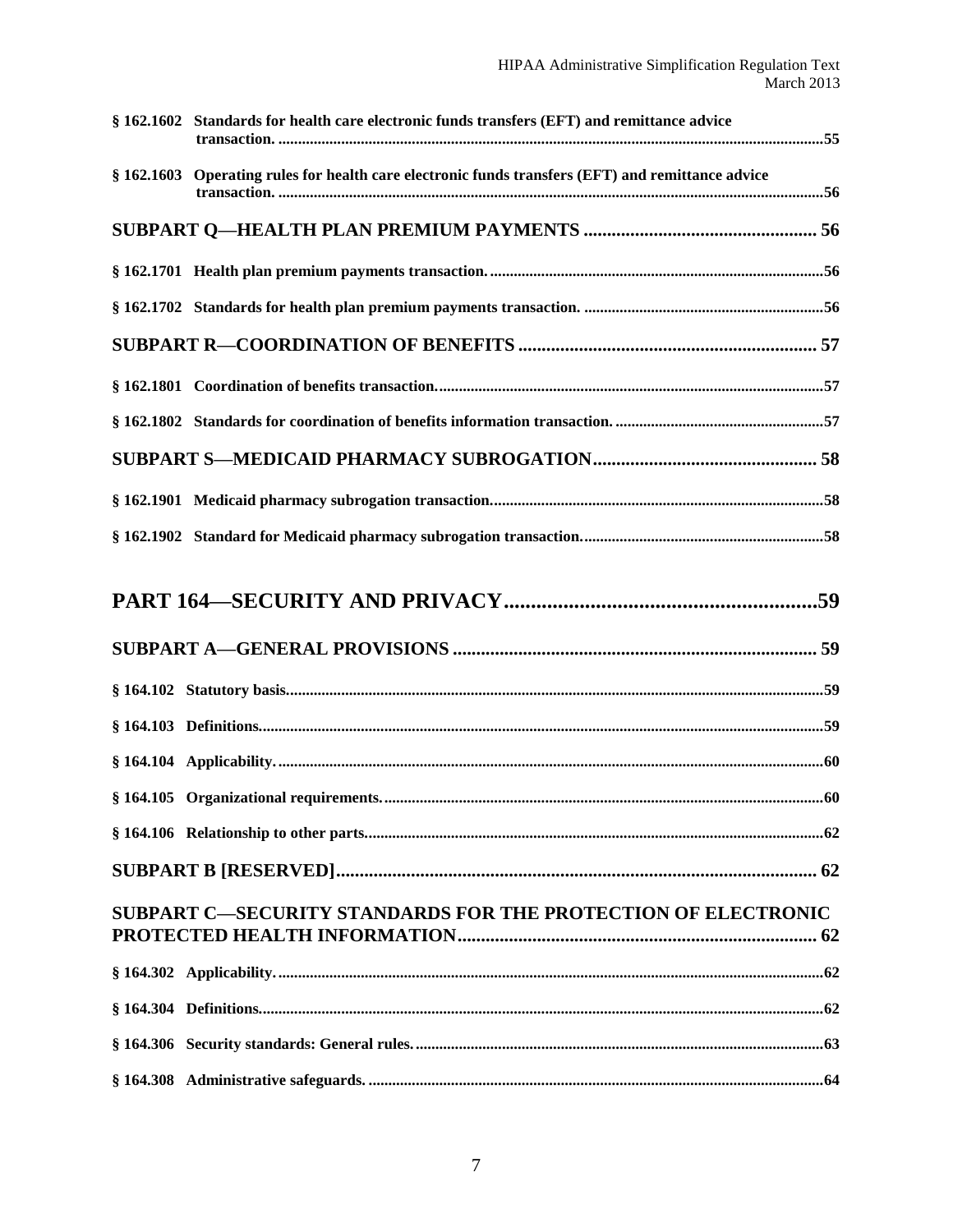**§ 162.1602 Standards for health care electronic funds transfers (EFT) and remittance advice transaction.** ....................55

**§ 162.1603 Operating rules for health care electronic funds transfers (EFT) and remittance advice transaction.** ....................56

**SUBPART Q—HEALTH PLAN PREMIUM PAYMENTS** .................... 56

**§ 162.1701 Health plan premium payments transaction.** ....................56

**§ 162.1702 Standards for health plan premium payments transaction.** ....................56

**SUBPART R—COORDINATION OF BENEFITS** .................... 57

**§ 162.1801 Coordination of benefits transaction.** ....................57

**§ 162.1802 Standards for coordination of benefits information transaction.** ....................57

**SUBPART S—MEDICAID PHARMACY SUBROGATION** .................... 58

**§ 162.1901 Medicaid pharmacy subrogation transaction.** ....................58

**§ 162.1902 Standard for Medicaid pharmacy subrogation transaction.** ....................58

**PART 164—SECURITY AND PRIVACY** ....................59

**SUBPART A—GENERAL PROVISIONS** .................... 59

**§ 164.102 Statutory basis.** ....................59

**§ 164.103 Definitions.** ....................59

**§ 164.104 Applicability.** ....................60

**§ 164.105 Organizational requirements.** ....................60

**§ 164.106 Relationship to other parts.** ....................62

**SUBPART B [RESERVED]** .................... 62

**SUBPART C—SECURITY STANDARDS FOR THE PROTECTION OF ELECTRONIC PROTECTED HEALTH INFORMATION** .................... 62

**§ 164.302 Applicability.** ....................62

**§ 164.304 Definitions.** ....................62

**§ 164.306 Security standards: General rules.** ....................63

**§ 164.308 Administrative safeguards.** ....................64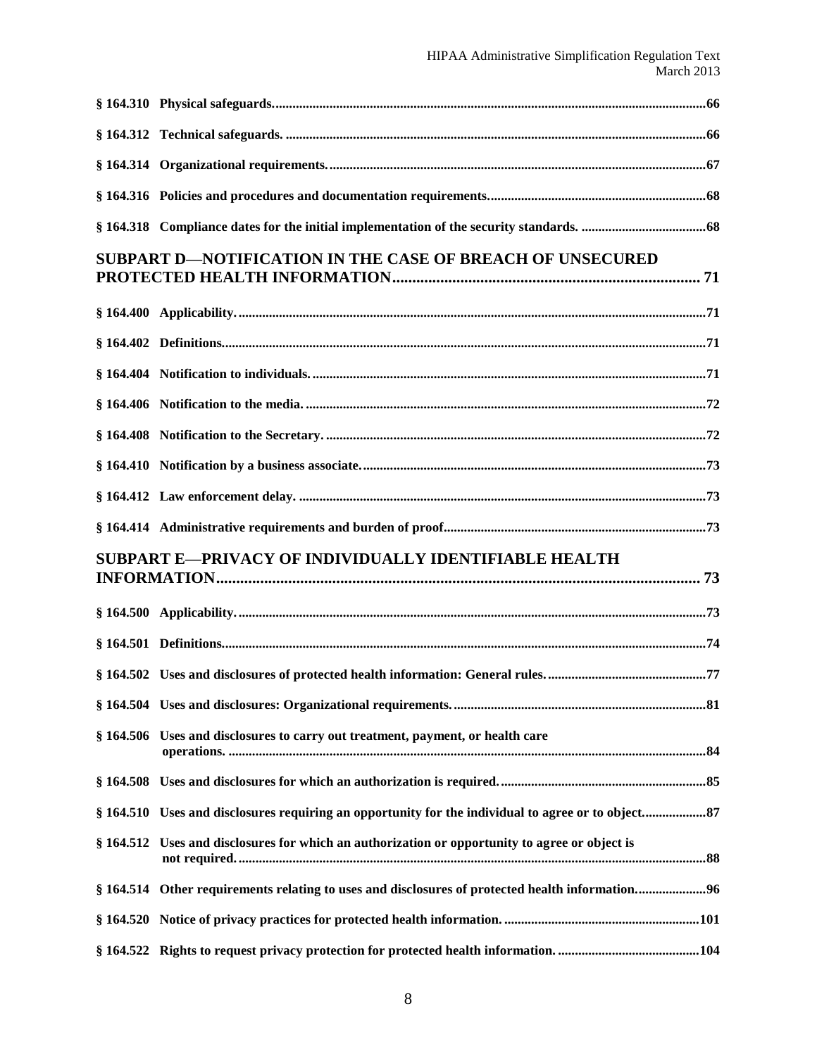**§ 164.310 Physical safeguards. ..... 66**

**§ 164.312 Technical safeguards. ..... 66**

**§ 164.314 Organizational requirements. ..... 67**

**§ 164.316 Policies and procedures and documentation requirements. ..... 68**

**§ 164.318 Compliance dates for the initial implementation of the security standards. ..... 68**

## SUBPART D—NOTIFICATION IN THE CASE OF BREACH OF UNSECURED PROTECTED HEALTH INFORMATION ..... 71

**§ 164.400 Applicability. ..... 71**

**§ 164.402 Definitions. ..... 71**

**§ 164.404 Notification to individuals. ..... 71**

**§ 164.406 Notification to the media. ..... 72**

**§ 164.408 Notification to the Secretary. ..... 72**

**§ 164.410 Notification by a business associate. ..... 73**

**§ 164.412 Law enforcement delay. ..... 73**

**§ 164.414 Administrative requirements and burden of proof ..... 73**

## SUBPART E—PRIVACY OF INDIVIDUALLY IDENTIFIABLE HEALTH INFORMATION ..... 73

**§ 164.500 Applicability. ..... 73**

**§ 164.501 Definitions. ..... 74**

**§ 164.502 Uses and disclosures of protected health information: General rules. ..... 77**

**§ 164.504 Uses and disclosures: Organizational requirements. ..... 81**

**§ 164.506 Uses and disclosures to carry out treatment, payment, or health care operations. ..... 84**

**§ 164.508 Uses and disclosures for which an authorization is required. ..... 85**

**§ 164.510 Uses and disclosures requiring an opportunity for the individual to agree or to object. ..... 87**

**§ 164.512 Uses and disclosures for which an authorization or opportunity to agree or object is not required. ..... 88**

**§ 164.514 Other requirements relating to uses and disclosures of protected health information. ..... 96**

**§ 164.520 Notice of privacy practices for protected health information. ..... 101**

**§ 164.522 Rights to request privacy protection for protected health information. ..... 104**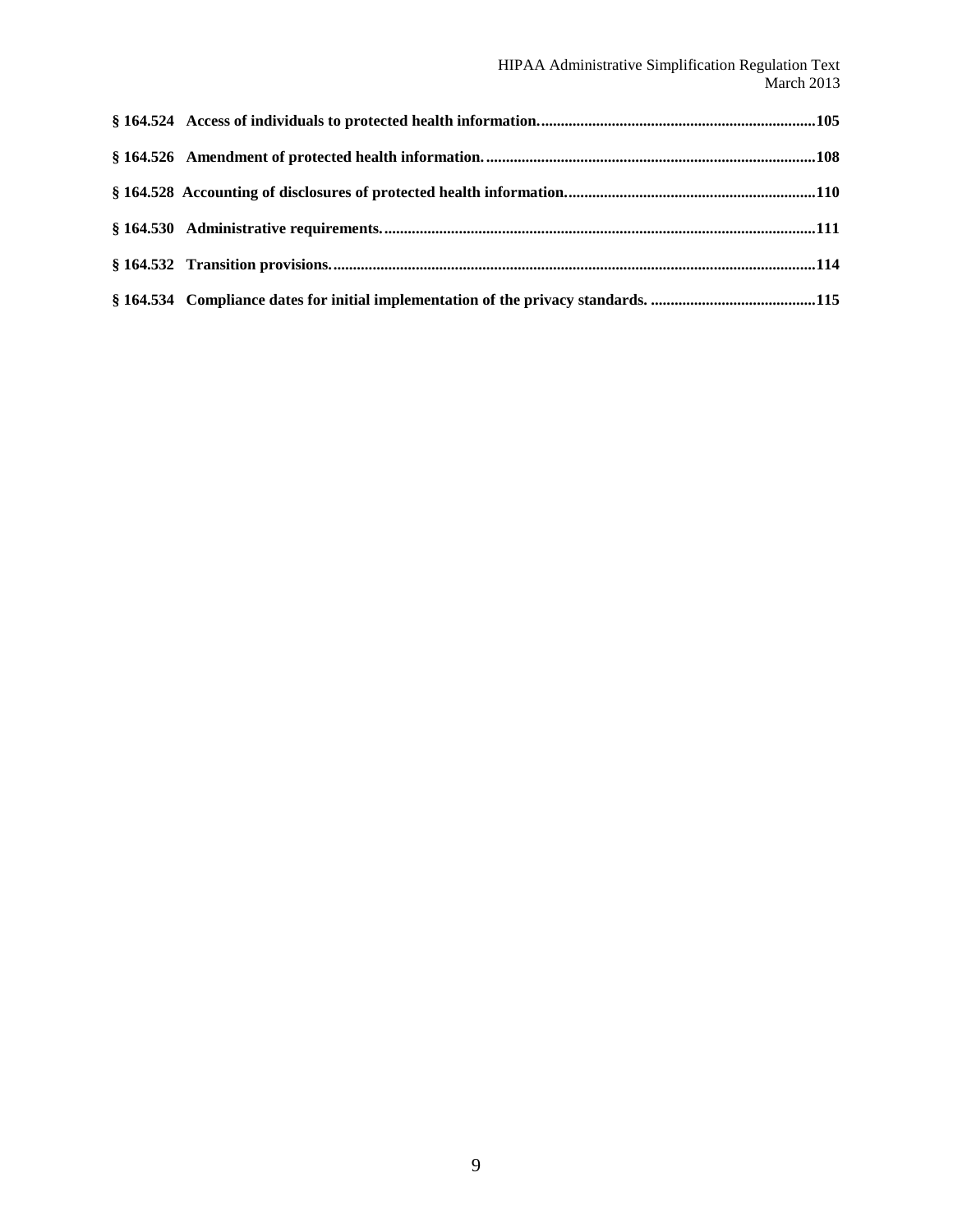**§ 164.524 Access of individuals to protected health information. ....... 105**

**§ 164.526 Amendment of protected health information. ....... 108**

**§ 164.528 Accounting of disclosures of protected health information. ....... 110**

**§ 164.530 Administrative requirements. ....... 111**

**§ 164.532 Transition provisions. ....... 114**

**§ 164.534 Compliance dates for initial implementation of the privacy standards. ....... 115**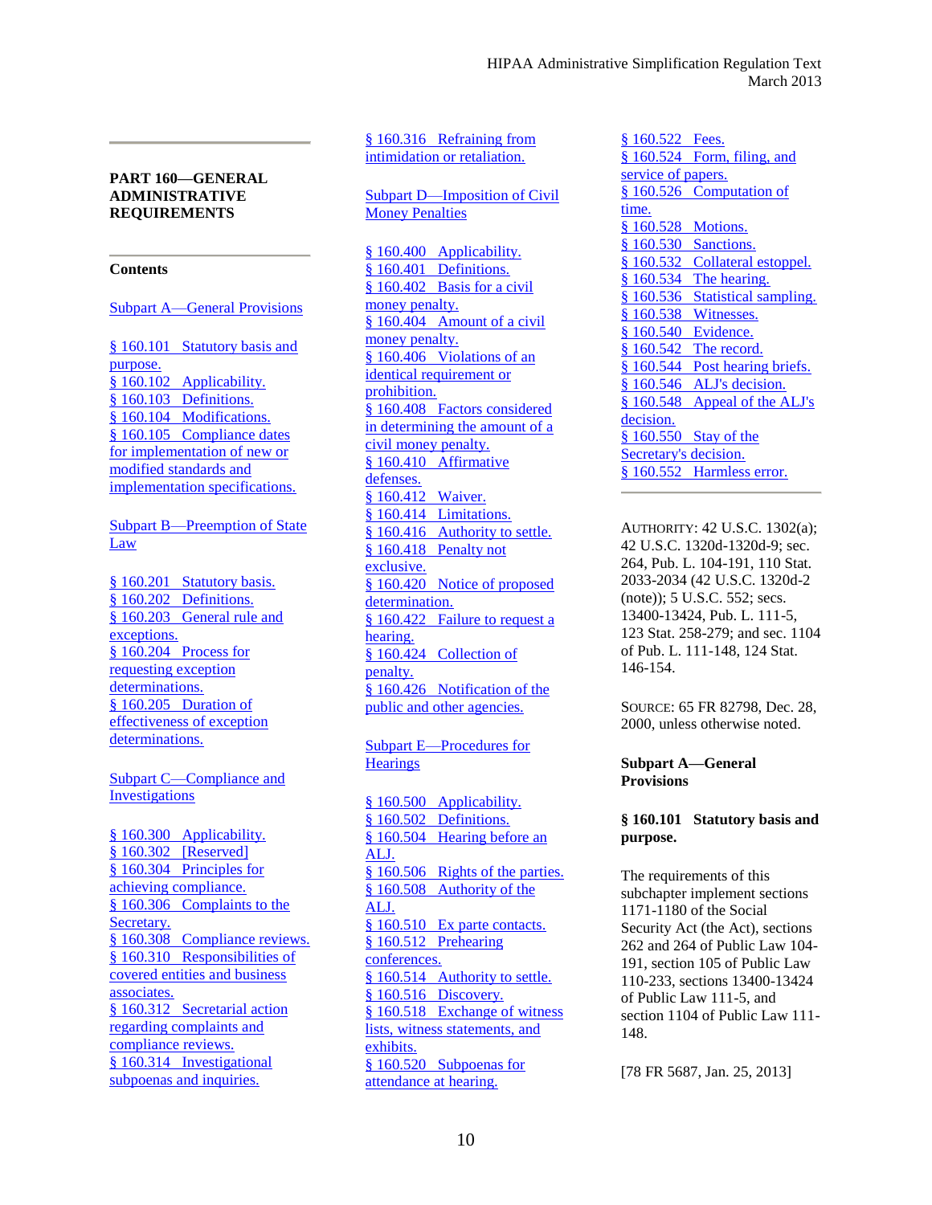# PART 160—GENERAL ADMINISTRATIVE REQUIREMENTS

**Contents**

Subpart A—General Provisions

§ 160.101 Statutory basis and purpose.
§ 160.102 Applicability.
§ 160.103 Definitions.
§ 160.104 Modifications.
§ 160.105 Compliance dates for implementation of new or modified standards and implementation specifications.

Subpart B—Preemption of State Law

§ 160.201 Statutory basis.
§ 160.202 Definitions.
§ 160.203 General rule and exceptions.
§ 160.204 Process for requesting exception determinations.
§ 160.205 Duration of effectiveness of exception determinations.

Subpart C—Compliance and Investigations

§ 160.300 Applicability.
§ 160.302 [Reserved]
§ 160.304 Principles for achieving compliance.
§ 160.306 Complaints to the Secretary.
§ 160.308 Compliance reviews.
§ 160.310 Responsibilities of covered entities and business associates.
§ 160.312 Secretarial action regarding complaints and compliance reviews.
§ 160.314 Investigational subpoenas and inquiries.
§ 160.316 Refraining from intimidation or retaliation.

Subpart D—Imposition of Civil Money Penalties

§ 160.400 Applicability.
§ 160.401 Definitions.
§ 160.402 Basis for a civil money penalty.
§ 160.404 Amount of a civil money penalty.
§ 160.406 Violations of an identical requirement or prohibition.
§ 160.408 Factors considered in determining the amount of a civil money penalty.
§ 160.410 Affirmative defenses.
§ 160.412 Waiver.
§ 160.414 Limitations.
§ 160.416 Authority to settle.
§ 160.418 Penalty not exclusive.
§ 160.420 Notice of proposed determination.
§ 160.422 Failure to request a hearing.
§ 160.424 Collection of penalty.
§ 160.426 Notification of the public and other agencies.

Subpart E—Procedures for Hearings

§ 160.500 Applicability.
§ 160.502 Definitions.
§ 160.504 Hearing before an ALJ.
§ 160.506 Rights of the parties.
§ 160.508 Authority of the ALJ.
§ 160.510 Ex parte contacts.
§ 160.512 Prehearing conferences.
§ 160.514 Authority to settle.
§ 160.516 Discovery.
§ 160.518 Exchange of witness lists, witness statements, and exhibits.
§ 160.520 Subpoenas for attendance at hearing.
§ 160.522 Fees.
§ 160.524 Form, filing, and service of papers.
§ 160.526 Computation of time.
§ 160.528 Motions.
§ 160.530 Sanctions.
§ 160.532 Collateral estoppel.
§ 160.534 The hearing.
§ 160.536 Statistical sampling.
§ 160.538 Witnesses.
§ 160.540 Evidence.
§ 160.542 The record.
§ 160.544 Post hearing briefs.
§ 160.546 ALJ's decision.
§ 160.548 Appeal of the ALJ's decision.
§ 160.550 Stay of the Secretary's decision.
§ 160.552 Harmless error.

AUTHORITY: 42 U.S.C. 1302(a); 42 U.S.C. 1320d-1320d-9; sec. 264, Pub. L. 104-191, 110 Stat. 2033-2034 (42 U.S.C. 1320d-2 (note)); 5 U.S.C. 552; secs. 13400-13424, Pub. L. 111-5, 123 Stat. 258-279; and sec. 1104 of Pub. L. 111-148, 124 Stat. 146-154.

SOURCE: 65 FR 82798, Dec. 28, 2000, unless otherwise noted.

## Subpart A—General Provisions

### § 160.101 Statutory basis and purpose.

The requirements of this subchapter implement sections 1171-1180 of the Social Security Act (the Act), sections 262 and 264 of Public Law 104-191, section 105 of Public Law 110-233, sections 13400-13424 of Public Law 111-5, and section 1104 of Public Law 111-148.

[78 FR 5687, Jan. 25, 2013]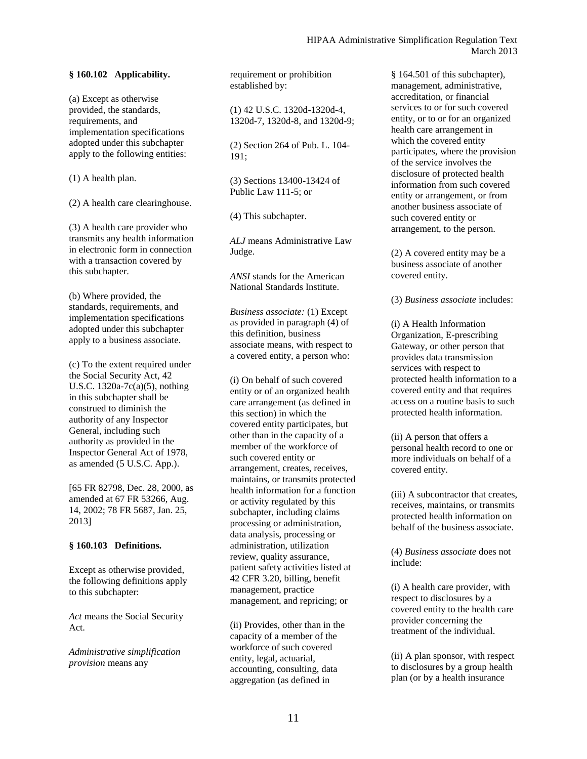### § 160.102 Applicability.

(a) Except as otherwise provided, the standards, requirements, and implementation specifications adopted under this subchapter apply to the following entities:

(1) A health plan.

(2) A health care clearinghouse.

(3) A health care provider who transmits any health information in electronic form in connection with a transaction covered by this subchapter.

(b) Where provided, the standards, requirements, and implementation specifications adopted under this subchapter apply to a business associate.

(c) To the extent required under the Social Security Act, 42 U.S.C. 1320a-7c(a)(5), nothing in this subchapter shall be construed to diminish the authority of any Inspector General, including such authority as provided in the Inspector General Act of 1978, as amended (5 U.S.C. App.).

[65 FR 82798, Dec. 28, 2000, as amended at 67 FR 53266, Aug. 14, 2002; 78 FR 5687, Jan. 25, 2013]

### § 160.103 Definitions.

Except as otherwise provided, the following definitions apply to this subchapter:

*Act* means the Social Security Act.

*Administrative simplification provision* means any requirement or prohibition established by:

(1) 42 U.S.C. 1320d-1320d-4, 1320d-7, 1320d-8, and 1320d-9;

(2) Section 264 of Pub. L. 104-191;

(3) Sections 13400-13424 of Public Law 111-5; or

(4) This subchapter.

*ALJ* means Administrative Law Judge.

*ANSI* stands for the American National Standards Institute.

*Business associate:* (1) Except as provided in paragraph (4) of this definition, business associate means, with respect to a covered entity, a person who:

(i) On behalf of such covered entity or of an organized health care arrangement (as defined in this section) in which the covered entity participates, but other than in the capacity of a member of the workforce of such covered entity or arrangement, creates, receives, maintains, or transmits protected health information for a function or activity regulated by this subchapter, including claims processing or administration, data analysis, processing or administration, utilization review, quality assurance, patient safety activities listed at 42 CFR 3.20, billing, benefit management, practice management, and repricing; or

(ii) Provides, other than in the capacity of a member of the workforce of such covered entity, legal, actuarial, accounting, consulting, data aggregation (as defined in § 164.501 of this subchapter), management, administrative, accreditation, or financial services to or for such covered entity, or to or for an organized health care arrangement in which the covered entity participates, where the provision of the service involves the disclosure of protected health information from such covered entity or arrangement, or from another business associate of such covered entity or arrangement, to the person.

(2) A covered entity may be a business associate of another covered entity.

(3) *Business associate* includes:

(i) A Health Information Organization, E-prescribing Gateway, or other person that provides data transmission services with respect to protected health information to a covered entity and that requires access on a routine basis to such protected health information.

(ii) A person that offers a personal health record to one or more individuals on behalf of a covered entity.

(iii) A subcontractor that creates, receives, maintains, or transmits protected health information on behalf of the business associate.

(4) *Business associate* does not include:

(i) A health care provider, with respect to disclosures by a covered entity to the health care provider concerning the treatment of the individual.

(ii) A plan sponsor, with respect to disclosures by a group health plan (or by a health insurance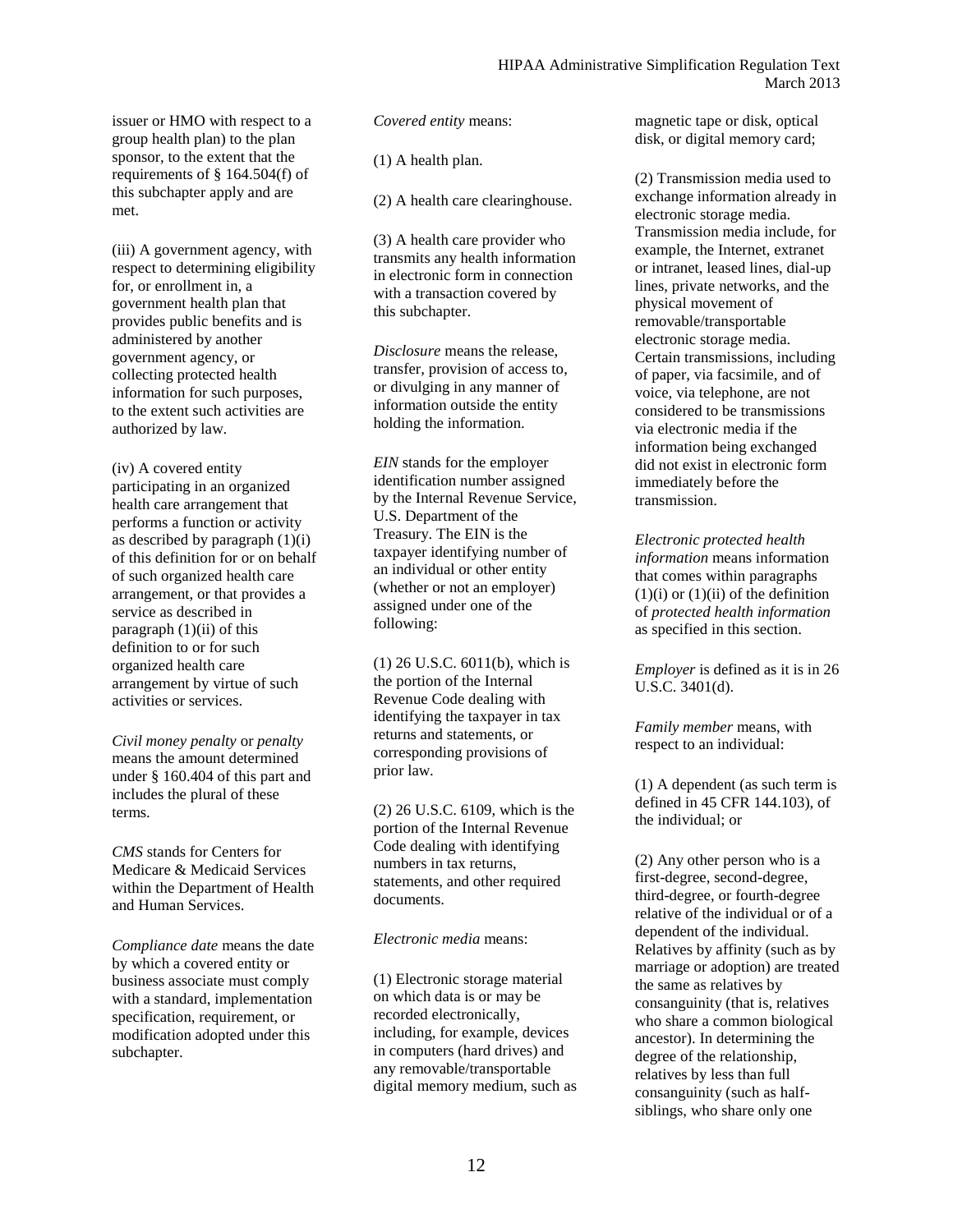issuer or HMO with respect to a group health plan) to the plan sponsor, to the extent that the requirements of § 164.504(f) of this subchapter apply and are met.

(iii) A government agency, with respect to determining eligibility for, or enrollment in, a government health plan that provides public benefits and is administered by another government agency, or collecting protected health information for such purposes, to the extent such activities are authorized by law.

(iv) A covered entity participating in an organized health care arrangement that performs a function or activity as described by paragraph (1)(i) of this definition for or on behalf of such organized health care arrangement, or that provides a service as described in paragraph (1)(ii) of this definition to or for such organized health care arrangement by virtue of such activities or services.

*Civil money penalty* or *penalty* means the amount determined under § 160.404 of this part and includes the plural of these terms.

*CMS* stands for Centers for Medicare & Medicaid Services within the Department of Health and Human Services.

*Compliance date* means the date by which a covered entity or business associate must comply with a standard, implementation specification, requirement, or modification adopted under this subchapter.

*Covered entity* means:

(1) A health plan.

(2) A health care clearinghouse.

(3) A health care provider who transmits any health information in electronic form in connection with a transaction covered by this subchapter.

*Disclosure* means the release, transfer, provision of access to, or divulging in any manner of information outside the entity holding the information.

*EIN* stands for the employer identification number assigned by the Internal Revenue Service, U.S. Department of the Treasury. The EIN is the taxpayer identifying number of an individual or other entity (whether or not an employer) assigned under one of the following:

(1) 26 U.S.C. 6011(b), which is the portion of the Internal Revenue Code dealing with identifying the taxpayer in tax returns and statements, or corresponding provisions of prior law.

(2) 26 U.S.C. 6109, which is the portion of the Internal Revenue Code dealing with identifying numbers in tax returns, statements, and other required documents.

*Electronic media* means:

(1) Electronic storage material on which data is or may be recorded electronically, including, for example, devices in computers (hard drives) and any removable/transportable digital memory medium, such as magnetic tape or disk, optical disk, or digital memory card;

(2) Transmission media used to exchange information already in electronic storage media. Transmission media include, for example, the Internet, extranet or intranet, leased lines, dial-up lines, private networks, and the physical movement of removable/transportable electronic storage media. Certain transmissions, including of paper, via facsimile, and of voice, via telephone, are not considered to be transmissions via electronic media if the information being exchanged did not exist in electronic form immediately before the transmission.

*Electronic protected health information* means information that comes within paragraphs (1)(i) or (1)(ii) of the definition of *protected health information* as specified in this section.

*Employer* is defined as it is in 26 U.S.C. 3401(d).

*Family member* means, with respect to an individual:

(1) A dependent (as such term is defined in 45 CFR 144.103), of the individual; or

(2) Any other person who is a first-degree, second-degree, third-degree, or fourth-degree relative of the individual or of a dependent of the individual. Relatives by affinity (such as by marriage or adoption) are treated the same as relatives by consanguinity (that is, relatives who share a common biological ancestor). In determining the degree of the relationship, relatives by less than full consanguinity (such as half-siblings, who share only one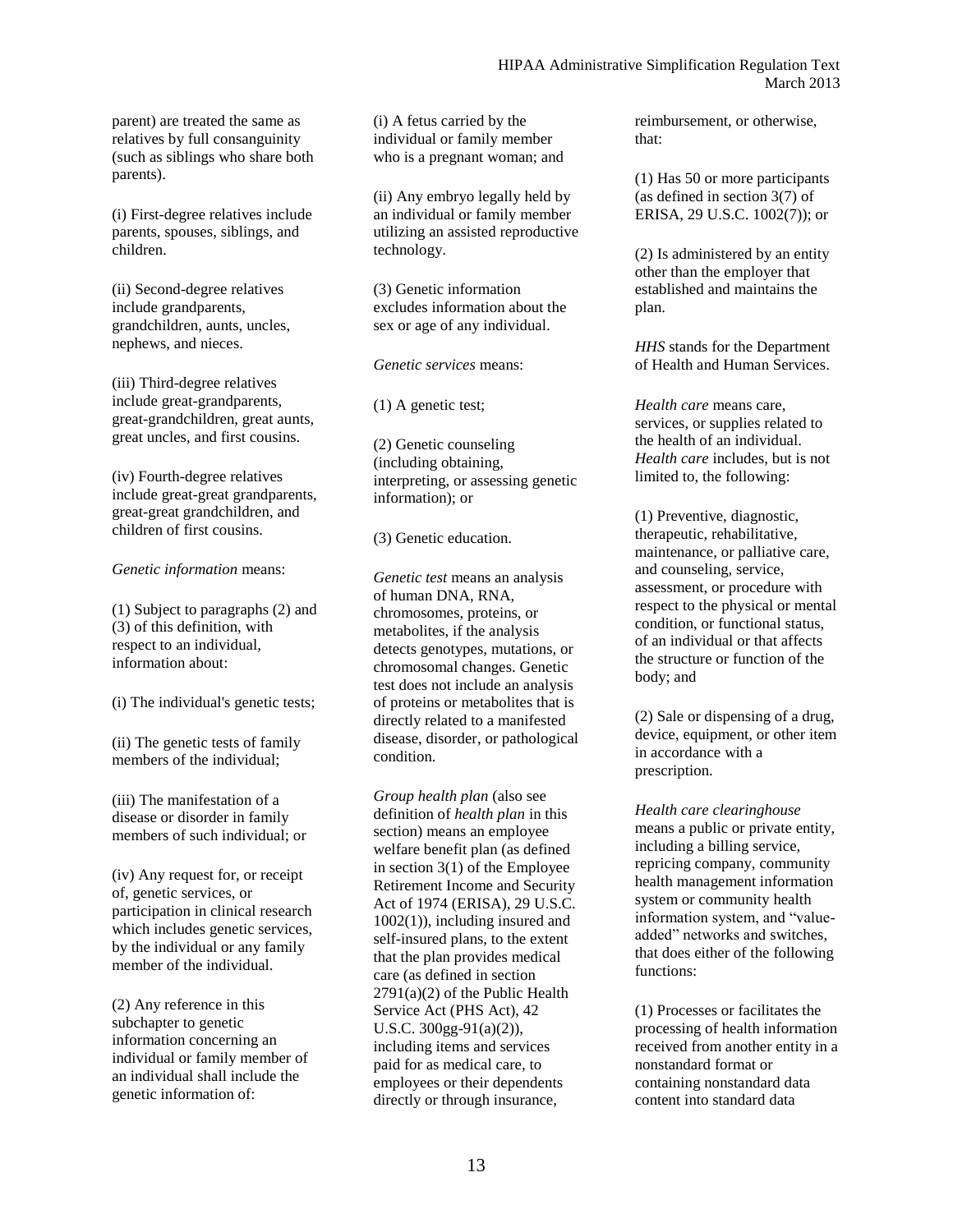parent) are treated the same as relatives by full consanguinity (such as siblings who share both parents).

(i) First-degree relatives include parents, spouses, siblings, and children.

(ii) Second-degree relatives include grandparents, grandchildren, aunts, uncles, nephews, and nieces.

(iii) Third-degree relatives include great-grandparents, great-grandchildren, great aunts, great uncles, and first cousins.

(iv) Fourth-degree relatives include great-great grandparents, great-great grandchildren, and children of first cousins.

*Genetic information* means:

(1) Subject to paragraphs (2) and (3) of this definition, with respect to an individual, information about:

(i) The individual's genetic tests;

(ii) The genetic tests of family members of the individual;

(iii) The manifestation of a disease or disorder in family members of such individual; or

(iv) Any request for, or receipt of, genetic services, or participation in clinical research which includes genetic services, by the individual or any family member of the individual.

(2) Any reference in this subchapter to genetic information concerning an individual or family member of an individual shall include the genetic information of:

(i) A fetus carried by the individual or family member who is a pregnant woman; and

(ii) Any embryo legally held by an individual or family member utilizing an assisted reproductive technology.

(3) Genetic information excludes information about the sex or age of any individual.

*Genetic services* means:

(1) A genetic test;

(2) Genetic counseling (including obtaining, interpreting, or assessing genetic information); or

(3) Genetic education.

*Genetic test* means an analysis of human DNA, RNA, chromosomes, proteins, or metabolites, if the analysis detects genotypes, mutations, or chromosomal changes. Genetic test does not include an analysis of proteins or metabolites that is directly related to a manifested disease, disorder, or pathological condition.

*Group health plan* (also see definition of *health plan* in this section) means an employee welfare benefit plan (as defined in section 3(1) of the Employee Retirement Income and Security Act of 1974 (ERISA), 29 U.S.C. 1002(1)), including insured and self-insured plans, to the extent that the plan provides medical care (as defined in section 2791(a)(2) of the Public Health Service Act (PHS Act), 42 U.S.C. 300gg-91(a)(2)), including items and services paid for as medical care, to employees or their dependents directly or through insurance, reimbursement, or otherwise, that:

(1) Has 50 or more participants (as defined in section 3(7) of ERISA, 29 U.S.C. 1002(7)); or

(2) Is administered by an entity other than the employer that established and maintains the plan.

*HHS* stands for the Department of Health and Human Services.

*Health care* means care, services, or supplies related to the health of an individual. *Health care* includes, but is not limited to, the following:

(1) Preventive, diagnostic, therapeutic, rehabilitative, maintenance, or palliative care, and counseling, service, assessment, or procedure with respect to the physical or mental condition, or functional status, of an individual or that affects the structure or function of the body; and

(2) Sale or dispensing of a drug, device, equipment, or other item in accordance with a prescription.

*Health care clearinghouse* means a public or private entity, including a billing service, repricing company, community health management information system or community health information system, and "value-added" networks and switches, that does either of the following functions:

(1) Processes or facilitates the processing of health information received from another entity in a nonstandard format or containing nonstandard data content into standard data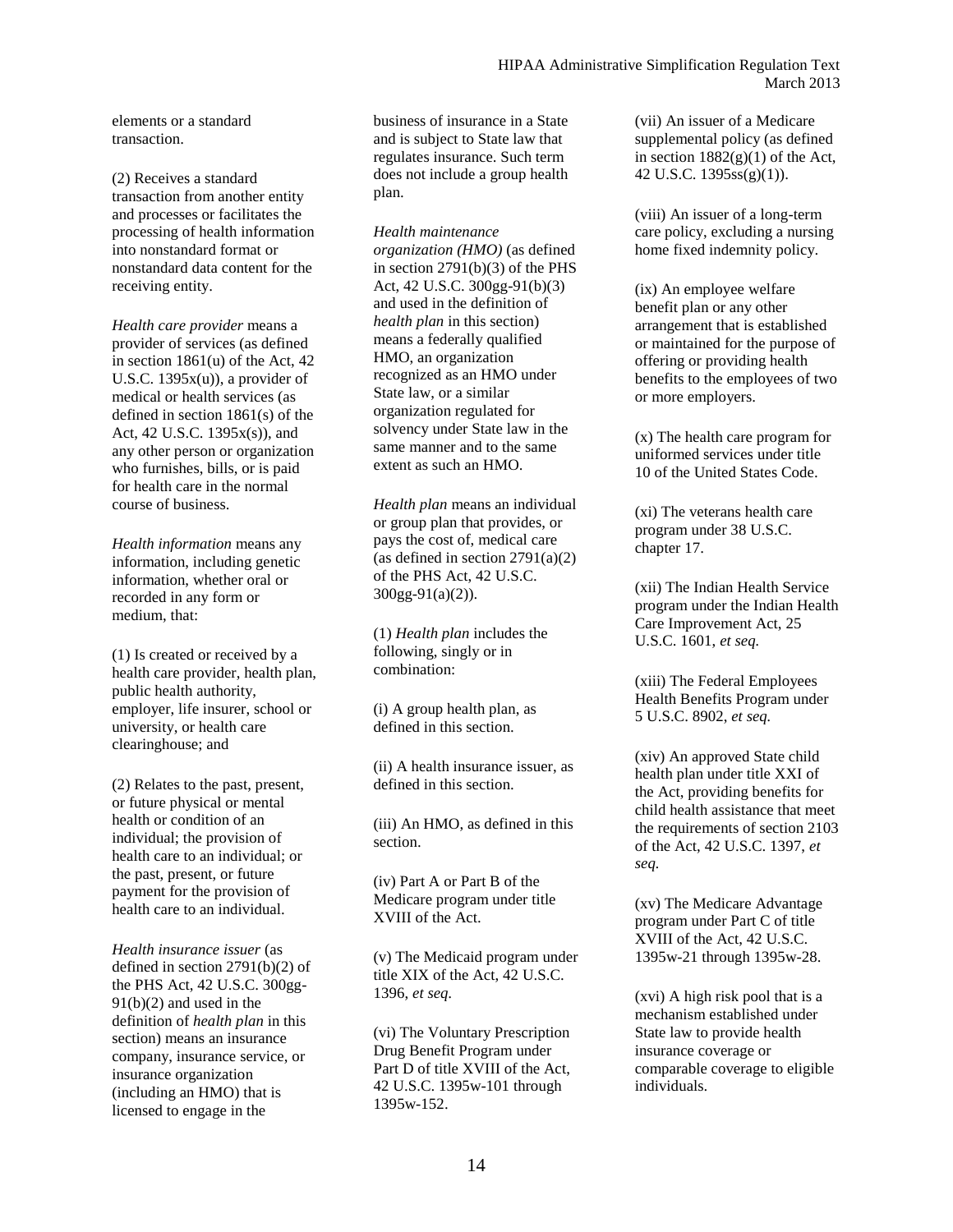elements or a standard transaction.

(2) Receives a standard transaction from another entity and processes or facilitates the processing of health information into nonstandard format or nonstandard data content for the receiving entity.

*Health care provider* means a provider of services (as defined in section 1861(u) of the Act, 42 U.S.C. 1395x(u)), a provider of medical or health services (as defined in section 1861(s) of the Act, 42 U.S.C. 1395x(s)), and any other person or organization who furnishes, bills, or is paid for health care in the normal course of business.

*Health information* means any information, including genetic information, whether oral or recorded in any form or medium, that:

(1) Is created or received by a health care provider, health plan, public health authority, employer, life insurer, school or university, or health care clearinghouse; and

(2) Relates to the past, present, or future physical or mental health or condition of an individual; the provision of health care to an individual; or the past, present, or future payment for the provision of health care to an individual.

*Health insurance issuer* (as defined in section 2791(b)(2) of the PHS Act, 42 U.S.C. 300gg-91(b)(2) and used in the definition of *health plan* in this section) means an insurance company, insurance service, or insurance organization (including an HMO) that is licensed to engage in the business of insurance in a State and is subject to State law that regulates insurance. Such term does not include a group health plan.

*Health maintenance organization (HMO)* (as defined in section 2791(b)(3) of the PHS Act, 42 U.S.C. 300gg-91(b)(3) and used in the definition of *health plan* in this section) means a federally qualified HMO, an organization recognized as an HMO under State law, or a similar organization regulated for solvency under State law in the same manner and to the same extent as such an HMO.

*Health plan* means an individual or group plan that provides, or pays the cost of, medical care (as defined in section 2791(a)(2) of the PHS Act, 42 U.S.C. 300gg-91(a)(2)).

(1) *Health plan* includes the following, singly or in combination:

(i) A group health plan, as defined in this section.

(ii) A health insurance issuer, as defined in this section.

(iii) An HMO, as defined in this section.

(iv) Part A or Part B of the Medicare program under title XVIII of the Act.

(v) The Medicaid program under title XIX of the Act, 42 U.S.C. 1396, *et seq*.

(vi) The Voluntary Prescription Drug Benefit Program under Part D of title XVIII of the Act, 42 U.S.C. 1395w-101 through 1395w-152.

(vii) An issuer of a Medicare supplemental policy (as defined in section 1882(g)(1) of the Act, 42 U.S.C. 1395ss(g)(1)).

(viii) An issuer of a long-term care policy, excluding a nursing home fixed indemnity policy.

(ix) An employee welfare benefit plan or any other arrangement that is established or maintained for the purpose of offering or providing health benefits to the employees of two or more employers.

(x) The health care program for uniformed services under title 10 of the United States Code.

(xi) The veterans health care program under 38 U.S.C. chapter 17.

(xii) The Indian Health Service program under the Indian Health Care Improvement Act, 25 U.S.C. 1601, *et seq.*

(xiii) The Federal Employees Health Benefits Program under 5 U.S.C. 8902, *et seq.*

(xiv) An approved State child health plan under title XXI of the Act, providing benefits for child health assistance that meet the requirements of section 2103 of the Act, 42 U.S.C. 1397, *et seq.*

(xv) The Medicare Advantage program under Part C of title XVIII of the Act, 42 U.S.C. 1395w-21 through 1395w-28.

(xvi) A high risk pool that is a mechanism established under State law to provide health insurance coverage or comparable coverage to eligible individuals.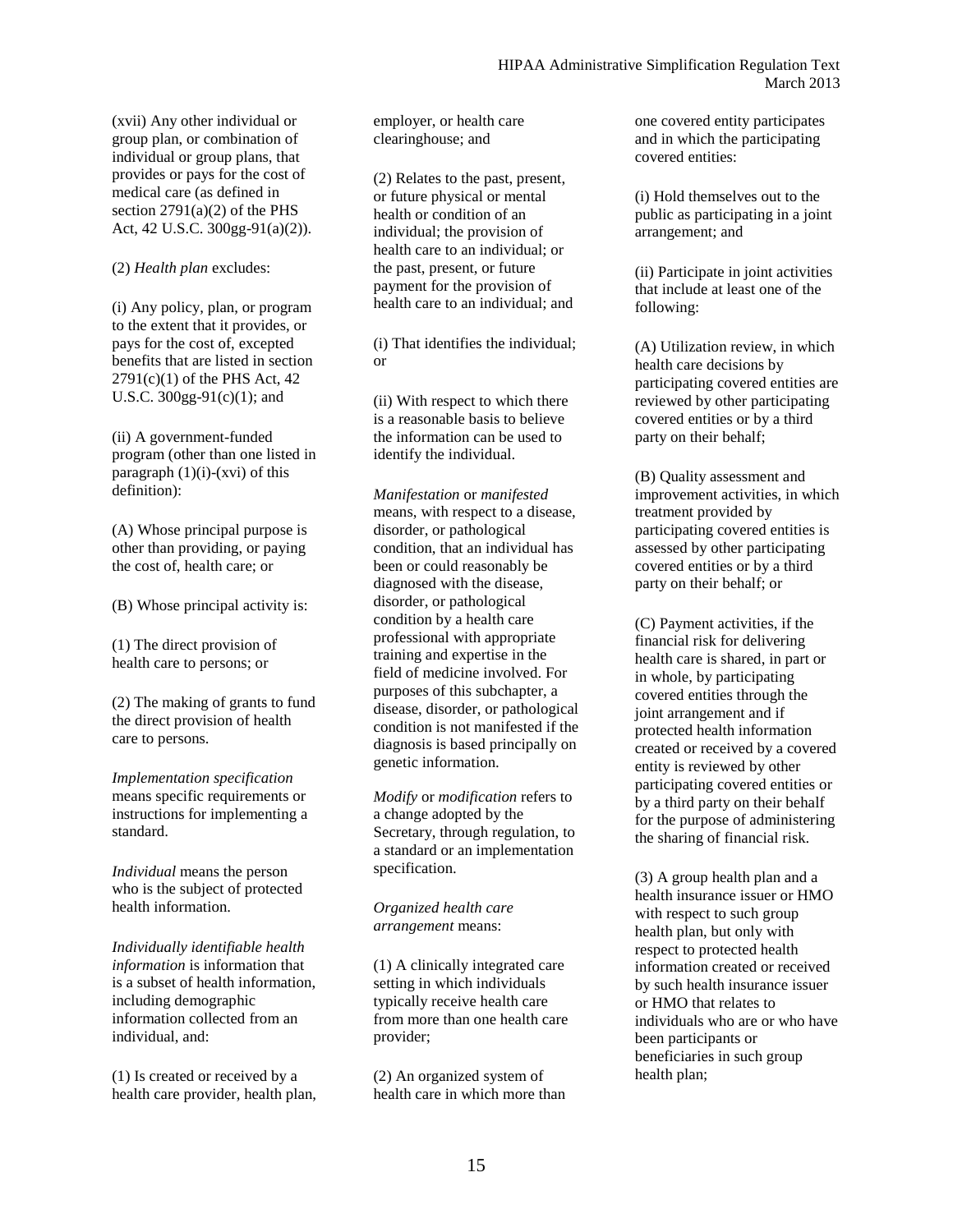(xvii) Any other individual or group plan, or combination of individual or group plans, that provides or pays for the cost of medical care (as defined in section 2791(a)(2) of the PHS Act, 42 U.S.C. 300gg-91(a)(2)).

(2) *Health plan* excludes:

(i) Any policy, plan, or program to the extent that it provides, or pays for the cost of, excepted benefits that are listed in section 2791(c)(1) of the PHS Act, 42 U.S.C. 300gg-91(c)(1); and

(ii) A government-funded program (other than one listed in paragraph (1)(i)-(xvi) of this definition):

(A) Whose principal purpose is other than providing, or paying the cost of, health care; or

(B) Whose principal activity is:

(1) The direct provision of health care to persons; or

(2) The making of grants to fund the direct provision of health care to persons.

*Implementation specification* means specific requirements or instructions for implementing a standard.

*Individual* means the person who is the subject of protected health information.

*Individually identifiable health information* is information that is a subset of health information, including demographic information collected from an individual, and:

(1) Is created or received by a health care provider, health plan, employer, or health care clearinghouse; and

(2) Relates to the past, present, or future physical or mental health or condition of an individual; the provision of health care to an individual; or the past, present, or future payment for the provision of health care to an individual; and

(i) That identifies the individual; or

(ii) With respect to which there is a reasonable basis to believe the information can be used to identify the individual.

*Manifestation* or *manifested* means, with respect to a disease, disorder, or pathological condition, that an individual has been or could reasonably be diagnosed with the disease, disorder, or pathological condition by a health care professional with appropriate training and expertise in the field of medicine involved. For purposes of this subchapter, a disease, disorder, or pathological condition is not manifested if the diagnosis is based principally on genetic information.

*Modify* or *modification* refers to a change adopted by the Secretary, through regulation, to a standard or an implementation specification.

*Organized health care arrangement* means:

(1) A clinically integrated care setting in which individuals typically receive health care from more than one health care provider;

(2) An organized system of health care in which more than one covered entity participates and in which the participating covered entities:

(i) Hold themselves out to the public as participating in a joint arrangement; and

(ii) Participate in joint activities that include at least one of the following:

(A) Utilization review, in which health care decisions by participating covered entities are reviewed by other participating covered entities or by a third party on their behalf;

(B) Quality assessment and improvement activities, in which treatment provided by participating covered entities is assessed by other participating covered entities or by a third party on their behalf; or

(C) Payment activities, if the financial risk for delivering health care is shared, in part or in whole, by participating covered entities through the joint arrangement and if protected health information created or received by a covered entity is reviewed by other participating covered entities or by a third party on their behalf for the purpose of administering the sharing of financial risk.

(3) A group health plan and a health insurance issuer or HMO with respect to such group health plan, but only with respect to protected health information created or received by such health insurance issuer or HMO that relates to individuals who are or who have been participants or beneficiaries in such group health plan;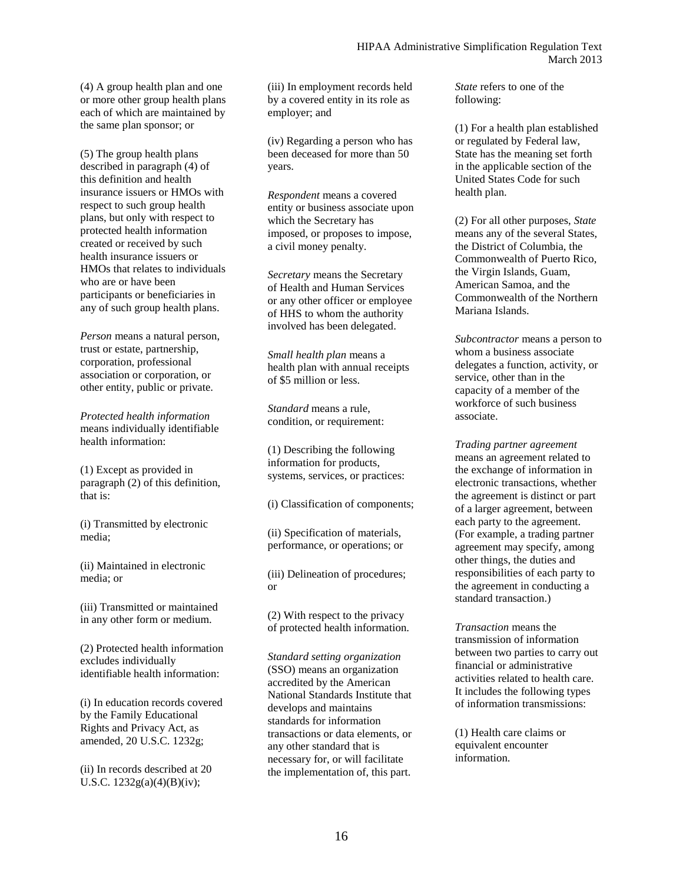(4) A group health plan and one or more other group health plans each of which are maintained by the same plan sponsor; or

(5) The group health plans described in paragraph (4) of this definition and health insurance issuers or HMOs with respect to such group health plans, but only with respect to protected health information created or received by such health insurance issuers or HMOs that relates to individuals who are or have been participants or beneficiaries in any of such group health plans.

*Person* means a natural person, trust or estate, partnership, corporation, professional association or corporation, or other entity, public or private.

*Protected health information* means individually identifiable health information:

(1) Except as provided in paragraph (2) of this definition, that is:

(i) Transmitted by electronic media;

(ii) Maintained in electronic media; or

(iii) Transmitted or maintained in any other form or medium.

(2) Protected health information excludes individually identifiable health information:

(i) In education records covered by the Family Educational Rights and Privacy Act, as amended, 20 U.S.C. 1232g;

(ii) In records described at 20 U.S.C. 1232g(a)(4)(B)(iv);

(iii) In employment records held by a covered entity in its role as employer; and

(iv) Regarding a person who has been deceased for more than 50 years.

*Respondent* means a covered entity or business associate upon which the Secretary has imposed, or proposes to impose, a civil money penalty.

*Secretary* means the Secretary of Health and Human Services or any other officer or employee of HHS to whom the authority involved has been delegated.

*Small health plan* means a health plan with annual receipts of $5 million or less.

*Standard* means a rule, condition, or requirement:

(1) Describing the following information for products, systems, services, or practices:

(i) Classification of components;

(ii) Specification of materials, performance, or operations; or

(iii) Delineation of procedures; or

(2) With respect to the privacy of protected health information.

*Standard setting organization* (SSO) means an organization accredited by the American National Standards Institute that develops and maintains standards for information transactions or data elements, or any other standard that is necessary for, or will facilitate the implementation of, this part.

*State* refers to one of the following:

(1) For a health plan established or regulated by Federal law, State has the meaning set forth in the applicable section of the United States Code for such health plan.

(2) For all other purposes, *State* means any of the several States, the District of Columbia, the Commonwealth of Puerto Rico, the Virgin Islands, Guam, American Samoa, and the Commonwealth of the Northern Mariana Islands.

*Subcontractor* means a person to whom a business associate delegates a function, activity, or service, other than in the capacity of a member of the workforce of such business associate.

*Trading partner agreement* means an agreement related to the exchange of information in electronic transactions, whether the agreement is distinct or part of a larger agreement, between each party to the agreement. (For example, a trading partner agreement may specify, among other things, the duties and responsibilities of each party to the agreement in conducting a standard transaction.)

*Transaction* means the transmission of information between two parties to carry out financial or administrative activities related to health care. It includes the following types of information transmissions:

(1) Health care claims or equivalent encounter information.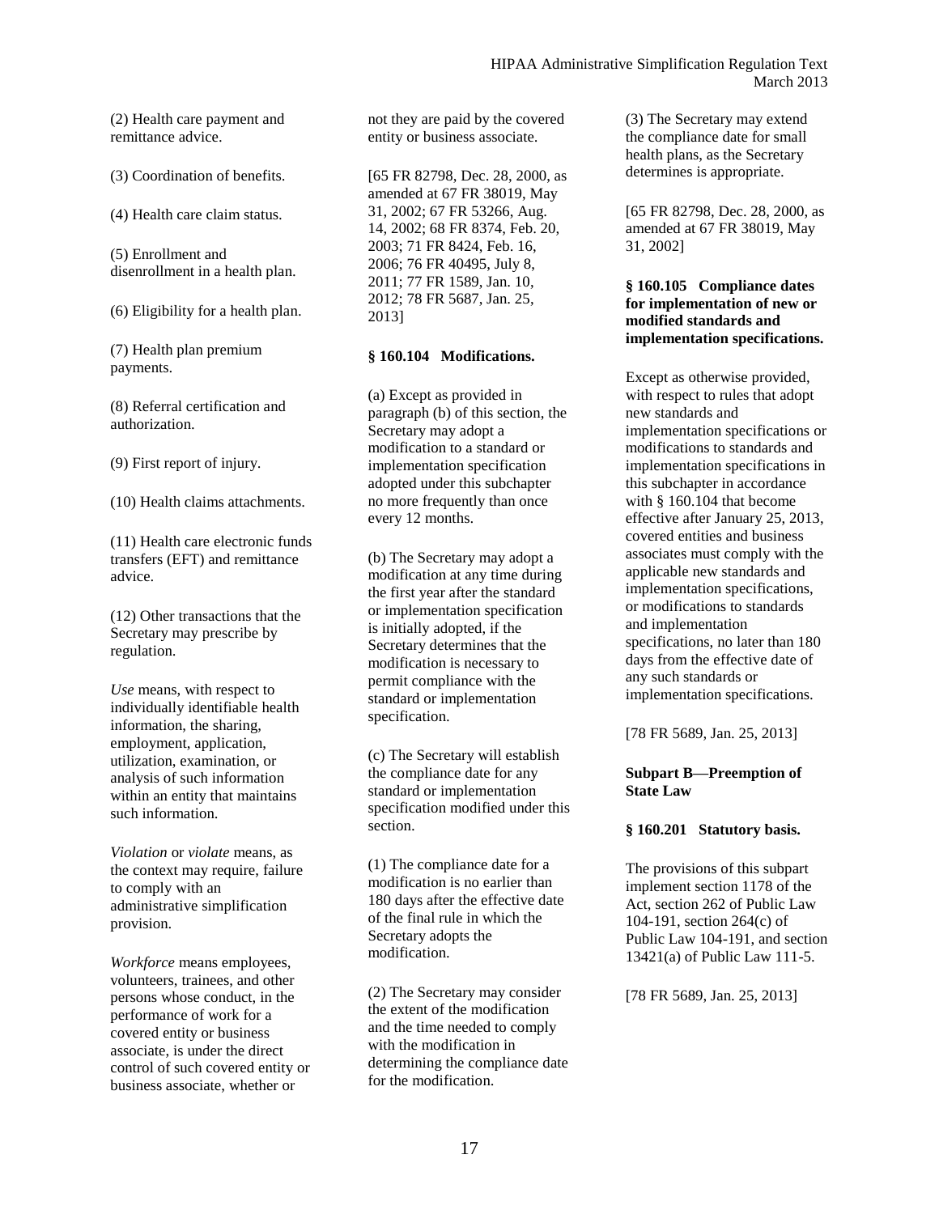(2) Health care payment and remittance advice.

(3) Coordination of benefits.

(4) Health care claim status.

(5) Enrollment and disenrollment in a health plan.

(6) Eligibility for a health plan.

(7) Health plan premium payments.

(8) Referral certification and authorization.

(9) First report of injury.

(10) Health claims attachments.

(11) Health care electronic funds transfers (EFT) and remittance advice.

(12) Other transactions that the Secretary may prescribe by regulation.

*Use* means, with respect to individually identifiable health information, the sharing, employment, application, utilization, examination, or analysis of such information within an entity that maintains such information.

*Violation* or *violate* means, as the context may require, failure to comply with an administrative simplification provision.

*Workforce* means employees, volunteers, trainees, and other persons whose conduct, in the performance of work for a covered entity or business associate, is under the direct control of such covered entity or business associate, whether or not they are paid by the covered entity or business associate.

[65 FR 82798, Dec. 28, 2000, as amended at 67 FR 38019, May 31, 2002; 67 FR 53266, Aug. 14, 2002; 68 FR 8374, Feb. 20, 2003; 71 FR 8424, Feb. 16, 2006; 76 FR 40495, July 8, 2011; 77 FR 1589, Jan. 10, 2012; 78 FR 5687, Jan. 25, 2013]

### § 160.104 Modifications.

(a) Except as provided in paragraph (b) of this section, the Secretary may adopt a modification to a standard or implementation specification adopted under this subchapter no more frequently than once every 12 months.

(b) The Secretary may adopt a modification at any time during the first year after the standard or implementation specification is initially adopted, if the Secretary determines that the modification is necessary to permit compliance with the standard or implementation specification.

(c) The Secretary will establish the compliance date for any standard or implementation specification modified under this section.

(1) The compliance date for a modification is no earlier than 180 days after the effective date of the final rule in which the Secretary adopts the modification.

(2) The Secretary may consider the extent of the modification and the time needed to comply with the modification in determining the compliance date for the modification.

(3) The Secretary may extend the compliance date for small health plans, as the Secretary determines is appropriate.

[65 FR 82798, Dec. 28, 2000, as amended at 67 FR 38019, May 31, 2002]

### § 160.105 Compliance dates for implementation of new or modified standards and implementation specifications.

Except as otherwise provided, with respect to rules that adopt new standards and implementation specifications or modifications to standards and implementation specifications in this subchapter in accordance with § 160.104 that become effective after January 25, 2013, covered entities and business associates must comply with the applicable new standards and implementation specifications, or modifications to standards and implementation specifications, no later than 180 days from the effective date of any such standards or implementation specifications.

[78 FR 5689, Jan. 25, 2013]

## Subpart B—Preemption of State Law

### § 160.201 Statutory basis.

The provisions of this subpart implement section 1178 of the Act, section 262 of Public Law 104-191, section 264(c) of Public Law 104-191, and section 13421(a) of Public Law 111-5.

[78 FR 5689, Jan. 25, 2013]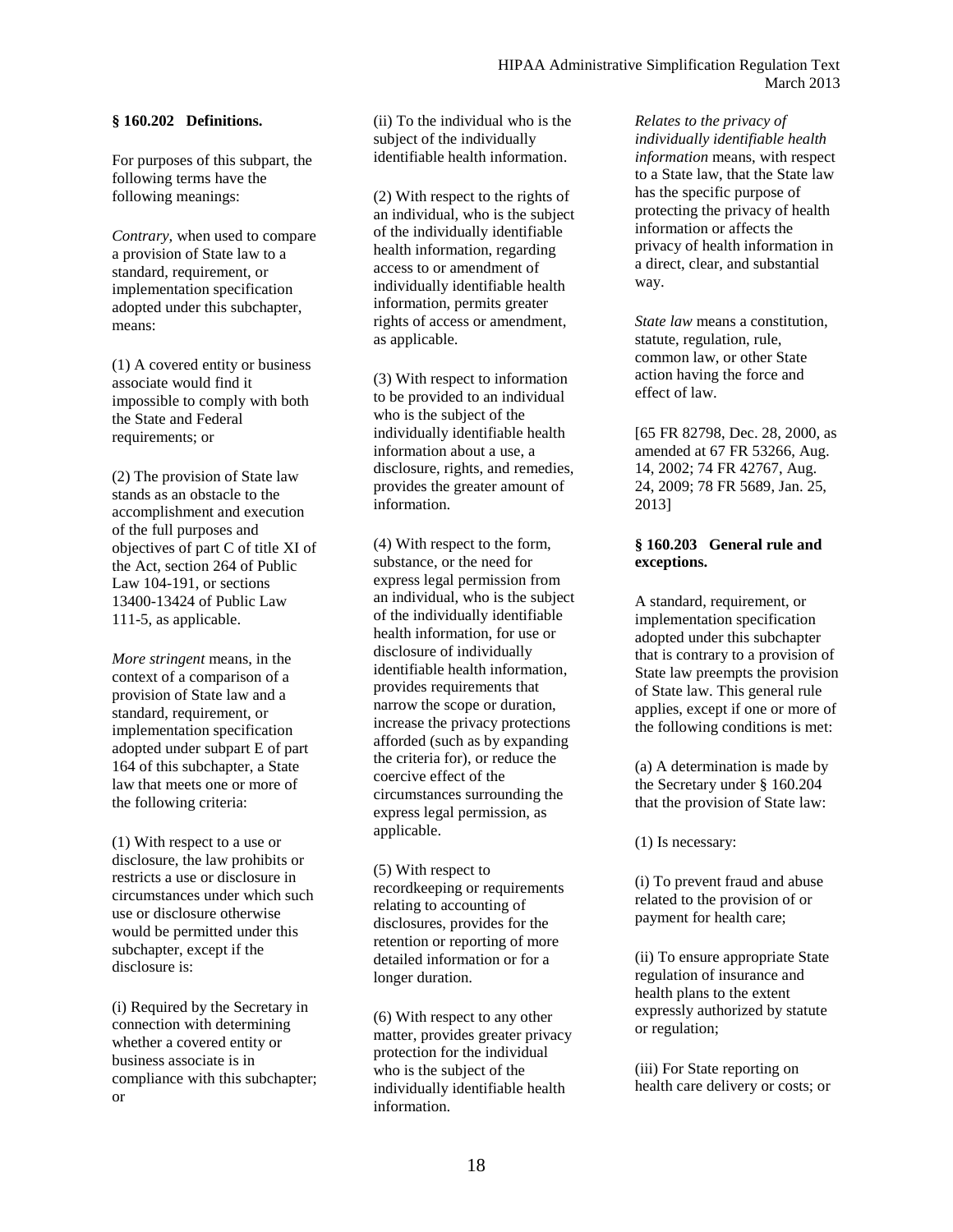### § 160.202 Definitions.

For purposes of this subpart, the following terms have the following meanings:

*Contrary,* when used to compare a provision of State law to a standard, requirement, or implementation specification adopted under this subchapter, means:

(1) A covered entity or business associate would find it impossible to comply with both the State and Federal requirements; or

(2) The provision of State law stands as an obstacle to the accomplishment and execution of the full purposes and objectives of part C of title XI of the Act, section 264 of Public Law 104-191, or sections 13400-13424 of Public Law 111-5, as applicable.

*More stringent* means, in the context of a comparison of a provision of State law and a standard, requirement, or implementation specification adopted under subpart E of part 164 of this subchapter, a State law that meets one or more of the following criteria:

(1) With respect to a use or disclosure, the law prohibits or restricts a use or disclosure in circumstances under which such use or disclosure otherwise would be permitted under this subchapter, except if the disclosure is:

(i) Required by the Secretary in connection with determining whether a covered entity or business associate is in compliance with this subchapter; or

(ii) To the individual who is the subject of the individually identifiable health information.

(2) With respect to the rights of an individual, who is the subject of the individually identifiable health information, regarding access to or amendment of individually identifiable health information, permits greater rights of access or amendment, as applicable.

(3) With respect to information to be provided to an individual who is the subject of the individually identifiable health information about a use, a disclosure, rights, and remedies, provides the greater amount of information.

(4) With respect to the form, substance, or the need for express legal permission from an individual, who is the subject of the individually identifiable health information, for use or disclosure of individually identifiable health information, provides requirements that narrow the scope or duration, increase the privacy protections afforded (such as by expanding the criteria for), or reduce the coercive effect of the circumstances surrounding the express legal permission, as applicable.

(5) With respect to recordkeeping or requirements relating to accounting of disclosures, provides for the retention or reporting of more detailed information or for a longer duration.

(6) With respect to any other matter, provides greater privacy protection for the individual who is the subject of the individually identifiable health information.

*Relates to the privacy of individually identifiable health information* means, with respect to a State law, that the State law has the specific purpose of protecting the privacy of health information or affects the privacy of health information in a direct, clear, and substantial way.

*State law* means a constitution, statute, regulation, rule, common law, or other State action having the force and effect of law.

[65 FR 82798, Dec. 28, 2000, as amended at 67 FR 53266, Aug. 14, 2002; 74 FR 42767, Aug. 24, 2009; 78 FR 5689, Jan. 25, 2013]

### § 160.203 General rule and exceptions.

A standard, requirement, or implementation specification adopted under this subchapter that is contrary to a provision of State law preempts the provision of State law. This general rule applies, except if one or more of the following conditions is met:

(a) A determination is made by the Secretary under § 160.204 that the provision of State law:

(1) Is necessary:

(i) To prevent fraud and abuse related to the provision of or payment for health care;

(ii) To ensure appropriate State regulation of insurance and health plans to the extent expressly authorized by statute or regulation;

(iii) For State reporting on health care delivery or costs; or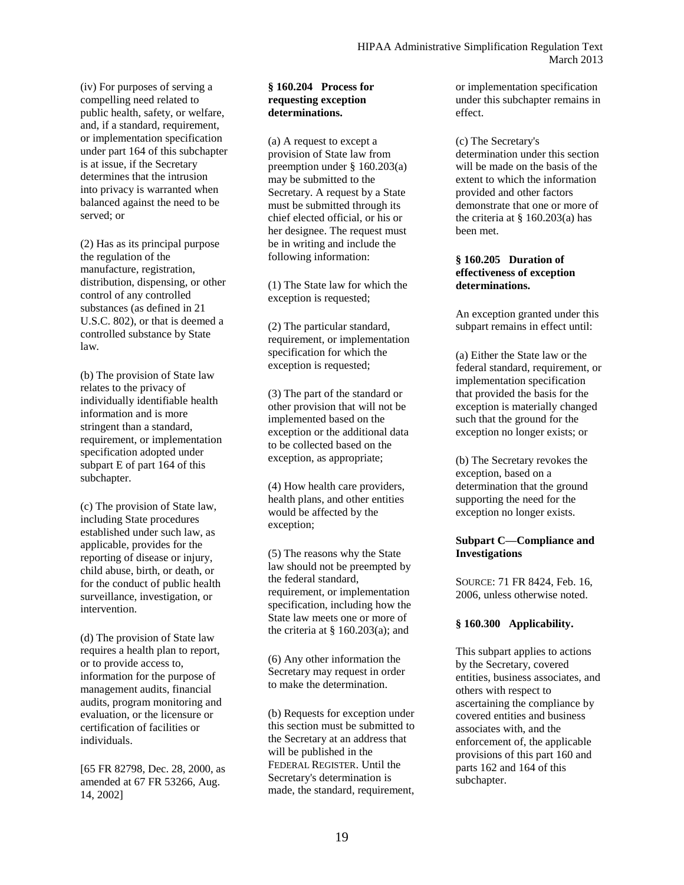(iv) For purposes of serving a compelling need related to public health, safety, or welfare, and, if a standard, requirement, or implementation specification under part 164 of this subchapter is at issue, if the Secretary determines that the intrusion into privacy is warranted when balanced against the need to be served; or

(2) Has as its principal purpose the regulation of the manufacture, registration, distribution, dispensing, or other control of any controlled substances (as defined in 21 U.S.C. 802), or that is deemed a controlled substance by State law.

(b) The provision of State law relates to the privacy of individually identifiable health information and is more stringent than a standard, requirement, or implementation specification adopted under subpart E of part 164 of this subchapter.

(c) The provision of State law, including State procedures established under such law, as applicable, provides for the reporting of disease or injury, child abuse, birth, or death, or for the conduct of public health surveillance, investigation, or intervention.

(d) The provision of State law requires a health plan to report, or to provide access to, information for the purpose of management audits, financial audits, program monitoring and evaluation, or the licensure or certification of facilities or individuals.

[65 FR 82798, Dec. 28, 2000, as amended at 67 FR 53266, Aug. 14, 2002]

**§ 160.204 Process for requesting exception determinations.**

(a) A request to except a provision of State law from preemption under § 160.203(a) may be submitted to the Secretary. A request by a State must be submitted through its chief elected official, or his or her designee. The request must be in writing and include the following information:

(1) The State law for which the exception is requested;

(2) The particular standard, requirement, or implementation specification for which the exception is requested;

(3) The part of the standard or other provision that will not be implemented based on the exception or the additional data to be collected based on the exception, as appropriate;

(4) How health care providers, health plans, and other entities would be affected by the exception;

(5) The reasons why the State law should not be preempted by the federal standard, requirement, or implementation specification, including how the State law meets one or more of the criteria at § 160.203(a); and

(6) Any other information the Secretary may request in order to make the determination.

(b) Requests for exception under this section must be submitted to the Secretary at an address that will be published in the FEDERAL REGISTER. Until the Secretary's determination is made, the standard, requirement, or implementation specification under this subchapter remains in effect.

(c) The Secretary's determination under this section will be made on the basis of the extent to which the information provided and other factors demonstrate that one or more of the criteria at § 160.203(a) has been met.

**§ 160.205 Duration of effectiveness of exception determinations.**

An exception granted under this subpart remains in effect until:

(a) Either the State law or the federal standard, requirement, or implementation specification that provided the basis for the exception is materially changed such that the ground for the exception no longer exists; or

(b) The Secretary revokes the exception, based on a determination that the ground supporting the need for the exception no longer exists.

**Subpart C—Compliance and Investigations**

SOURCE: 71 FR 8424, Feb. 16, 2006, unless otherwise noted.

**§ 160.300 Applicability.**

This subpart applies to actions by the Secretary, covered entities, business associates, and others with respect to ascertaining the compliance by covered entities and business associates with, and the enforcement of, the applicable provisions of this part 160 and parts 162 and 164 of this subchapter.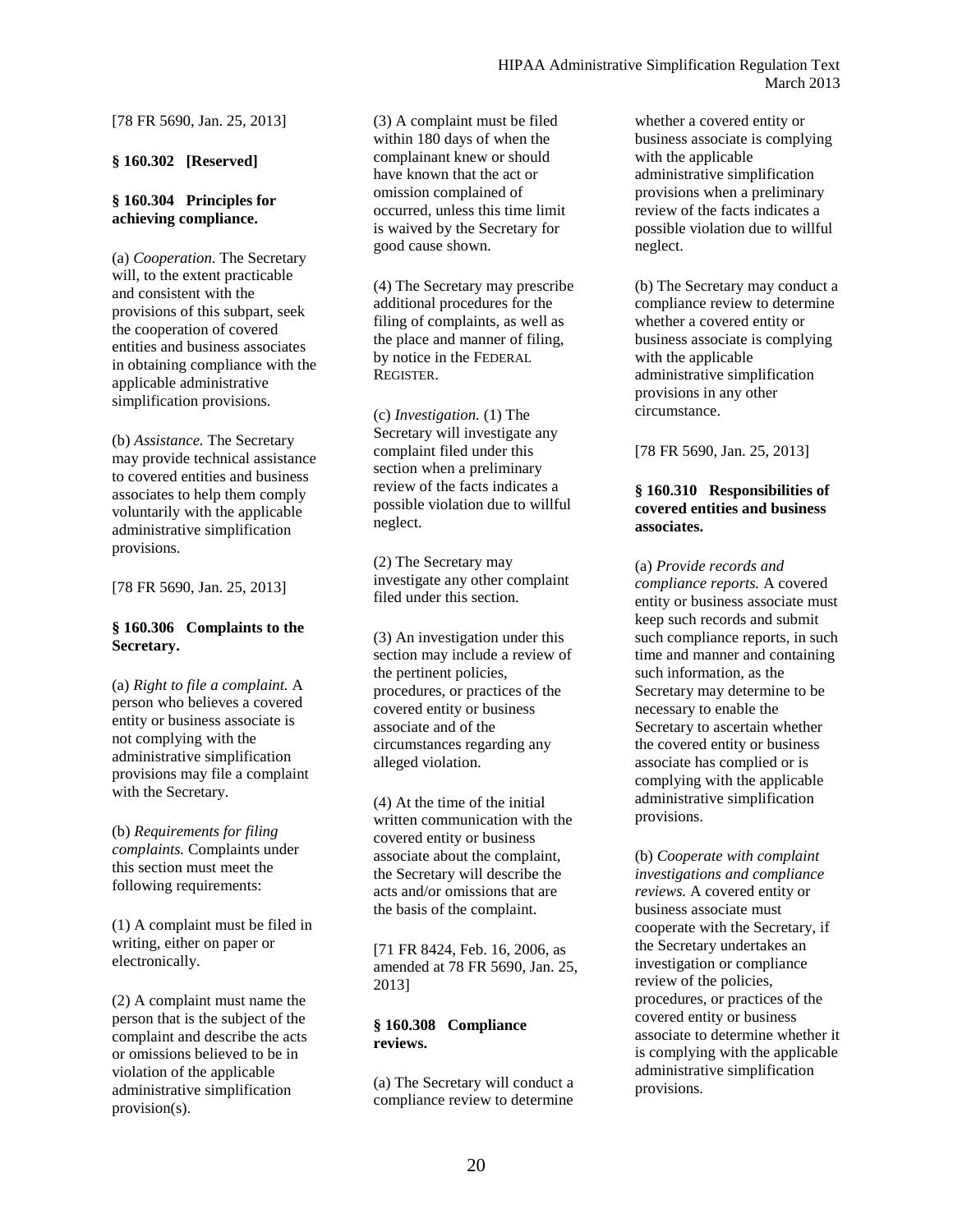[78 FR 5690, Jan. 25, 2013]

**§ 160.302 [Reserved]**

**§ 160.304 Principles for achieving compliance.**

(a) *Cooperation.* The Secretary will, to the extent practicable and consistent with the provisions of this subpart, seek the cooperation of covered entities and business associates in obtaining compliance with the applicable administrative simplification provisions.

(b) *Assistance.* The Secretary may provide technical assistance to covered entities and business associates to help them comply voluntarily with the applicable administrative simplification provisions.

[78 FR 5690, Jan. 25, 2013]

**§ 160.306 Complaints to the Secretary.**

(a) *Right to file a complaint.* A person who believes a covered entity or business associate is not complying with the administrative simplification provisions may file a complaint with the Secretary.

(b) *Requirements for filing complaints.* Complaints under this section must meet the following requirements:

(1) A complaint must be filed in writing, either on paper or electronically.

(2) A complaint must name the person that is the subject of the complaint and describe the acts or omissions believed to be in violation of the applicable administrative simplification provision(s).

(3) A complaint must be filed within 180 days of when the complainant knew or should have known that the act or omission complained of occurred, unless this time limit is waived by the Secretary for good cause shown.

(4) The Secretary may prescribe additional procedures for the filing of complaints, as well as the place and manner of filing, by notice in the FEDERAL REGISTER.

(c) *Investigation.* (1) The Secretary will investigate any complaint filed under this section when a preliminary review of the facts indicates a possible violation due to willful neglect.

(2) The Secretary may investigate any other complaint filed under this section.

(3) An investigation under this section may include a review of the pertinent policies, procedures, or practices of the covered entity or business associate and of the circumstances regarding any alleged violation.

(4) At the time of the initial written communication with the covered entity or business associate about the complaint, the Secretary will describe the acts and/or omissions that are the basis of the complaint.

[71 FR 8424, Feb. 16, 2006, as amended at 78 FR 5690, Jan. 25, 2013]

**§ 160.308 Compliance reviews.**

(a) The Secretary will conduct a compliance review to determine whether a covered entity or business associate is complying with the applicable administrative simplification provisions when a preliminary review of the facts indicates a possible violation due to willful neglect.

(b) The Secretary may conduct a compliance review to determine whether a covered entity or business associate is complying with the applicable administrative simplification provisions in any other circumstance.

[78 FR 5690, Jan. 25, 2013]

**§ 160.310 Responsibilities of covered entities and business associates.**

(a) *Provide records and compliance reports.* A covered entity or business associate must keep such records and submit such compliance reports, in such time and manner and containing such information, as the Secretary may determine to be necessary to enable the Secretary to ascertain whether the covered entity or business associate has complied or is complying with the applicable administrative simplification provisions.

(b) *Cooperate with complaint investigations and compliance reviews.* A covered entity or business associate must cooperate with the Secretary, if the Secretary undertakes an investigation or compliance review of the policies, procedures, or practices of the covered entity or business associate to determine whether it is complying with the applicable administrative simplification provisions.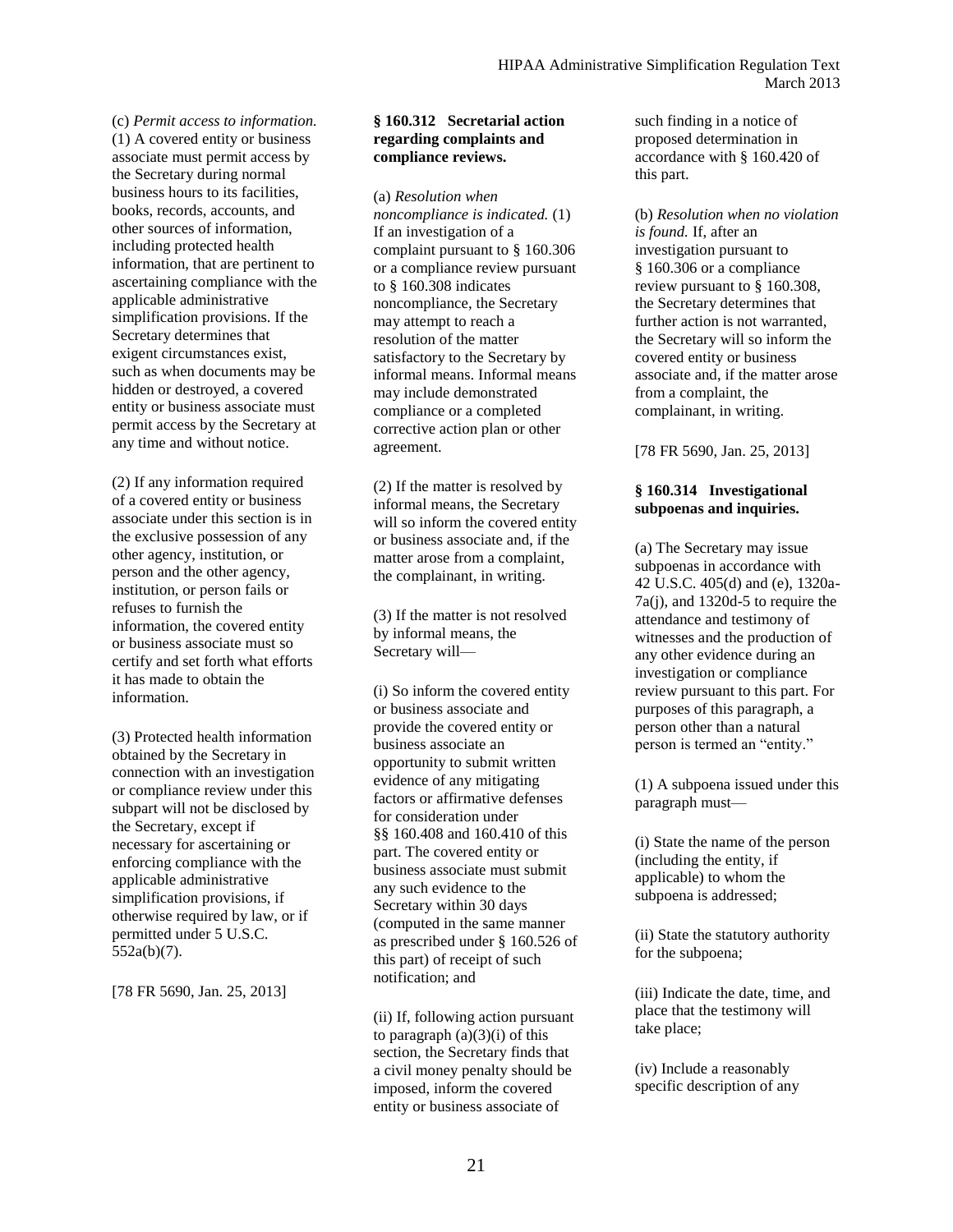(c) *Permit access to information.* (1) A covered entity or business associate must permit access by the Secretary during normal business hours to its facilities, books, records, accounts, and other sources of information, including protected health information, that are pertinent to ascertaining compliance with the applicable administrative simplification provisions. If the Secretary determines that exigent circumstances exist, such as when documents may be hidden or destroyed, a covered entity or business associate must permit access by the Secretary at any time and without notice.

(2) If any information required of a covered entity or business associate under this section is in the exclusive possession of any other agency, institution, or person and the other agency, institution, or person fails or refuses to furnish the information, the covered entity or business associate must so certify and set forth what efforts it has made to obtain the information.

(3) Protected health information obtained by the Secretary in connection with an investigation or compliance review under this subpart will not be disclosed by the Secretary, except if necessary for ascertaining or enforcing compliance with the applicable administrative simplification provisions, if otherwise required by law, or if permitted under 5 U.S.C. 552a(b)(7).

[78 FR 5690, Jan. 25, 2013]

**§ 160.312 Secretarial action regarding complaints and compliance reviews.**

(a) *Resolution when noncompliance is indicated.* (1) If an investigation of a complaint pursuant to § 160.306 or a compliance review pursuant to § 160.308 indicates noncompliance, the Secretary may attempt to reach a resolution of the matter satisfactory to the Secretary by informal means. Informal means may include demonstrated compliance or a completed corrective action plan or other agreement.

(2) If the matter is resolved by informal means, the Secretary will so inform the covered entity or business associate and, if the matter arose from a complaint, the complainant, in writing.

(3) If the matter is not resolved by informal means, the Secretary will—

(i) So inform the covered entity or business associate and provide the covered entity or business associate an opportunity to submit written evidence of any mitigating factors or affirmative defenses for consideration under §§ 160.408 and 160.410 of this part. The covered entity or business associate must submit any such evidence to the Secretary within 30 days (computed in the same manner as prescribed under § 160.526 of this part) of receipt of such notification; and

(ii) If, following action pursuant to paragraph (a)(3)(i) of this section, the Secretary finds that a civil money penalty should be imposed, inform the covered entity or business associate of such finding in a notice of proposed determination in accordance with § 160.420 of this part.

(b) *Resolution when no violation is found.* If, after an investigation pursuant to § 160.306 or a compliance review pursuant to § 160.308, the Secretary determines that further action is not warranted, the Secretary will so inform the covered entity or business associate and, if the matter arose from a complaint, the complainant, in writing.

[78 FR 5690, Jan. 25, 2013]

**§ 160.314 Investigational subpoenas and inquiries.**

(a) The Secretary may issue subpoenas in accordance with 42 U.S.C. 405(d) and (e), 1320a-7a(j), and 1320d-5 to require the attendance and testimony of witnesses and the production of any other evidence during an investigation or compliance review pursuant to this part. For purposes of this paragraph, a person other than a natural person is termed an "entity."

(1) A subpoena issued under this paragraph must—

(i) State the name of the person (including the entity, if applicable) to whom the subpoena is addressed;

(ii) State the statutory authority for the subpoena;

(iii) Indicate the date, time, and place that the testimony will take place;

(iv) Include a reasonably specific description of any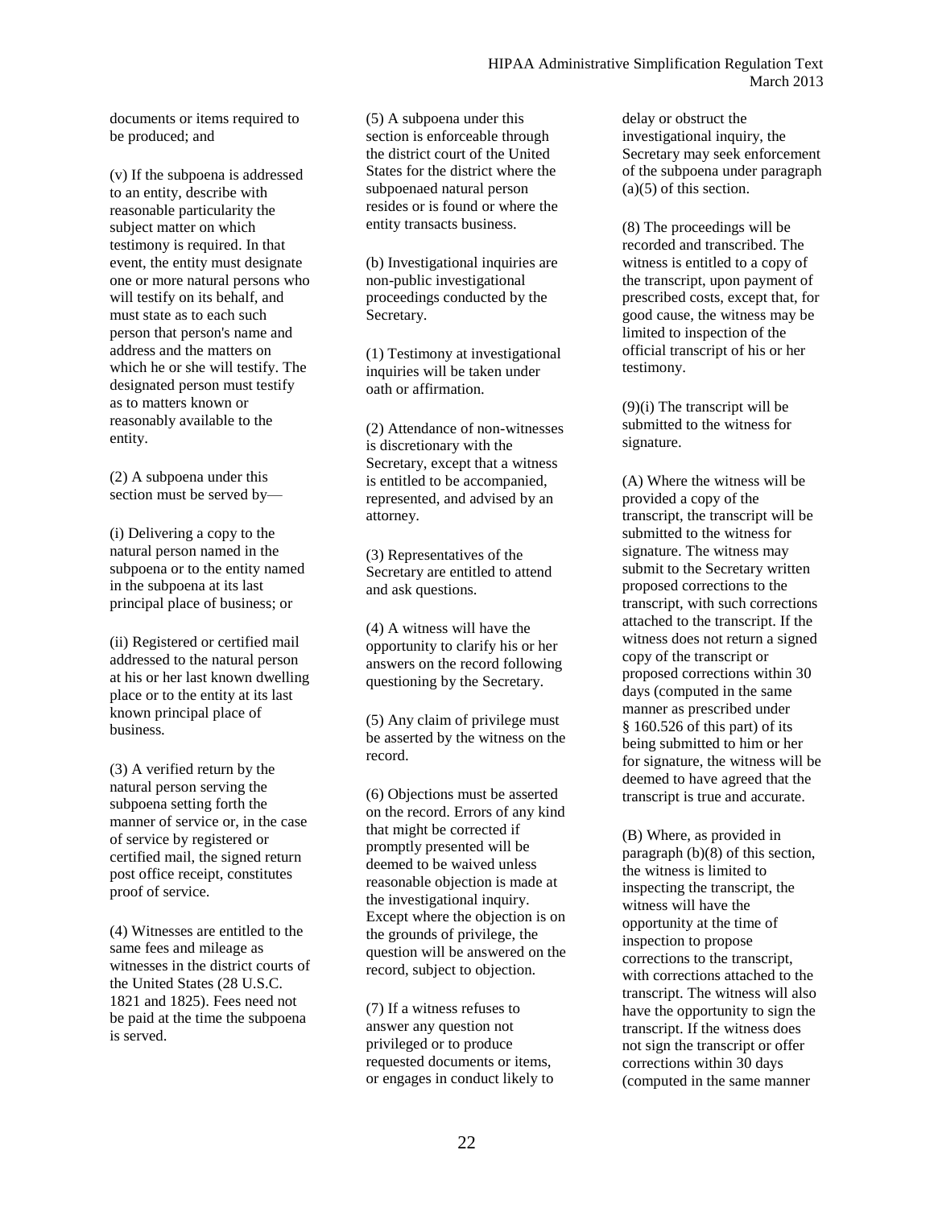documents or items required to be produced; and

(v) If the subpoena is addressed to an entity, describe with reasonable particularity the subject matter on which testimony is required. In that event, the entity must designate one or more natural persons who will testify on its behalf, and must state as to each such person that person's name and address and the matters on which he or she will testify. The designated person must testify as to matters known or reasonably available to the entity.

(2) A subpoena under this section must be served by—

(i) Delivering a copy to the natural person named in the subpoena or to the entity named in the subpoena at its last principal place of business; or

(ii) Registered or certified mail addressed to the natural person at his or her last known dwelling place or to the entity at its last known principal place of business.

(3) A verified return by the natural person serving the subpoena setting forth the manner of service or, in the case of service by registered or certified mail, the signed return post office receipt, constitutes proof of service.

(4) Witnesses are entitled to the same fees and mileage as witnesses in the district courts of the United States (28 U.S.C. 1821 and 1825). Fees need not be paid at the time the subpoena is served.

(5) A subpoena under this section is enforceable through the district court of the United States for the district where the subpoenaed natural person resides or is found or where the entity transacts business.

(b) Investigational inquiries are non-public investigational proceedings conducted by the Secretary.

(1) Testimony at investigational inquiries will be taken under oath or affirmation.

(2) Attendance of non-witnesses is discretionary with the Secretary, except that a witness is entitled to be accompanied, represented, and advised by an attorney.

(3) Representatives of the Secretary are entitled to attend and ask questions.

(4) A witness will have the opportunity to clarify his or her answers on the record following questioning by the Secretary.

(5) Any claim of privilege must be asserted by the witness on the record.

(6) Objections must be asserted on the record. Errors of any kind that might be corrected if promptly presented will be deemed to be waived unless reasonable objection is made at the investigational inquiry. Except where the objection is on the grounds of privilege, the question will be answered on the record, subject to objection.

(7) If a witness refuses to answer any question not privileged or to produce requested documents or items, or engages in conduct likely to delay or obstruct the investigational inquiry, the Secretary may seek enforcement of the subpoena under paragraph (a)(5) of this section.

(8) The proceedings will be recorded and transcribed. The witness is entitled to a copy of the transcript, upon payment of prescribed costs, except that, for good cause, the witness may be limited to inspection of the official transcript of his or her testimony.

(9)(i) The transcript will be submitted to the witness for signature.

(A) Where the witness will be provided a copy of the transcript, the transcript will be submitted to the witness for signature. The witness may submit to the Secretary written proposed corrections to the transcript, with such corrections attached to the transcript. If the witness does not return a signed copy of the transcript or proposed corrections within 30 days (computed in the same manner as prescribed under § 160.526 of this part) of its being submitted to him or her for signature, the witness will be deemed to have agreed that the transcript is true and accurate.

(B) Where, as provided in paragraph (b)(8) of this section, the witness is limited to inspecting the transcript, the witness will have the opportunity at the time of inspection to propose corrections to the transcript, with corrections attached to the transcript. The witness will also have the opportunity to sign the transcript. If the witness does not sign the transcript or offer corrections within 30 days (computed in the same manner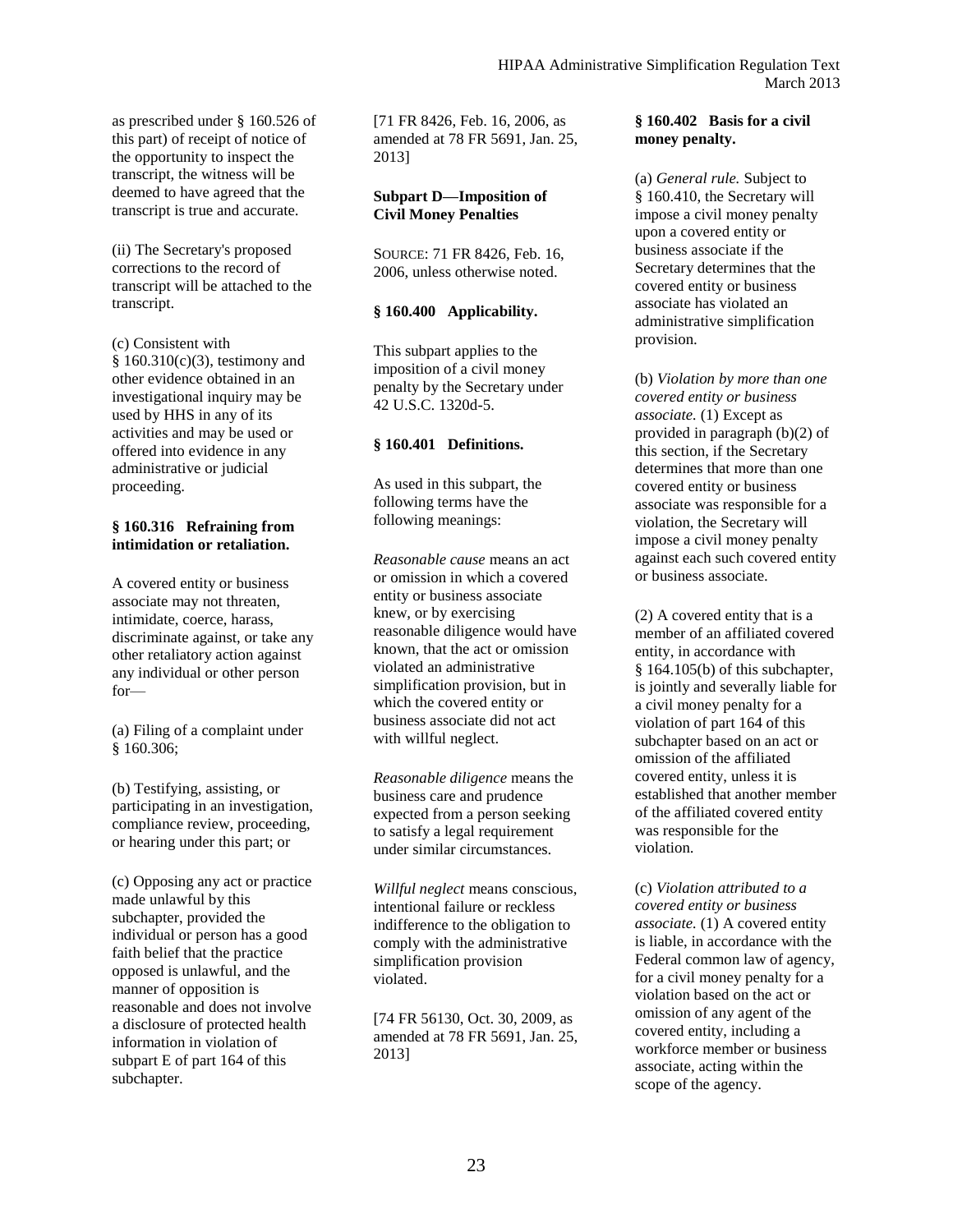as prescribed under § 160.526 of this part) of receipt of notice of the opportunity to inspect the transcript, the witness will be deemed to have agreed that the transcript is true and accurate.

(ii) The Secretary's proposed corrections to the record of transcript will be attached to the transcript.

(c) Consistent with § 160.310(c)(3), testimony and other evidence obtained in an investigational inquiry may be used by HHS in any of its activities and may be used or offered into evidence in any administrative or judicial proceeding.

### § 160.316 Refraining from intimidation or retaliation.

A covered entity or business associate may not threaten, intimidate, coerce, harass, discriminate against, or take any other retaliatory action against any individual or other person for—

(a) Filing of a complaint under § 160.306;

(b) Testifying, assisting, or participating in an investigation, compliance review, proceeding, or hearing under this part; or

(c) Opposing any act or practice made unlawful by this subchapter, provided the individual or person has a good faith belief that the practice opposed is unlawful, and the manner of opposition is reasonable and does not involve a disclosure of protected health information in violation of subpart E of part 164 of this subchapter.

[71 FR 8426, Feb. 16, 2006, as amended at 78 FR 5691, Jan. 25, 2013]

## Subpart D—Imposition of Civil Money Penalties

SOURCE: 71 FR 8426, Feb. 16, 2006, unless otherwise noted.

### § 160.400 Applicability.

This subpart applies to the imposition of a civil money penalty by the Secretary under 42 U.S.C. 1320d-5.

### § 160.401 Definitions.

As used in this subpart, the following terms have the following meanings:

*Reasonable cause* means an act or omission in which a covered entity or business associate knew, or by exercising reasonable diligence would have known, that the act or omission violated an administrative simplification provision, but in which the covered entity or business associate did not act with willful neglect.

*Reasonable diligence* means the business care and prudence expected from a person seeking to satisfy a legal requirement under similar circumstances.

*Willful neglect* means conscious, intentional failure or reckless indifference to the obligation to comply with the administrative simplification provision violated.

[74 FR 56130, Oct. 30, 2009, as amended at 78 FR 5691, Jan. 25, 2013]

### § 160.402 Basis for a civil money penalty.

(a) *General rule.* Subject to § 160.410, the Secretary will impose a civil money penalty upon a covered entity or business associate if the Secretary determines that the covered entity or business associate has violated an administrative simplification provision.

(b) *Violation by more than one covered entity or business associate.* (1) Except as provided in paragraph (b)(2) of this section, if the Secretary determines that more than one covered entity or business associate was responsible for a violation, the Secretary will impose a civil money penalty against each such covered entity or business associate.

(2) A covered entity that is a member of an affiliated covered entity, in accordance with § 164.105(b) of this subchapter, is jointly and severally liable for a civil money penalty for a violation of part 164 of this subchapter based on an act or omission of the affiliated covered entity, unless it is established that another member of the affiliated covered entity was responsible for the violation.

(c) *Violation attributed to a covered entity or business associate.* (1) A covered entity is liable, in accordance with the Federal common law of agency, for a civil money penalty for a violation based on the act or omission of any agent of the covered entity, including a workforce member or business associate, acting within the scope of the agency.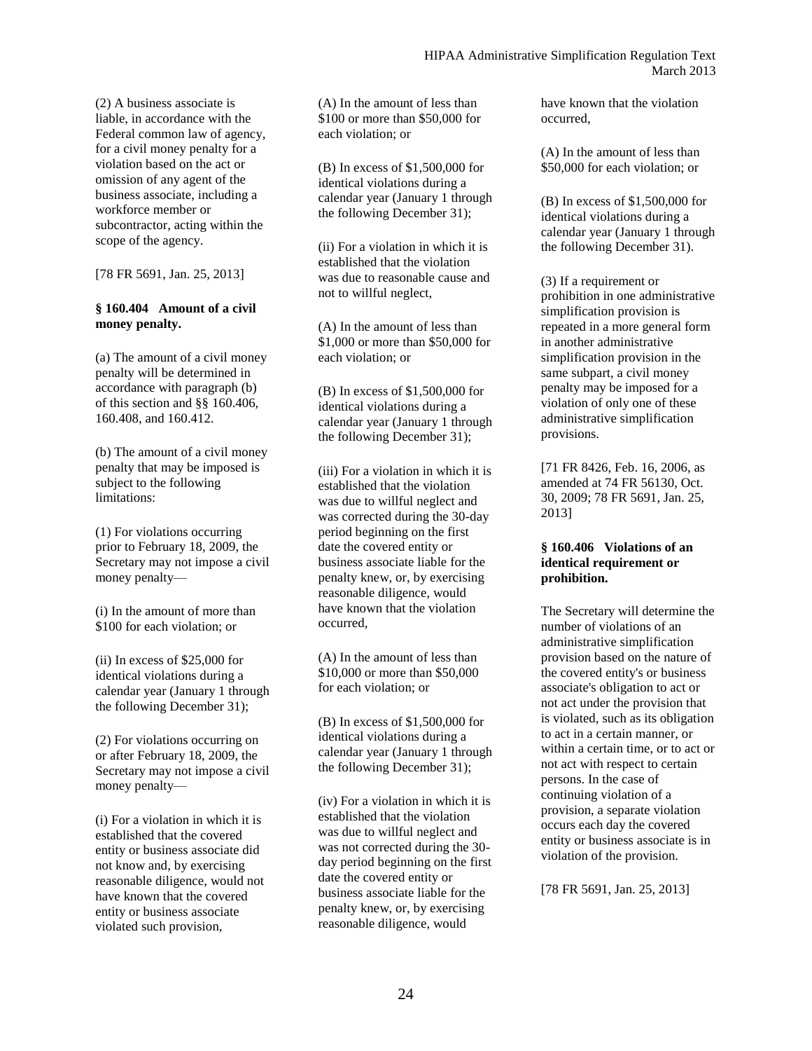(2) A business associate is liable, in accordance with the Federal common law of agency, for a civil money penalty for a violation based on the act or omission of any agent of the business associate, including a workforce member or subcontractor, acting within the scope of the agency.

[78 FR 5691, Jan. 25, 2013]

**§ 160.404 Amount of a civil money penalty.**

(a) The amount of a civil money penalty will be determined in accordance with paragraph (b) of this section and §§ 160.406, 160.408, and 160.412.

(b) The amount of a civil money penalty that may be imposed is subject to the following limitations:

(1) For violations occurring prior to February 18, 2009, the Secretary may not impose a civil money penalty—

(i) In the amount of more than $100 for each violation; or

(ii) In excess of $25,000 for identical violations during a calendar year (January 1 through the following December 31);

(2) For violations occurring on or after February 18, 2009, the Secretary may not impose a civil money penalty—

(i) For a violation in which it is established that the covered entity or business associate did not know and, by exercising reasonable diligence, would not have known that the covered entity or business associate violated such provision,

(A) In the amount of less than $100 or more than $50,000 for each violation; or

(B) In excess of $1,500,000 for identical violations during a calendar year (January 1 through the following December 31);

(ii) For a violation in which it is established that the violation was due to reasonable cause and not to willful neglect,

(A) In the amount of less than $1,000 or more than $50,000 for each violation; or

(B) In excess of $1,500,000 for identical violations during a calendar year (January 1 through the following December 31);

(iii) For a violation in which it is established that the violation was due to willful neglect and was corrected during the 30-day period beginning on the first date the covered entity or business associate liable for the penalty knew, or, by exercising reasonable diligence, would have known that the violation occurred,

(A) In the amount of less than $10,000 or more than $50,000 for each violation; or

(B) In excess of $1,500,000 for identical violations during a calendar year (January 1 through the following December 31);

(iv) For a violation in which it is established that the violation was due to willful neglect and was not corrected during the 30-day period beginning on the first date the covered entity or business associate liable for the penalty knew, or, by exercising reasonable diligence, would have known that the violation occurred,

(A) In the amount of less than $50,000 for each violation; or

(B) In excess of $1,500,000 for identical violations during a calendar year (January 1 through the following December 31).

(3) If a requirement or prohibition in one administrative simplification provision is repeated in a more general form in another administrative simplification provision in the same subpart, a civil money penalty may be imposed for a violation of only one of these administrative simplification provisions.

[71 FR 8426, Feb. 16, 2006, as amended at 74 FR 56130, Oct. 30, 2009; 78 FR 5691, Jan. 25, 2013]

**§ 160.406 Violations of an identical requirement or prohibition.**

The Secretary will determine the number of violations of an administrative simplification provision based on the nature of the covered entity's or business associate's obligation to act or not act under the provision that is violated, such as its obligation to act in a certain manner, or within a certain time, or to act or not act with respect to certain persons. In the case of continuing violation of a provision, a separate violation occurs each day the covered entity or business associate is in violation of the provision.

[78 FR 5691, Jan. 25, 2013]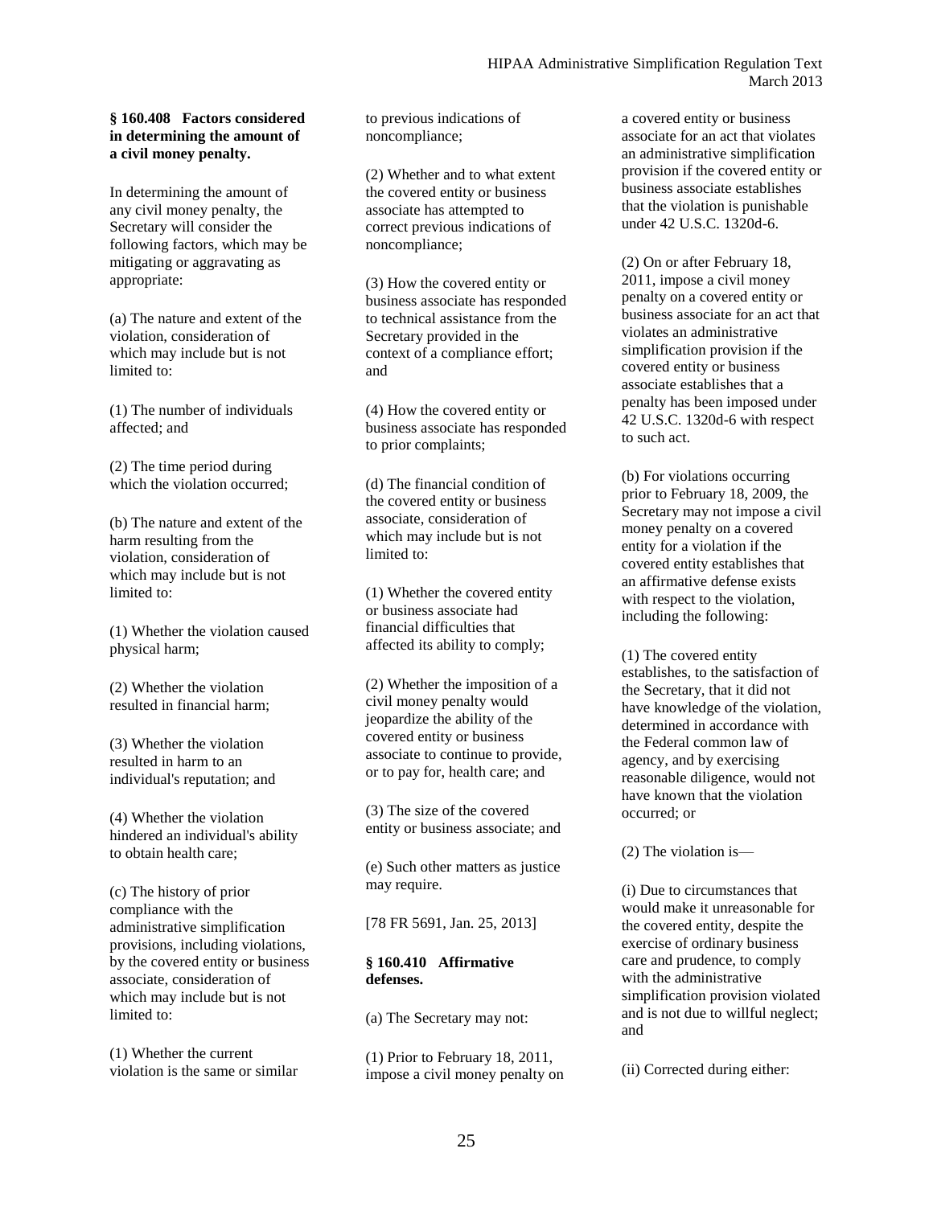**§ 160.408 Factors considered in determining the amount of a civil money penalty.**

In determining the amount of any civil money penalty, the Secretary will consider the following factors, which may be mitigating or aggravating as appropriate:

(a) The nature and extent of the violation, consideration of which may include but is not limited to:

(1) The number of individuals affected; and

(2) The time period during which the violation occurred;

(b) The nature and extent of the harm resulting from the violation, consideration of which may include but is not limited to:

(1) Whether the violation caused physical harm;

(2) Whether the violation resulted in financial harm;

(3) Whether the violation resulted in harm to an individual's reputation; and

(4) Whether the violation hindered an individual's ability to obtain health care;

(c) The history of prior compliance with the administrative simplification provisions, including violations, by the covered entity or business associate, consideration of which may include but is not limited to:

(1) Whether the current violation is the same or similar to previous indications of noncompliance;

(2) Whether and to what extent the covered entity or business associate has attempted to correct previous indications of noncompliance;

(3) How the covered entity or business associate has responded to technical assistance from the Secretary provided in the context of a compliance effort; and

(4) How the covered entity or business associate has responded to prior complaints;

(d) The financial condition of the covered entity or business associate, consideration of which may include but is not limited to:

(1) Whether the covered entity or business associate had financial difficulties that affected its ability to comply;

(2) Whether the imposition of a civil money penalty would jeopardize the ability of the covered entity or business associate to continue to provide, or to pay for, health care; and

(3) The size of the covered entity or business associate; and

(e) Such other matters as justice may require.

[78 FR 5691, Jan. 25, 2013]

**§ 160.410 Affirmative defenses.**

(a) The Secretary may not:

(1) Prior to February 18, 2011, impose a civil money penalty on a covered entity or business associate for an act that violates an administrative simplification provision if the covered entity or business associate establishes that the violation is punishable under 42 U.S.C. 1320d-6.

(2) On or after February 18, 2011, impose a civil money penalty on a covered entity or business associate for an act that violates an administrative simplification provision if the covered entity or business associate establishes that a penalty has been imposed under 42 U.S.C. 1320d-6 with respect to such act.

(b) For violations occurring prior to February 18, 2009, the Secretary may not impose a civil money penalty on a covered entity for a violation if the covered entity establishes that an affirmative defense exists with respect to the violation, including the following:

(1) The covered entity establishes, to the satisfaction of the Secretary, that it did not have knowledge of the violation, determined in accordance with the Federal common law of agency, and by exercising reasonable diligence, would not have known that the violation occurred; or

(2) The violation is—

(i) Due to circumstances that would make it unreasonable for the covered entity, despite the exercise of ordinary business care and prudence, to comply with the administrative simplification provision violated and is not due to willful neglect; and

(ii) Corrected during either: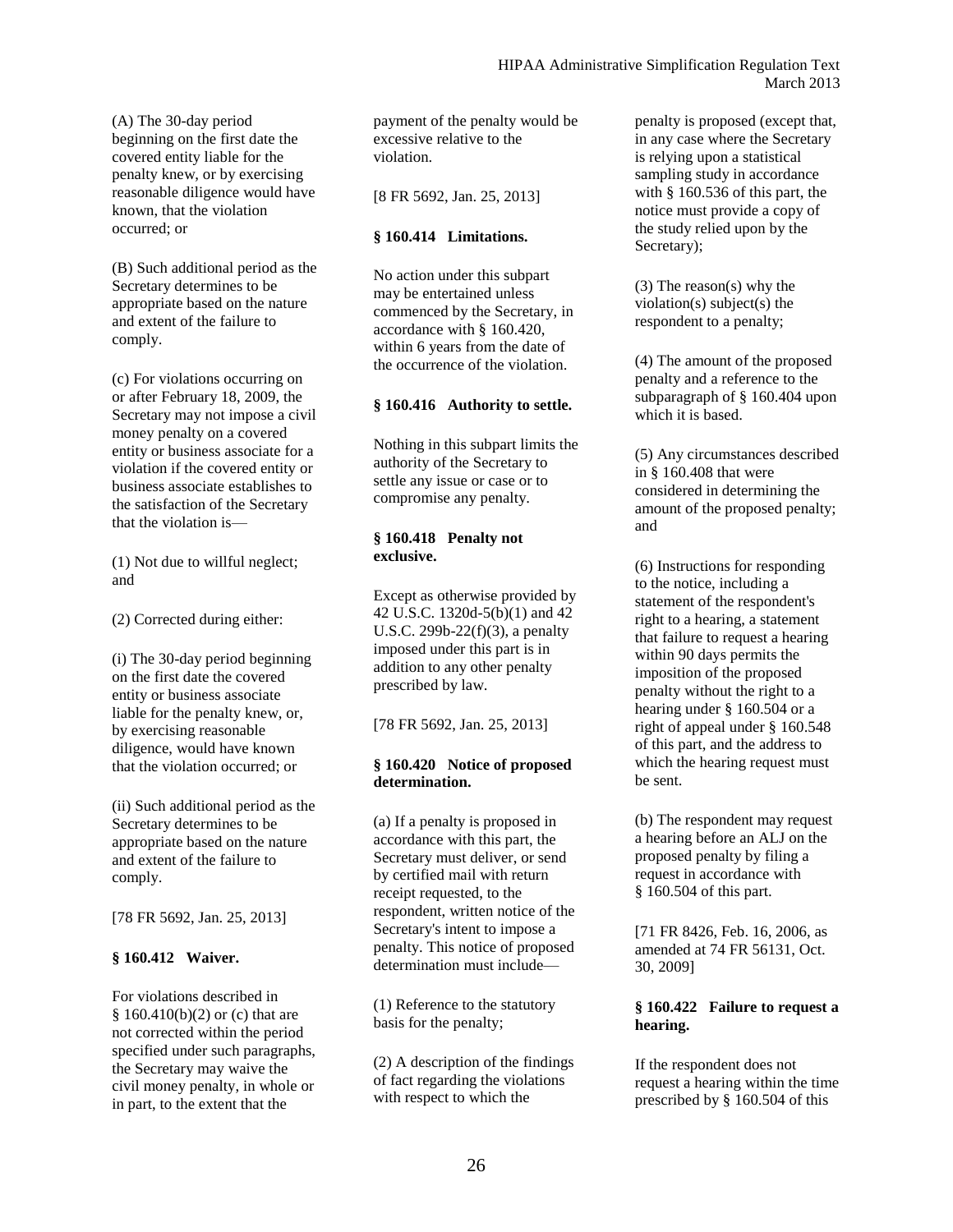(A) The 30-day period beginning on the first date the covered entity liable for the penalty knew, or by exercising reasonable diligence would have known, that the violation occurred; or

(B) Such additional period as the Secretary determines to be appropriate based on the nature and extent of the failure to comply.

(c) For violations occurring on or after February 18, 2009, the Secretary may not impose a civil money penalty on a covered entity or business associate for a violation if the covered entity or business associate establishes to the satisfaction of the Secretary that the violation is—

(1) Not due to willful neglect; and

(2) Corrected during either:

(i) The 30-day period beginning on the first date the covered entity or business associate liable for the penalty knew, or, by exercising reasonable diligence, would have known that the violation occurred; or

(ii) Such additional period as the Secretary determines to be appropriate based on the nature and extent of the failure to comply.

[78 FR 5692, Jan. 25, 2013]

### § 160.412 Waiver.

For violations described in § 160.410(b)(2) or (c) that are not corrected within the period specified under such paragraphs, the Secretary may waive the civil money penalty, in whole or in part, to the extent that the payment of the penalty would be excessive relative to the violation.

[8 FR 5692, Jan. 25, 2013]

### § 160.414 Limitations.

No action under this subpart may be entertained unless commenced by the Secretary, in accordance with § 160.420, within 6 years from the date of the occurrence of the violation.

### § 160.416 Authority to settle.

Nothing in this subpart limits the authority of the Secretary to settle any issue or case or to compromise any penalty.

### § 160.418 Penalty not exclusive.

Except as otherwise provided by 42 U.S.C. 1320d-5(b)(1) and 42 U.S.C. 299b-22(f)(3), a penalty imposed under this part is in addition to any other penalty prescribed by law.

[78 FR 5692, Jan. 25, 2013]

### § 160.420 Notice of proposed determination.

(a) If a penalty is proposed in accordance with this part, the Secretary must deliver, or send by certified mail with return receipt requested, to the respondent, written notice of the Secretary's intent to impose a penalty. This notice of proposed determination must include—

(1) Reference to the statutory basis for the penalty;

(2) A description of the findings of fact regarding the violations with respect to which the penalty is proposed (except that, in any case where the Secretary is relying upon a statistical sampling study in accordance with § 160.536 of this part, the notice must provide a copy of the study relied upon by the Secretary);

(3) The reason(s) why the violation(s) subject(s) the respondent to a penalty;

(4) The amount of the proposed penalty and a reference to the subparagraph of § 160.404 upon which it is based.

(5) Any circumstances described in § 160.408 that were considered in determining the amount of the proposed penalty; and

(6) Instructions for responding to the notice, including a statement of the respondent's right to a hearing, a statement that failure to request a hearing within 90 days permits the imposition of the proposed penalty without the right to a hearing under § 160.504 or a right of appeal under § 160.548 of this part, and the address to which the hearing request must be sent.

(b) The respondent may request a hearing before an ALJ on the proposed penalty by filing a request in accordance with § 160.504 of this part.

[71 FR 8426, Feb. 16, 2006, as amended at 74 FR 56131, Oct. 30, 2009]

### § 160.422 Failure to request a hearing.

If the respondent does not request a hearing within the time prescribed by § 160.504 of this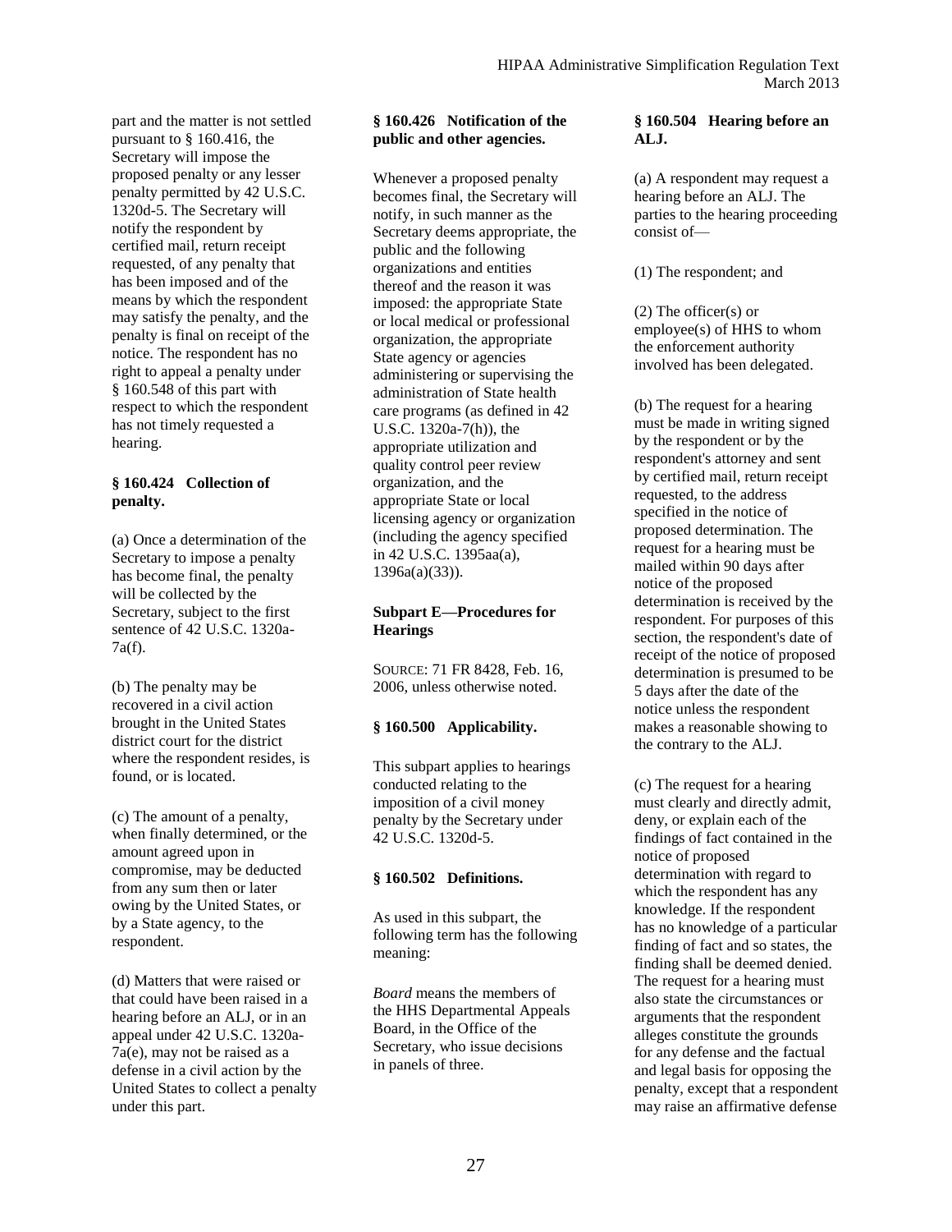part and the matter is not settled pursuant to § 160.416, the Secretary will impose the proposed penalty or any lesser penalty permitted by 42 U.S.C. 1320d-5. The Secretary will notify the respondent by certified mail, return receipt requested, of any penalty that has been imposed and of the means by which the respondent may satisfy the penalty, and the penalty is final on receipt of the notice. The respondent has no right to appeal a penalty under § 160.548 of this part with respect to which the respondent has not timely requested a hearing.

### § 160.424 Collection of penalty.

(a) Once a determination of the Secretary to impose a penalty has become final, the penalty will be collected by the Secretary, subject to the first sentence of 42 U.S.C. 1320a-7a(f).

(b) The penalty may be recovered in a civil action brought in the United States district court for the district where the respondent resides, is found, or is located.

(c) The amount of a penalty, when finally determined, or the amount agreed upon in compromise, may be deducted from any sum then or later owing by the United States, or by a State agency, to the respondent.

(d) Matters that were raised or that could have been raised in a hearing before an ALJ, or in an appeal under 42 U.S.C. 1320a-7a(e), may not be raised as a defense in a civil action by the United States to collect a penalty under this part.

### § 160.426 Notification of the public and other agencies.

Whenever a proposed penalty becomes final, the Secretary will notify, in such manner as the Secretary deems appropriate, the public and the following organizations and entities thereof and the reason it was imposed: the appropriate State or local medical or professional organization, the appropriate State agency or agencies administering or supervising the administration of State health care programs (as defined in 42 U.S.C. 1320a-7(h)), the appropriate utilization and quality control peer review organization, and the appropriate State or local licensing agency or organization (including the agency specified in 42 U.S.C. 1395aa(a), 1396a(a)(33)).

## Subpart E—Procedures for Hearings

SOURCE: 71 FR 8428, Feb. 16, 2006, unless otherwise noted.

### § 160.500 Applicability.

This subpart applies to hearings conducted relating to the imposition of a civil money penalty by the Secretary under 42 U.S.C. 1320d-5.

### § 160.502 Definitions.

As used in this subpart, the following term has the following meaning:

*Board* means the members of the HHS Departmental Appeals Board, in the Office of the Secretary, who issue decisions in panels of three.

### § 160.504 Hearing before an ALJ.

(a) A respondent may request a hearing before an ALJ. The parties to the hearing proceeding consist of—

(1) The respondent; and

(2) The officer(s) or employee(s) of HHS to whom the enforcement authority involved has been delegated.

(b) The request for a hearing must be made in writing signed by the respondent or by the respondent's attorney and sent by certified mail, return receipt requested, to the address specified in the notice of proposed determination. The request for a hearing must be mailed within 90 days after notice of the proposed determination is received by the respondent. For purposes of this section, the respondent's date of receipt of the notice of proposed determination is presumed to be 5 days after the date of the notice unless the respondent makes a reasonable showing to the contrary to the ALJ.

(c) The request for a hearing must clearly and directly admit, deny, or explain each of the findings of fact contained in the notice of proposed determination with regard to which the respondent has any knowledge. If the respondent has no knowledge of a particular finding of fact and so states, the finding shall be deemed denied. The request for a hearing must also state the circumstances or arguments that the respondent alleges constitute the grounds for any defense and the factual and legal basis for opposing the penalty, except that a respondent may raise an affirmative defense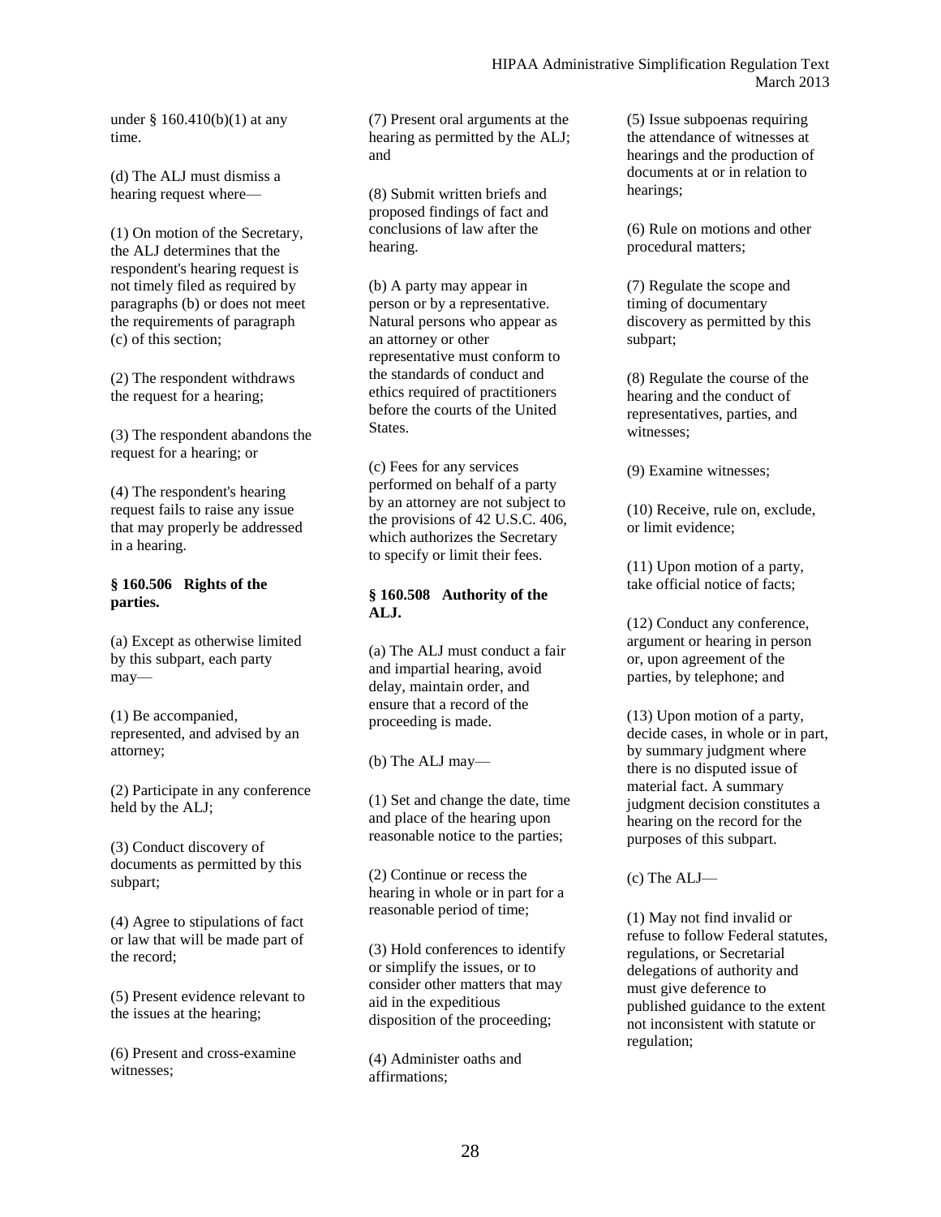under § 160.410(b)(1) at any time.

(d) The ALJ must dismiss a hearing request where—

(1) On motion of the Secretary, the ALJ determines that the respondent's hearing request is not timely filed as required by paragraphs (b) or does not meet the requirements of paragraph (c) of this section;

(2) The respondent withdraws the request for a hearing;

(3) The respondent abandons the request for a hearing; or

(4) The respondent's hearing request fails to raise any issue that may properly be addressed in a hearing.

**§ 160.506 Rights of the parties.**

(a) Except as otherwise limited by this subpart, each party may—

(1) Be accompanied, represented, and advised by an attorney;

(2) Participate in any conference held by the ALJ;

(3) Conduct discovery of documents as permitted by this subpart;

(4) Agree to stipulations of fact or law that will be made part of the record;

(5) Present evidence relevant to the issues at the hearing;

(6) Present and cross-examine witnesses;

(7) Present oral arguments at the hearing as permitted by the ALJ; and

(8) Submit written briefs and proposed findings of fact and conclusions of law after the hearing.

(b) A party may appear in person or by a representative. Natural persons who appear as an attorney or other representative must conform to the standards of conduct and ethics required of practitioners before the courts of the United States.

(c) Fees for any services performed on behalf of a party by an attorney are not subject to the provisions of 42 U.S.C. 406, which authorizes the Secretary to specify or limit their fees.

**§ 160.508 Authority of the ALJ.**

(a) The ALJ must conduct a fair and impartial hearing, avoid delay, maintain order, and ensure that a record of the proceeding is made.

(b) The ALJ may—

(1) Set and change the date, time and place of the hearing upon reasonable notice to the parties;

(2) Continue or recess the hearing in whole or in part for a reasonable period of time;

(3) Hold conferences to identify or simplify the issues, or to consider other matters that may aid in the expeditious disposition of the proceeding;

(4) Administer oaths and affirmations;

(5) Issue subpoenas requiring the attendance of witnesses at hearings and the production of documents at or in relation to hearings;

(6) Rule on motions and other procedural matters;

(7) Regulate the scope and timing of documentary discovery as permitted by this subpart;

(8) Regulate the course of the hearing and the conduct of representatives, parties, and witnesses;

(9) Examine witnesses;

(10) Receive, rule on, exclude, or limit evidence;

(11) Upon motion of a party, take official notice of facts;

(12) Conduct any conference, argument or hearing in person or, upon agreement of the parties, by telephone; and

(13) Upon motion of a party, decide cases, in whole or in part, by summary judgment where there is no disputed issue of material fact. A summary judgment decision constitutes a hearing on the record for the purposes of this subpart.

(c) The ALJ—

(1) May not find invalid or refuse to follow Federal statutes, regulations, or Secretarial delegations of authority and must give deference to published guidance to the extent not inconsistent with statute or regulation;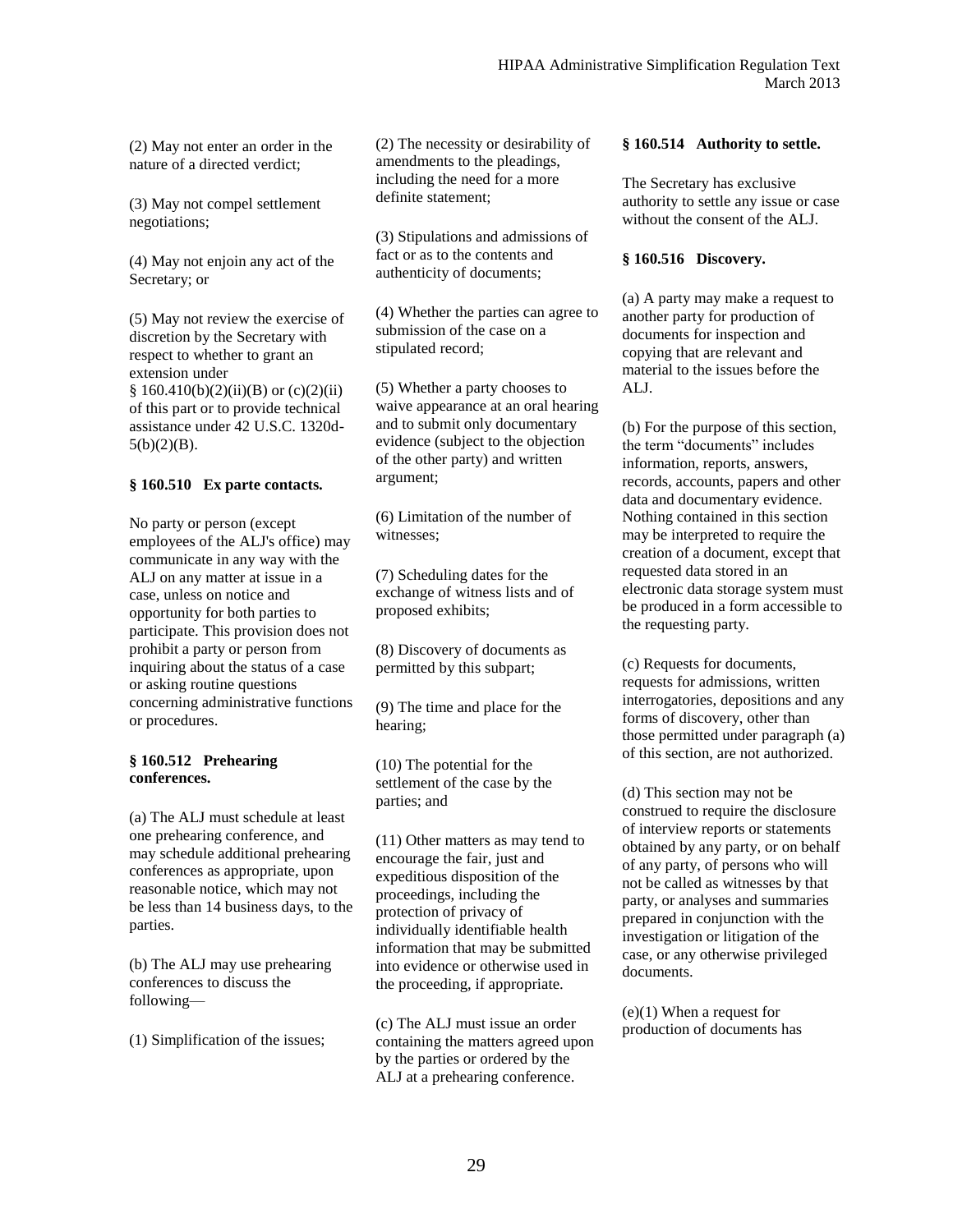(2) May not enter an order in the nature of a directed verdict;

(3) May not compel settlement negotiations;

(4) May not enjoin any act of the Secretary; or

(5) May not review the exercise of discretion by the Secretary with respect to whether to grant an extension under § 160.410(b)(2)(ii)(B) or (c)(2)(ii) of this part or to provide technical assistance under 42 U.S.C. 1320d-5(b)(2)(B).

**§ 160.510 Ex parte contacts.**

No party or person (except employees of the ALJ's office) may communicate in any way with the ALJ on any matter at issue in a case, unless on notice and opportunity for both parties to participate. This provision does not prohibit a party or person from inquiring about the status of a case or asking routine questions concerning administrative functions or procedures.

**§ 160.512 Prehearing conferences.**

(a) The ALJ must schedule at least one prehearing conference, and may schedule additional prehearing conferences as appropriate, upon reasonable notice, which may not be less than 14 business days, to the parties.

(b) The ALJ may use prehearing conferences to discuss the following—

(1) Simplification of the issues;

(2) The necessity or desirability of amendments to the pleadings, including the need for a more definite statement;

(3) Stipulations and admissions of fact or as to the contents and authenticity of documents;

(4) Whether the parties can agree to submission of the case on a stipulated record;

(5) Whether a party chooses to waive appearance at an oral hearing and to submit only documentary evidence (subject to the objection of the other party) and written argument;

(6) Limitation of the number of witnesses;

(7) Scheduling dates for the exchange of witness lists and of proposed exhibits;

(8) Discovery of documents as permitted by this subpart;

(9) The time and place for the hearing;

(10) The potential for the settlement of the case by the parties; and

(11) Other matters as may tend to encourage the fair, just and expeditious disposition of the proceedings, including the protection of privacy of individually identifiable health information that may be submitted into evidence or otherwise used in the proceeding, if appropriate.

(c) The ALJ must issue an order containing the matters agreed upon by the parties or ordered by the ALJ at a prehearing conference.

**§ 160.514 Authority to settle.**

The Secretary has exclusive authority to settle any issue or case without the consent of the ALJ.

**§ 160.516 Discovery.**

(a) A party may make a request to another party for production of documents for inspection and copying that are relevant and material to the issues before the ALJ.

(b) For the purpose of this section, the term "documents" includes information, reports, answers, records, accounts, papers and other data and documentary evidence. Nothing contained in this section may be interpreted to require the creation of a document, except that requested data stored in an electronic data storage system must be produced in a form accessible to the requesting party.

(c) Requests for documents, requests for admissions, written interrogatories, depositions and any forms of discovery, other than those permitted under paragraph (a) of this section, are not authorized.

(d) This section may not be construed to require the disclosure of interview reports or statements obtained by any party, or on behalf of any party, of persons who will not be called as witnesses by that party, or analyses and summaries prepared in conjunction with the investigation or litigation of the case, or any otherwise privileged documents.

(e)(1) When a request for production of documents has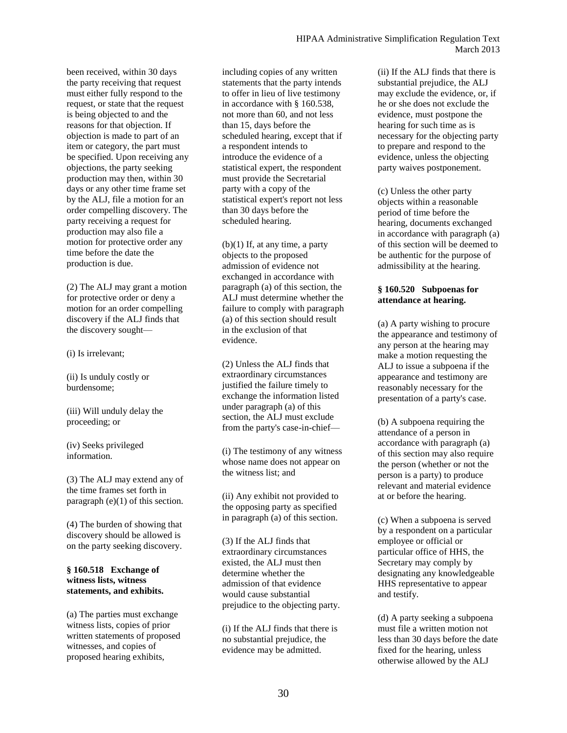been received, within 30 days the party receiving that request must either fully respond to the request, or state that the request is being objected to and the reasons for that objection. If objection is made to part of an item or category, the part must be specified. Upon receiving any objections, the party seeking production may then, within 30 days or any other time frame set by the ALJ, file a motion for an order compelling discovery. The party receiving a request for production may also file a motion for protective order any time before the date the production is due.

(2) The ALJ may grant a motion for protective order or deny a motion for an order compelling discovery if the ALJ finds that the discovery sought—

(i) Is irrelevant;

(ii) Is unduly costly or burdensome;

(iii) Will unduly delay the proceeding; or

(iv) Seeks privileged information.

(3) The ALJ may extend any of the time frames set forth in paragraph (e)(1) of this section.

(4) The burden of showing that discovery should be allowed is on the party seeking discovery.

**§ 160.518 Exchange of witness lists, witness statements, and exhibits.**

(a) The parties must exchange witness lists, copies of prior written statements of proposed witnesses, and copies of proposed hearing exhibits, including copies of any written statements that the party intends to offer in lieu of live testimony in accordance with § 160.538, not more than 60, and not less than 15, days before the scheduled hearing, except that if a respondent intends to introduce the evidence of a statistical expert, the respondent must provide the Secretarial party with a copy of the statistical expert's report not less than 30 days before the scheduled hearing.

(b)(1) If, at any time, a party objects to the proposed admission of evidence not exchanged in accordance with paragraph (a) of this section, the ALJ must determine whether the failure to comply with paragraph (a) of this section should result in the exclusion of that evidence.

(2) Unless the ALJ finds that extraordinary circumstances justified the failure timely to exchange the information listed under paragraph (a) of this section, the ALJ must exclude from the party's case-in-chief—

(i) The testimony of any witness whose name does not appear on the witness list; and

(ii) Any exhibit not provided to the opposing party as specified in paragraph (a) of this section.

(3) If the ALJ finds that extraordinary circumstances existed, the ALJ must then determine whether the admission of that evidence would cause substantial prejudice to the objecting party.

(i) If the ALJ finds that there is no substantial prejudice, the evidence may be admitted.

(ii) If the ALJ finds that there is substantial prejudice, the ALJ may exclude the evidence, or, if he or she does not exclude the evidence, must postpone the hearing for such time as is necessary for the objecting party to prepare and respond to the evidence, unless the objecting party waives postponement.

(c) Unless the other party objects within a reasonable period of time before the hearing, documents exchanged in accordance with paragraph (a) of this section will be deemed to be authentic for the purpose of admissibility at the hearing.

**§ 160.520 Subpoenas for attendance at hearing.**

(a) A party wishing to procure the appearance and testimony of any person at the hearing may make a motion requesting the ALJ to issue a subpoena if the appearance and testimony are reasonably necessary for the presentation of a party's case.

(b) A subpoena requiring the attendance of a person in accordance with paragraph (a) of this section may also require the person (whether or not the person is a party) to produce relevant and material evidence at or before the hearing.

(c) When a subpoena is served by a respondent on a particular employee or official or particular office of HHS, the Secretary may comply by designating any knowledgeable HHS representative to appear and testify.

(d) A party seeking a subpoena must file a written motion not less than 30 days before the date fixed for the hearing, unless otherwise allowed by the ALJ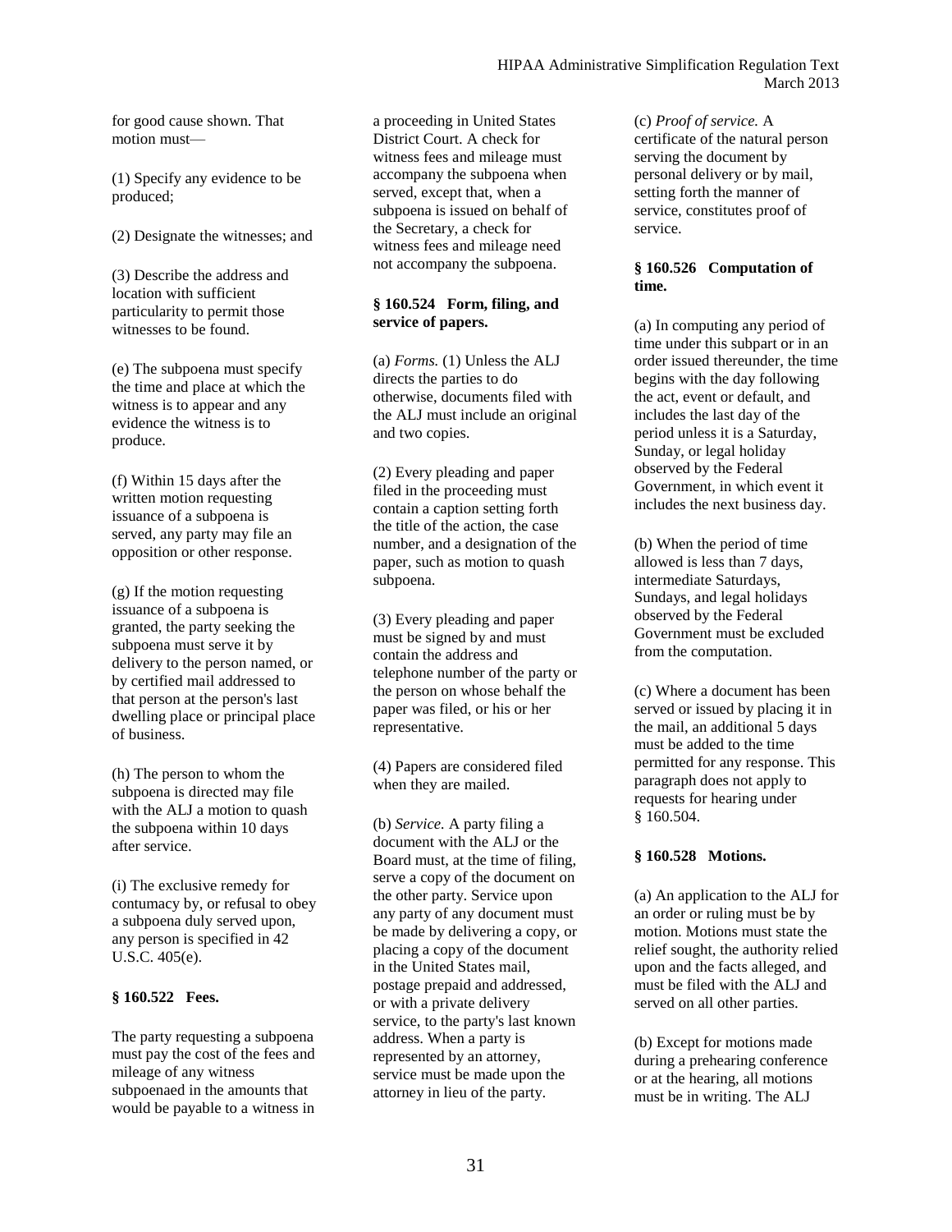for good cause shown. That motion must—

(1) Specify any evidence to be produced;

(2) Designate the witnesses; and

(3) Describe the address and location with sufficient particularity to permit those witnesses to be found.

(e) The subpoena must specify the time and place at which the witness is to appear and any evidence the witness is to produce.

(f) Within 15 days after the written motion requesting issuance of a subpoena is served, any party may file an opposition or other response.

(g) If the motion requesting issuance of a subpoena is granted, the party seeking the subpoena must serve it by delivery to the person named, or by certified mail addressed to that person at the person's last dwelling place or principal place of business.

(h) The person to whom the subpoena is directed may file with the ALJ a motion to quash the subpoena within 10 days after service.

(i) The exclusive remedy for contumacy by, or refusal to obey a subpoena duly served upon, any person is specified in 42 U.S.C. 405(e).

**§ 160.522 Fees.**

The party requesting a subpoena must pay the cost of the fees and mileage of any witness subpoenaed in the amounts that would be payable to a witness in a proceeding in United States District Court. A check for witness fees and mileage must accompany the subpoena when served, except that, when a subpoena is issued on behalf of the Secretary, a check for witness fees and mileage need not accompany the subpoena.

**§ 160.524 Form, filing, and service of papers.**

(a) *Forms.* (1) Unless the ALJ directs the parties to do otherwise, documents filed with the ALJ must include an original and two copies.

(2) Every pleading and paper filed in the proceeding must contain a caption setting forth the title of the action, the case number, and a designation of the paper, such as motion to quash subpoena.

(3) Every pleading and paper must be signed by and must contain the address and telephone number of the party or the person on whose behalf the paper was filed, or his or her representative.

(4) Papers are considered filed when they are mailed.

(b) *Service.* A party filing a document with the ALJ or the Board must, at the time of filing, serve a copy of the document on the other party. Service upon any party of any document must be made by delivering a copy, or placing a copy of the document in the United States mail, postage prepaid and addressed, or with a private delivery service, to the party's last known address. When a party is represented by an attorney, service must be made upon the attorney in lieu of the party.

(c) *Proof of service.* A certificate of the natural person serving the document by personal delivery or by mail, setting forth the manner of service, constitutes proof of service.

**§ 160.526 Computation of time.**

(a) In computing any period of time under this subpart or in an order issued thereunder, the time begins with the day following the act, event or default, and includes the last day of the period unless it is a Saturday, Sunday, or legal holiday observed by the Federal Government, in which event it includes the next business day.

(b) When the period of time allowed is less than 7 days, intermediate Saturdays, Sundays, and legal holidays observed by the Federal Government must be excluded from the computation.

(c) Where a document has been served or issued by placing it in the mail, an additional 5 days must be added to the time permitted for any response. This paragraph does not apply to requests for hearing under § 160.504.

**§ 160.528 Motions.**

(a) An application to the ALJ for an order or ruling must be by motion. Motions must state the relief sought, the authority relied upon and the facts alleged, and must be filed with the ALJ and served on all other parties.

(b) Except for motions made during a prehearing conference or at the hearing, all motions must be in writing. The ALJ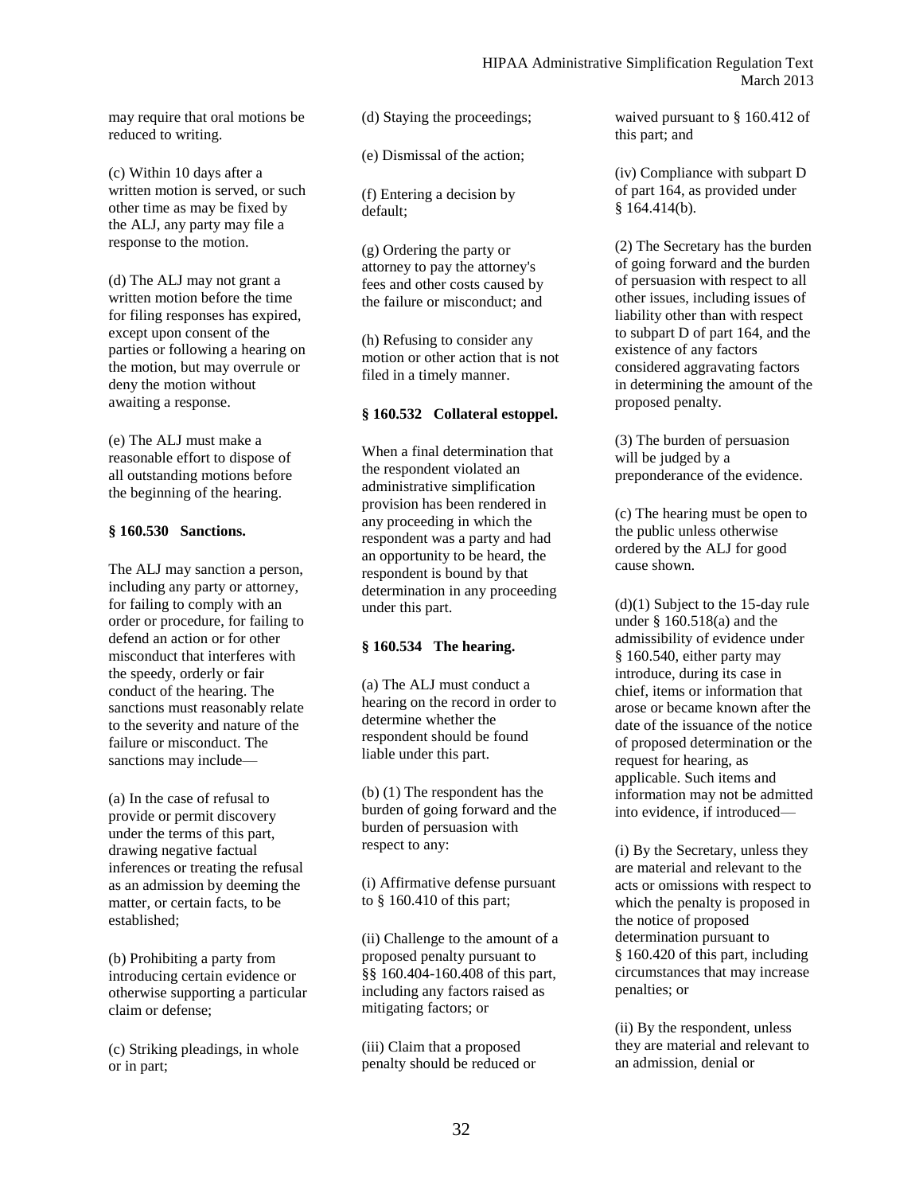may require that oral motions be reduced to writing.

(c) Within 10 days after a written motion is served, or such other time as may be fixed by the ALJ, any party may file a response to the motion.

(d) The ALJ may not grant a written motion before the time for filing responses has expired, except upon consent of the parties or following a hearing on the motion, but may overrule or deny the motion without awaiting a response.

(e) The ALJ must make a reasonable effort to dispose of all outstanding motions before the beginning of the hearing.

**§ 160.530 Sanctions.**

The ALJ may sanction a person, including any party or attorney, for failing to comply with an order or procedure, for failing to defend an action or for other misconduct that interferes with the speedy, orderly or fair conduct of the hearing. The sanctions must reasonably relate to the severity and nature of the failure or misconduct. The sanctions may include—

(a) In the case of refusal to provide or permit discovery under the terms of this part, drawing negative factual inferences or treating the refusal as an admission by deeming the matter, or certain facts, to be established;

(b) Prohibiting a party from introducing certain evidence or otherwise supporting a particular claim or defense;

(c) Striking pleadings, in whole or in part;

(d) Staying the proceedings;

(e) Dismissal of the action;

(f) Entering a decision by default;

(g) Ordering the party or attorney to pay the attorney's fees and other costs caused by the failure or misconduct; and

(h) Refusing to consider any motion or other action that is not filed in a timely manner.

**§ 160.532 Collateral estoppel.**

When a final determination that the respondent violated an administrative simplification provision has been rendered in any proceeding in which the respondent was a party and had an opportunity to be heard, the respondent is bound by that determination in any proceeding under this part.

**§ 160.534 The hearing.**

(a) The ALJ must conduct a hearing on the record in order to determine whether the respondent should be found liable under this part.

(b) (1) The respondent has the burden of going forward and the burden of persuasion with respect to any:

(i) Affirmative defense pursuant to § 160.410 of this part;

(ii) Challenge to the amount of a proposed penalty pursuant to §§ 160.404-160.408 of this part, including any factors raised as mitigating factors; or

(iii) Claim that a proposed penalty should be reduced or waived pursuant to § 160.412 of this part; and

(iv) Compliance with subpart D of part 164, as provided under § 164.414(b).

(2) The Secretary has the burden of going forward and the burden of persuasion with respect to all other issues, including issues of liability other than with respect to subpart D of part 164, and the existence of any factors considered aggravating factors in determining the amount of the proposed penalty.

(3) The burden of persuasion will be judged by a preponderance of the evidence.

(c) The hearing must be open to the public unless otherwise ordered by the ALJ for good cause shown.

(d)(1) Subject to the 15-day rule under § 160.518(a) and the admissibility of evidence under § 160.540, either party may introduce, during its case in chief, items or information that arose or became known after the date of the issuance of the notice of proposed determination or the request for hearing, as applicable. Such items and information may not be admitted into evidence, if introduced—

(i) By the Secretary, unless they are material and relevant to the acts or omissions with respect to which the penalty is proposed in the notice of proposed determination pursuant to § 160.420 of this part, including circumstances that may increase penalties; or

(ii) By the respondent, unless they are material and relevant to an admission, denial or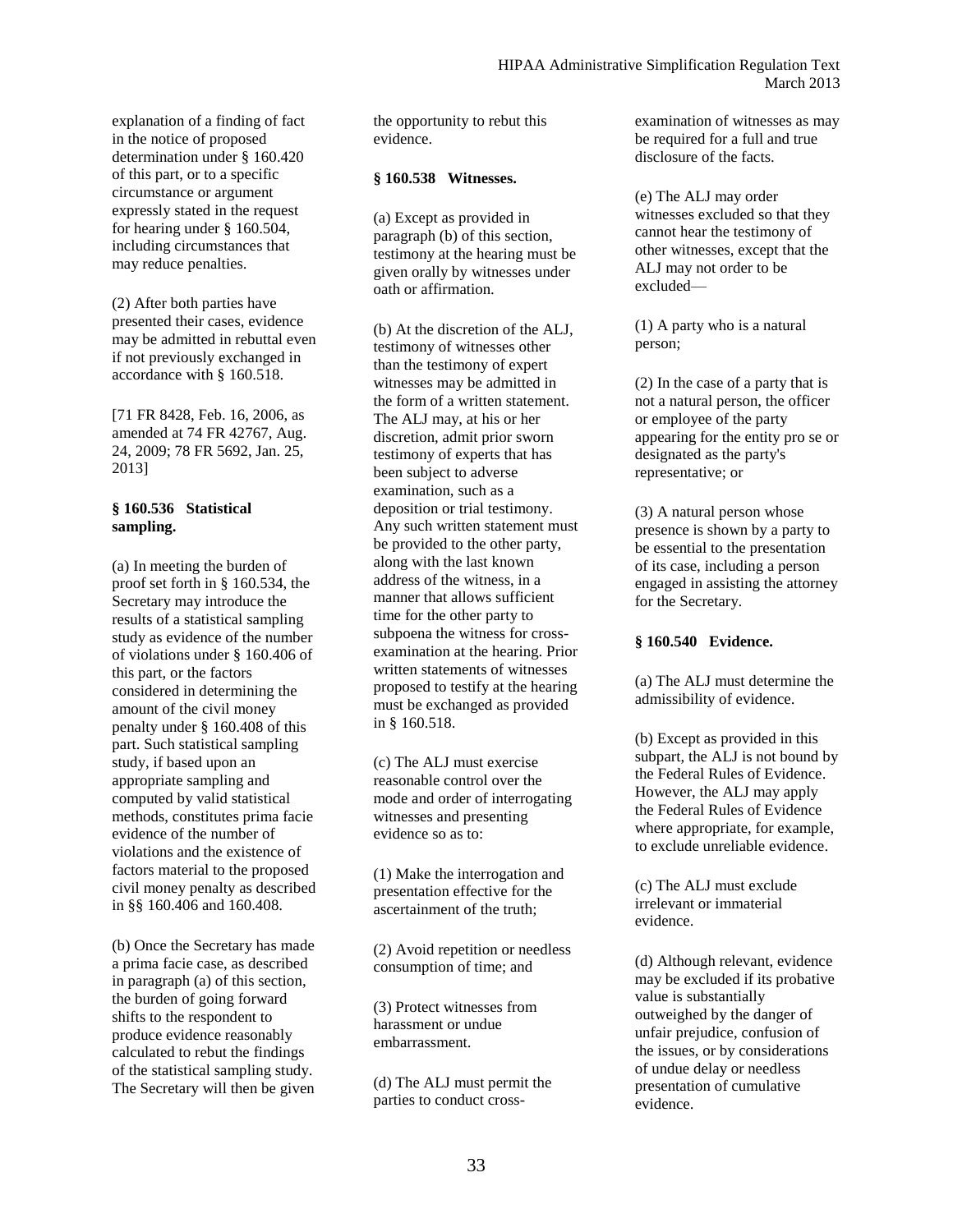explanation of a finding of fact in the notice of proposed determination under § 160.420 of this part, or to a specific circumstance or argument expressly stated in the request for hearing under § 160.504, including circumstances that may reduce penalties.

(2) After both parties have presented their cases, evidence may be admitted in rebuttal even if not previously exchanged in accordance with § 160.518.

[71 FR 8428, Feb. 16, 2006, as amended at 74 FR 42767, Aug. 24, 2009; 78 FR 5692, Jan. 25, 2013]

**§ 160.536 Statistical sampling.**

(a) In meeting the burden of proof set forth in § 160.534, the Secretary may introduce the results of a statistical sampling study as evidence of the number of violations under § 160.406 of this part, or the factors considered in determining the amount of the civil money penalty under § 160.408 of this part. Such statistical sampling study, if based upon an appropriate sampling and computed by valid statistical methods, constitutes prima facie evidence of the number of violations and the existence of factors material to the proposed civil money penalty as described in §§ 160.406 and 160.408.

(b) Once the Secretary has made a prima facie case, as described in paragraph (a) of this section, the burden of going forward shifts to the respondent to produce evidence reasonably calculated to rebut the findings of the statistical sampling study. The Secretary will then be given the opportunity to rebut this evidence.

**§ 160.538 Witnesses.**

(a) Except as provided in paragraph (b) of this section, testimony at the hearing must be given orally by witnesses under oath or affirmation.

(b) At the discretion of the ALJ, testimony of witnesses other than the testimony of expert witnesses may be admitted in the form of a written statement. The ALJ may, at his or her discretion, admit prior sworn testimony of experts that has been subject to adverse examination, such as a deposition or trial testimony. Any such written statement must be provided to the other party, along with the last known address of the witness, in a manner that allows sufficient time for the other party to subpoena the witness for cross-examination at the hearing. Prior written statements of witnesses proposed to testify at the hearing must be exchanged as provided in § 160.518.

(c) The ALJ must exercise reasonable control over the mode and order of interrogating witnesses and presenting evidence so as to:

(1) Make the interrogation and presentation effective for the ascertainment of the truth;

(2) Avoid repetition or needless consumption of time; and

(3) Protect witnesses from harassment or undue embarrassment.

(d) The ALJ must permit the parties to conduct cross-examination of witnesses as may be required for a full and true disclosure of the facts.

(e) The ALJ may order witnesses excluded so that they cannot hear the testimony of other witnesses, except that the ALJ may not order to be excluded—

(1) A party who is a natural person;

(2) In the case of a party that is not a natural person, the officer or employee of the party appearing for the entity pro se or designated as the party's representative; or

(3) A natural person whose presence is shown by a party to be essential to the presentation of its case, including a person engaged in assisting the attorney for the Secretary.

**§ 160.540 Evidence.**

(a) The ALJ must determine the admissibility of evidence.

(b) Except as provided in this subpart, the ALJ is not bound by the Federal Rules of Evidence. However, the ALJ may apply the Federal Rules of Evidence where appropriate, for example, to exclude unreliable evidence.

(c) The ALJ must exclude irrelevant or immaterial evidence.

(d) Although relevant, evidence may be excluded if its probative value is substantially outweighed by the danger of unfair prejudice, confusion of the issues, or by considerations of undue delay or needless presentation of cumulative evidence.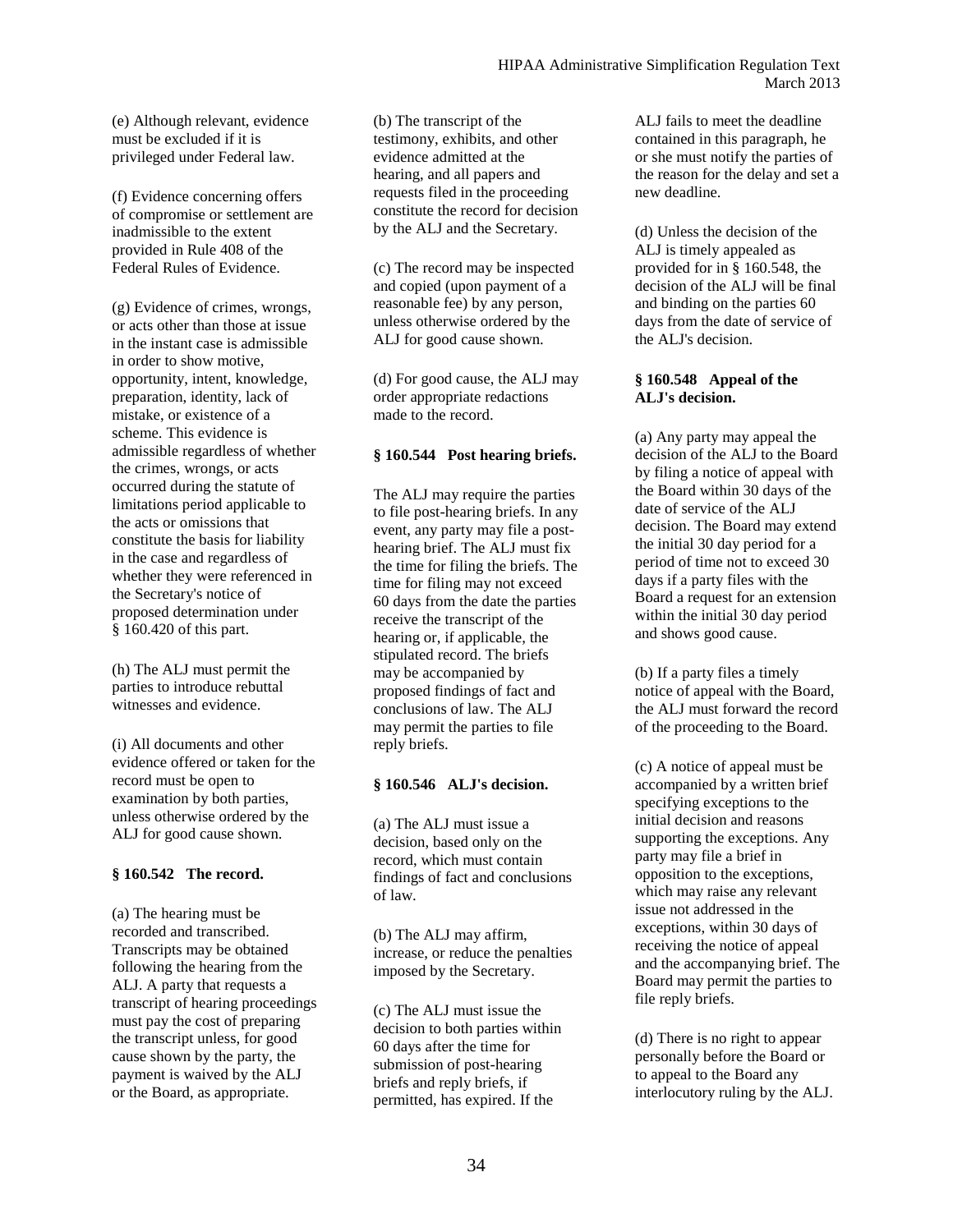(e) Although relevant, evidence must be excluded if it is privileged under Federal law.

(f) Evidence concerning offers of compromise or settlement are inadmissible to the extent provided in Rule 408 of the Federal Rules of Evidence.

(g) Evidence of crimes, wrongs, or acts other than those at issue in the instant case is admissible in order to show motive, opportunity, intent, knowledge, preparation, identity, lack of mistake, or existence of a scheme. This evidence is admissible regardless of whether the crimes, wrongs, or acts occurred during the statute of limitations period applicable to the acts or omissions that constitute the basis for liability in the case and regardless of whether they were referenced in the Secretary's notice of proposed determination under § 160.420 of this part.

(h) The ALJ must permit the parties to introduce rebuttal witnesses and evidence.

(i) All documents and other evidence offered or taken for the record must be open to examination by both parties, unless otherwise ordered by the ALJ for good cause shown.

**§ 160.542 The record.**

(a) The hearing must be recorded and transcribed. Transcripts may be obtained following the hearing from the ALJ. A party that requests a transcript of hearing proceedings must pay the cost of preparing the transcript unless, for good cause shown by the party, the payment is waived by the ALJ or the Board, as appropriate.

(b) The transcript of the testimony, exhibits, and other evidence admitted at the hearing, and all papers and requests filed in the proceeding constitute the record for decision by the ALJ and the Secretary.

(c) The record may be inspected and copied (upon payment of a reasonable fee) by any person, unless otherwise ordered by the ALJ for good cause shown.

(d) For good cause, the ALJ may order appropriate redactions made to the record.

**§ 160.544 Post hearing briefs.**

The ALJ may require the parties to file post-hearing briefs. In any event, any party may file a post-hearing brief. The ALJ must fix the time for filing the briefs. The time for filing may not exceed 60 days from the date the parties receive the transcript of the hearing or, if applicable, the stipulated record. The briefs may be accompanied by proposed findings of fact and conclusions of law. The ALJ may permit the parties to file reply briefs.

**§ 160.546 ALJ's decision.**

(a) The ALJ must issue a decision, based only on the record, which must contain findings of fact and conclusions of law.

(b) The ALJ may affirm, increase, or reduce the penalties imposed by the Secretary.

(c) The ALJ must issue the decision to both parties within 60 days after the time for submission of post-hearing briefs and reply briefs, if permitted, has expired. If the ALJ fails to meet the deadline contained in this paragraph, he or she must notify the parties of the reason for the delay and set a new deadline.

(d) Unless the decision of the ALJ is timely appealed as provided for in § 160.548, the decision of the ALJ will be final and binding on the parties 60 days from the date of service of the ALJ's decision.

**§ 160.548 Appeal of the ALJ's decision.**

(a) Any party may appeal the decision of the ALJ to the Board by filing a notice of appeal with the Board within 30 days of the date of service of the ALJ decision. The Board may extend the initial 30 day period for a period of time not to exceed 30 days if a party files with the Board a request for an extension within the initial 30 day period and shows good cause.

(b) If a party files a timely notice of appeal with the Board, the ALJ must forward the record of the proceeding to the Board.

(c) A notice of appeal must be accompanied by a written brief specifying exceptions to the initial decision and reasons supporting the exceptions. Any party may file a brief in opposition to the exceptions, which may raise any relevant issue not addressed in the exceptions, within 30 days of receiving the notice of appeal and the accompanying brief. The Board may permit the parties to file reply briefs.

(d) There is no right to appear personally before the Board or to appeal to the Board any interlocutory ruling by the ALJ.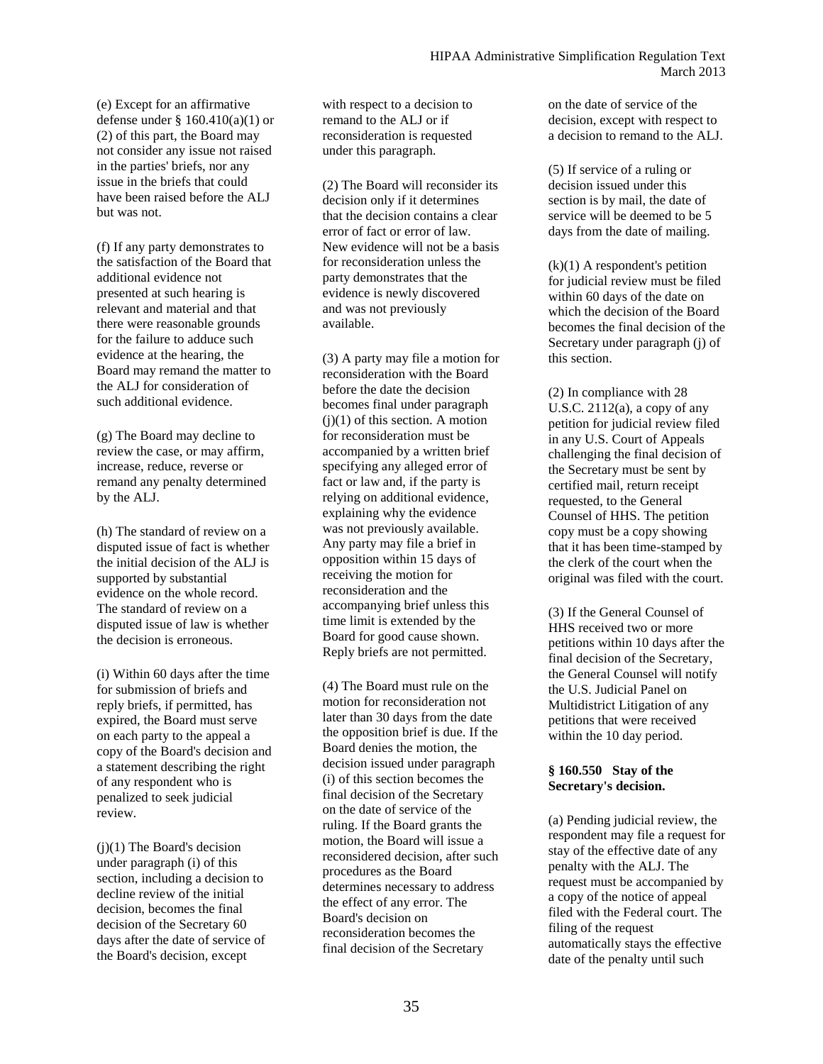(e) Except for an affirmative defense under § 160.410(a)(1) or (2) of this part, the Board may not consider any issue not raised in the parties' briefs, nor any issue in the briefs that could have been raised before the ALJ but was not.

(f) If any party demonstrates to the satisfaction of the Board that additional evidence not presented at such hearing is relevant and material and that there were reasonable grounds for the failure to adduce such evidence at the hearing, the Board may remand the matter to the ALJ for consideration of such additional evidence.

(g) The Board may decline to review the case, or may affirm, increase, reduce, reverse or remand any penalty determined by the ALJ.

(h) The standard of review on a disputed issue of fact is whether the initial decision of the ALJ is supported by substantial evidence on the whole record. The standard of review on a disputed issue of law is whether the decision is erroneous.

(i) Within 60 days after the time for submission of briefs and reply briefs, if permitted, has expired, the Board must serve on each party to the appeal a copy of the Board's decision and a statement describing the right of any respondent who is penalized to seek judicial review.

(j)(1) The Board's decision under paragraph (i) of this section, including a decision to decline review of the initial decision, becomes the final decision of the Secretary 60 days after the date of service of the Board's decision, except with respect to a decision to remand to the ALJ or if reconsideration is requested under this paragraph.

(2) The Board will reconsider its decision only if it determines that the decision contains a clear error of fact or error of law. New evidence will not be a basis for reconsideration unless the party demonstrates that the evidence is newly discovered and was not previously available.

(3) A party may file a motion for reconsideration with the Board before the date the decision becomes final under paragraph (j)(1) of this section. A motion for reconsideration must be accompanied by a written brief specifying any alleged error of fact or law and, if the party is relying on additional evidence, explaining why the evidence was not previously available. Any party may file a brief in opposition within 15 days of receiving the motion for reconsideration and the accompanying brief unless this time limit is extended by the Board for good cause shown. Reply briefs are not permitted.

(4) The Board must rule on the motion for reconsideration not later than 30 days from the date the opposition brief is due. If the Board denies the motion, the decision issued under paragraph (i) of this section becomes the final decision of the Secretary on the date of service of the ruling. If the Board grants the motion, the Board will issue a reconsidered decision, after such procedures as the Board determines necessary to address the effect of any error. The Board's decision on reconsideration becomes the final decision of the Secretary on the date of service of the decision, except with respect to a decision to remand to the ALJ.

(5) If service of a ruling or decision issued under this section is by mail, the date of service will be deemed to be 5 days from the date of mailing.

(k)(1) A respondent's petition for judicial review must be filed within 60 days of the date on which the decision of the Board becomes the final decision of the Secretary under paragraph (j) of this section.

(2) In compliance with 28 U.S.C. 2112(a), a copy of any petition for judicial review filed in any U.S. Court of Appeals challenging the final decision of the Secretary must be sent by certified mail, return receipt requested, to the General Counsel of HHS. The petition copy must be a copy showing that it has been time-stamped by the clerk of the court when the original was filed with the court.

(3) If the General Counsel of HHS received two or more petitions within 10 days after the final decision of the Secretary, the General Counsel will notify the U.S. Judicial Panel on Multidistrict Litigation of any petitions that were received within the 10 day period.

**§ 160.550 Stay of the Secretary's decision.**

(a) Pending judicial review, the respondent may file a request for stay of the effective date of any penalty with the ALJ. The request must be accompanied by a copy of the notice of appeal filed with the Federal court. The filing of the request automatically stays the effective date of the penalty until such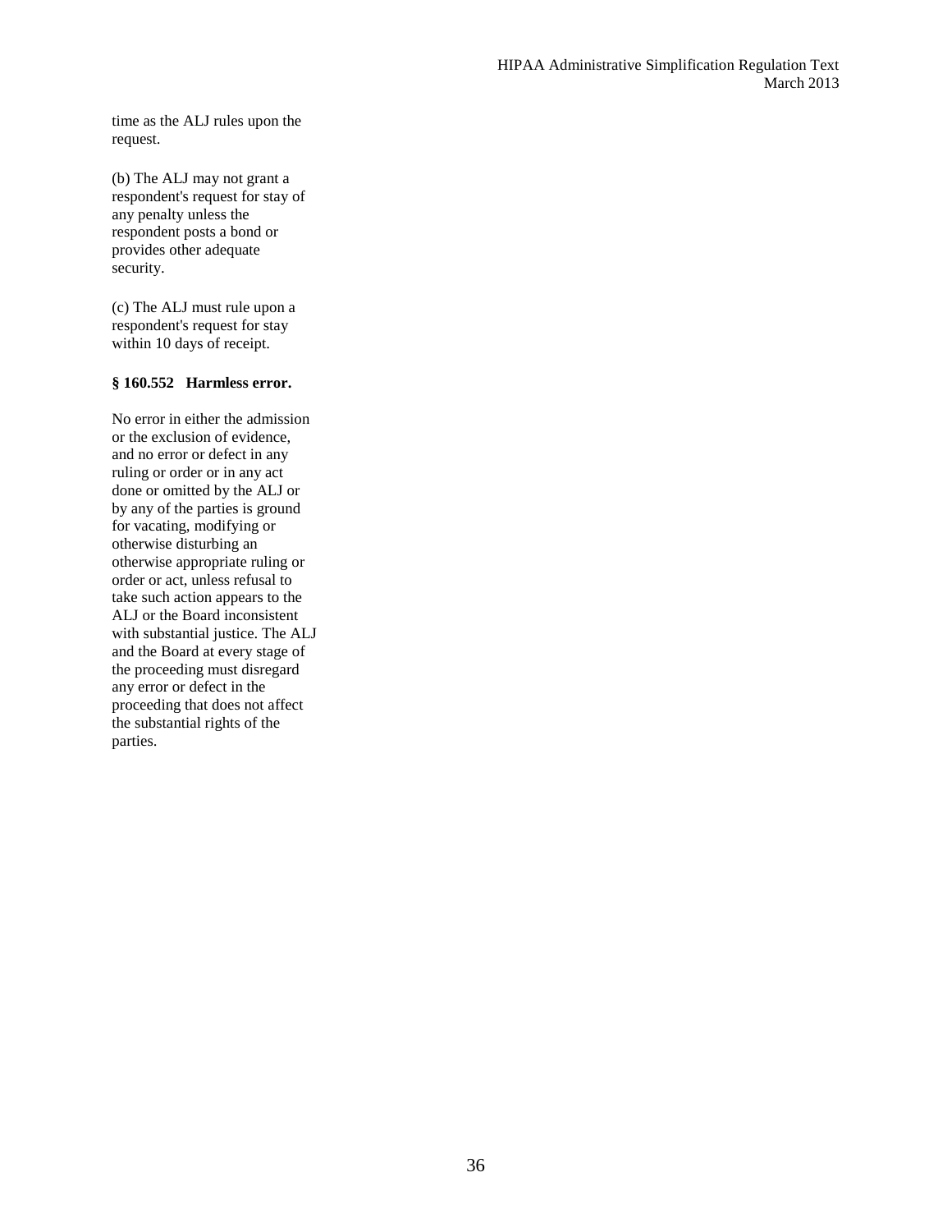time as the ALJ rules upon the request.

(b) The ALJ may not grant a respondent's request for stay of any penalty unless the respondent posts a bond or provides other adequate security.

(c) The ALJ must rule upon a respondent's request for stay within 10 days of receipt.

**§ 160.552 Harmless error.**

No error in either the admission or the exclusion of evidence, and no error or defect in any ruling or order or in any act done or omitted by the ALJ or by any of the parties is ground for vacating, modifying or otherwise disturbing an otherwise appropriate ruling or order or act, unless refusal to take such action appears to the ALJ or the Board inconsistent with substantial justice. The ALJ and the Board at every stage of the proceeding must disregard any error or defect in the proceeding that does not affect the substantial rights of the parties.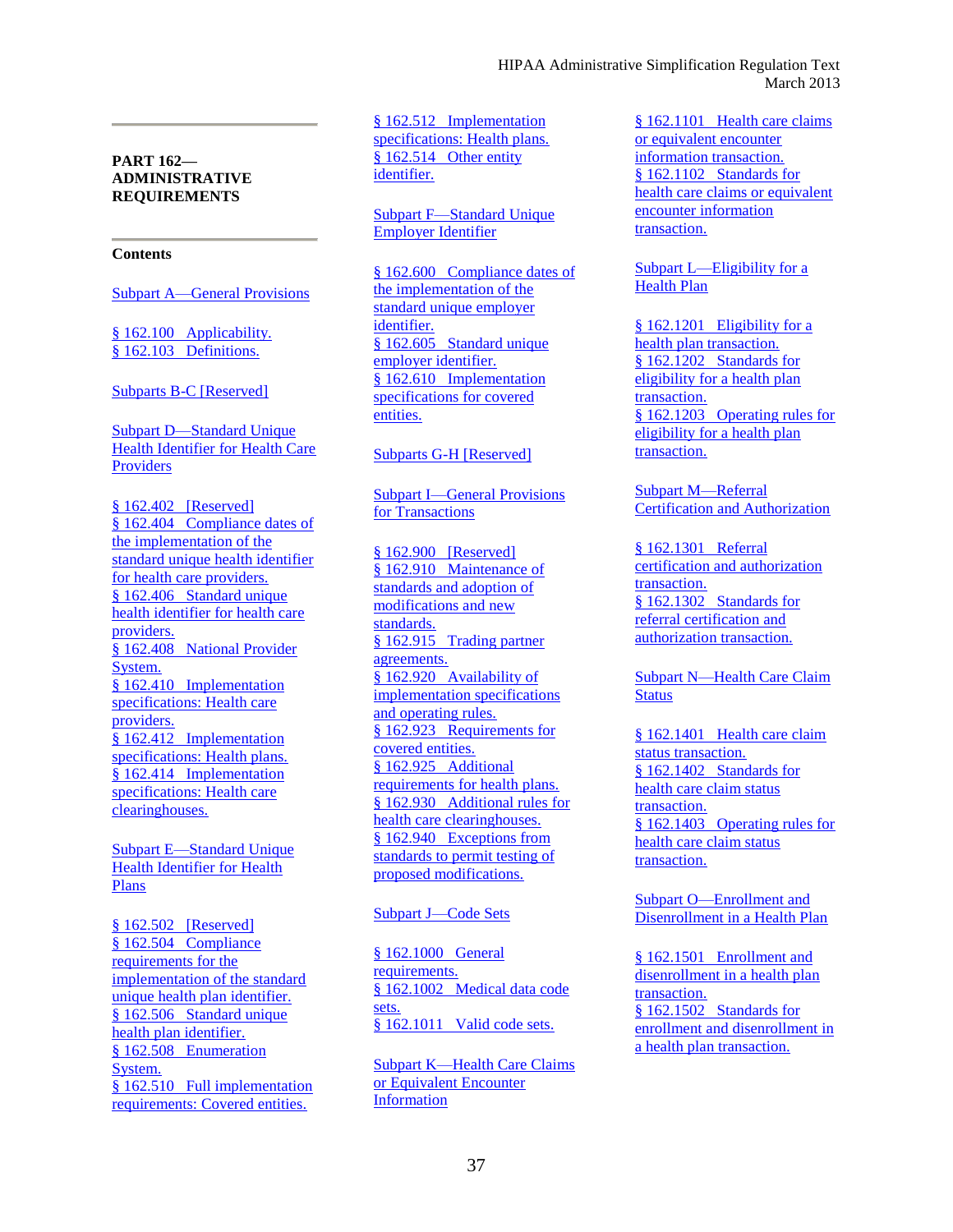## PART 162—ADMINISTRATIVE REQUIREMENTS

### Contents

Subpart A—General Provisions

§ 162.100 Applicability.
§ 162.103 Definitions.

Subparts B-C [Reserved]

Subpart D—Standard Unique Health Identifier for Health Care Providers

§ 162.402 [Reserved]
§ 162.404 Compliance dates of the implementation of the standard unique health identifier for health care providers.
§ 162.406 Standard unique health identifier for health care providers.
§ 162.408 National Provider System.
§ 162.410 Implementation specifications: Health care providers.
§ 162.412 Implementation specifications: Health plans.
§ 162.414 Implementation specifications: Health care clearinghouses.

Subpart E—Standard Unique Health Identifier for Health Plans

§ 162.502 [Reserved]
§ 162.504 Compliance requirements for the implementation of the standard unique health plan identifier.
§ 162.506 Standard unique health plan identifier.
§ 162.508 Enumeration System.
§ 162.510 Full implementation requirements: Covered entities.
§ 162.512 Implementation specifications: Health plans.
§ 162.514 Other entity identifier.

Subpart F—Standard Unique Employer Identifier

§ 162.600 Compliance dates of the implementation of the standard unique employer identifier.
§ 162.605 Standard unique employer identifier.
§ 162.610 Implementation specifications for covered entities.

Subparts G-H [Reserved]

Subpart I—General Provisions for Transactions

§ 162.900 [Reserved]
§ 162.910 Maintenance of standards and adoption of modifications and new standards.
§ 162.915 Trading partner agreements.
§ 162.920 Availability of implementation specifications and operating rules.
§ 162.923 Requirements for covered entities.
§ 162.925 Additional requirements for health plans.
§ 162.930 Additional rules for health care clearinghouses.
§ 162.940 Exceptions from standards to permit testing of proposed modifications.

Subpart J—Code Sets

§ 162.1000 General requirements.
§ 162.1002 Medical data code sets.
§ 162.1011 Valid code sets.

Subpart K—Health Care Claims or Equivalent Encounter Information

§ 162.1101 Health care claims or equivalent encounter information transaction.
§ 162.1102 Standards for health care claims or equivalent encounter information transaction.

Subpart L—Eligibility for a Health Plan

§ 162.1201 Eligibility for a health plan transaction.
§ 162.1202 Standards for eligibility for a health plan transaction.
§ 162.1203 Operating rules for eligibility for a health plan transaction.

Subpart M—Referral Certification and Authorization

§ 162.1301 Referral certification and authorization transaction.
§ 162.1302 Standards for referral certification and authorization transaction.

Subpart N—Health Care Claim Status

§ 162.1401 Health care claim status transaction.
§ 162.1402 Standards for health care claim status transaction.
§ 162.1403 Operating rules for health care claim status transaction.

Subpart O—Enrollment and Disenrollment in a Health Plan

§ 162.1501 Enrollment and disenrollment in a health plan transaction.
§ 162.1502 Standards for enrollment and disenrollment in a health plan transaction.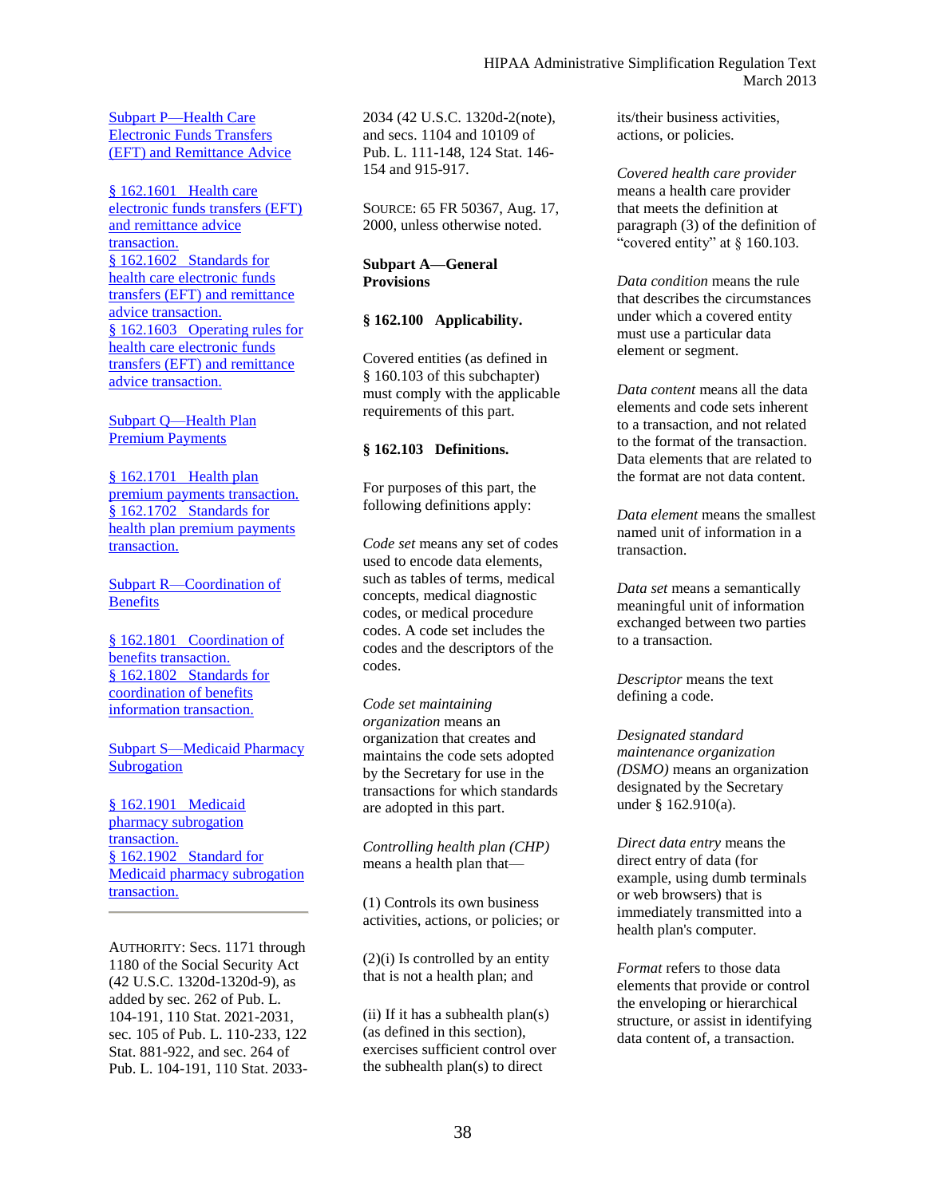[Subpart P—Health Care Electronic Funds Transfers (EFT) and Remittance Advice]

[§ 162.1601 Health care electronic funds transfers (EFT) and remittance advice transaction.]
[§ 162.1602 Standards for health care electronic funds transfers (EFT) and remittance advice transaction.]
[§ 162.1603 Operating rules for health care electronic funds transfers (EFT) and remittance advice transaction.]

[Subpart Q—Health Plan Premium Payments]

[§ 162.1701 Health plan premium payments transaction.]
[§ 162.1702 Standards for health plan premium payments transaction.]

[Subpart R—Coordination of Benefits]

[§ 162.1801 Coordination of benefits transaction.]
[§ 162.1802 Standards for coordination of benefits information transaction.]

[Subpart S—Medicaid Pharmacy Subrogation]

[§ 162.1901 Medicaid pharmacy subrogation transaction.]
[§ 162.1902 Standard for Medicaid pharmacy subrogation transaction.]

---

AUTHORITY: Secs. 1171 through 1180 of the Social Security Act (42 U.S.C. 1320d-1320d-9), as added by sec. 262 of Pub. L. 104-191, 110 Stat. 2021-2031, sec. 105 of Pub. L. 110-233, 122 Stat. 881-922, and sec. 264 of Pub. L. 104-191, 110 Stat. 2033-2034 (42 U.S.C. 1320d-2(note), and secs. 1104 and 10109 of Pub. L. 111-148, 124 Stat. 146-154 and 915-917.

SOURCE: 65 FR 50367, Aug. 17, 2000, unless otherwise noted.

## Subpart A—General Provisions

### § 162.100 Applicability.

Covered entities (as defined in § 160.103 of this subchapter) must comply with the applicable requirements of this part.

### § 162.103 Definitions.

For purposes of this part, the following definitions apply:

*Code set* means any set of codes used to encode data elements, such as tables of terms, medical concepts, medical diagnostic codes, or medical procedure codes. A code set includes the codes and the descriptors of the codes.

*Code set maintaining organization* means an organization that creates and maintains the code sets adopted by the Secretary for use in the transactions for which standards are adopted in this part.

*Controlling health plan (CHP)* means a health plan that—

(1) Controls its own business activities, actions, or policies; or

(2)(i) Is controlled by an entity that is not a health plan; and

(ii) If it has a subhealth plan(s) (as defined in this section), exercises sufficient control over the subhealth plan(s) to direct its/their business activities, actions, or policies.

*Covered health care provider* means a health care provider that meets the definition at paragraph (3) of the definition of "covered entity" at § 160.103.

*Data condition* means the rule that describes the circumstances under which a covered entity must use a particular data element or segment.

*Data content* means all the data elements and code sets inherent to a transaction, and not related to the format of the transaction. Data elements that are related to the format are not data content.

*Data element* means the smallest named unit of information in a transaction.

*Data set* means a semantically meaningful unit of information exchanged between two parties to a transaction.

*Descriptor* means the text defining a code.

*Designated standard maintenance organization (DSMO)* means an organization designated by the Secretary under § 162.910(a).

*Direct data entry* means the direct entry of data (for example, using dumb terminals or web browsers) that is immediately transmitted into a health plan's computer.

*Format* refers to those data elements that provide or control the enveloping or hierarchical structure, or assist in identifying data content of, a transaction.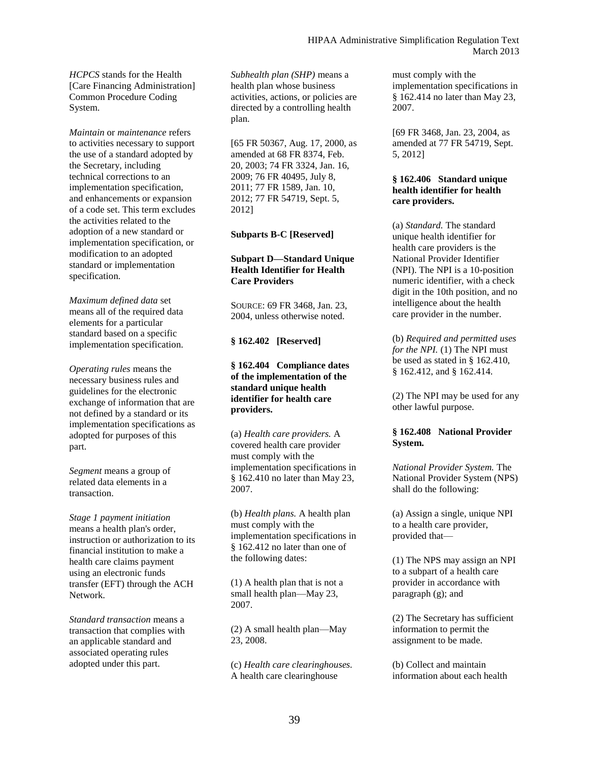*HCPCS* stands for the Health [Care Financing Administration] Common Procedure Coding System.

*Maintain* or *maintenance* refers to activities necessary to support the use of a standard adopted by the Secretary, including technical corrections to an implementation specification, and enhancements or expansion of a code set. This term excludes the activities related to the adoption of a new standard or implementation specification, or modification to an adopted standard or implementation specification.

*Maximum defined data* set means all of the required data elements for a particular standard based on a specific implementation specification.

*Operating rules* means the necessary business rules and guidelines for the electronic exchange of information that are not defined by a standard or its implementation specifications as adopted for purposes of this part.

*Segment* means a group of related data elements in a transaction.

*Stage 1 payment initiation* means a health plan's order, instruction or authorization to its financial institution to make a health care claims payment using an electronic funds transfer (EFT) through the ACH Network.

*Standard transaction* means a transaction that complies with an applicable standard and associated operating rules adopted under this part.

*Subhealth plan (SHP)* means a health plan whose business activities, actions, or policies are directed by a controlling health plan.

[65 FR 50367, Aug. 17, 2000, as amended at 68 FR 8374, Feb. 20, 2003; 74 FR 3324, Jan. 16, 2009; 76 FR 40495, July 8, 2011; 77 FR 1589, Jan. 10, 2012; 77 FR 54719, Sept. 5, 2012]

**Subparts B-C [Reserved]**

**Subpart D—Standard Unique Health Identifier for Health Care Providers**

SOURCE: 69 FR 3468, Jan. 23, 2004, unless otherwise noted.

**§ 162.402 [Reserved]**

**§ 162.404 Compliance dates of the implementation of the standard unique health identifier for health care providers.**

(a) *Health care providers.* A covered health care provider must comply with the implementation specifications in § 162.410 no later than May 23, 2007.

(b) *Health plans.* A health plan must comply with the implementation specifications in § 162.412 no later than one of the following dates:

(1) A health plan that is not a small health plan—May 23, 2007.

(2) A small health plan—May 23, 2008.

(c) *Health care clearinghouses.* A health care clearinghouse must comply with the implementation specifications in § 162.414 no later than May 23, 2007.

[69 FR 3468, Jan. 23, 2004, as amended at 77 FR 54719, Sept. 5, 2012]

**§ 162.406 Standard unique health identifier for health care providers.**

(a) *Standard.* The standard unique health identifier for health care providers is the National Provider Identifier (NPI). The NPI is a 10-position numeric identifier, with a check digit in the 10th position, and no intelligence about the health care provider in the number.

(b) *Required and permitted uses for the NPI.* (1) The NPI must be used as stated in § 162.410, § 162.412, and § 162.414.

(2) The NPI may be used for any other lawful purpose.

**§ 162.408 National Provider System.**

*National Provider System.* The National Provider System (NPS) shall do the following:

(a) Assign a single, unique NPI to a health care provider, provided that—

(1) The NPS may assign an NPI to a subpart of a health care provider in accordance with paragraph (g); and

(2) The Secretary has sufficient information to permit the assignment to be made.

(b) Collect and maintain information about each health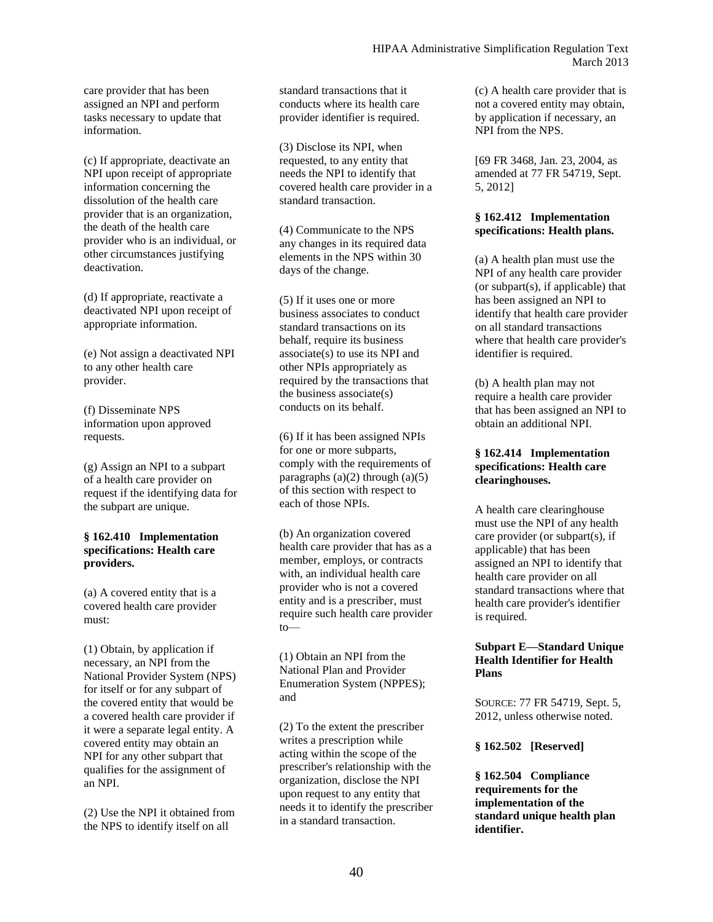care provider that has been assigned an NPI and perform tasks necessary to update that information.

(c) If appropriate, deactivate an NPI upon receipt of appropriate information concerning the dissolution of the health care provider that is an organization, the death of the health care provider who is an individual, or other circumstances justifying deactivation.

(d) If appropriate, reactivate a deactivated NPI upon receipt of appropriate information.

(e) Not assign a deactivated NPI to any other health care provider.

(f) Disseminate NPS information upon approved requests.

(g) Assign an NPI to a subpart of a health care provider on request if the identifying data for the subpart are unique.

**§ 162.410 Implementation specifications: Health care providers.**

(a) A covered entity that is a covered health care provider must:

(1) Obtain, by application if necessary, an NPI from the National Provider System (NPS) for itself or for any subpart of the covered entity that would be a covered health care provider if it were a separate legal entity. A covered entity may obtain an NPI for any other subpart that qualifies for the assignment of an NPI.

(2) Use the NPI it obtained from the NPS to identify itself on all standard transactions that it conducts where its health care provider identifier is required.

(3) Disclose its NPI, when requested, to any entity that needs the NPI to identify that covered health care provider in a standard transaction.

(4) Communicate to the NPS any changes in its required data elements in the NPS within 30 days of the change.

(5) If it uses one or more business associates to conduct standard transactions on its behalf, require its business associate(s) to use its NPI and other NPIs appropriately as required by the transactions that the business associate(s) conducts on its behalf.

(6) If it has been assigned NPIs for one or more subparts, comply with the requirements of paragraphs (a)(2) through (a)(5) of this section with respect to each of those NPIs.

(b) An organization covered health care provider that has as a member, employs, or contracts with, an individual health care provider who is not a covered entity and is a prescriber, must require such health care provider to—

(1) Obtain an NPI from the National Plan and Provider Enumeration System (NPPES); and

(2) To the extent the prescriber writes a prescription while acting within the scope of the prescriber's relationship with the organization, disclose the NPI upon request to any entity that needs it to identify the prescriber in a standard transaction.

(c) A health care provider that is not a covered entity may obtain, by application if necessary, an NPI from the NPS.

[69 FR 3468, Jan. 23, 2004, as amended at 77 FR 54719, Sept. 5, 2012]

**§ 162.412 Implementation specifications: Health plans.**

(a) A health plan must use the NPI of any health care provider (or subpart(s), if applicable) that has been assigned an NPI to identify that health care provider on all standard transactions where that health care provider's identifier is required.

(b) A health plan may not require a health care provider that has been assigned an NPI to obtain an additional NPI.

**§ 162.414 Implementation specifications: Health care clearinghouses.**

A health care clearinghouse must use the NPI of any health care provider (or subpart(s), if applicable) that has been assigned an NPI to identify that health care provider on all standard transactions where that health care provider's identifier is required.

## Subpart E—Standard Unique Health Identifier for Health Plans

SOURCE: 77 FR 54719, Sept. 5, 2012, unless otherwise noted.

**§ 162.502 [Reserved]**

**§ 162.504 Compliance requirements for the implementation of the standard unique health plan identifier.**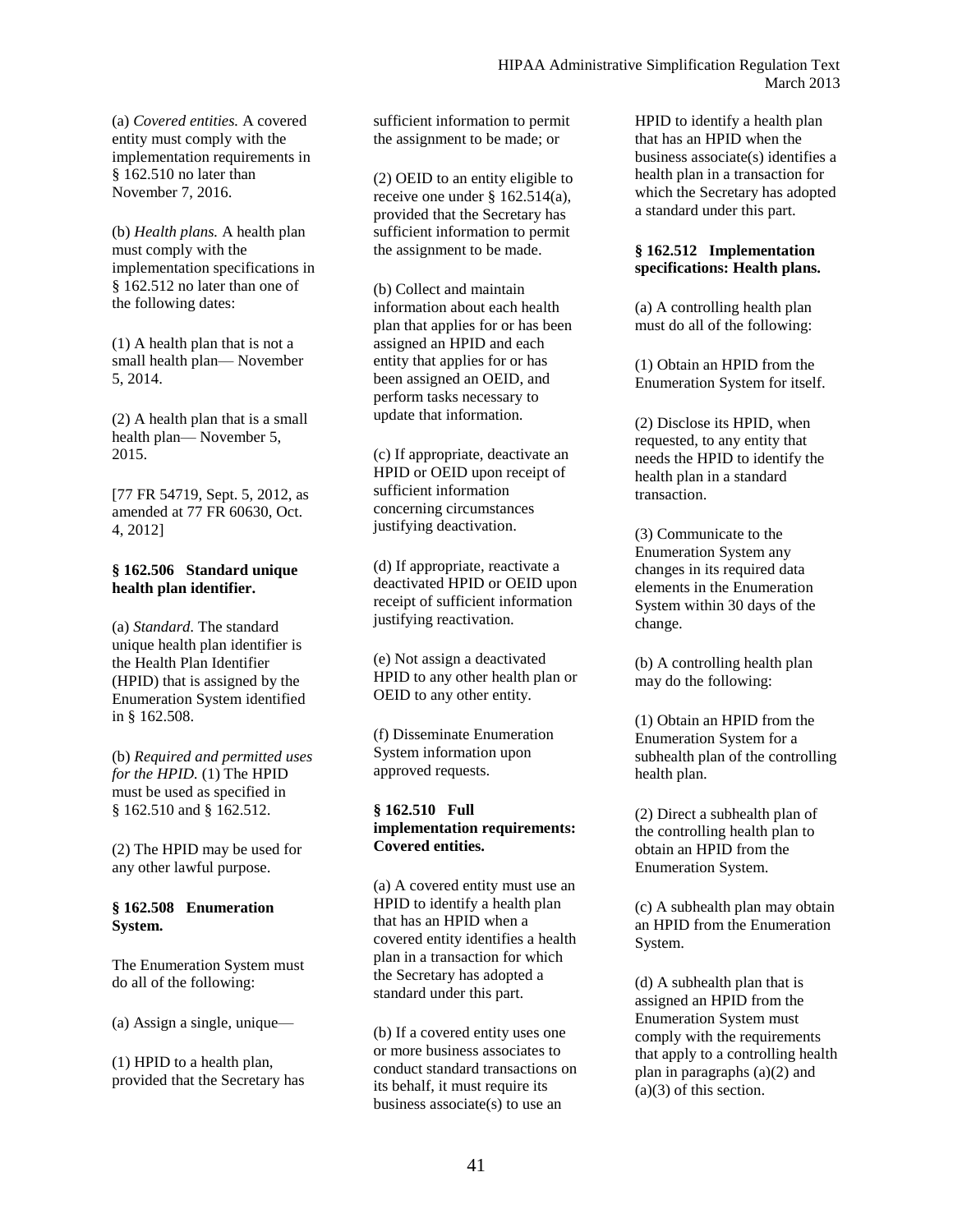(a) *Covered entities.* A covered entity must comply with the implementation requirements in § 162.510 no later than November 7, 2016.

(b) *Health plans.* A health plan must comply with the implementation specifications in § 162.512 no later than one of the following dates:

(1) A health plan that is not a small health plan— November 5, 2014.

(2) A health plan that is a small health plan— November 5, 2015.

[77 FR 54719, Sept. 5, 2012, as amended at 77 FR 60630, Oct. 4, 2012]

**§ 162.506 Standard unique health plan identifier.**

(a) *Standard.* The standard unique health plan identifier is the Health Plan Identifier (HPID) that is assigned by the Enumeration System identified in § 162.508.

(b) *Required and permitted uses for the HPID.* (1) The HPID must be used as specified in § 162.510 and § 162.512.

(2) The HPID may be used for any other lawful purpose.

**§ 162.508 Enumeration System.**

The Enumeration System must do all of the following:

(a) Assign a single, unique—

(1) HPID to a health plan, provided that the Secretary has sufficient information to permit the assignment to be made; or

(2) OEID to an entity eligible to receive one under § 162.514(a), provided that the Secretary has sufficient information to permit the assignment to be made.

(b) Collect and maintain information about each health plan that applies for or has been assigned an HPID and each entity that applies for or has been assigned an OEID, and perform tasks necessary to update that information.

(c) If appropriate, deactivate an HPID or OEID upon receipt of sufficient information concerning circumstances justifying deactivation.

(d) If appropriate, reactivate a deactivated HPID or OEID upon receipt of sufficient information justifying reactivation.

(e) Not assign a deactivated HPID to any other health plan or OEID to any other entity.

(f) Disseminate Enumeration System information upon approved requests.

**§ 162.510 Full implementation requirements: Covered entities.**

(a) A covered entity must use an HPID to identify a health plan that has an HPID when a covered entity identifies a health plan in a transaction for which the Secretary has adopted a standard under this part.

(b) If a covered entity uses one or more business associates to conduct standard transactions on its behalf, it must require its business associate(s) to use an HPID to identify a health plan that has an HPID when the business associate(s) identifies a health plan in a transaction for which the Secretary has adopted a standard under this part.

**§ 162.512 Implementation specifications: Health plans.**

(a) A controlling health plan must do all of the following:

(1) Obtain an HPID from the Enumeration System for itself.

(2) Disclose its HPID, when requested, to any entity that needs the HPID to identify the health plan in a standard transaction.

(3) Communicate to the Enumeration System any changes in its required data elements in the Enumeration System within 30 days of the change.

(b) A controlling health plan may do the following:

(1) Obtain an HPID from the Enumeration System for a subhealth plan of the controlling health plan.

(2) Direct a subhealth plan of the controlling health plan to obtain an HPID from the Enumeration System.

(c) A subhealth plan may obtain an HPID from the Enumeration System.

(d) A subhealth plan that is assigned an HPID from the Enumeration System must comply with the requirements that apply to a controlling health plan in paragraphs (a)(2) and (a)(3) of this section.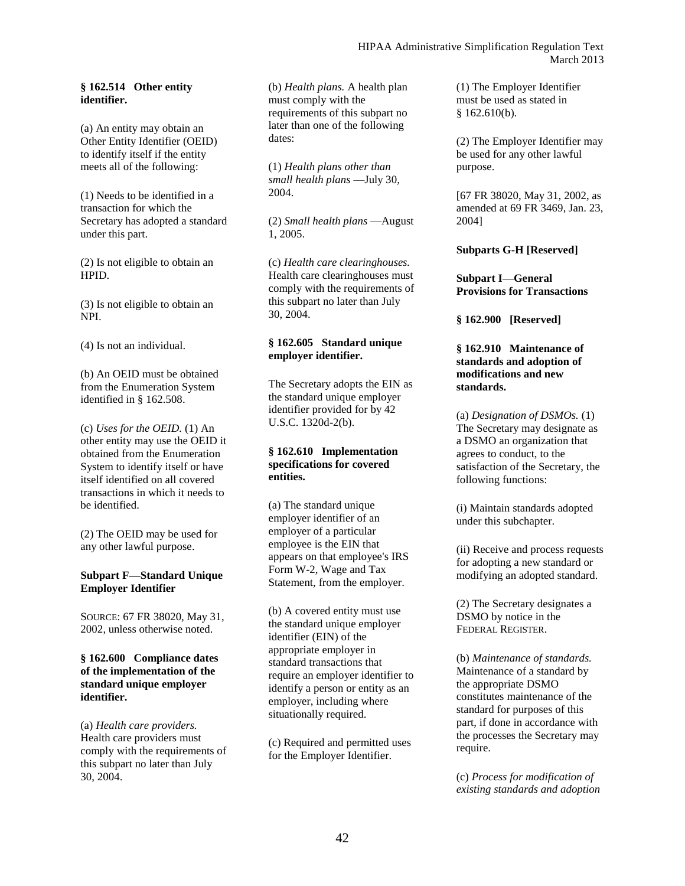**§ 162.514 Other entity identifier.**

(a) An entity may obtain an Other Entity Identifier (OEID) to identify itself if the entity meets all of the following:

(1) Needs to be identified in a transaction for which the Secretary has adopted a standard under this part.

(2) Is not eligible to obtain an HPID.

(3) Is not eligible to obtain an NPI.

(4) Is not an individual.

(b) An OEID must be obtained from the Enumeration System identified in § 162.508.

(c) *Uses for the OEID.* (1) An other entity may use the OEID it obtained from the Enumeration System to identify itself or have itself identified on all covered transactions in which it needs to be identified.

(2) The OEID may be used for any other lawful purpose.

**Subpart F—Standard Unique Employer Identifier**

SOURCE: 67 FR 38020, May 31, 2002, unless otherwise noted.

**§ 162.600 Compliance dates of the implementation of the standard unique employer identifier.**

(a) *Health care providers.* Health care providers must comply with the requirements of this subpart no later than July 30, 2004.

(b) *Health plans.* A health plan must comply with the requirements of this subpart no later than one of the following dates:

(1) *Health plans other than small health plans* —July 30, 2004.

(2) *Small health plans* —August 1, 2005.

(c) *Health care clearinghouses.* Health care clearinghouses must comply with the requirements of this subpart no later than July 30, 2004.

**§ 162.605 Standard unique employer identifier.**

The Secretary adopts the EIN as the standard unique employer identifier provided for by 42 U.S.C. 1320d-2(b).

**§ 162.610 Implementation specifications for covered entities.**

(a) The standard unique employer identifier of an employer of a particular employee is the EIN that appears on that employee's IRS Form W-2, Wage and Tax Statement, from the employer.

(b) A covered entity must use the standard unique employer identifier (EIN) of the appropriate employer in standard transactions that require an employer identifier to identify a person or entity as an employer, including where situationally required.

(c) Required and permitted uses for the Employer Identifier.

(1) The Employer Identifier must be used as stated in § 162.610(b).

(2) The Employer Identifier may be used for any other lawful purpose.

[67 FR 38020, May 31, 2002, as amended at 69 FR 3469, Jan. 23, 2004]

**Subparts G-H [Reserved]**

**Subpart I—General Provisions for Transactions**

**§ 162.900 [Reserved]**

**§ 162.910 Maintenance of standards and adoption of modifications and new standards.**

(a) *Designation of DSMOs.* (1) The Secretary may designate as a DSMO an organization that agrees to conduct, to the satisfaction of the Secretary, the following functions:

(i) Maintain standards adopted under this subchapter.

(ii) Receive and process requests for adopting a new standard or modifying an adopted standard.

(2) The Secretary designates a DSMO by notice in the FEDERAL REGISTER.

(b) *Maintenance of standards.* Maintenance of a standard by the appropriate DSMO constitutes maintenance of the standard for purposes of this part, if done in accordance with the processes the Secretary may require.

(c) *Process for modification of existing standards and adoption*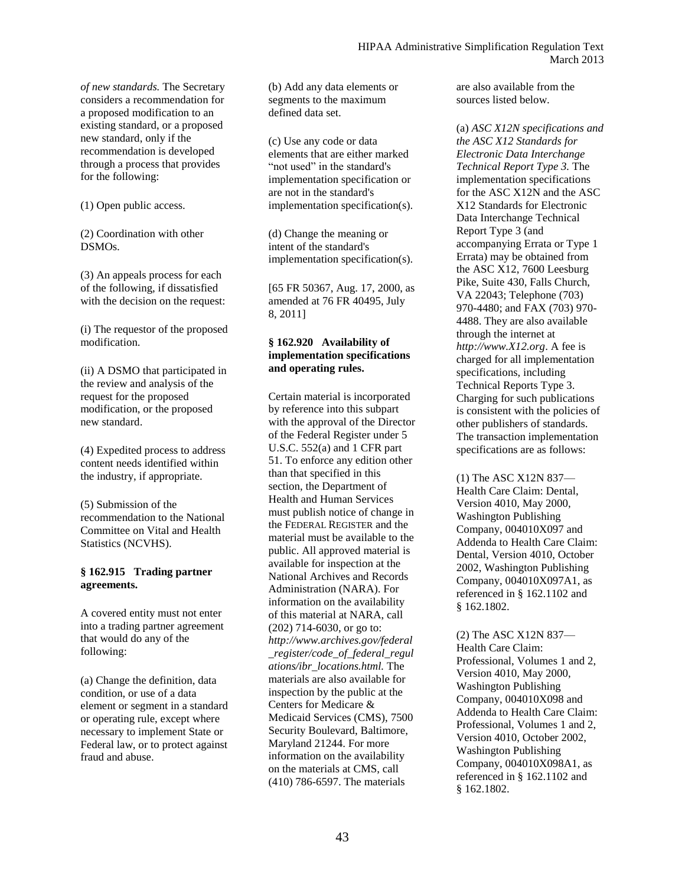*of new standards.* The Secretary considers a recommendation for a proposed modification to an existing standard, or a proposed new standard, only if the recommendation is developed through a process that provides for the following:

(1) Open public access.

(2) Coordination with other DSMOs.

(3) An appeals process for each of the following, if dissatisfied with the decision on the request:

(i) The requestor of the proposed modification.

(ii) A DSMO that participated in the review and analysis of the request for the proposed modification, or the proposed new standard.

(4) Expedited process to address content needs identified within the industry, if appropriate.

(5) Submission of the recommendation to the National Committee on Vital and Health Statistics (NCVHS).

**§ 162.915 Trading partner agreements.**

A covered entity must not enter into a trading partner agreement that would do any of the following:

(a) Change the definition, data condition, or use of a data element or segment in a standard or operating rule, except where necessary to implement State or Federal law, or to protect against fraud and abuse.

(b) Add any data elements or segments to the maximum defined data set.

(c) Use any code or data elements that are either marked "not used" in the standard's implementation specification or are not in the standard's implementation specification(s).

(d) Change the meaning or intent of the standard's implementation specification(s).

[65 FR 50367, Aug. 17, 2000, as amended at 76 FR 40495, July 8, 2011]

**§ 162.920 Availability of implementation specifications and operating rules.**

Certain material is incorporated by reference into this subpart with the approval of the Director of the Federal Register under 5 U.S.C. 552(a) and 1 CFR part 51. To enforce any edition other than that specified in this section, the Department of Health and Human Services must publish notice of change in the FEDERAL REGISTER and the material must be available to the public. All approved material is available for inspection at the National Archives and Records Administration (NARA). For information on the availability of this material at NARA, call (202) 714-6030, or go to: *http://www.archives.gov/federal_register/code_of_federal_regulations/ibr_locations.html.* The materials are also available for inspection by the public at the Centers for Medicare & Medicaid Services (CMS), 7500 Security Boulevard, Baltimore, Maryland 21244. For more information on the availability on the materials at CMS, call (410) 786-6597. The materials are also available from the sources listed below.

(a) *ASC X12N specifications and the ASC X12 Standards for Electronic Data Interchange Technical Report Type 3.* The implementation specifications for the ASC X12N and the ASC X12 Standards for Electronic Data Interchange Technical Report Type 3 (and accompanying Errata or Type 1 Errata) may be obtained from the ASC X12, 7600 Leesburg Pike, Suite 430, Falls Church, VA 22043; Telephone (703) 970-4480; and FAX (703) 970-4488. They are also available through the internet at *http://www.X12.org*. A fee is charged for all implementation specifications, including Technical Reports Type 3. Charging for such publications is consistent with the policies of other publishers of standards. The transaction implementation specifications are as follows:

(1) The ASC X12N 837—Health Care Claim: Dental, Version 4010, May 2000, Washington Publishing Company, 004010X097 and Addenda to Health Care Claim: Dental, Version 4010, October 2002, Washington Publishing Company, 004010X097A1, as referenced in § 162.1102 and § 162.1802.

(2) The ASC X12N 837—Health Care Claim: Professional, Volumes 1 and 2, Version 4010, May 2000, Washington Publishing Company, 004010X098 and Addenda to Health Care Claim: Professional, Volumes 1 and 2, Version 4010, October 2002, Washington Publishing Company, 004010X098A1, as referenced in § 162.1102 and § 162.1802.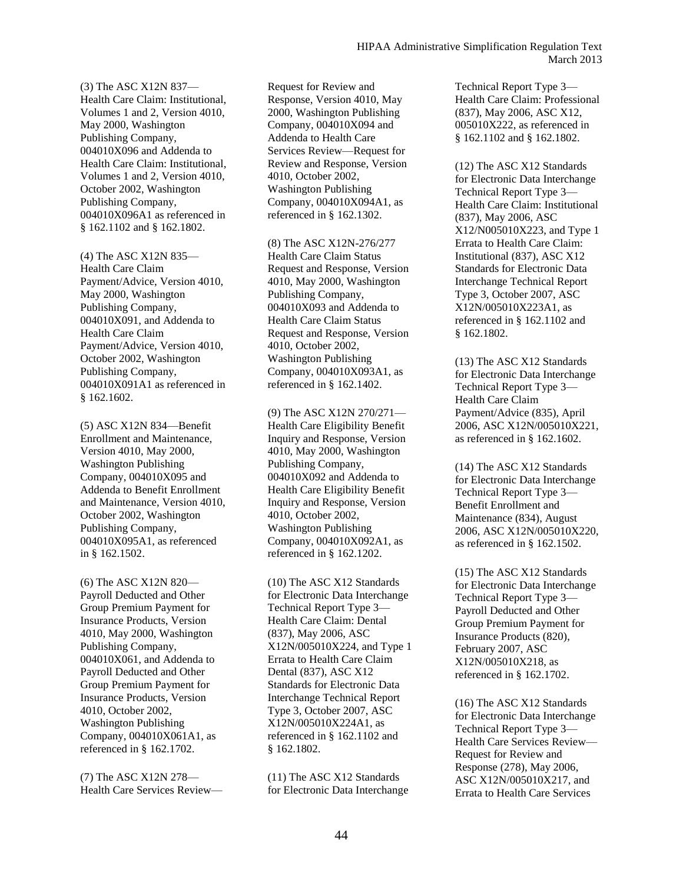(3) The ASC X12N 837—Health Care Claim: Institutional, Volumes 1 and 2, Version 4010, May 2000, Washington Publishing Company, 004010X096 and Addenda to Health Care Claim: Institutional, Volumes 1 and 2, Version 4010, October 2002, Washington Publishing Company, 004010X096A1 as referenced in § 162.1102 and § 162.1802.

(4) The ASC X12N 835—Health Care Claim Payment/Advice, Version 4010, May 2000, Washington Publishing Company, 004010X091, and Addenda to Health Care Claim Payment/Advice, Version 4010, October 2002, Washington Publishing Company, 004010X091A1 as referenced in § 162.1602.

(5) ASC X12N 834—Benefit Enrollment and Maintenance, Version 4010, May 2000, Washington Publishing Company, 004010X095 and Addenda to Benefit Enrollment and Maintenance, Version 4010, October 2002, Washington Publishing Company, 004010X095A1, as referenced in § 162.1502.

(6) The ASC X12N 820—Payroll Deducted and Other Group Premium Payment for Insurance Products, Version 4010, May 2000, Washington Publishing Company, 004010X061, and Addenda to Payroll Deducted and Other Group Premium Payment for Insurance Products, Version 4010, October 2002, Washington Publishing Company, 004010X061A1, as referenced in § 162.1702.

(7) The ASC X12N 278—Health Care Services Review—Request for Review and Response, Version 4010, May 2000, Washington Publishing Company, 004010X094 and Addenda to Health Care Services Review—Request for Review and Response, Version 4010, October 2002, Washington Publishing Company, 004010X094A1, as referenced in § 162.1302.

(8) The ASC X12N-276/277 Health Care Claim Status Request and Response, Version 4010, May 2000, Washington Publishing Company, 004010X093 and Addenda to Health Care Claim Status Request and Response, Version 4010, October 2002, Washington Publishing Company, 004010X093A1, as referenced in § 162.1402.

(9) The ASC X12N 270/271—Health Care Eligibility Benefit Inquiry and Response, Version 4010, May 2000, Washington Publishing Company, 004010X092 and Addenda to Health Care Eligibility Benefit Inquiry and Response, Version 4010, October 2002, Washington Publishing Company, 004010X092A1, as referenced in § 162.1202.

(10) The ASC X12 Standards for Electronic Data Interchange Technical Report Type 3—Health Care Claim: Dental (837), May 2006, ASC X12N/005010X224, and Type 1 Errata to Health Care Claim Dental (837), ASC X12 Standards for Electronic Data Interchange Technical Report Type 3, October 2007, ASC X12N/005010X224A1, as referenced in § 162.1102 and § 162.1802.

(11) The ASC X12 Standards for Electronic Data Interchange Technical Report Type 3—Health Care Claim: Professional (837), May 2006, ASC X12, 005010X222, as referenced in § 162.1102 and § 162.1802.

(12) The ASC X12 Standards for Electronic Data Interchange Technical Report Type 3—Health Care Claim: Institutional (837), May 2006, ASC X12/N005010X223, and Type 1 Errata to Health Care Claim: Institutional (837), ASC X12 Standards for Electronic Data Interchange Technical Report Type 3, October 2007, ASC X12N/005010X223A1, as referenced in § 162.1102 and § 162.1802.

(13) The ASC X12 Standards for Electronic Data Interchange Technical Report Type 3—Health Care Claim Payment/Advice (835), April 2006, ASC X12N/005010X221, as referenced in § 162.1602.

(14) The ASC X12 Standards for Electronic Data Interchange Technical Report Type 3—Benefit Enrollment and Maintenance (834), August 2006, ASC X12N/005010X220, as referenced in § 162.1502.

(15) The ASC X12 Standards for Electronic Data Interchange Technical Report Type 3—Payroll Deducted and Other Group Premium Payment for Insurance Products (820), February 2007, ASC X12N/005010X218, as referenced in § 162.1702.

(16) The ASC X12 Standards for Electronic Data Interchange Technical Report Type 3—Health Care Services Review—Request for Review and Response (278), May 2006, ASC X12N/005010X217, and Errata to Health Care Services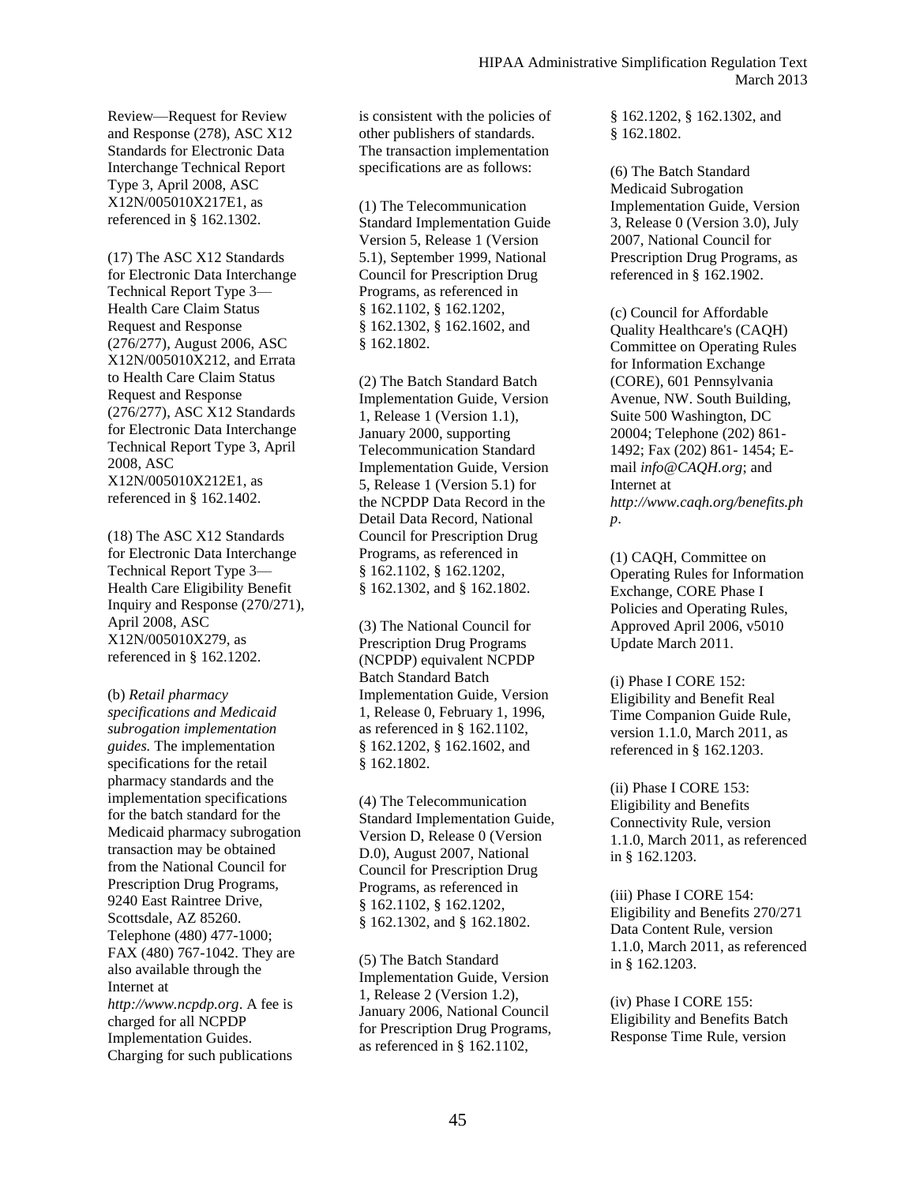Review—Request for Review and Response (278), ASC X12 Standards for Electronic Data Interchange Technical Report Type 3, April 2008, ASC X12N/005010X217E1, as referenced in § 162.1302.

(17) The ASC X12 Standards for Electronic Data Interchange Technical Report Type 3—Health Care Claim Status Request and Response (276/277), August 2006, ASC X12N/005010X212, and Errata to Health Care Claim Status Request and Response (276/277), ASC X12 Standards for Electronic Data Interchange Technical Report Type 3, April 2008, ASC X12N/005010X212E1, as referenced in § 162.1402.

(18) The ASC X12 Standards for Electronic Data Interchange Technical Report Type 3—Health Care Eligibility Benefit Inquiry and Response (270/271), April 2008, ASC X12N/005010X279, as referenced in § 162.1202.

(b) *Retail pharmacy specifications and Medicaid subrogation implementation guides.* The implementation specifications for the retail pharmacy standards and the implementation specifications for the batch standard for the Medicaid pharmacy subrogation transaction may be obtained from the National Council for Prescription Drug Programs, 9240 East Raintree Drive, Scottsdale, AZ 85260. Telephone (480) 477-1000; FAX (480) 767-1042. They are also available through the Internet at *http://www.ncpdp.org*. A fee is charged for all NCPDP Implementation Guides. Charging for such publications is consistent with the policies of other publishers of standards. The transaction implementation specifications are as follows:

(1) The Telecommunication Standard Implementation Guide Version 5, Release 1 (Version 5.1), September 1999, National Council for Prescription Drug Programs, as referenced in § 162.1102, § 162.1202, § 162.1302, § 162.1602, and § 162.1802.

(2) The Batch Standard Batch Implementation Guide, Version 1, Release 1 (Version 1.1), January 2000, supporting Telecommunication Standard Implementation Guide, Version 5, Release 1 (Version 5.1) for the NCPDP Data Record in the Detail Data Record, National Council for Prescription Drug Programs, as referenced in § 162.1102, § 162.1202, § 162.1302, and § 162.1802.

(3) The National Council for Prescription Drug Programs (NCPDP) equivalent NCPDP Batch Standard Batch Implementation Guide, Version 1, Release 0, February 1, 1996, as referenced in § 162.1102, § 162.1202, § 162.1602, and § 162.1802.

(4) The Telecommunication Standard Implementation Guide, Version D, Release 0 (Version D.0), August 2007, National Council for Prescription Drug Programs, as referenced in § 162.1102, § 162.1202, § 162.1302, and § 162.1802.

(5) The Batch Standard Implementation Guide, Version 1, Release 2 (Version 1.2), January 2006, National Council for Prescription Drug Programs, as referenced in § 162.1102, § 162.1202, § 162.1302, and § 162.1802.

(6) The Batch Standard Medicaid Subrogation Implementation Guide, Version 3, Release 0 (Version 3.0), July 2007, National Council for Prescription Drug Programs, as referenced in § 162.1902.

(c) Council for Affordable Quality Healthcare's (CAQH) Committee on Operating Rules for Information Exchange (CORE), 601 Pennsylvania Avenue, NW. South Building, Suite 500 Washington, DC 20004; Telephone (202) 861-1492; Fax (202) 861- 1454; E-mail *info@CAQH.org*; and Internet at *http://www.caqh.org/benefits.php*.

(1) CAQH, Committee on Operating Rules for Information Exchange, CORE Phase I Policies and Operating Rules, Approved April 2006, v5010 Update March 2011.

(i) Phase I CORE 152: Eligibility and Benefit Real Time Companion Guide Rule, version 1.1.0, March 2011, as referenced in § 162.1203.

(ii) Phase I CORE 153: Eligibility and Benefits Connectivity Rule, version 1.1.0, March 2011, as referenced in § 162.1203.

(iii) Phase I CORE 154: Eligibility and Benefits 270/271 Data Content Rule, version 1.1.0, March 2011, as referenced in § 162.1203.

(iv) Phase I CORE 155: Eligibility and Benefits Batch Response Time Rule, version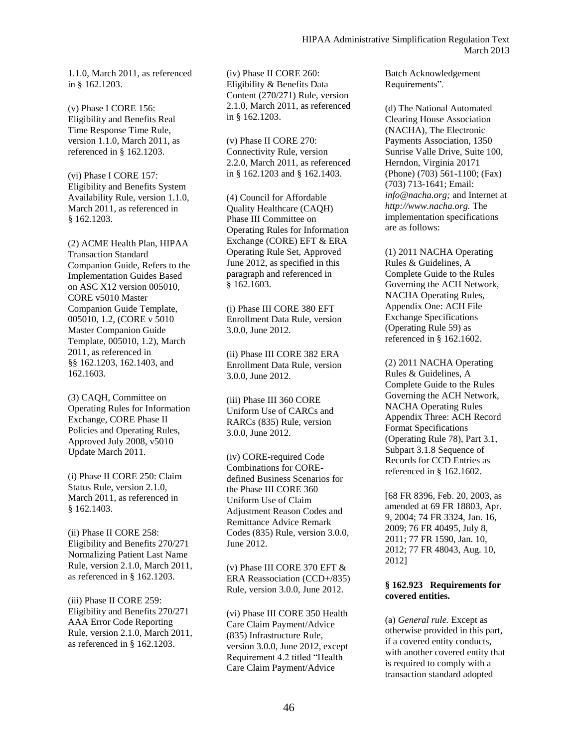1.1.0, March 2011, as referenced in § 162.1203.

(v) Phase I CORE 156: Eligibility and Benefits Real Time Response Time Rule, version 1.1.0, March 2011, as referenced in § 162.1203.

(vi) Phase I CORE 157: Eligibility and Benefits System Availability Rule, version 1.1.0, March 2011, as referenced in § 162.1203.

(2) ACME Health Plan, HIPAA Transaction Standard Companion Guide, Refers to the Implementation Guides Based on ASC X12 version 005010, CORE v5010 Master Companion Guide Template, 005010, 1.2, (CORE v 5010 Master Companion Guide Template, 005010, 1.2), March 2011, as referenced in §§ 162.1203, 162.1403, and 162.1603.

(3) CAQH, Committee on Operating Rules for Information Exchange, CORE Phase II Policies and Operating Rules, Approved July 2008, v5010 Update March 2011.

(i) Phase II CORE 250: Claim Status Rule, version 2.1.0, March 2011, as referenced in § 162.1403.

(ii) Phase II CORE 258: Eligibility and Benefits 270/271 Normalizing Patient Last Name Rule, version 2.1.0, March 2011, as referenced in § 162.1203.

(iii) Phase II CORE 259: Eligibility and Benefits 270/271 AAA Error Code Reporting Rule, version 2.1.0, March 2011, as referenced in § 162.1203.

(iv) Phase II CORE 260: Eligibility & Benefits Data Content (270/271) Rule, version 2.1.0, March 2011, as referenced in § 162.1203.

(v) Phase II CORE 270: Connectivity Rule, version 2.2.0, March 2011, as referenced in § 162.1203 and § 162.1403.

(4) Council for Affordable Quality Healthcare (CAQH) Phase III Committee on Operating Rules for Information Exchange (CORE) EFT & ERA Operating Rule Set, Approved June 2012, as specified in this paragraph and referenced in § 162.1603.

(i) Phase III CORE 380 EFT Enrollment Data Rule, version 3.0.0, June 2012.

(ii) Phase III CORE 382 ERA Enrollment Data Rule, version 3.0.0, June 2012.

(iii) Phase III 360 CORE Uniform Use of CARCs and RARCs (835) Rule, version 3.0.0, June 2012.

(iv) CORE-required Code Combinations for CORE-defined Business Scenarios for the Phase III CORE 360 Uniform Use of Claim Adjustment Reason Codes and Remittance Advice Remark Codes (835) Rule, version 3.0.0, June 2012.

(v) Phase III CORE 370 EFT & ERA Reassociation (CCD+/835) Rule, version 3.0.0, June 2012.

(vi) Phase III CORE 350 Health Care Claim Payment/Advice (835) Infrastructure Rule, version 3.0.0, June 2012, except Requirement 4.2 titled "Health Care Claim Payment/Advice Batch Acknowledgement Requirements".

(d) The National Automated Clearing House Association (NACHA), The Electronic Payments Association, 1350 Sunrise Valle Drive, Suite 100, Herndon, Virginia 20171 (Phone) (703) 561-1100; (Fax) (703) 713-1641; Email: *info@nacha.org;* and Internet at *http://www.nacha.org.* The implementation specifications are as follows:

(1) 2011 NACHA Operating Rules & Guidelines, A Complete Guide to the Rules Governing the ACH Network, NACHA Operating Rules, Appendix One: ACH File Exchange Specifications (Operating Rule 59) as referenced in § 162.1602.

(2) 2011 NACHA Operating Rules & Guidelines, A Complete Guide to the Rules Governing the ACH Network, NACHA Operating Rules Appendix Three: ACH Record Format Specifications (Operating Rule 78), Part 3.1, Subpart 3.1.8 Sequence of Records for CCD Entries as referenced in § 162.1602.

[68 FR 8396, Feb. 20, 2003, as amended at 69 FR 18803, Apr. 9, 2004; 74 FR 3324, Jan. 16, 2009; 76 FR 40495, July 8, 2011; 77 FR 1590, Jan. 10, 2012; 77 FR 48043, Aug. 10, 2012]

**§ 162.923 Requirements for covered entities.**

(a) *General rule.* Except as otherwise provided in this part, if a covered entity conducts, with another covered entity that is required to comply with a transaction standard adopted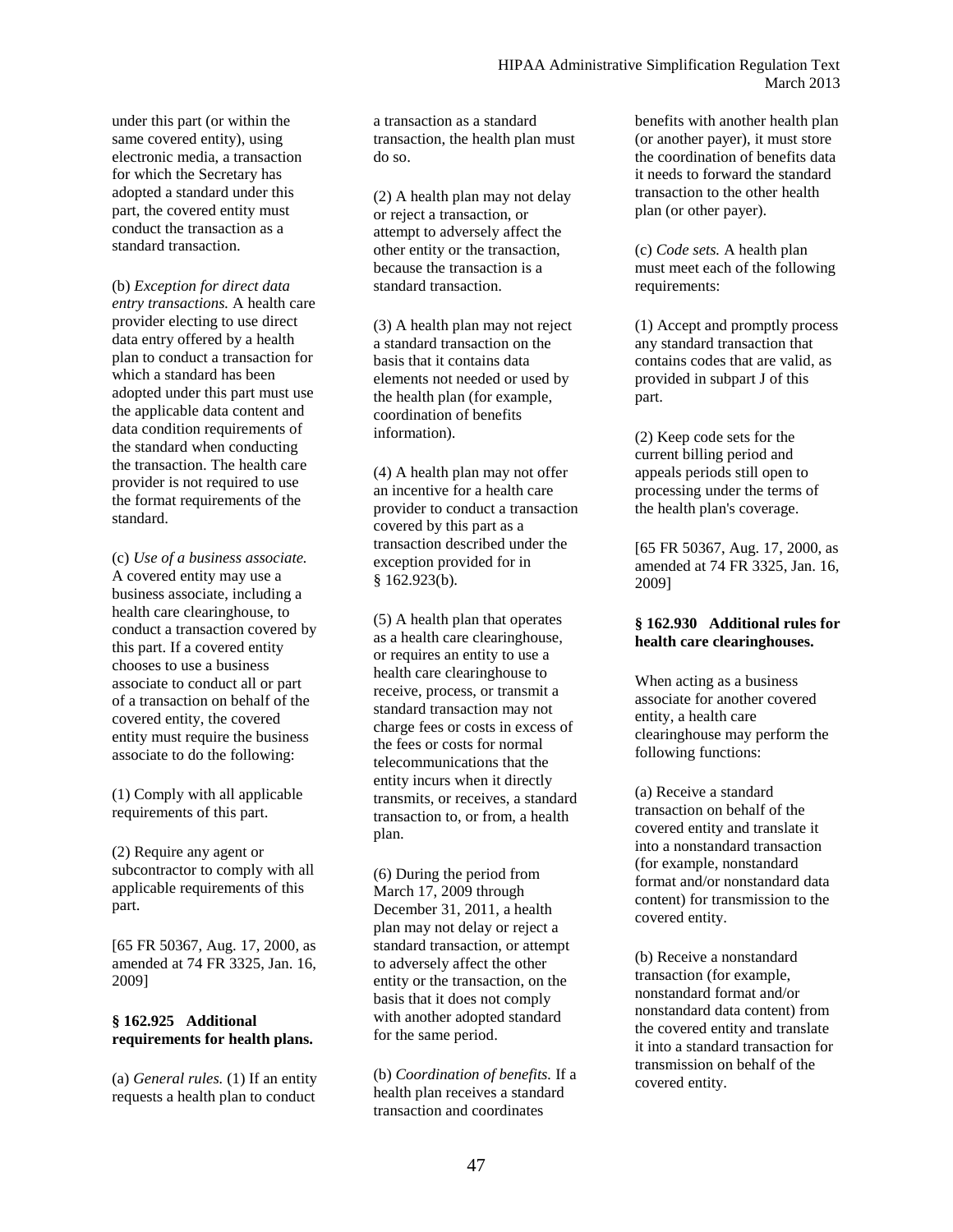under this part (or within the same covered entity), using electronic media, a transaction for which the Secretary has adopted a standard under this part, the covered entity must conduct the transaction as a standard transaction.

(b) *Exception for direct data entry transactions.* A health care provider electing to use direct data entry offered by a health plan to conduct a transaction for which a standard has been adopted under this part must use the applicable data content and data condition requirements of the standard when conducting the transaction. The health care provider is not required to use the format requirements of the standard.

(c) *Use of a business associate.* A covered entity may use a business associate, including a health care clearinghouse, to conduct a transaction covered by this part. If a covered entity chooses to use a business associate to conduct all or part of a transaction on behalf of the covered entity, the covered entity must require the business associate to do the following:

(1) Comply with all applicable requirements of this part.

(2) Require any agent or subcontractor to comply with all applicable requirements of this part.

[65 FR 50367, Aug. 17, 2000, as amended at 74 FR 3325, Jan. 16, 2009]

**§ 162.925 Additional requirements for health plans.**

(a) *General rules.* (1) If an entity requests a health plan to conduct a transaction as a standard transaction, the health plan must do so.

(2) A health plan may not delay or reject a transaction, or attempt to adversely affect the other entity or the transaction, because the transaction is a standard transaction.

(3) A health plan may not reject a standard transaction on the basis that it contains data elements not needed or used by the health plan (for example, coordination of benefits information).

(4) A health plan may not offer an incentive for a health care provider to conduct a transaction covered by this part as a transaction described under the exception provided for in § 162.923(b).

(5) A health plan that operates as a health care clearinghouse, or requires an entity to use a health care clearinghouse to receive, process, or transmit a standard transaction may not charge fees or costs in excess of the fees or costs for normal telecommunications that the entity incurs when it directly transmits, or receives, a standard transaction to, or from, a health plan.

(6) During the period from March 17, 2009 through December 31, 2011, a health plan may not delay or reject a standard transaction, or attempt to adversely affect the other entity or the transaction, on the basis that it does not comply with another adopted standard for the same period.

(b) *Coordination of benefits.* If a health plan receives a standard transaction and coordinates benefits with another health plan (or another payer), it must store the coordination of benefits data it needs to forward the standard transaction to the other health plan (or other payer).

(c) *Code sets.* A health plan must meet each of the following requirements:

(1) Accept and promptly process any standard transaction that contains codes that are valid, as provided in subpart J of this part.

(2) Keep code sets for the current billing period and appeals periods still open to processing under the terms of the health plan's coverage.

[65 FR 50367, Aug. 17, 2000, as amended at 74 FR 3325, Jan. 16, 2009]

**§ 162.930 Additional rules for health care clearinghouses.**

When acting as a business associate for another covered entity, a health care clearinghouse may perform the following functions:

(a) Receive a standard transaction on behalf of the covered entity and translate it into a nonstandard transaction (for example, nonstandard format and/or nonstandard data content) for transmission to the covered entity.

(b) Receive a nonstandard transaction (for example, nonstandard format and/or nonstandard data content) from the covered entity and translate it into a standard transaction for transmission on behalf of the covered entity.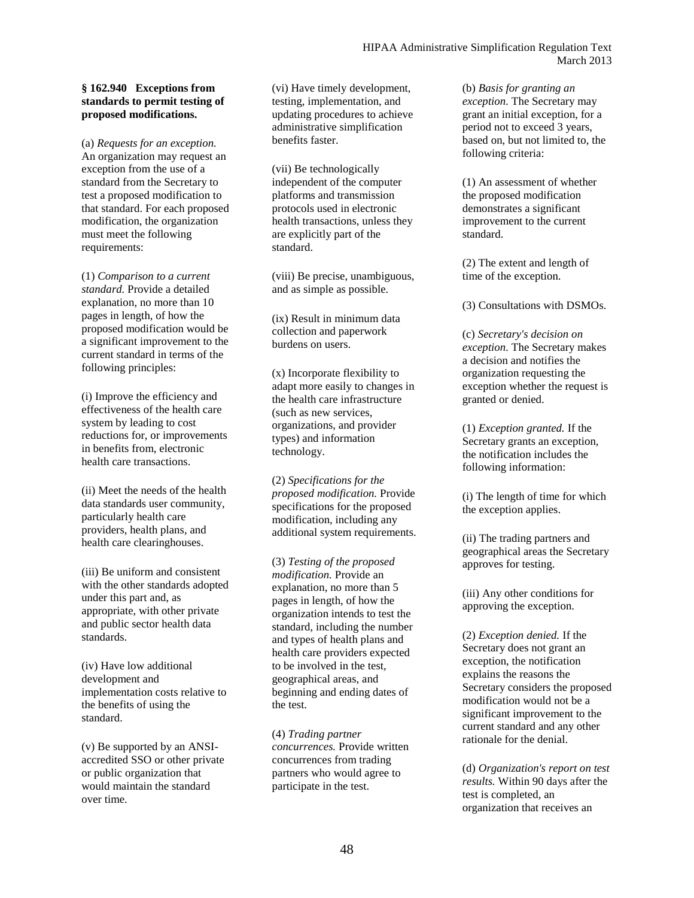**§ 162.940 Exceptions from standards to permit testing of proposed modifications.**

(a) *Requests for an exception.* An organization may request an exception from the use of a standard from the Secretary to test a proposed modification to that standard. For each proposed modification, the organization must meet the following requirements:

(1) *Comparison to a current standard.* Provide a detailed explanation, no more than 10 pages in length, of how the proposed modification would be a significant improvement to the current standard in terms of the following principles:

(i) Improve the efficiency and effectiveness of the health care system by leading to cost reductions for, or improvements in benefits from, electronic health care transactions.

(ii) Meet the needs of the health data standards user community, particularly health care providers, health plans, and health care clearinghouses.

(iii) Be uniform and consistent with the other standards adopted under this part and, as appropriate, with other private and public sector health data standards.

(iv) Have low additional development and implementation costs relative to the benefits of using the standard.

(v) Be supported by an ANSI-accredited SSO or other private or public organization that would maintain the standard over time.

(vi) Have timely development, testing, implementation, and updating procedures to achieve administrative simplification benefits faster.

(vii) Be technologically independent of the computer platforms and transmission protocols used in electronic health transactions, unless they are explicitly part of the standard.

(viii) Be precise, unambiguous, and as simple as possible.

(ix) Result in minimum data collection and paperwork burdens on users.

(x) Incorporate flexibility to adapt more easily to changes in the health care infrastructure (such as new services, organizations, and provider types) and information technology.

(2) *Specifications for the proposed modification.* Provide specifications for the proposed modification, including any additional system requirements.

(3) *Testing of the proposed modification.* Provide an explanation, no more than 5 pages in length, of how the organization intends to test the standard, including the number and types of health plans and health care providers expected to be involved in the test, geographical areas, and beginning and ending dates of the test.

(4) *Trading partner concurrences.* Provide written concurrences from trading partners who would agree to participate in the test.

(b) *Basis for granting an exception.* The Secretary may grant an initial exception, for a period not to exceed 3 years, based on, but not limited to, the following criteria:

(1) An assessment of whether the proposed modification demonstrates a significant improvement to the current standard.

(2) The extent and length of time of the exception.

(3) Consultations with DSMOs.

(c) *Secretary's decision on exception.* The Secretary makes a decision and notifies the organization requesting the exception whether the request is granted or denied.

(1) *Exception granted.* If the Secretary grants an exception, the notification includes the following information:

(i) The length of time for which the exception applies.

(ii) The trading partners and geographical areas the Secretary approves for testing.

(iii) Any other conditions for approving the exception.

(2) *Exception denied.* If the Secretary does not grant an exception, the notification explains the reasons the Secretary considers the proposed modification would not be a significant improvement to the current standard and any other rationale for the denial.

(d) *Organization's report on test results.* Within 90 days after the test is completed, an organization that receives an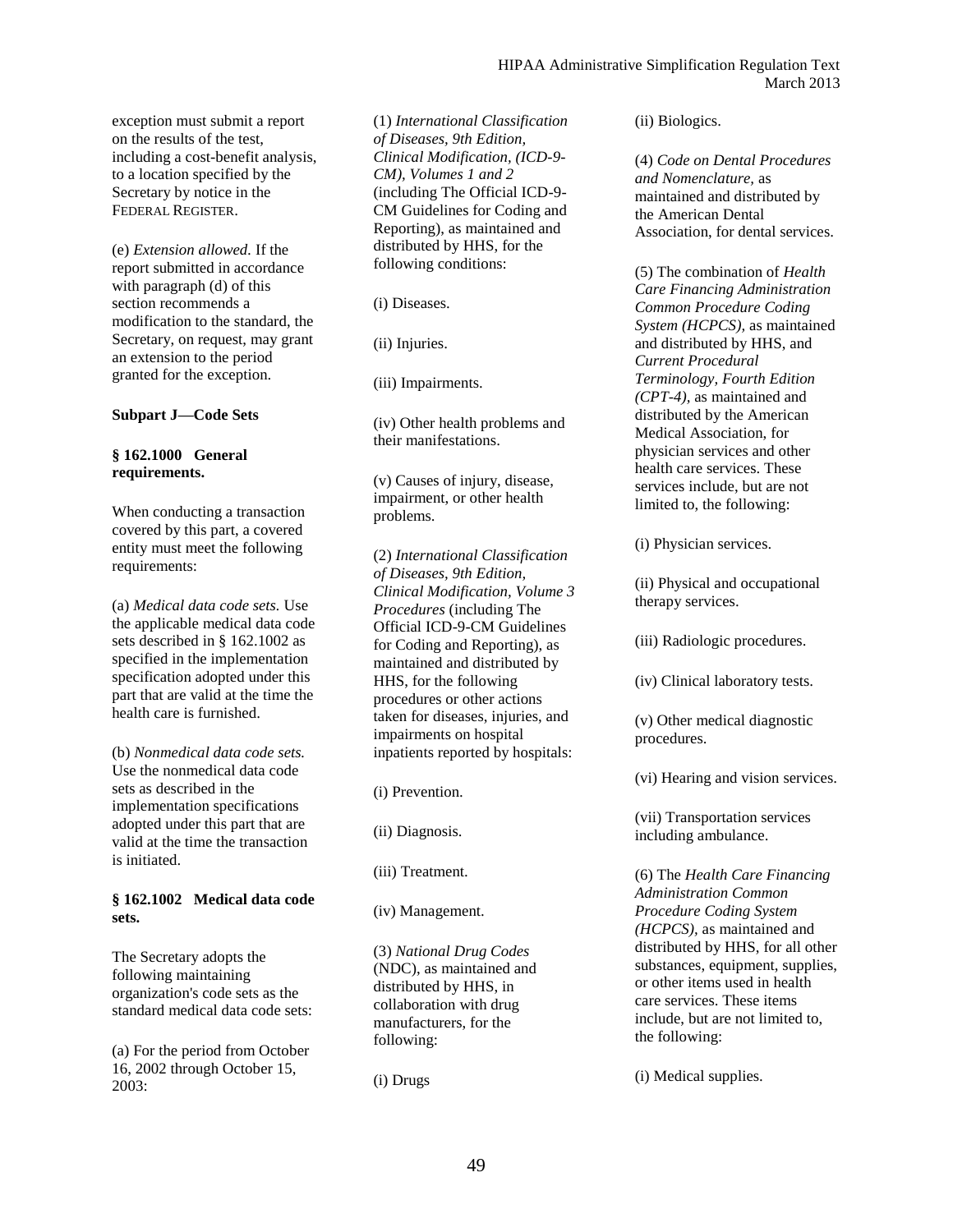exception must submit a report on the results of the test, including a cost-benefit analysis, to a location specified by the Secretary by notice in the FEDERAL REGISTER.

(e) *Extension allowed.* If the report submitted in accordance with paragraph (d) of this section recommends a modification to the standard, the Secretary, on request, may grant an extension to the period granted for the exception.

### Subpart J—Code Sets

#### § 162.1000 General requirements.

When conducting a transaction covered by this part, a covered entity must meet the following requirements:

(a) *Medical data code sets.* Use the applicable medical data code sets described in § 162.1002 as specified in the implementation specification adopted under this part that are valid at the time the health care is furnished.

(b) *Nonmedical data code sets.* Use the nonmedical data code sets as described in the implementation specifications adopted under this part that are valid at the time the transaction is initiated.

#### § 162.1002 Medical data code sets.

The Secretary adopts the following maintaining organization's code sets as the standard medical data code sets:

(a) For the period from October 16, 2002 through October 15, 2003:

(1) *International Classification of Diseases, 9th Edition, Clinical Modification, (ICD-9-CM), Volumes 1 and 2* (including The Official ICD-9-CM Guidelines for Coding and Reporting), as maintained and distributed by HHS, for the following conditions:

(i) Diseases.

(ii) Injuries.

(iii) Impairments.

(iv) Other health problems and their manifestations.

(v) Causes of injury, disease, impairment, or other health problems.

(2) *International Classification of Diseases, 9th Edition, Clinical Modification, Volume 3 Procedures* (including The Official ICD-9-CM Guidelines for Coding and Reporting), as maintained and distributed by HHS, for the following procedures or other actions taken for diseases, injuries, and impairments on hospital inpatients reported by hospitals:

(i) Prevention.

(ii) Diagnosis.

(iii) Treatment.

(iv) Management.

(3) *National Drug Codes* (NDC), as maintained and distributed by HHS, in collaboration with drug manufacturers, for the following:

(i) Drugs

(ii) Biologics.

(4) *Code on Dental Procedures and Nomenclature,* as maintained and distributed by the American Dental Association, for dental services.

(5) The combination of *Health Care Financing Administration Common Procedure Coding System (HCPCS),* as maintained and distributed by HHS, and *Current Procedural Terminology, Fourth Edition (CPT-4),* as maintained and distributed by the American Medical Association, for physician services and other health care services. These services include, but are not limited to, the following:

(i) Physician services.

(ii) Physical and occupational therapy services.

(iii) Radiologic procedures.

(iv) Clinical laboratory tests.

(v) Other medical diagnostic procedures.

(vi) Hearing and vision services.

(vii) Transportation services including ambulance.

(6) The *Health Care Financing Administration Common Procedure Coding System (HCPCS),* as maintained and distributed by HHS, for all other substances, equipment, supplies, or other items used in health care services. These items include, but are not limited to, the following:

(i) Medical supplies.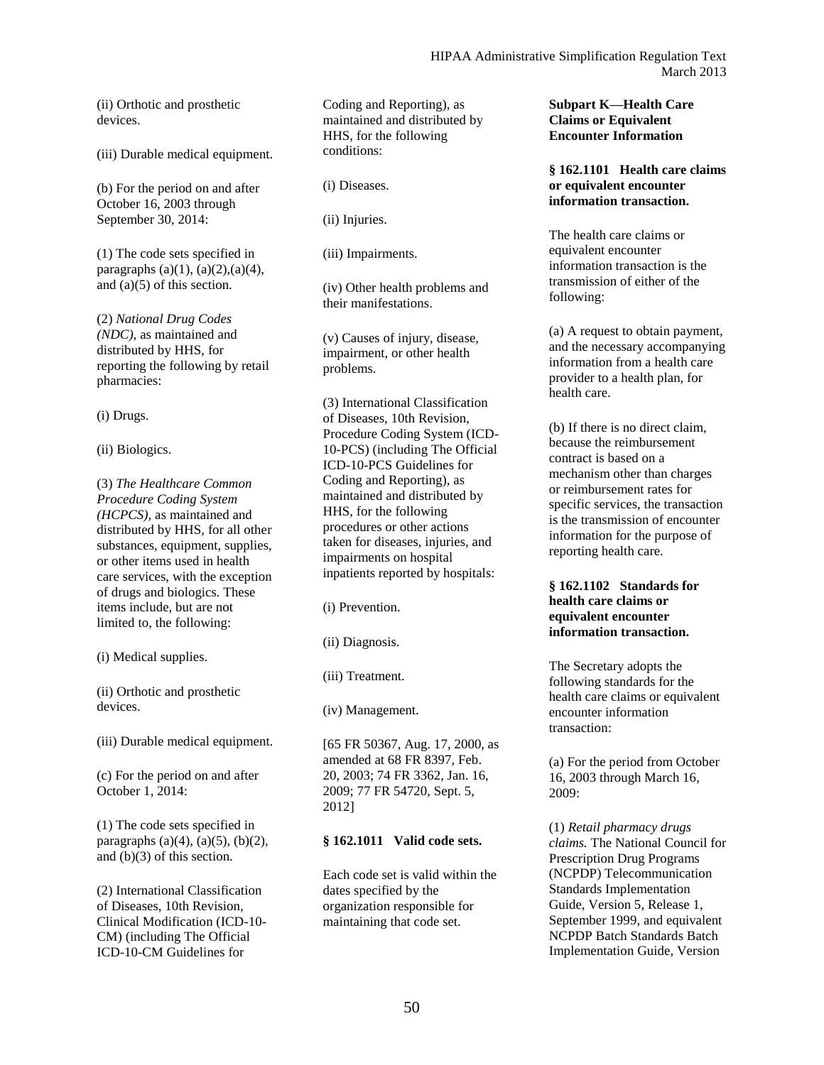(ii) Orthotic and prosthetic devices.

(iii) Durable medical equipment.

(b) For the period on and after October 16, 2003 through September 30, 2014:

(1) The code sets specified in paragraphs (a)(1), (a)(2),(a)(4), and (a)(5) of this section.

(2) *National Drug Codes (NDC),* as maintained and distributed by HHS, for reporting the following by retail pharmacies:

(i) Drugs.

(ii) Biologics.

(3) *The Healthcare Common Procedure Coding System (HCPCS),* as maintained and distributed by HHS, for all other substances, equipment, supplies, or other items used in health care services, with the exception of drugs and biologics. These items include, but are not limited to, the following:

(i) Medical supplies.

(ii) Orthotic and prosthetic devices.

(iii) Durable medical equipment.

(c) For the period on and after October 1, 2014:

(1) The code sets specified in paragraphs (a)(4), (a)(5), (b)(2), and (b)(3) of this section.

(2) International Classification of Diseases, 10th Revision, Clinical Modification (ICD-10-CM) (including The Official ICD-10-CM Guidelines for Coding and Reporting), as maintained and distributed by HHS, for the following conditions:

(i) Diseases.

(ii) Injuries.

(iii) Impairments.

(iv) Other health problems and their manifestations.

(v) Causes of injury, disease, impairment, or other health problems.

(3) International Classification of Diseases, 10th Revision, Procedure Coding System (ICD-10-PCS) (including The Official ICD-10-PCS Guidelines for Coding and Reporting), as maintained and distributed by HHS, for the following procedures or other actions taken for diseases, injuries, and impairments on hospital inpatients reported by hospitals:

(i) Prevention.

(ii) Diagnosis.

(iii) Treatment.

(iv) Management.

[65 FR 50367, Aug. 17, 2000, as amended at 68 FR 8397, Feb. 20, 2003; 74 FR 3362, Jan. 16, 2009; 77 FR 54720, Sept. 5, 2012]

**§ 162.1011 Valid code sets.**

Each code set is valid within the dates specified by the organization responsible for maintaining that code set.

## Subpart K—Health Care Claims or Equivalent Encounter Information

**§ 162.1101 Health care claims or equivalent encounter information transaction.**

The health care claims or equivalent encounter information transaction is the transmission of either of the following:

(a) A request to obtain payment, and the necessary accompanying information from a health care provider to a health plan, for health care.

(b) If there is no direct claim, because the reimbursement contract is based on a mechanism other than charges or reimbursement rates for specific services, the transaction is the transmission of encounter information for the purpose of reporting health care.

**§ 162.1102 Standards for health care claims or equivalent encounter information transaction.**

The Secretary adopts the following standards for the health care claims or equivalent encounter information transaction:

(a) For the period from October 16, 2003 through March 16, 2009:

(1) *Retail pharmacy drugs claims.* The National Council for Prescription Drug Programs (NCPDP) Telecommunication Standards Implementation Guide, Version 5, Release 1, September 1999, and equivalent NCPDP Batch Standards Batch Implementation Guide, Version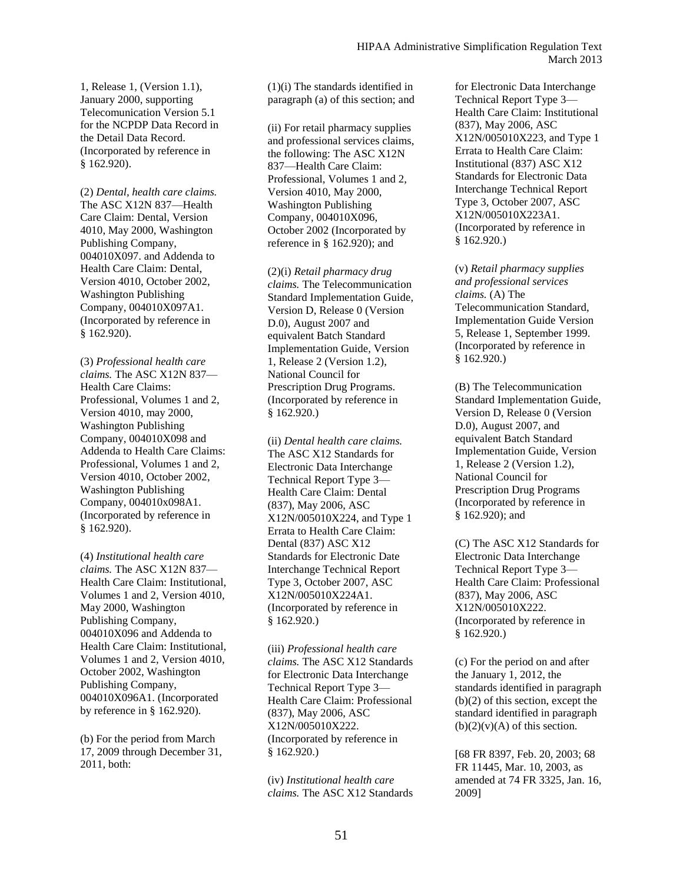1, Release 1, (Version 1.1), January 2000, supporting Telecomunication Version 5.1 for the NCPDP Data Record in the Detail Data Record. (Incorporated by reference in § 162.920).

(2) *Dental, health care claims.* The ASC X12N 837—Health Care Claim: Dental, Version 4010, May 2000, Washington Publishing Company, 004010X097. and Addenda to Health Care Claim: Dental, Version 4010, October 2002, Washington Publishing Company, 004010X097A1. (Incorporated by reference in § 162.920).

(3) *Professional health care claims.* The ASC X12N 837—Health Care Claims: Professional, Volumes 1 and 2, Version 4010, may 2000, Washington Publishing Company, 004010X098 and Addenda to Health Care Claims: Professional, Volumes 1 and 2, Version 4010, October 2002, Washington Publishing Company, 004010x098A1. (Incorporated by reference in § 162.920).

(4) *Institutional health care claims.* The ASC X12N 837—Health Care Claim: Institutional, Volumes 1 and 2, Version 4010, May 2000, Washington Publishing Company, 004010X096 and Addenda to Health Care Claim: Institutional, Volumes 1 and 2, Version 4010, October 2002, Washington Publishing Company, 004010X096A1. (Incorporated by reference in § 162.920).

(b) For the period from March 17, 2009 through December 31, 2011, both:

(1)(i) The standards identified in paragraph (a) of this section; and

(ii) For retail pharmacy supplies and professional services claims, the following: The ASC X12N 837—Health Care Claim: Professional, Volumes 1 and 2, Version 4010, May 2000, Washington Publishing Company, 004010X096, October 2002 (Incorporated by reference in § 162.920); and

(2)(i) *Retail pharmacy drug claims.* The Telecommunication Standard Implementation Guide, Version D, Release 0 (Version D.0), August 2007 and equivalent Batch Standard Implementation Guide, Version 1, Release 2 (Version 1.2), National Council for Prescription Drug Programs. (Incorporated by reference in § 162.920.)

(ii) *Dental health care claims.* The ASC X12 Standards for Electronic Data Interchange Technical Report Type 3—Health Care Claim: Dental (837), May 2006, ASC X12N/005010X224, and Type 1 Errata to Health Care Claim: Dental (837) ASC X12 Standards for Electronic Date Interchange Technical Report Type 3, October 2007, ASC X12N/005010X224A1. (Incorporated by reference in § 162.920.)

(iii) *Professional health care claims.* The ASC X12 Standards for Electronic Data Interchange Technical Report Type 3—Health Care Claim: Professional (837), May 2006, ASC X12N/005010X222. (Incorporated by reference in § 162.920.)

(iv) *Institutional health care claims.* The ASC X12 Standards for Electronic Data Interchange Technical Report Type 3—Health Care Claim: Institutional (837), May 2006, ASC X12N/005010X223, and Type 1 Errata to Health Care Claim: Institutional (837) ASC X12 Standards for Electronic Data Interchange Technical Report Type 3, October 2007, ASC X12N/005010X223A1. (Incorporated by reference in § 162.920.)

(v) *Retail pharmacy supplies and professional services claims.* (A) The Telecommunication Standard, Implementation Guide Version 5, Release 1, September 1999. (Incorporated by reference in § 162.920.)

(B) The Telecommunication Standard Implementation Guide, Version D, Release 0 (Version D.0), August 2007, and equivalent Batch Standard Implementation Guide, Version 1, Release 2 (Version 1.2), National Council for Prescription Drug Programs (Incorporated by reference in § 162.920); and

(C) The ASC X12 Standards for Electronic Data Interchange Technical Report Type 3—Health Care Claim: Professional (837), May 2006, ASC X12N/005010X222. (Incorporated by reference in § 162.920.)

(c) For the period on and after the January 1, 2012, the standards identified in paragraph (b)(2) of this section, except the standard identified in paragraph (b)(2)(v)(A) of this section.

[68 FR 8397, Feb. 20, 2003; 68 FR 11445, Mar. 10, 2003, as amended at 74 FR 3325, Jan. 16, 2009]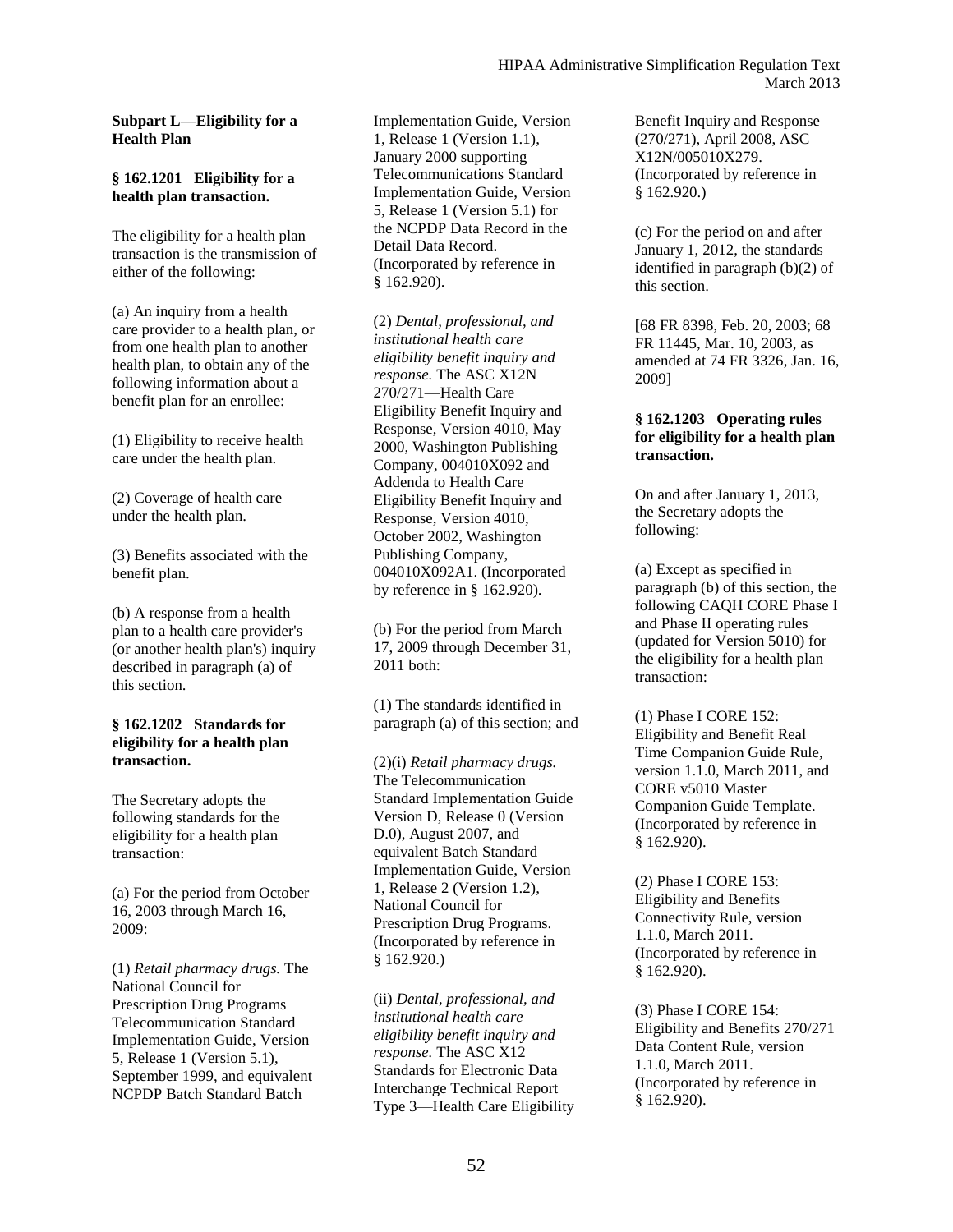### Subpart L—Eligibility for a Health Plan

#### § 162.1201 Eligibility for a health plan transaction.

The eligibility for a health plan transaction is the transmission of either of the following:

(a) An inquiry from a health care provider to a health plan, or from one health plan to another health plan, to obtain any of the following information about a benefit plan for an enrollee:

(1) Eligibility to receive health care under the health plan.

(2) Coverage of health care under the health plan.

(3) Benefits associated with the benefit plan.

(b) A response from a health plan to a health care provider's (or another health plan's) inquiry described in paragraph (a) of this section.

#### § 162.1202 Standards for eligibility for a health plan transaction.

The Secretary adopts the following standards for the eligibility for a health plan transaction:

(a) For the period from October 16, 2003 through March 16, 2009:

(1) *Retail pharmacy drugs.* The National Council for Prescription Drug Programs Telecommunication Standard Implementation Guide, Version 5, Release 1 (Version 5.1), September 1999, and equivalent NCPDP Batch Standard Batch Implementation Guide, Version 1, Release 1 (Version 1.1), January 2000 supporting Telecommunications Standard Implementation Guide, Version 5, Release 1 (Version 5.1) for the NCPDP Data Record in the Detail Data Record. (Incorporated by reference in § 162.920).

(2) *Dental, professional, and institutional health care eligibility benefit inquiry and response.* The ASC X12N 270/271—Health Care Eligibility Benefit Inquiry and Response, Version 4010, May 2000, Washington Publishing Company, 004010X092 and Addenda to Health Care Eligibility Benefit Inquiry and Response, Version 4010, October 2002, Washington Publishing Company, 004010X092A1. (Incorporated by reference in § 162.920).

(b) For the period from March 17, 2009 through December 31, 2011 both:

(1) The standards identified in paragraph (a) of this section; and

(2)(i) *Retail pharmacy drugs.* The Telecommunication Standard Implementation Guide Version D, Release 0 (Version D.0), August 2007, and equivalent Batch Standard Implementation Guide, Version 1, Release 2 (Version 1.2), National Council for Prescription Drug Programs. (Incorporated by reference in § 162.920.)

(ii) *Dental, professional, and institutional health care eligibility benefit inquiry and response.* The ASC X12 Standards for Electronic Data Interchange Technical Report Type 3—Health Care Eligibility Benefit Inquiry and Response (270/271), April 2008, ASC X12N/005010X279. (Incorporated by reference in § 162.920.)

(c) For the period on and after January 1, 2012, the standards identified in paragraph (b)(2) of this section.

[68 FR 8398, Feb. 20, 2003; 68 FR 11445, Mar. 10, 2003, as amended at 74 FR 3326, Jan. 16, 2009]

#### § 162.1203 Operating rules for eligibility for a health plan transaction.

On and after January 1, 2013, the Secretary adopts the following:

(a) Except as specified in paragraph (b) of this section, the following CAQH CORE Phase I and Phase II operating rules (updated for Version 5010) for the eligibility for a health plan transaction:

(1) Phase I CORE 152: Eligibility and Benefit Real Time Companion Guide Rule, version 1.1.0, March 2011, and CORE v5010 Master Companion Guide Template. (Incorporated by reference in § 162.920).

(2) Phase I CORE 153: Eligibility and Benefits Connectivity Rule, version 1.1.0, March 2011. (Incorporated by reference in § 162.920).

(3) Phase I CORE 154: Eligibility and Benefits 270/271 Data Content Rule, version 1.1.0, March 2011. (Incorporated by reference in § 162.920).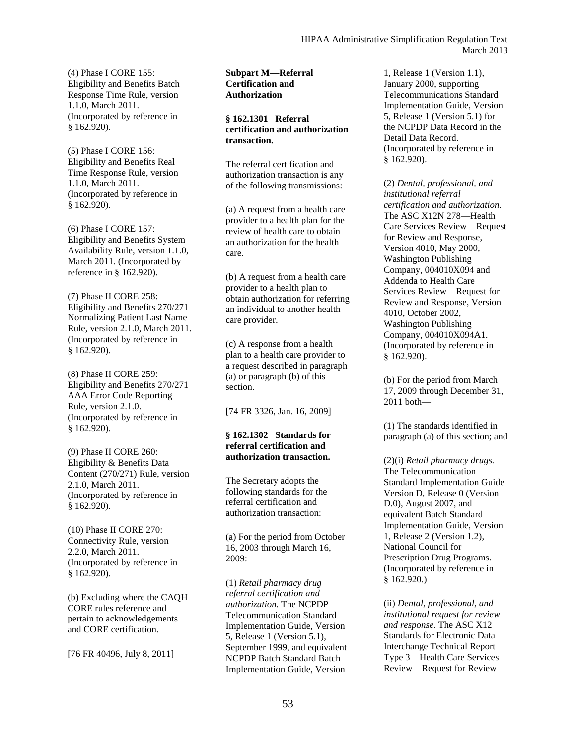(4) Phase I CORE 155: Eligibility and Benefits Batch Response Time Rule, version 1.1.0, March 2011. (Incorporated by reference in § 162.920).

(5) Phase I CORE 156: Eligibility and Benefits Real Time Response Rule, version 1.1.0, March 2011. (Incorporated by reference in § 162.920).

(6) Phase I CORE 157: Eligibility and Benefits System Availability Rule, version 1.1.0, March 2011. (Incorporated by reference in § 162.920).

(7) Phase II CORE 258: Eligibility and Benefits 270/271 Normalizing Patient Last Name Rule, version 2.1.0, March 2011. (Incorporated by reference in § 162.920).

(8) Phase II CORE 259: Eligibility and Benefits 270/271 AAA Error Code Reporting Rule, version 2.1.0. (Incorporated by reference in § 162.920).

(9) Phase II CORE 260: Eligibility & Benefits Data Content (270/271) Rule, version 2.1.0, March 2011. (Incorporated by reference in § 162.920).

(10) Phase II CORE 270: Connectivity Rule, version 2.2.0, March 2011. (Incorporated by reference in § 162.920).

(b) Excluding where the CAQH CORE rules reference and pertain to acknowledgements and CORE certification.

[76 FR 40496, July 8, 2011]

## Subpart M—Referral Certification and Authorization

### § 162.1301 Referral certification and authorization transaction.

The referral certification and authorization transaction is any of the following transmissions:

(a) A request from a health care provider to a health plan for the review of health care to obtain an authorization for the health care.

(b) A request from a health care provider to a health plan to obtain authorization for referring an individual to another health care provider.

(c) A response from a health plan to a health care provider to a request described in paragraph (a) or paragraph (b) of this section.

[74 FR 3326, Jan. 16, 2009]

### § 162.1302 Standards for referral certification and authorization transaction.

The Secretary adopts the following standards for the referral certification and authorization transaction:

(a) For the period from October 16, 2003 through March 16, 2009:

(1) *Retail pharmacy drug referral certification and authorization.* The NCPDP Telecommunication Standard Implementation Guide, Version 5, Release 1 (Version 5.1), September 1999, and equivalent NCPDP Batch Standard Batch Implementation Guide, Version 1, Release 1 (Version 1.1), January 2000, supporting Telecommunications Standard Implementation Guide, Version 5, Release 1 (Version 5.1) for the NCPDP Data Record in the Detail Data Record. (Incorporated by reference in § 162.920).

(2) *Dental, professional, and institutional referral certification and authorization.* The ASC X12N 278—Health Care Services Review—Request for Review and Response, Version 4010, May 2000, Washington Publishing Company, 004010X094 and Addenda to Health Care Services Review—Request for Review and Response, Version 4010, October 2002, Washington Publishing Company, 004010X094A1. (Incorporated by reference in § 162.920).

(b) For the period from March 17, 2009 through December 31, 2011 both—

(1) The standards identified in paragraph (a) of this section; and

(2)(i) *Retail pharmacy drugs.* The Telecommunication Standard Implementation Guide Version D, Release 0 (Version D.0), August 2007, and equivalent Batch Standard Implementation Guide, Version 1, Release 2 (Version 1.2), National Council for Prescription Drug Programs. (Incorporated by reference in § 162.920.)

(ii) *Dental, professional, and institutional request for review and response.* The ASC X12 Standards for Electronic Data Interchange Technical Report Type 3—Health Care Services Review—Request for Review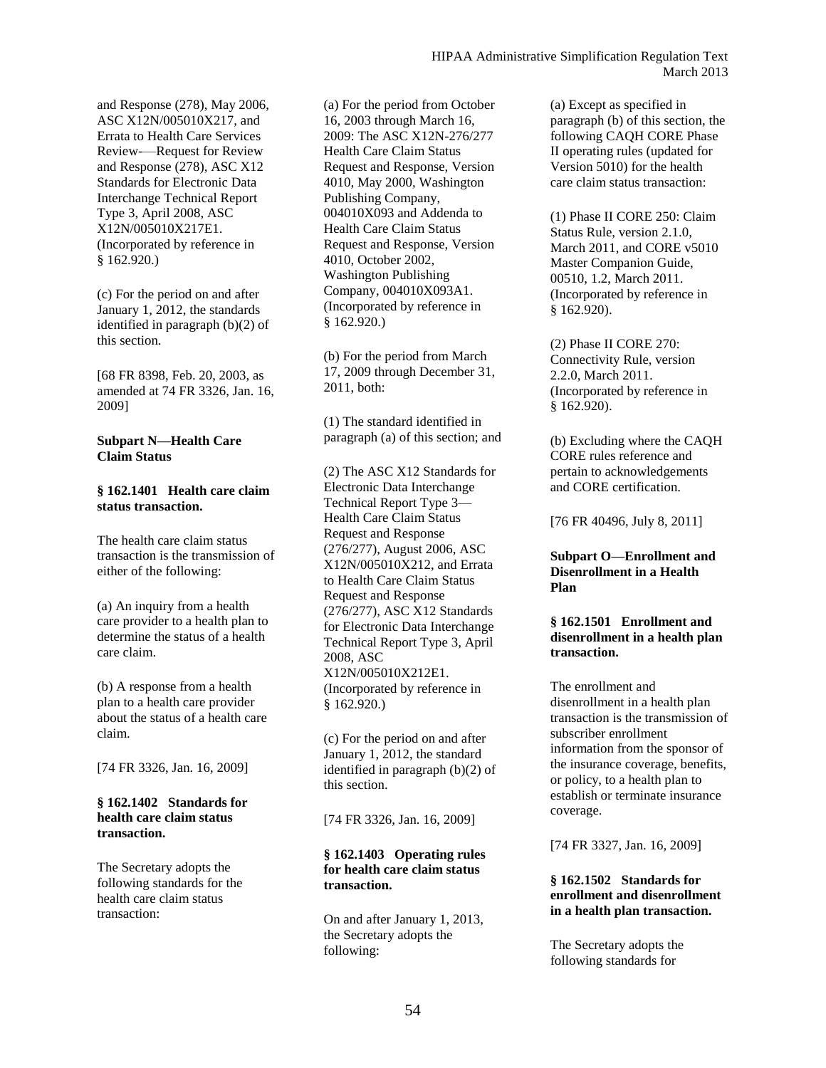and Response (278), May 2006, ASC X12N/005010X217, and Errata to Health Care Services Review-—Request for Review and Response (278), ASC X12 Standards for Electronic Data Interchange Technical Report Type 3, April 2008, ASC X12N/005010X217E1. (Incorporated by reference in § 162.920.)

(c) For the period on and after January 1, 2012, the standards identified in paragraph (b)(2) of this section.

[68 FR 8398, Feb. 20, 2003, as amended at 74 FR 3326, Jan. 16, 2009]

**Subpart N—Health Care Claim Status**

**§ 162.1401 Health care claim status transaction.**

The health care claim status transaction is the transmission of either of the following:

(a) An inquiry from a health care provider to a health plan to determine the status of a health care claim.

(b) A response from a health plan to a health care provider about the status of a health care claim.

[74 FR 3326, Jan. 16, 2009]

**§ 162.1402 Standards for health care claim status transaction.**

The Secretary adopts the following standards for the health care claim status transaction:

(a) For the period from October 16, 2003 through March 16, 2009: The ASC X12N-276/277 Health Care Claim Status Request and Response, Version 4010, May 2000, Washington Publishing Company, 004010X093 and Addenda to Health Care Claim Status Request and Response, Version 4010, October 2002, Washington Publishing Company, 004010X093A1. (Incorporated by reference in § 162.920.)

(b) For the period from March 17, 2009 through December 31, 2011, both:

(1) The standard identified in paragraph (a) of this section; and

(2) The ASC X12 Standards for Electronic Data Interchange Technical Report Type 3—Health Care Claim Status Request and Response (276/277), August 2006, ASC X12N/005010X212, and Errata to Health Care Claim Status Request and Response (276/277), ASC X12 Standards for Electronic Data Interchange Technical Report Type 3, April 2008, ASC X12N/005010X212E1. (Incorporated by reference in § 162.920.)

(c) For the period on and after January 1, 2012, the standard identified in paragraph (b)(2) of this section.

[74 FR 3326, Jan. 16, 2009]

**§ 162.1403 Operating rules for health care claim status transaction.**

On and after January 1, 2013, the Secretary adopts the following:

(a) Except as specified in paragraph (b) of this section, the following CAQH CORE Phase II operating rules (updated for Version 5010) for the health care claim status transaction:

(1) Phase II CORE 250: Claim Status Rule, version 2.1.0, March 2011, and CORE v5010 Master Companion Guide, 00510, 1.2, March 2011. (Incorporated by reference in § 162.920).

(2) Phase II CORE 270: Connectivity Rule, version 2.2.0, March 2011. (Incorporated by reference in § 162.920).

(b) Excluding where the CAQH CORE rules reference and pertain to acknowledgements and CORE certification.

[76 FR 40496, July 8, 2011]

**Subpart O—Enrollment and Disenrollment in a Health Plan**

**§ 162.1501 Enrollment and disenrollment in a health plan transaction.**

The enrollment and disenrollment in a health plan transaction is the transmission of subscriber enrollment information from the sponsor of the insurance coverage, benefits, or policy, to a health plan to establish or terminate insurance coverage.

[74 FR 3327, Jan. 16, 2009]

**§ 162.1502 Standards for enrollment and disenrollment in a health plan transaction.**

The Secretary adopts the following standards for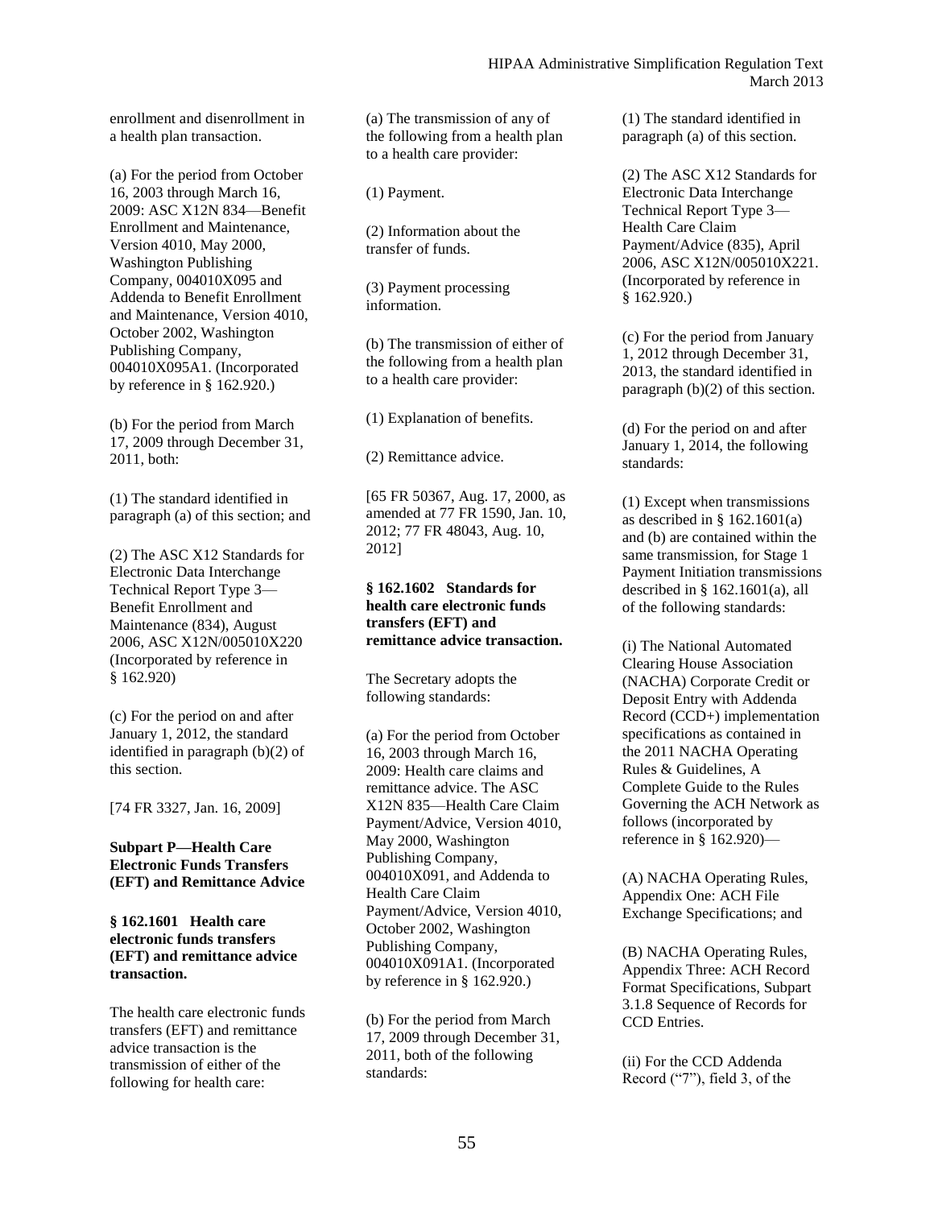enrollment and disenrollment in a health plan transaction.

(a) For the period from October 16, 2003 through March 16, 2009: ASC X12N 834—Benefit Enrollment and Maintenance, Version 4010, May 2000, Washington Publishing Company, 004010X095 and Addenda to Benefit Enrollment and Maintenance, Version 4010, October 2002, Washington Publishing Company, 004010X095A1. (Incorporated by reference in § 162.920.)

(b) For the period from March 17, 2009 through December 31, 2011, both:

(1) The standard identified in paragraph (a) of this section; and

(2) The ASC X12 Standards for Electronic Data Interchange Technical Report Type 3—Benefit Enrollment and Maintenance (834), August 2006, ASC X12N/005010X220 (Incorporated by reference in § 162.920)

(c) For the period on and after January 1, 2012, the standard identified in paragraph (b)(2) of this section.

[74 FR 3327, Jan. 16, 2009]

## Subpart P—Health Care Electronic Funds Transfers (EFT) and Remittance Advice

### § 162.1601 Health care electronic funds transfers (EFT) and remittance advice transaction.

The health care electronic funds transfers (EFT) and remittance advice transaction is the transmission of either of the following for health care:

(a) The transmission of any of the following from a health plan to a health care provider:

(1) Payment.

(2) Information about the transfer of funds.

(3) Payment processing information.

(b) The transmission of either of the following from a health plan to a health care provider:

(1) Explanation of benefits.

(2) Remittance advice.

[65 FR 50367, Aug. 17, 2000, as amended at 77 FR 1590, Jan. 10, 2012; 77 FR 48043, Aug. 10, 2012]

### § 162.1602 Standards for health care electronic funds transfers (EFT) and remittance advice transaction.

The Secretary adopts the following standards:

(a) For the period from October 16, 2003 through March 16, 2009: Health care claims and remittance advice. The ASC X12N 835—Health Care Claim Payment/Advice, Version 4010, May 2000, Washington Publishing Company, 004010X091, and Addenda to Health Care Claim Payment/Advice, Version 4010, October 2002, Washington Publishing Company, 004010X091A1. (Incorporated by reference in § 162.920.)

(b) For the period from March 17, 2009 through December 31, 2011, both of the following standards:

(1) The standard identified in paragraph (a) of this section.

(2) The ASC X12 Standards for Electronic Data Interchange Technical Report Type 3—Health Care Claim Payment/Advice (835), April 2006, ASC X12N/005010X221. (Incorporated by reference in § 162.920.)

(c) For the period from January 1, 2012 through December 31, 2013, the standard identified in paragraph (b)(2) of this section.

(d) For the period on and after January 1, 2014, the following standards:

(1) Except when transmissions as described in § 162.1601(a) and (b) are contained within the same transmission, for Stage 1 Payment Initiation transmissions described in § 162.1601(a), all of the following standards:

(i) The National Automated Clearing House Association (NACHA) Corporate Credit or Deposit Entry with Addenda Record (CCD+) implementation specifications as contained in the 2011 NACHA Operating Rules & Guidelines, A Complete Guide to the Rules Governing the ACH Network as follows (incorporated by reference in § 162.920)—

(A) NACHA Operating Rules, Appendix One: ACH File Exchange Specifications; and

(B) NACHA Operating Rules, Appendix Three: ACH Record Format Specifications, Subpart 3.1.8 Sequence of Records for CCD Entries.

(ii) For the CCD Addenda Record ("7"), field 3, of the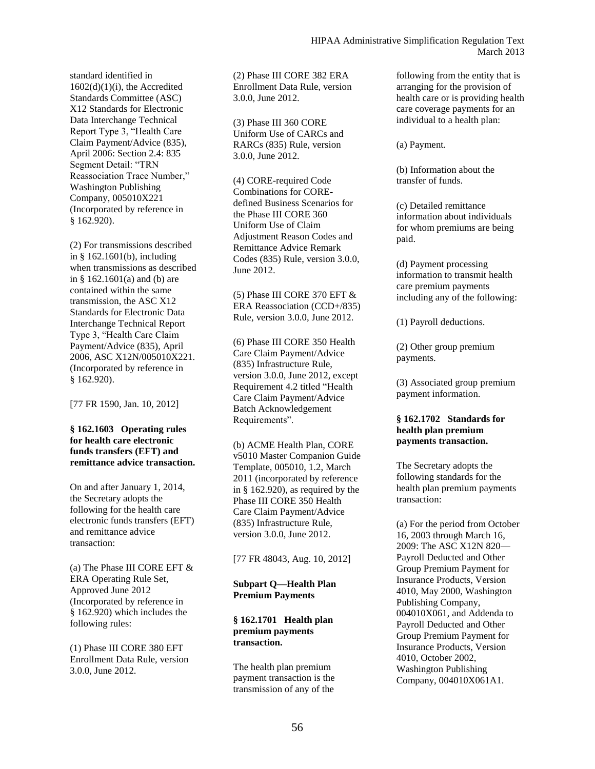standard identified in 1602(d)(1)(i), the Accredited Standards Committee (ASC) X12 Standards for Electronic Data Interchange Technical Report Type 3, "Health Care Claim Payment/Advice (835), April 2006: Section 2.4: 835 Segment Detail: "TRN Reassociation Trace Number," Washington Publishing Company, 005010X221 (Incorporated by reference in § 162.920).

(2) For transmissions described in § 162.1601(b), including when transmissions as described in § 162.1601(a) and (b) are contained within the same transmission, the ASC X12 Standards for Electronic Data Interchange Technical Report Type 3, "Health Care Claim Payment/Advice (835), April 2006, ASC X12N/005010X221. (Incorporated by reference in § 162.920).

[77 FR 1590, Jan. 10, 2012]

**§ 162.1603 Operating rules for health care electronic funds transfers (EFT) and remittance advice transaction.**

On and after January 1, 2014, the Secretary adopts the following for the health care electronic funds transfers (EFT) and remittance advice transaction:

(a) The Phase III CORE EFT & ERA Operating Rule Set, Approved June 2012 (Incorporated by reference in § 162.920) which includes the following rules:

(1) Phase III CORE 380 EFT Enrollment Data Rule, version 3.0.0, June 2012.

(2) Phase III CORE 382 ERA Enrollment Data Rule, version 3.0.0, June 2012.

(3) Phase III 360 CORE Uniform Use of CARCs and RARCs (835) Rule, version 3.0.0, June 2012.

(4) CORE-required Code Combinations for CORE-defined Business Scenarios for the Phase III CORE 360 Uniform Use of Claim Adjustment Reason Codes and Remittance Advice Remark Codes (835) Rule, version 3.0.0, June 2012.

(5) Phase III CORE 370 EFT & ERA Reassociation (CCD+/835) Rule, version 3.0.0, June 2012.

(6) Phase III CORE 350 Health Care Claim Payment/Advice (835) Infrastructure Rule, version 3.0.0, June 2012, except Requirement 4.2 titled "Health Care Claim Payment/Advice Batch Acknowledgement Requirements".

(b) ACME Health Plan, CORE v5010 Master Companion Guide Template, 005010, 1.2, March 2011 (incorporated by reference in § 162.920), as required by the Phase III CORE 350 Health Care Claim Payment/Advice (835) Infrastructure Rule, version 3.0.0, June 2012.

[77 FR 48043, Aug. 10, 2012]

## Subpart Q—Health Plan Premium Payments

**§ 162.1701 Health plan premium payments transaction.**

The health plan premium payment transaction is the transmission of any of the following from the entity that is arranging for the provision of health care or is providing health care coverage payments for an individual to a health plan:

(a) Payment.

(b) Information about the transfer of funds.

(c) Detailed remittance information about individuals for whom premiums are being paid.

(d) Payment processing information to transmit health care premium payments including any of the following:

(1) Payroll deductions.

(2) Other group premium payments.

(3) Associated group premium payment information.

**§ 162.1702 Standards for health plan premium payments transaction.**

The Secretary adopts the following standards for the health plan premium payments transaction:

(a) For the period from October 16, 2003 through March 16, 2009: The ASC X12N 820—Payroll Deducted and Other Group Premium Payment for Insurance Products, Version 4010, May 2000, Washington Publishing Company, 004010X061, and Addenda to Payroll Deducted and Other Group Premium Payment for Insurance Products, Version 4010, October 2002, Washington Publishing Company, 004010X061A1.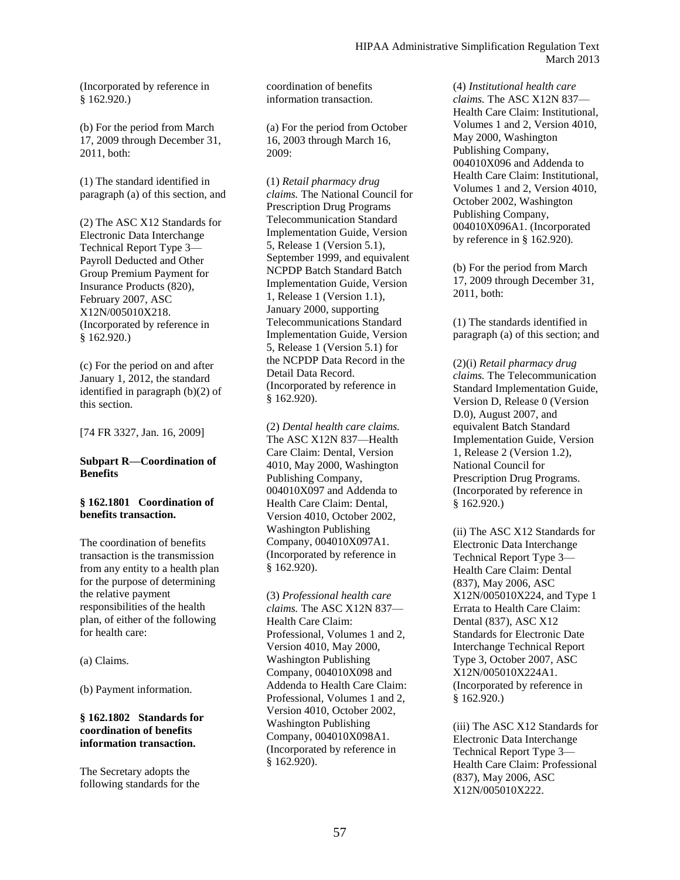(Incorporated by reference in § 162.920.)

(b) For the period from March 17, 2009 through December 31, 2011, both:

(1) The standard identified in paragraph (a) of this section, and

(2) The ASC X12 Standards for Electronic Data Interchange Technical Report Type 3—Payroll Deducted and Other Group Premium Payment for Insurance Products (820), February 2007, ASC X12N/005010X218. (Incorporated by reference in § 162.920.)

(c) For the period on and after January 1, 2012, the standard identified in paragraph (b)(2) of this section.

[74 FR 3327, Jan. 16, 2009]

**Subpart R—Coordination of Benefits**

**§ 162.1801 Coordination of benefits transaction.**

The coordination of benefits transaction is the transmission from any entity to a health plan for the purpose of determining the relative payment responsibilities of the health plan, of either of the following for health care:

(a) Claims.

(b) Payment information.

**§ 162.1802 Standards for coordination of benefits information transaction.**

The Secretary adopts the following standards for the coordination of benefits information transaction.

(a) For the period from October 16, 2003 through March 16, 2009:

(1) *Retail pharmacy drug claims.* The National Council for Prescription Drug Programs Telecommunication Standard Implementation Guide, Version 5, Release 1 (Version 5.1), September 1999, and equivalent NCPDP Batch Standard Batch Implementation Guide, Version 1, Release 1 (Version 1.1), January 2000, supporting Telecommunications Standard Implementation Guide, Version 5, Release 1 (Version 5.1) for the NCPDP Data Record in the Detail Data Record. (Incorporated by reference in § 162.920).

(2) *Dental health care claims.* The ASC X12N 837—Health Care Claim: Dental, Version 4010, May 2000, Washington Publishing Company, 004010X097 and Addenda to Health Care Claim: Dental, Version 4010, October 2002, Washington Publishing Company, 004010X097A1. (Incorporated by reference in § 162.920).

(3) *Professional health care claims.* The ASC X12N 837—Health Care Claim: Professional, Volumes 1 and 2, Version 4010, May 2000, Washington Publishing Company, 004010X098 and Addenda to Health Care Claim: Professional, Volumes 1 and 2, Version 4010, October 2002, Washington Publishing Company, 004010X098A1. (Incorporated by reference in § 162.920).

(4) *Institutional health care claims.* The ASC X12N 837—Health Care Claim: Institutional, Volumes 1 and 2, Version 4010, May 2000, Washington Publishing Company, 004010X096 and Addenda to Health Care Claim: Institutional, Volumes 1 and 2, Version 4010, October 2002, Washington Publishing Company, 004010X096A1. (Incorporated by reference in § 162.920).

(b) For the period from March 17, 2009 through December 31, 2011, both:

(1) The standards identified in paragraph (a) of this section; and

(2)(i) *Retail pharmacy drug claims.* The Telecommunication Standard Implementation Guide, Version D, Release 0 (Version D.0), August 2007, and equivalent Batch Standard Implementation Guide, Version 1, Release 2 (Version 1.2), National Council for Prescription Drug Programs. (Incorporated by reference in § 162.920.)

(ii) The ASC X12 Standards for Electronic Data Interchange Technical Report Type 3—Health Care Claim: Dental (837), May 2006, ASC X12N/005010X224, and Type 1 Errata to Health Care Claim: Dental (837), ASC X12 Standards for Electronic Date Interchange Technical Report Type 3, October 2007, ASC X12N/005010X224A1. (Incorporated by reference in § 162.920.)

(iii) The ASC X12 Standards for Electronic Data Interchange Technical Report Type 3—Health Care Claim: Professional (837), May 2006, ASC X12N/005010X222.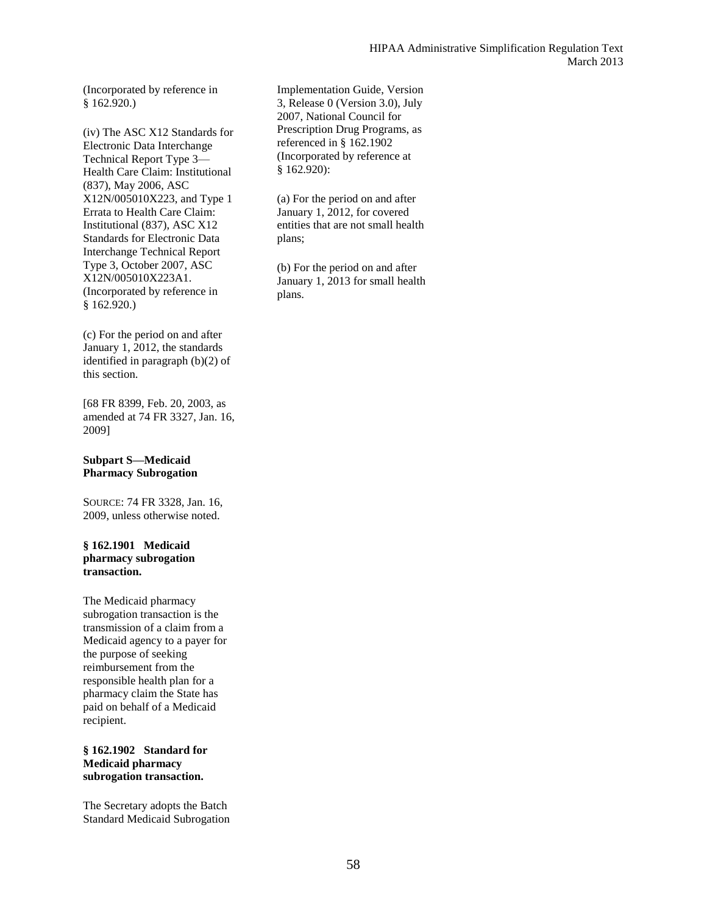(Incorporated by reference in § 162.920.)

(iv) The ASC X12 Standards for Electronic Data Interchange Technical Report Type 3—Health Care Claim: Institutional (837), May 2006, ASC X12N/005010X223, and Type 1 Errata to Health Care Claim: Institutional (837), ASC X12 Standards for Electronic Data Interchange Technical Report Type 3, October 2007, ASC X12N/005010X223A1. (Incorporated by reference in § 162.920.)

(c) For the period on and after January 1, 2012, the standards identified in paragraph (b)(2) of this section.

[68 FR 8399, Feb. 20, 2003, as amended at 74 FR 3327, Jan. 16, 2009]

## Subpart S—Medicaid Pharmacy Subrogation

SOURCE: 74 FR 3328, Jan. 16, 2009, unless otherwise noted.

### § 162.1901 Medicaid pharmacy subrogation transaction.

The Medicaid pharmacy subrogation transaction is the transmission of a claim from a Medicaid agency to a payer for the purpose of seeking reimbursement from the responsible health plan for a pharmacy claim the State has paid on behalf of a Medicaid recipient.

### § 162.1902 Standard for Medicaid pharmacy subrogation transaction.

The Secretary adopts the Batch Standard Medicaid Subrogation Implementation Guide, Version 3, Release 0 (Version 3.0), July 2007, National Council for Prescription Drug Programs, as referenced in § 162.1902 (Incorporated by reference at § 162.920):

(a) For the period on and after January 1, 2012, for covered entities that are not small health plans;

(b) For the period on and after January 1, 2013 for small health plans.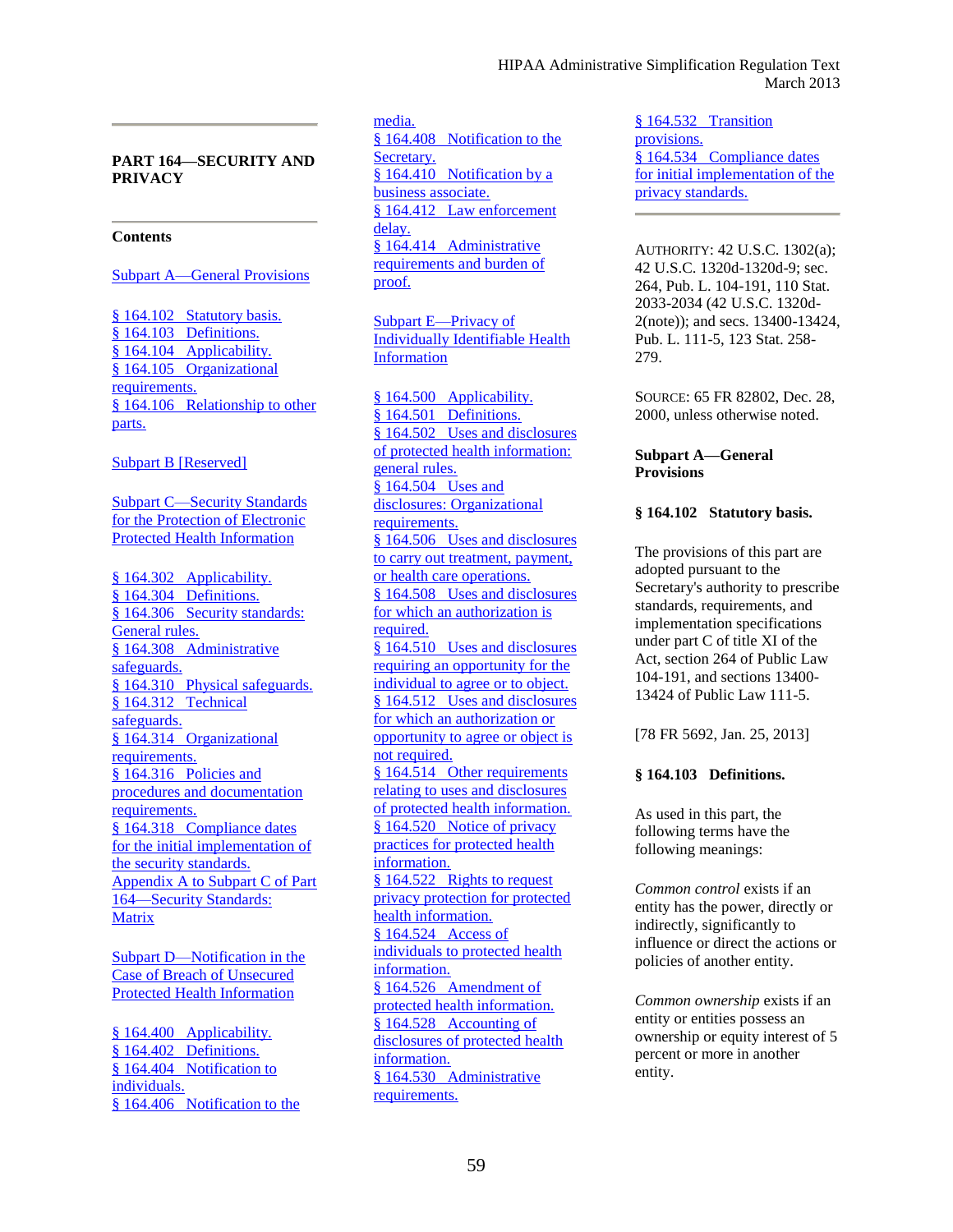## PART 164—SECURITY AND PRIVACY

**Contents**

Subpart A—General Provisions

§ 164.102 Statutory basis.
§ 164.103 Definitions.
§ 164.104 Applicability.
§ 164.105 Organizational requirements.
§ 164.106 Relationship to other parts.

Subpart B [Reserved]

Subpart C—Security Standards for the Protection of Electronic Protected Health Information

§ 164.302 Applicability.
§ 164.304 Definitions.
§ 164.306 Security standards: General rules.
§ 164.308 Administrative safeguards.
§ 164.310 Physical safeguards.
§ 164.312 Technical safeguards.
§ 164.314 Organizational requirements.
§ 164.316 Policies and procedures and documentation requirements.
§ 164.318 Compliance dates for the initial implementation of the security standards.
Appendix A to Subpart C of Part 164—Security Standards: Matrix

Subpart D—Notification in the Case of Breach of Unsecured Protected Health Information

§ 164.400 Applicability.
§ 164.402 Definitions.
§ 164.404 Notification to individuals.
§ 164.406 Notification to the media.
§ 164.408 Notification to the Secretary.
§ 164.410 Notification by a business associate.
§ 164.412 Law enforcement delay.
§ 164.414 Administrative requirements and burden of proof.

Subpart E—Privacy of Individually Identifiable Health Information

§ 164.500 Applicability.
§ 164.501 Definitions.
§ 164.502 Uses and disclosures of protected health information: general rules.
§ 164.504 Uses and disclosures: Organizational requirements.
§ 164.506 Uses and disclosures to carry out treatment, payment, or health care operations.
§ 164.508 Uses and disclosures for which an authorization is required.
§ 164.510 Uses and disclosures requiring an opportunity for the individual to agree or to object.
§ 164.512 Uses and disclosures for which an authorization or opportunity to agree or object is not required.
§ 164.514 Other requirements relating to uses and disclosures of protected health information.
§ 164.520 Notice of privacy practices for protected health information.
§ 164.522 Rights to request privacy protection for protected health information.
§ 164.524 Access of individuals to protected health information.
§ 164.526 Amendment of protected health information.
§ 164.528 Accounting of disclosures of protected health information.
§ 164.530 Administrative requirements.
§ 164.532 Transition provisions.
§ 164.534 Compliance dates for initial implementation of the privacy standards.

AUTHORITY: 42 U.S.C. 1302(a); 42 U.S.C. 1320d-1320d-9; sec. 264, Pub. L. 104-191, 110 Stat. 2033-2034 (42 U.S.C. 1320d-2(note)); and secs. 13400-13424, Pub. L. 111-5, 123 Stat. 258-279.

SOURCE: 65 FR 82802, Dec. 28, 2000, unless otherwise noted.

### Subpart A—General Provisions

#### § 164.102 Statutory basis.

The provisions of this part are adopted pursuant to the Secretary's authority to prescribe standards, requirements, and implementation specifications under part C of title XI of the Act, section 264 of Public Law 104-191, and sections 13400-13424 of Public Law 111-5.

[78 FR 5692, Jan. 25, 2013]

#### § 164.103 Definitions.

As used in this part, the following terms have the following meanings:

*Common control* exists if an entity has the power, directly or indirectly, significantly to influence or direct the actions or policies of another entity.

*Common ownership* exists if an entity or entities possess an ownership or equity interest of 5 percent or more in another entity.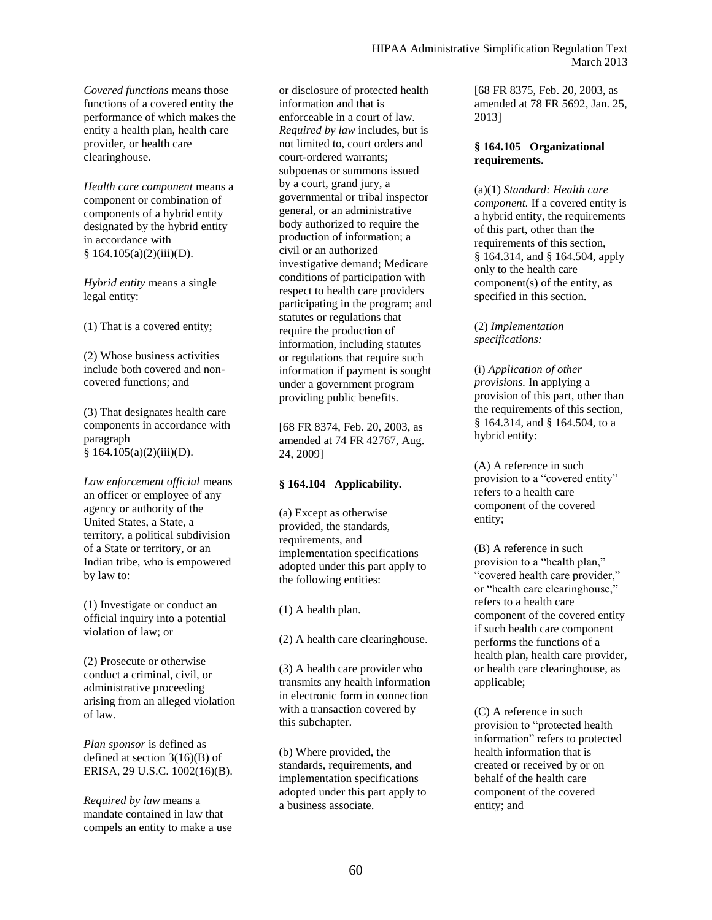*Covered functions* means those functions of a covered entity the performance of which makes the entity a health plan, health care provider, or health care clearinghouse.

*Health care component* means a component or combination of components of a hybrid entity designated by the hybrid entity in accordance with § 164.105(a)(2)(iii)(D).

*Hybrid entity* means a single legal entity:

(1) That is a covered entity;

(2) Whose business activities include both covered and non-covered functions; and

(3) That designates health care components in accordance with paragraph § 164.105(a)(2)(iii)(D).

*Law enforcement official* means an officer or employee of any agency or authority of the United States, a State, a territory, a political subdivision of a State or territory, or an Indian tribe, who is empowered by law to:

(1) Investigate or conduct an official inquiry into a potential violation of law; or

(2) Prosecute or otherwise conduct a criminal, civil, or administrative proceeding arising from an alleged violation of law.

*Plan sponsor* is defined as defined at section 3(16)(B) of ERISA, 29 U.S.C. 1002(16)(B).

*Required by law* means a mandate contained in law that compels an entity to make a use or disclosure of protected health information and that is enforceable in a court of law. *Required by law* includes, but is not limited to, court orders and court-ordered warrants; subpoenas or summons issued by a court, grand jury, a governmental or tribal inspector general, or an administrative body authorized to require the production of information; a civil or an authorized investigative demand; Medicare conditions of participation with respect to health care providers participating in the program; and statutes or regulations that require the production of information, including statutes or regulations that require such information if payment is sought under a government program providing public benefits.

[68 FR 8374, Feb. 20, 2003, as amended at 74 FR 42767, Aug. 24, 2009]

**§ 164.104 Applicability.**

(a) Except as otherwise provided, the standards, requirements, and implementation specifications adopted under this part apply to the following entities:

(1) A health plan.

(2) A health care clearinghouse.

(3) A health care provider who transmits any health information in electronic form in connection with a transaction covered by this subchapter.

(b) Where provided, the standards, requirements, and implementation specifications adopted under this part apply to a business associate.

[68 FR 8375, Feb. 20, 2003, as amended at 78 FR 5692, Jan. 25, 2013]

**§ 164.105 Organizational requirements.**

(a)(1) *Standard: Health care component.* If a covered entity is a hybrid entity, the requirements of this part, other than the requirements of this section, § 164.314, and § 164.504, apply only to the health care component(s) of the entity, as specified in this section.

(2) *Implementation specifications:*

(i) *Application of other provisions.* In applying a provision of this part, other than the requirements of this section, § 164.314, and § 164.504, to a hybrid entity:

(A) A reference in such provision to a "covered entity" refers to a health care component of the covered entity;

(B) A reference in such provision to a "health plan," "covered health care provider," or "health care clearinghouse," refers to a health care component of the covered entity if such health care component performs the functions of a health plan, health care provider, or health care clearinghouse, as applicable;

(C) A reference in such provision to "protected health information" refers to protected health information that is created or received by or on behalf of the health care component of the covered entity; and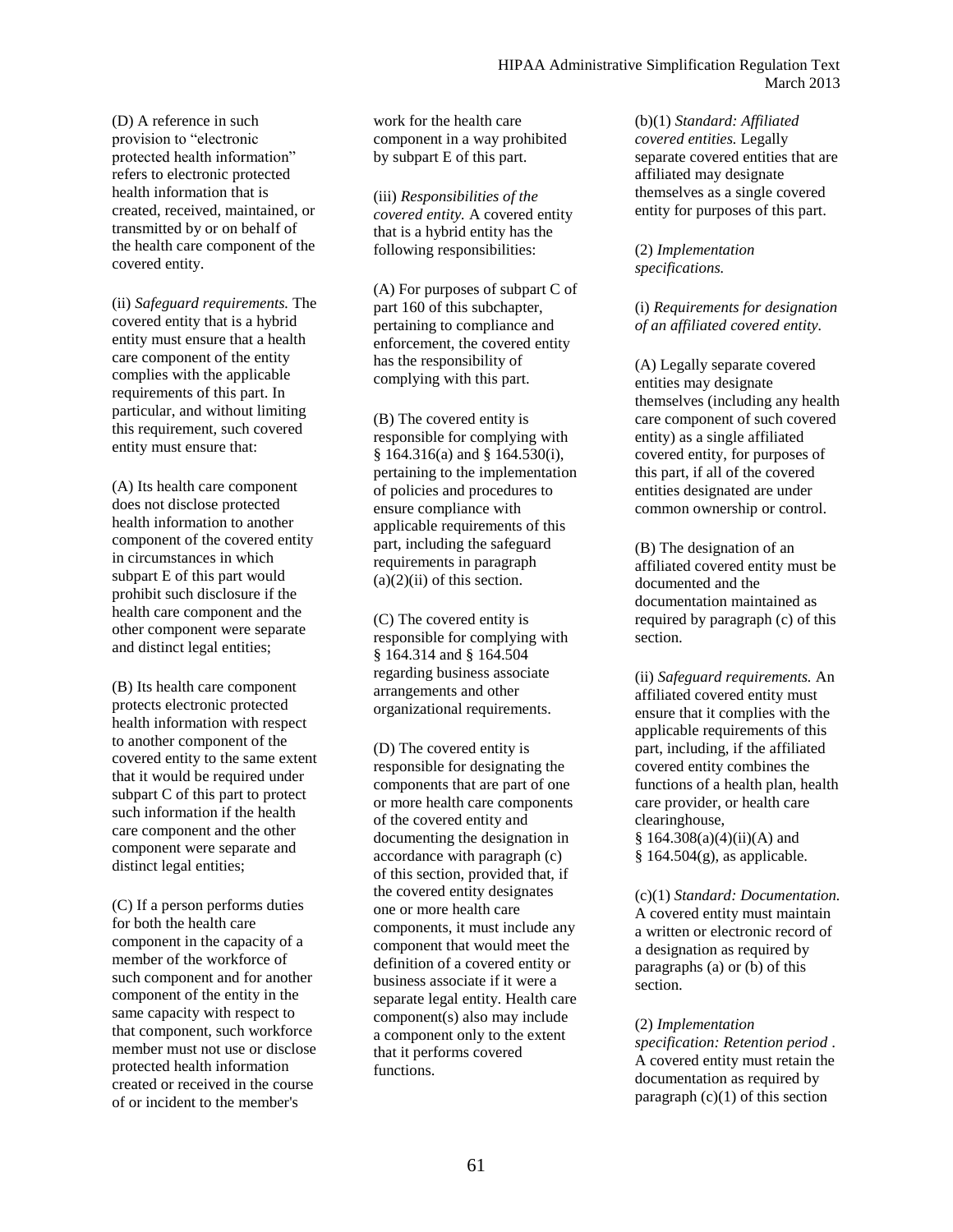(D) A reference in such provision to "electronic protected health information" refers to electronic protected health information that is created, received, maintained, or transmitted by or on behalf of the health care component of the covered entity.

(ii) *Safeguard requirements.* The covered entity that is a hybrid entity must ensure that a health care component of the entity complies with the applicable requirements of this part. In particular, and without limiting this requirement, such covered entity must ensure that:

(A) Its health care component does not disclose protected health information to another component of the covered entity in circumstances in which subpart E of this part would prohibit such disclosure if the health care component and the other component were separate and distinct legal entities;

(B) Its health care component protects electronic protected health information with respect to another component of the covered entity to the same extent that it would be required under subpart C of this part to protect such information if the health care component and the other component were separate and distinct legal entities;

(C) If a person performs duties for both the health care component in the capacity of a member of the workforce of such component and for another component of the entity in the same capacity with respect to that component, such workforce member must not use or disclose protected health information created or received in the course of or incident to the member's work for the health care component in a way prohibited by subpart E of this part.

(iii) *Responsibilities of the covered entity.* A covered entity that is a hybrid entity has the following responsibilities:

(A) For purposes of subpart C of part 160 of this subchapter, pertaining to compliance and enforcement, the covered entity has the responsibility of complying with this part.

(B) The covered entity is responsible for complying with § 164.316(a) and § 164.530(i), pertaining to the implementation of policies and procedures to ensure compliance with applicable requirements of this part, including the safeguard requirements in paragraph (a)(2)(ii) of this section.

(C) The covered entity is responsible for complying with § 164.314 and § 164.504 regarding business associate arrangements and other organizational requirements.

(D) The covered entity is responsible for designating the components that are part of one or more health care components of the covered entity and documenting the designation in accordance with paragraph (c) of this section, provided that, if the covered entity designates one or more health care components, it must include any component that would meet the definition of a covered entity or business associate if it were a separate legal entity. Health care component(s) also may include a component only to the extent that it performs covered functions.

(b)(1) *Standard: Affiliated covered entities.* Legally separate covered entities that are affiliated may designate themselves as a single covered entity for purposes of this part.

(2) *Implementation specifications.*

(i) *Requirements for designation of an affiliated covered entity.*

(A) Legally separate covered entities may designate themselves (including any health care component of such covered entity) as a single affiliated covered entity, for purposes of this part, if all of the covered entities designated are under common ownership or control.

(B) The designation of an affiliated covered entity must be documented and the documentation maintained as required by paragraph (c) of this section.

(ii) *Safeguard requirements.* An affiliated covered entity must ensure that it complies with the applicable requirements of this part, including, if the affiliated covered entity combines the functions of a health plan, health care provider, or health care clearinghouse, § 164.308(a)(4)(ii)(A) and § 164.504(g), as applicable.

(c)(1) *Standard: Documentation.* A covered entity must maintain a written or electronic record of a designation as required by paragraphs (a) or (b) of this section.

(2) *Implementation specification: Retention period .* A covered entity must retain the documentation as required by paragraph (c)(1) of this section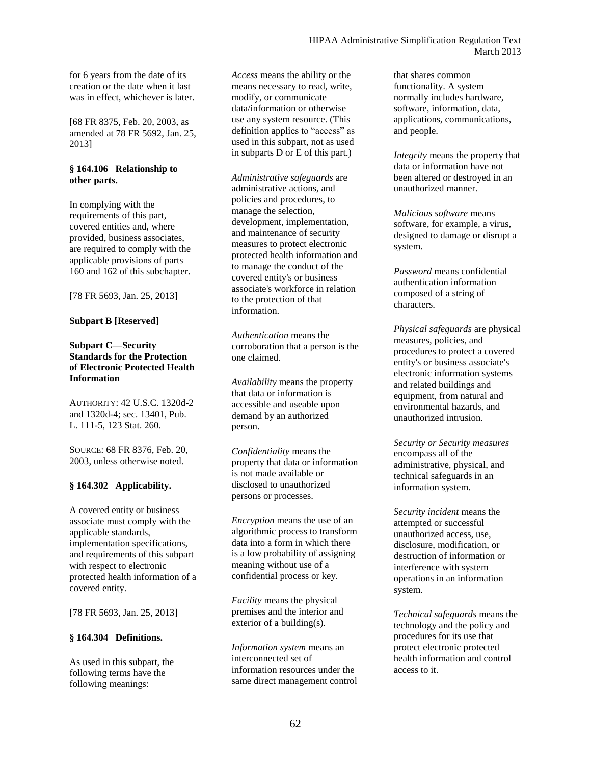for 6 years from the date of its creation or the date when it last was in effect, whichever is later.

[68 FR 8375, Feb. 20, 2003, as amended at 78 FR 5692, Jan. 25, 2013]

**§ 164.106 Relationship to other parts.**

In complying with the requirements of this part, covered entities and, where provided, business associates, are required to comply with the applicable provisions of parts 160 and 162 of this subchapter.

[78 FR 5693, Jan. 25, 2013]

**Subpart B [Reserved]**

**Subpart C—Security Standards for the Protection of Electronic Protected Health Information**

AUTHORITY: 42 U.S.C. 1320d-2 and 1320d-4; sec. 13401, Pub. L. 111-5, 123 Stat. 260.

SOURCE: 68 FR 8376, Feb. 20, 2003, unless otherwise noted.

**§ 164.302 Applicability.**

A covered entity or business associate must comply with the applicable standards, implementation specifications, and requirements of this subpart with respect to electronic protected health information of a covered entity.

[78 FR 5693, Jan. 25, 2013]

**§ 164.304 Definitions.**

As used in this subpart, the following terms have the following meanings:

*Access* means the ability or the means necessary to read, write, modify, or communicate data/information or otherwise use any system resource. (This definition applies to "access" as used in this subpart, not as used in subparts D or E of this part.)

*Administrative safeguards* are administrative actions, and policies and procedures, to manage the selection, development, implementation, and maintenance of security measures to protect electronic protected health information and to manage the conduct of the covered entity's or business associate's workforce in relation to the protection of that information.

*Authentication* means the corroboration that a person is the one claimed.

*Availability* means the property that data or information is accessible and useable upon demand by an authorized person.

*Confidentiality* means the property that data or information is not made available or disclosed to unauthorized persons or processes.

*Encryption* means the use of an algorithmic process to transform data into a form in which there is a low probability of assigning meaning without use of a confidential process or key.

*Facility* means the physical premises and the interior and exterior of a building(s).

*Information system* means an interconnected set of information resources under the same direct management control that shares common functionality. A system normally includes hardware, software, information, data, applications, communications, and people.

*Integrity* means the property that data or information have not been altered or destroyed in an unauthorized manner.

*Malicious software* means software, for example, a virus, designed to damage or disrupt a system.

*Password* means confidential authentication information composed of a string of characters.

*Physical safeguards* are physical measures, policies, and procedures to protect a covered entity's or business associate's electronic information systems and related buildings and equipment, from natural and environmental hazards, and unauthorized intrusion.

*Security or Security measures* encompass all of the administrative, physical, and technical safeguards in an information system.

*Security incident* means the attempted or successful unauthorized access, use, disclosure, modification, or destruction of information or interference with system operations in an information system.

*Technical safeguards* means the technology and the policy and procedures for its use that protect electronic protected health information and control access to it.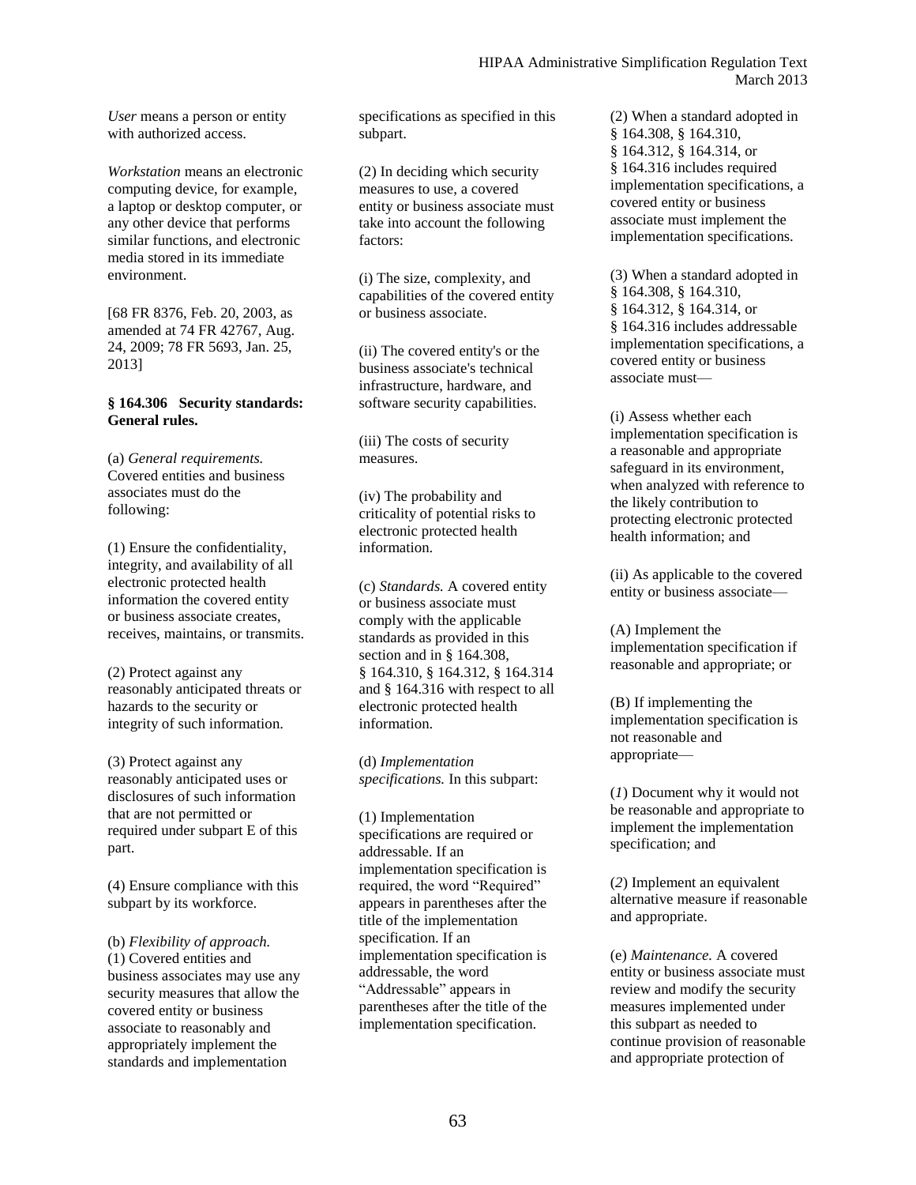*User* means a person or entity with authorized access.

*Workstation* means an electronic computing device, for example, a laptop or desktop computer, or any other device that performs similar functions, and electronic media stored in its immediate environment.

[68 FR 8376, Feb. 20, 2003, as amended at 74 FR 42767, Aug. 24, 2009; 78 FR 5693, Jan. 25, 2013]

**§ 164.306 Security standards: General rules.**

(a) *General requirements.* Covered entities and business associates must do the following:

(1) Ensure the confidentiality, integrity, and availability of all electronic protected health information the covered entity or business associate creates, receives, maintains, or transmits.

(2) Protect against any reasonably anticipated threats or hazards to the security or integrity of such information.

(3) Protect against any reasonably anticipated uses or disclosures of such information that are not permitted or required under subpart E of this part.

(4) Ensure compliance with this subpart by its workforce.

(b) *Flexibility of approach.* (1) Covered entities and business associates may use any security measures that allow the covered entity or business associate to reasonably and appropriately implement the standards and implementation specifications as specified in this subpart.

(2) In deciding which security measures to use, a covered entity or business associate must take into account the following factors:

(i) The size, complexity, and capabilities of the covered entity or business associate.

(ii) The covered entity's or the business associate's technical infrastructure, hardware, and software security capabilities.

(iii) The costs of security measures.

(iv) The probability and criticality of potential risks to electronic protected health information.

(c) *Standards.* A covered entity or business associate must comply with the applicable standards as provided in this section and in § 164.308, § 164.310, § 164.312, § 164.314 and § 164.316 with respect to all electronic protected health information.

(d) *Implementation specifications.* In this subpart:

(1) Implementation specifications are required or addressable. If an implementation specification is required, the word "Required" appears in parentheses after the title of the implementation specification. If an implementation specification is addressable, the word "Addressable" appears in parentheses after the title of the implementation specification.

(2) When a standard adopted in § 164.308, § 164.310, § 164.312, § 164.314, or § 164.316 includes required implementation specifications, a covered entity or business associate must implement the implementation specifications.

(3) When a standard adopted in § 164.308, § 164.310, § 164.312, § 164.314, or § 164.316 includes addressable implementation specifications, a covered entity or business associate must—

(i) Assess whether each implementation specification is a reasonable and appropriate safeguard in its environment, when analyzed with reference to the likely contribution to protecting electronic protected health information; and

(ii) As applicable to the covered entity or business associate—

(A) Implement the implementation specification if reasonable and appropriate; or

(B) If implementing the implementation specification is not reasonable and appropriate—

(*1*) Document why it would not be reasonable and appropriate to implement the implementation specification; and

(*2*) Implement an equivalent alternative measure if reasonable and appropriate.

(e) *Maintenance.* A covered entity or business associate must review and modify the security measures implemented under this subpart as needed to continue provision of reasonable and appropriate protection of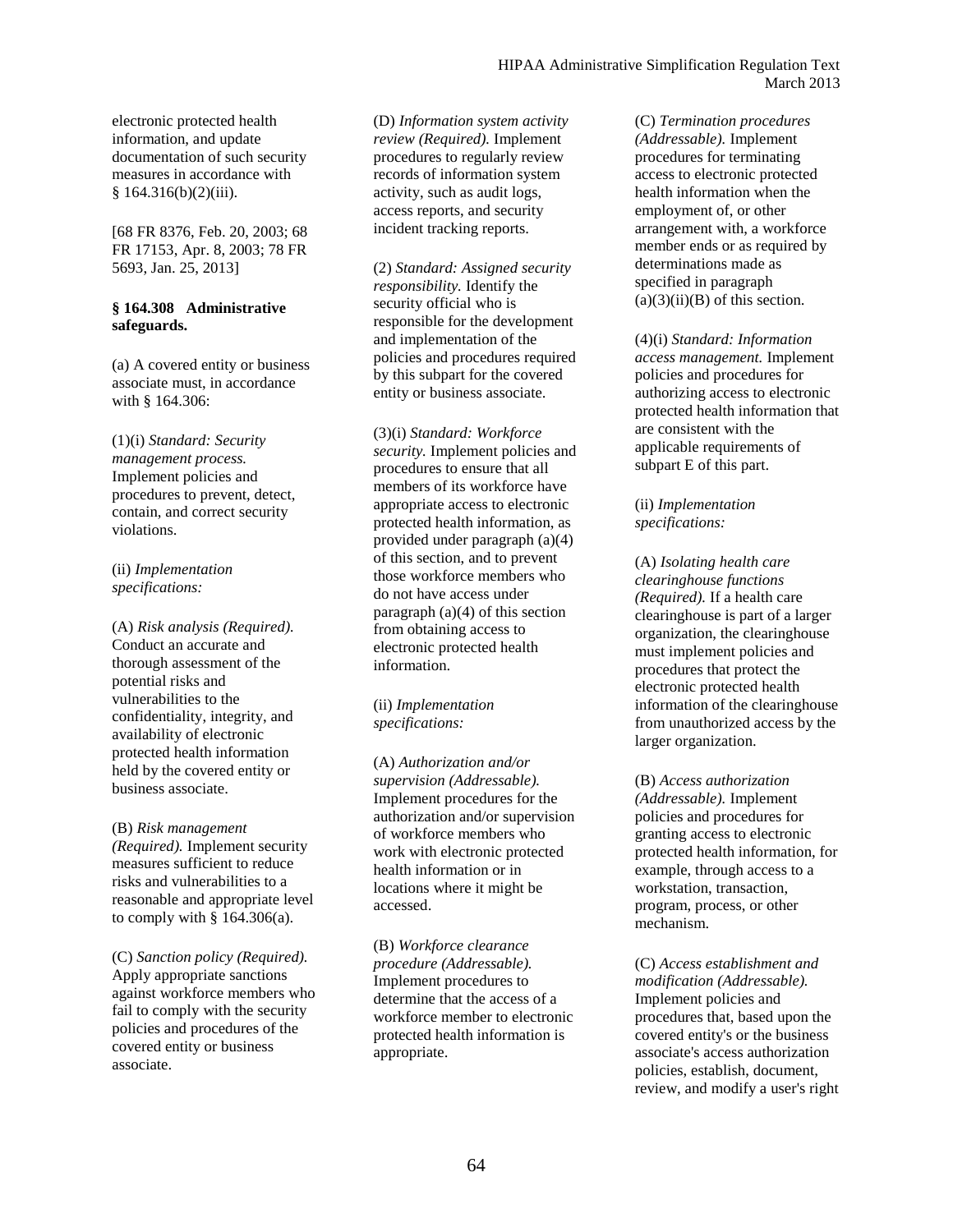electronic protected health information, and update documentation of such security measures in accordance with § 164.316(b)(2)(iii).

[68 FR 8376, Feb. 20, 2003; 68 FR 17153, Apr. 8, 2003; 78 FR 5693, Jan. 25, 2013]

**§ 164.308 Administrative safeguards.**

(a) A covered entity or business associate must, in accordance with § 164.306:

(1)(i) *Standard: Security management process.* Implement policies and procedures to prevent, detect, contain, and correct security violations.

(ii) *Implementation specifications:*

(A) *Risk analysis (Required).* Conduct an accurate and thorough assessment of the potential risks and vulnerabilities to the confidentiality, integrity, and availability of electronic protected health information held by the covered entity or business associate.

(B) *Risk management (Required).* Implement security measures sufficient to reduce risks and vulnerabilities to a reasonable and appropriate level to comply with § 164.306(a).

(C) *Sanction policy (Required).* Apply appropriate sanctions against workforce members who fail to comply with the security policies and procedures of the covered entity or business associate.

(D) *Information system activity review (Required).* Implement procedures to regularly review records of information system activity, such as audit logs, access reports, and security incident tracking reports.

(2) *Standard: Assigned security responsibility.* Identify the security official who is responsible for the development and implementation of the policies and procedures required by this subpart for the covered entity or business associate.

(3)(i) *Standard: Workforce security.* Implement policies and procedures to ensure that all members of its workforce have appropriate access to electronic protected health information, as provided under paragraph (a)(4) of this section, and to prevent those workforce members who do not have access under paragraph (a)(4) of this section from obtaining access to electronic protected health information.

(ii) *Implementation specifications:*

(A) *Authorization and/or supervision (Addressable).* Implement procedures for the authorization and/or supervision of workforce members who work with electronic protected health information or in locations where it might be accessed.

(B) *Workforce clearance procedure (Addressable).* Implement procedures to determine that the access of a workforce member to electronic protected health information is appropriate.

(C) *Termination procedures (Addressable).* Implement procedures for terminating access to electronic protected health information when the employment of, or other arrangement with, a workforce member ends or as required by determinations made as specified in paragraph (a)(3)(ii)(B) of this section.

(4)(i) *Standard: Information access management.* Implement policies and procedures for authorizing access to electronic protected health information that are consistent with the applicable requirements of subpart E of this part.

(ii) *Implementation specifications:*

(A) *Isolating health care clearinghouse functions (Required).* If a health care clearinghouse is part of a larger organization, the clearinghouse must implement policies and procedures that protect the electronic protected health information of the clearinghouse from unauthorized access by the larger organization.

(B) *Access authorization (Addressable).* Implement policies and procedures for granting access to electronic protected health information, for example, through access to a workstation, transaction, program, process, or other mechanism.

(C) *Access establishment and modification (Addressable).* Implement policies and procedures that, based upon the covered entity's or the business associate's access authorization policies, establish, document, review, and modify a user's right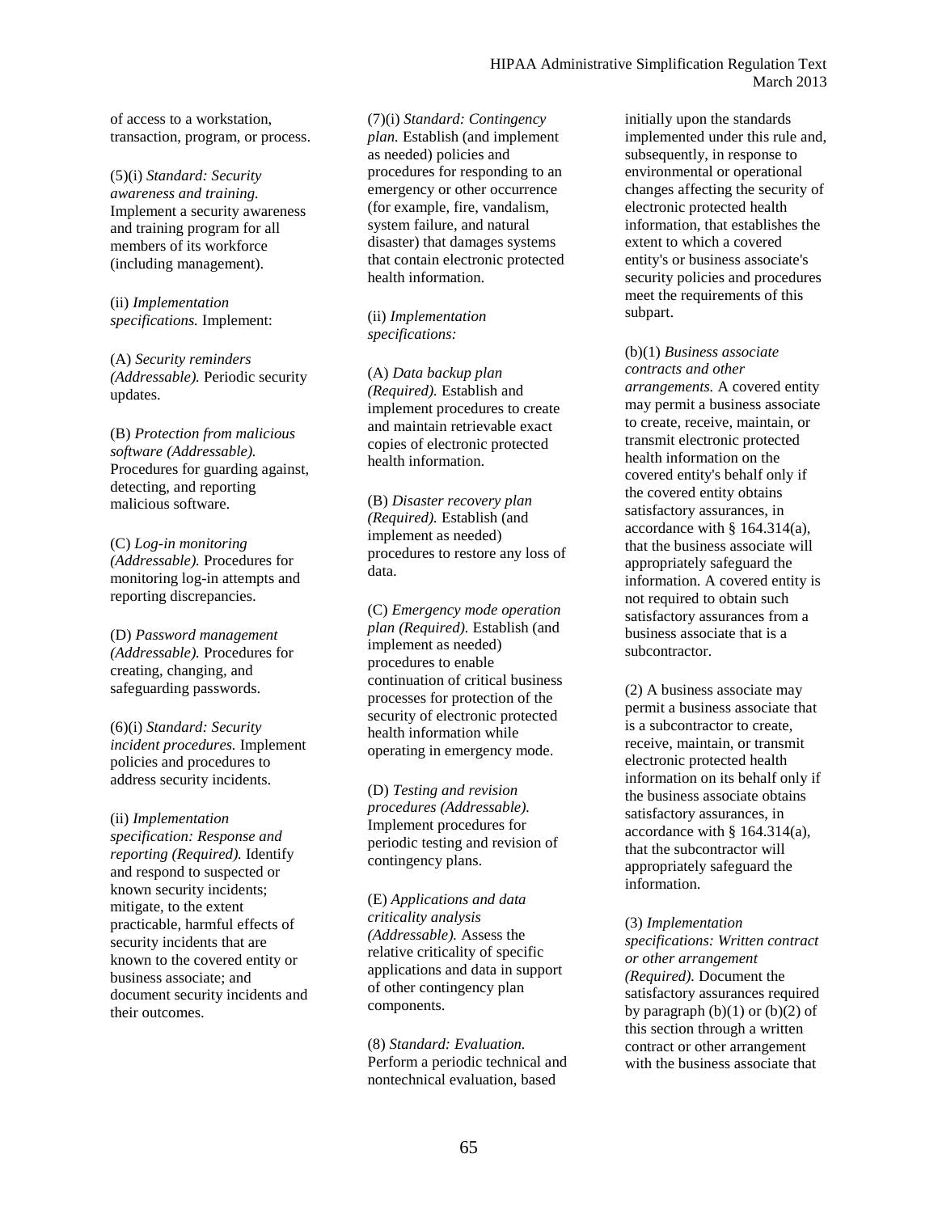of access to a workstation, transaction, program, or process.

(5)(i) *Standard: Security awareness and training.* Implement a security awareness and training program for all members of its workforce (including management).

(ii) *Implementation specifications.* Implement:

(A) *Security reminders (Addressable).* Periodic security updates.

(B) *Protection from malicious software (Addressable).* Procedures for guarding against, detecting, and reporting malicious software.

(C) *Log-in monitoring (Addressable).* Procedures for monitoring log-in attempts and reporting discrepancies.

(D) *Password management (Addressable).* Procedures for creating, changing, and safeguarding passwords.

(6)(i) *Standard: Security incident procedures.* Implement policies and procedures to address security incidents.

(ii) *Implementation specification: Response and reporting (Required).* Identify and respond to suspected or known security incidents; mitigate, to the extent practicable, harmful effects of security incidents that are known to the covered entity or business associate; and document security incidents and their outcomes.

(7)(i) *Standard: Contingency plan.* Establish (and implement as needed) policies and procedures for responding to an emergency or other occurrence (for example, fire, vandalism, system failure, and natural disaster) that damages systems that contain electronic protected health information.

(ii) *Implementation specifications:*

(A) *Data backup plan (Required).* Establish and implement procedures to create and maintain retrievable exact copies of electronic protected health information.

(B) *Disaster recovery plan (Required).* Establish (and implement as needed) procedures to restore any loss of data.

(C) *Emergency mode operation plan (Required).* Establish (and implement as needed) procedures to enable continuation of critical business processes for protection of the security of electronic protected health information while operating in emergency mode.

(D) *Testing and revision procedures (Addressable).* Implement procedures for periodic testing and revision of contingency plans.

(E) *Applications and data criticality analysis (Addressable).* Assess the relative criticality of specific applications and data in support of other contingency plan components.

(8) *Standard: Evaluation.* Perform a periodic technical and nontechnical evaluation, based initially upon the standards implemented under this rule and, subsequently, in response to environmental or operational changes affecting the security of electronic protected health information, that establishes the extent to which a covered entity's or business associate's security policies and procedures meet the requirements of this subpart.

(b)(1) *Business associate contracts and other arrangements.* A covered entity may permit a business associate to create, receive, maintain, or transmit electronic protected health information on the covered entity's behalf only if the covered entity obtains satisfactory assurances, in accordance with § 164.314(a), that the business associate will appropriately safeguard the information. A covered entity is not required to obtain such satisfactory assurances from a business associate that is a subcontractor.

(2) A business associate may permit a business associate that is a subcontractor to create, receive, maintain, or transmit electronic protected health information on its behalf only if the business associate obtains satisfactory assurances, in accordance with § 164.314(a), that the subcontractor will appropriately safeguard the information.

(3) *Implementation specifications: Written contract or other arrangement (Required).* Document the satisfactory assurances required by paragraph (b)(1) or (b)(2) of this section through a written contract or other arrangement with the business associate that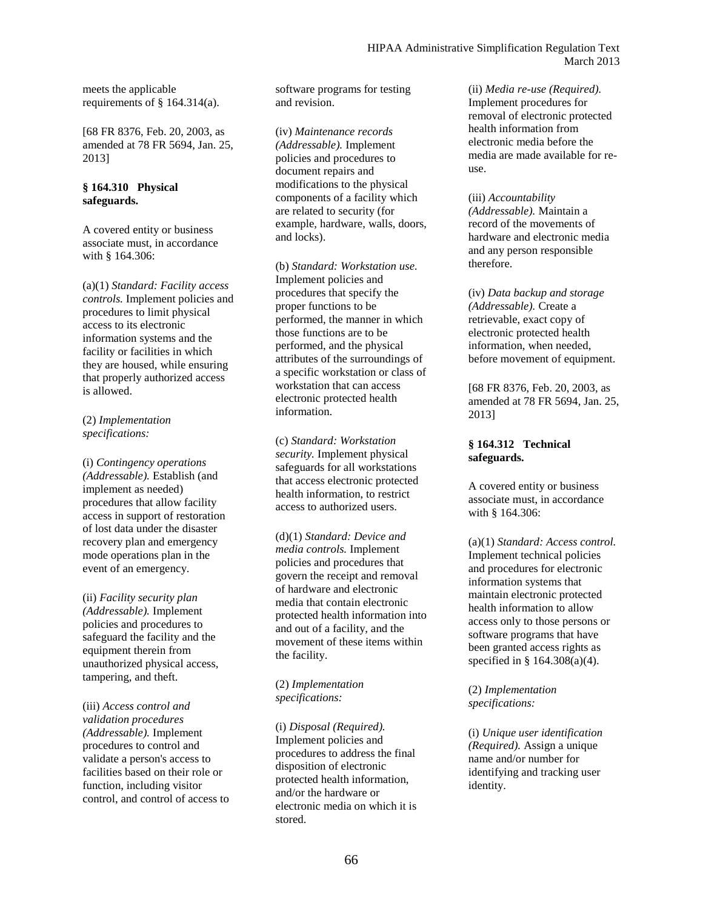meets the applicable requirements of § 164.314(a).

[68 FR 8376, Feb. 20, 2003, as amended at 78 FR 5694, Jan. 25, 2013]

**§ 164.310 Physical safeguards.**

A covered entity or business associate must, in accordance with § 164.306:

(a)(1) *Standard: Facility access controls.* Implement policies and procedures to limit physical access to its electronic information systems and the facility or facilities in which they are housed, while ensuring that properly authorized access is allowed.

(2) *Implementation specifications:*

(i) *Contingency operations (Addressable).* Establish (and implement as needed) procedures that allow facility access in support of restoration of lost data under the disaster recovery plan and emergency mode operations plan in the event of an emergency.

(ii) *Facility security plan (Addressable).* Implement policies and procedures to safeguard the facility and the equipment therein from unauthorized physical access, tampering, and theft.

(iii) *Access control and validation procedures (Addressable).* Implement procedures to control and validate a person's access to facilities based on their role or function, including visitor control, and control of access to software programs for testing and revision.

(iv) *Maintenance records (Addressable).* Implement policies and procedures to document repairs and modifications to the physical components of a facility which are related to security (for example, hardware, walls, doors, and locks).

(b) *Standard: Workstation use.* Implement policies and procedures that specify the proper functions to be performed, the manner in which those functions are to be performed, and the physical attributes of the surroundings of a specific workstation or class of workstation that can access electronic protected health information.

(c) *Standard: Workstation security.* Implement physical safeguards for all workstations that access electronic protected health information, to restrict access to authorized users.

(d)(1) *Standard: Device and media controls.* Implement policies and procedures that govern the receipt and removal of hardware and electronic media that contain electronic protected health information into and out of a facility, and the movement of these items within the facility.

(2) *Implementation specifications:*

(i) *Disposal (Required).* Implement policies and procedures to address the final disposition of electronic protected health information, and/or the hardware or electronic media on which it is stored.

(ii) *Media re-use (Required).* Implement procedures for removal of electronic protected health information from electronic media before the media are made available for re-use.

(iii) *Accountability (Addressable).* Maintain a record of the movements of hardware and electronic media and any person responsible therefore.

(iv) *Data backup and storage (Addressable).* Create a retrievable, exact copy of electronic protected health information, when needed, before movement of equipment.

[68 FR 8376, Feb. 20, 2003, as amended at 78 FR 5694, Jan. 25, 2013]

**§ 164.312 Technical safeguards.**

A covered entity or business associate must, in accordance with § 164.306:

(a)(1) *Standard: Access control.* Implement technical policies and procedures for electronic information systems that maintain electronic protected health information to allow access only to those persons or software programs that have been granted access rights as specified in § 164.308(a)(4).

(2) *Implementation specifications:*

(i) *Unique user identification (Required).* Assign a unique name and/or number for identifying and tracking user identity.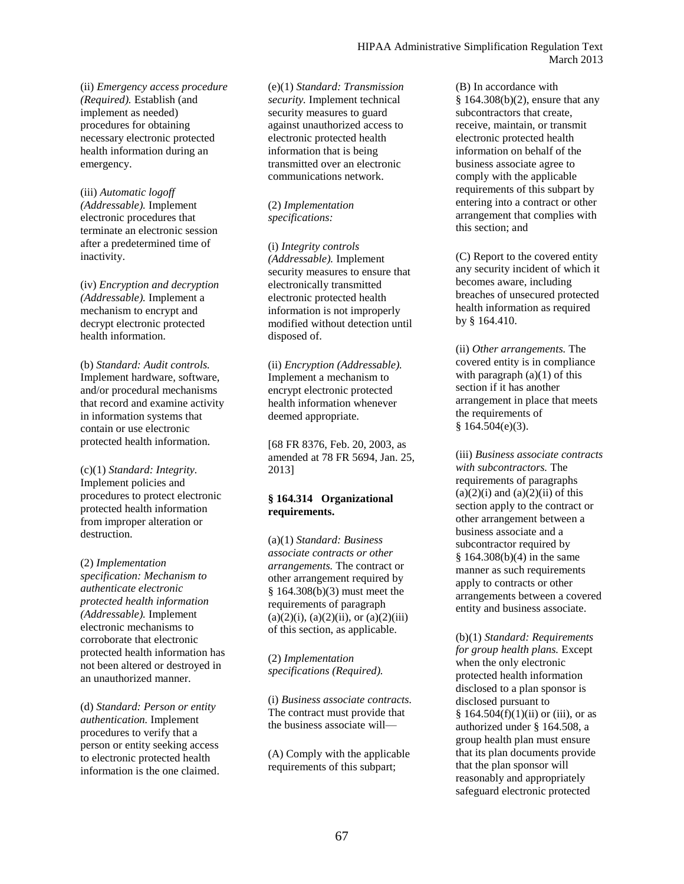(ii) *Emergency access procedure (Required).* Establish (and implement as needed) procedures for obtaining necessary electronic protected health information during an emergency.

(iii) *Automatic logoff (Addressable).* Implement electronic procedures that terminate an electronic session after a predetermined time of inactivity.

(iv) *Encryption and decryption (Addressable).* Implement a mechanism to encrypt and decrypt electronic protected health information.

(b) *Standard: Audit controls.* Implement hardware, software, and/or procedural mechanisms that record and examine activity in information systems that contain or use electronic protected health information.

(c)(1) *Standard: Integrity.* Implement policies and procedures to protect electronic protected health information from improper alteration or destruction.

(2) *Implementation specification: Mechanism to authenticate electronic protected health information (Addressable).* Implement electronic mechanisms to corroborate that electronic protected health information has not been altered or destroyed in an unauthorized manner.

(d) *Standard: Person or entity authentication.* Implement procedures to verify that a person or entity seeking access to electronic protected health information is the one claimed.

(e)(1) *Standard: Transmission security.* Implement technical security measures to guard against unauthorized access to electronic protected health information that is being transmitted over an electronic communications network.

(2) *Implementation specifications:*

(i) *Integrity controls (Addressable).* Implement security measures to ensure that electronically transmitted electronic protected health information is not improperly modified without detection until disposed of.

(ii) *Encryption (Addressable).* Implement a mechanism to encrypt electronic protected health information whenever deemed appropriate.

[68 FR 8376, Feb. 20, 2003, as amended at 78 FR 5694, Jan. 25, 2013]

**§ 164.314 Organizational requirements.**

(a)(1) *Standard: Business associate contracts or other arrangements.* The contract or other arrangement required by § 164.308(b)(3) must meet the requirements of paragraph (a)(2)(i), (a)(2)(ii), or (a)(2)(iii) of this section, as applicable.

(2) *Implementation specifications (Required).*

(i) *Business associate contracts.* The contract must provide that the business associate will—

(A) Comply with the applicable requirements of this subpart;

(B) In accordance with § 164.308(b)(2), ensure that any subcontractors that create, receive, maintain, or transmit electronic protected health information on behalf of the business associate agree to comply with the applicable requirements of this subpart by entering into a contract or other arrangement that complies with this section; and

(C) Report to the covered entity any security incident of which it becomes aware, including breaches of unsecured protected health information as required by § 164.410.

(ii) *Other arrangements.* The covered entity is in compliance with paragraph (a)(1) of this section if it has another arrangement in place that meets the requirements of § 164.504(e)(3).

(iii) *Business associate contracts with subcontractors.* The requirements of paragraphs (a)(2)(i) and (a)(2)(ii) of this section apply to the contract or other arrangement between a business associate and a subcontractor required by § 164.308(b)(4) in the same manner as such requirements apply to contracts or other arrangements between a covered entity and business associate.

(b)(1) *Standard: Requirements for group health plans.* Except when the only electronic protected health information disclosed to a plan sponsor is disclosed pursuant to § 164.504(f)(1)(ii) or (iii), or as authorized under § 164.508, a group health plan must ensure that its plan documents provide that the plan sponsor will reasonably and appropriately safeguard electronic protected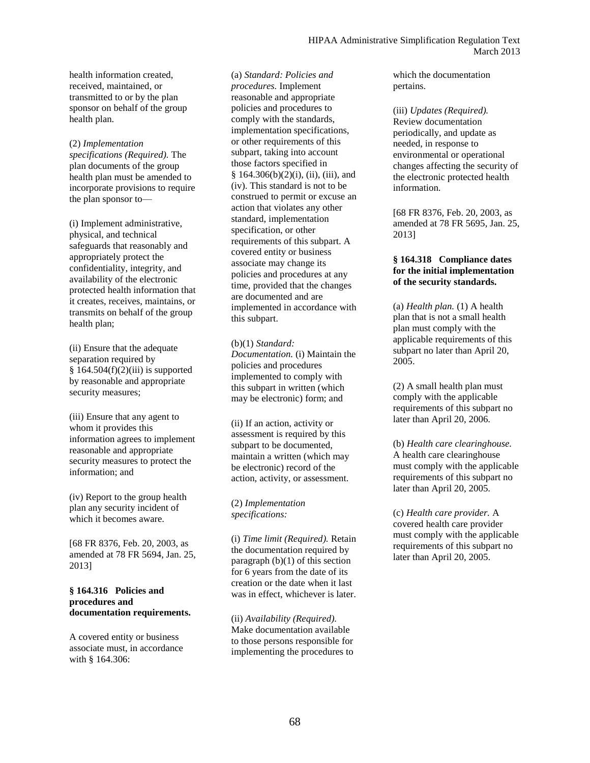health information created, received, maintained, or transmitted to or by the plan sponsor on behalf of the group health plan.

(2) *Implementation specifications (Required).* The plan documents of the group health plan must be amended to incorporate provisions to require the plan sponsor to—

(i) Implement administrative, physical, and technical safeguards that reasonably and appropriately protect the confidentiality, integrity, and availability of the electronic protected health information that it creates, receives, maintains, or transmits on behalf of the group health plan;

(ii) Ensure that the adequate separation required by § 164.504(f)(2)(iii) is supported by reasonable and appropriate security measures;

(iii) Ensure that any agent to whom it provides this information agrees to implement reasonable and appropriate security measures to protect the information; and

(iv) Report to the group health plan any security incident of which it becomes aware.

[68 FR 8376, Feb. 20, 2003, as amended at 78 FR 5694, Jan. 25, 2013]

**§ 164.316 Policies and procedures and documentation requirements.**

A covered entity or business associate must, in accordance with § 164.306:

(a) *Standard: Policies and procedures.* Implement reasonable and appropriate policies and procedures to comply with the standards, implementation specifications, or other requirements of this subpart, taking into account those factors specified in § 164.306(b)(2)(i), (ii), (iii), and (iv). This standard is not to be construed to permit or excuse an action that violates any other standard, implementation specification, or other requirements of this subpart. A covered entity or business associate may change its policies and procedures at any time, provided that the changes are documented and are implemented in accordance with this subpart.

(b)(1) *Standard: Documentation.* (i) Maintain the policies and procedures implemented to comply with this subpart in written (which may be electronic) form; and

(ii) If an action, activity or assessment is required by this subpart to be documented, maintain a written (which may be electronic) record of the action, activity, or assessment.

(2) *Implementation specifications:*

(i) *Time limit (Required).* Retain the documentation required by paragraph (b)(1) of this section for 6 years from the date of its creation or the date when it last was in effect, whichever is later.

(ii) *Availability (Required).* Make documentation available to those persons responsible for implementing the procedures to which the documentation pertains.

(iii) *Updates (Required).* Review documentation periodically, and update as needed, in response to environmental or operational changes affecting the security of the electronic protected health information.

[68 FR 8376, Feb. 20, 2003, as amended at 78 FR 5695, Jan. 25, 2013]

**§ 164.318 Compliance dates for the initial implementation of the security standards.**

(a) *Health plan.* (1) A health plan that is not a small health plan must comply with the applicable requirements of this subpart no later than April 20, 2005.

(2) A small health plan must comply with the applicable requirements of this subpart no later than April 20, 2006.

(b) *Health care clearinghouse.* A health care clearinghouse must comply with the applicable requirements of this subpart no later than April 20, 2005.

(c) *Health care provider.* A covered health care provider must comply with the applicable requirements of this subpart no later than April 20, 2005.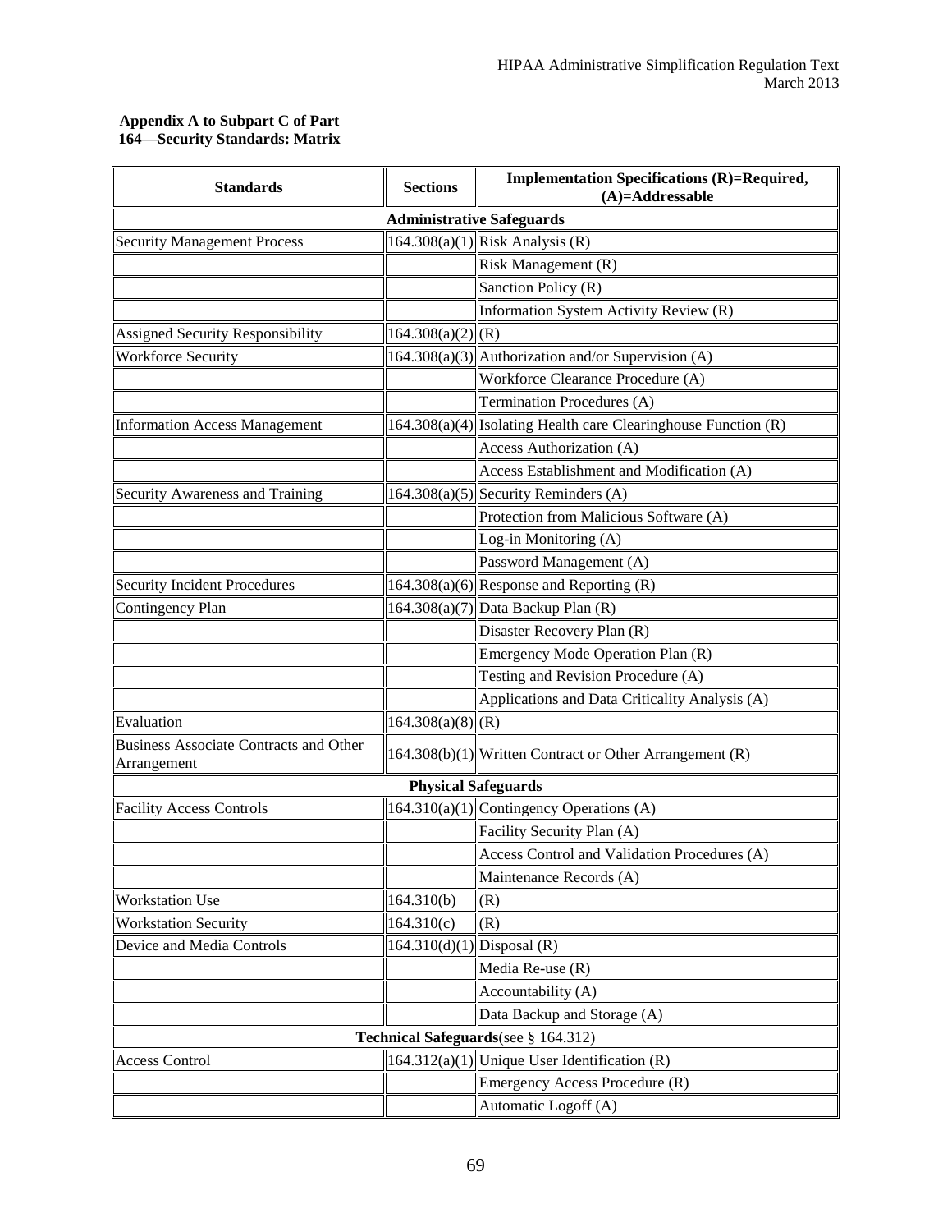**Appendix A to Subpart C of Part 164—Security Standards: Matrix**

| Standards | Sections | Implementation Specifications (R)=Required, (A)=Addressable |
|---|---|---|
| **Administrative Safeguards** | | |
| Security Management Process | 164.308(a)(1) | Risk Analysis (R) |
| | | Risk Management (R) |
| | | Sanction Policy (R) |
| | | Information System Activity Review (R) |
| Assigned Security Responsibility | 164.308(a)(2) | (R) |
| Workforce Security | 164.308(a)(3) | Authorization and/or Supervision (A) |
| | | Workforce Clearance Procedure (A) |
| | | Termination Procedures (A) |
| Information Access Management | 164.308(a)(4) | Isolating Health care Clearinghouse Function (R) |
| | | Access Authorization (A) |
| | | Access Establishment and Modification (A) |
| Security Awareness and Training | 164.308(a)(5) | Security Reminders (A) |
| | | Protection from Malicious Software (A) |
| | | Log-in Monitoring (A) |
| | | Password Management (A) |
| Security Incident Procedures | 164.308(a)(6) | Response and Reporting (R) |
| Contingency Plan | 164.308(a)(7) | Data Backup Plan (R) |
| | | Disaster Recovery Plan (R) |
| | | Emergency Mode Operation Plan (R) |
| | | Testing and Revision Procedure (A) |
| | | Applications and Data Criticality Analysis (A) |
| Evaluation | 164.308(a)(8) | (R) |
| Business Associate Contracts and Other Arrangement | 164.308(b)(1) | Written Contract or Other Arrangement (R) |
| **Physical Safeguards** | | |
| Facility Access Controls | 164.310(a)(1) | Contingency Operations (A) |
| | | Facility Security Plan (A) |
| | | Access Control and Validation Procedures (A) |
| | | Maintenance Records (A) |
| Workstation Use | 164.310(b) | (R) |
| Workstation Security | 164.310(c) | (R) |
| Device and Media Controls | 164.310(d)(1) | Disposal (R) |
| | | Media Re-use (R) |
| | | Accountability (A) |
| | | Data Backup and Storage (A) |
| **Technical Safeguards** (see § 164.312) | | |
| Access Control | 164.312(a)(1) | Unique User Identification (R) |
| | | Emergency Access Procedure (R) |
| | | Automatic Logoff (A) |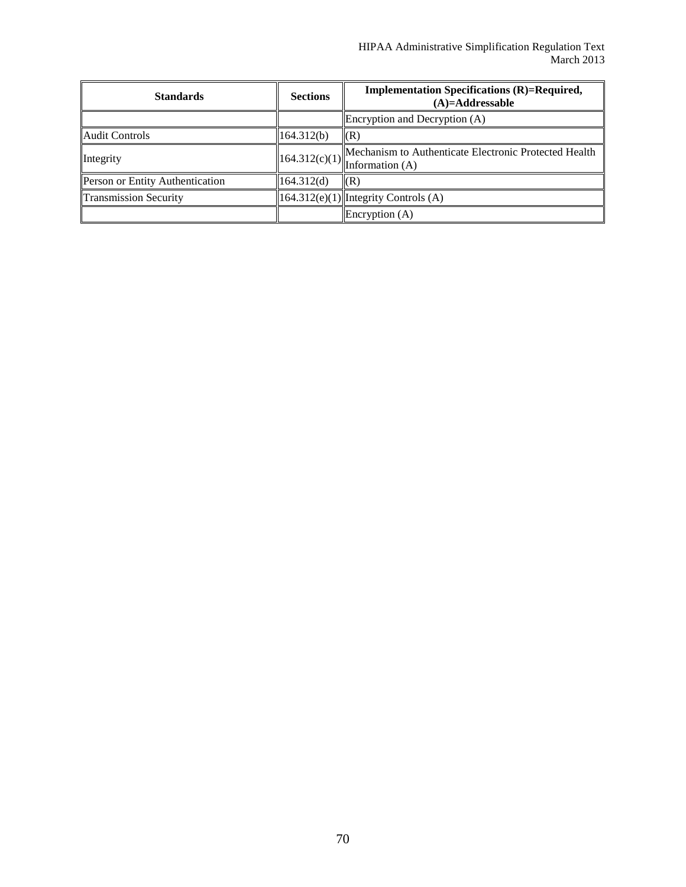| Standards | Sections | Implementation Specifications (R)=Required, (A)=Addressable |
| --- | --- | --- |
| | | Encryption and Decryption (A) |
| Audit Controls | 164.312(b) | (R) |
| Integrity | 164.312(c)(1) | Mechanism to Authenticate Electronic Protected Health Information (A) |
| Person or Entity Authentication | 164.312(d) | (R) |
| Transmission Security | 164.312(e)(1) | Integrity Controls (A) |
| | | Encryption (A) |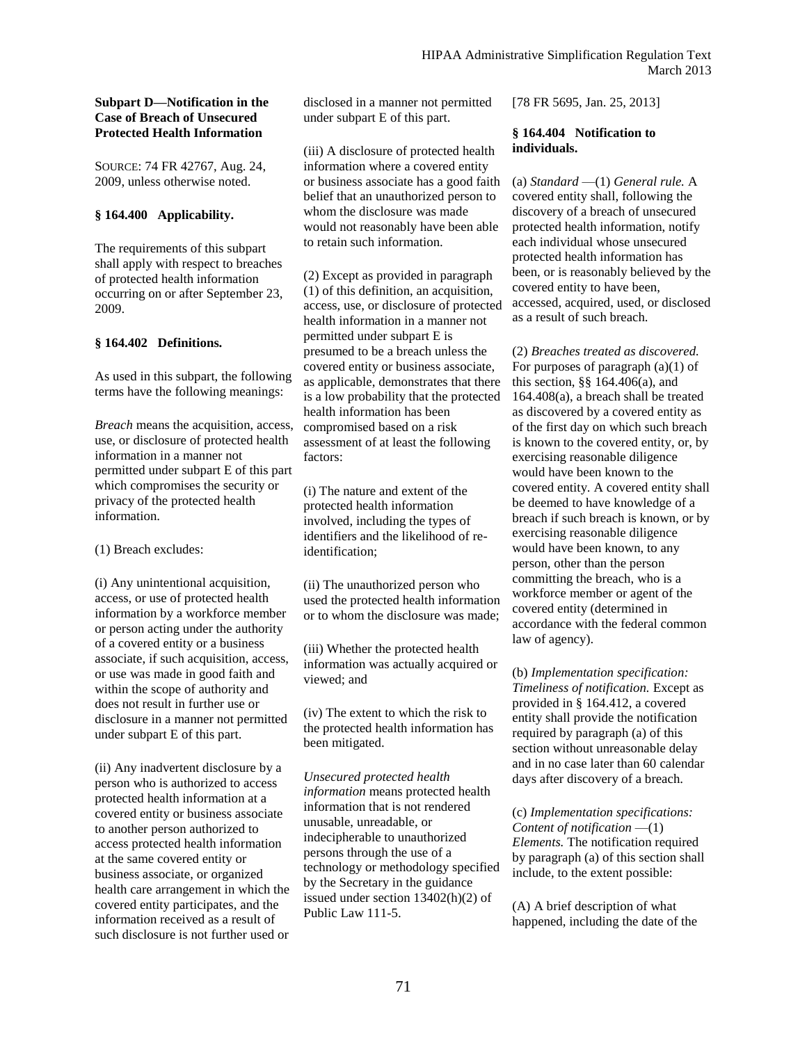### Subpart D—Notification in the Case of Breach of Unsecured Protected Health Information

SOURCE: 74 FR 42767, Aug. 24, 2009, unless otherwise noted.

#### § 164.400 Applicability.

The requirements of this subpart shall apply with respect to breaches of protected health information occurring on or after September 23, 2009.

#### § 164.402 Definitions.

As used in this subpart, the following terms have the following meanings:

*Breach* means the acquisition, access, use, or disclosure of protected health information in a manner not permitted under subpart E of this part which compromises the security or privacy of the protected health information.

(1) Breach excludes:

(i) Any unintentional acquisition, access, or use of protected health information by a workforce member or person acting under the authority of a covered entity or a business associate, if such acquisition, access, or use was made in good faith and within the scope of authority and does not result in further use or disclosure in a manner not permitted under subpart E of this part.

(ii) Any inadvertent disclosure by a person who is authorized to access protected health information at a covered entity or business associate to another person authorized to access protected health information at the same covered entity or business associate, or organized health care arrangement in which the covered entity participates, and the information received as a result of such disclosure is not further used or disclosed in a manner not permitted under subpart E of this part.

(iii) A disclosure of protected health information where a covered entity or business associate has a good faith belief that an unauthorized person to whom the disclosure was made would not reasonably have been able to retain such information.

(2) Except as provided in paragraph (1) of this definition, an acquisition, access, use, or disclosure of protected health information in a manner not permitted under subpart E is presumed to be a breach unless the covered entity or business associate, as applicable, demonstrates that there is a low probability that the protected health information has been compromised based on a risk assessment of at least the following factors:

(i) The nature and extent of the protected health information involved, including the types of identifiers and the likelihood of re-identification;

(ii) The unauthorized person who used the protected health information or to whom the disclosure was made;

(iii) Whether the protected health information was actually acquired or viewed; and

(iv) The extent to which the risk to the protected health information has been mitigated.

*Unsecured protected health information* means protected health information that is not rendered unusable, unreadable, or indecipherable to unauthorized persons through the use of a technology or methodology specified by the Secretary in the guidance issued under section 13402(h)(2) of Public Law 111-5.

[78 FR 5695, Jan. 25, 2013]

#### § 164.404 Notification to individuals.

(a) *Standard* —(1) *General rule.* A covered entity shall, following the discovery of a breach of unsecured protected health information, notify each individual whose unsecured protected health information has been, or is reasonably believed by the covered entity to have been, accessed, acquired, used, or disclosed as a result of such breach.

(2) *Breaches treated as discovered.* For purposes of paragraph (a)(1) of this section, §§ 164.406(a), and 164.408(a), a breach shall be treated as discovered by a covered entity as of the first day on which such breach is known to the covered entity, or, by exercising reasonable diligence would have been known to the covered entity. A covered entity shall be deemed to have knowledge of a breach if such breach is known, or by exercising reasonable diligence would have been known, to any person, other than the person committing the breach, who is a workforce member or agent of the covered entity (determined in accordance with the federal common law of agency).

(b) *Implementation specification: Timeliness of notification.* Except as provided in § 164.412, a covered entity shall provide the notification required by paragraph (a) of this section without unreasonable delay and in no case later than 60 calendar days after discovery of a breach.

(c) *Implementation specifications: Content of notification* —(1) *Elements.* The notification required by paragraph (a) of this section shall include, to the extent possible:

(A) A brief description of what happened, including the date of the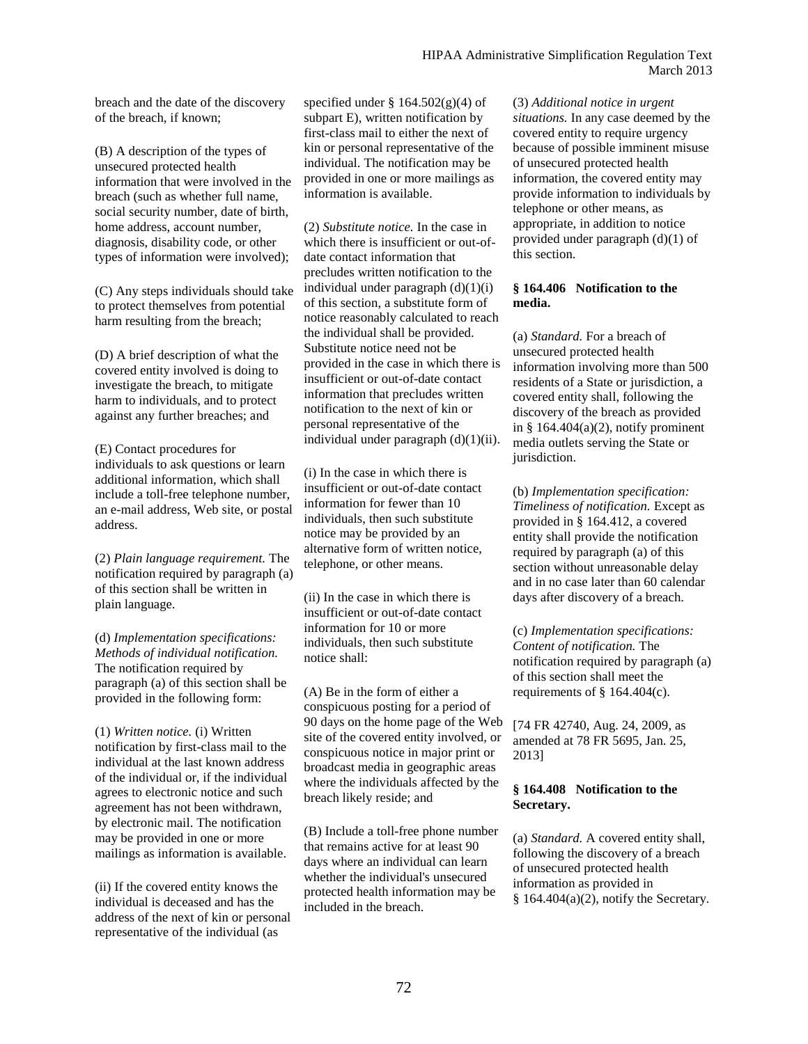breach and the date of the discovery of the breach, if known;

(B) A description of the types of unsecured protected health information that were involved in the breach (such as whether full name, social security number, date of birth, home address, account number, diagnosis, disability code, or other types of information were involved);

(C) Any steps individuals should take to protect themselves from potential harm resulting from the breach;

(D) A brief description of what the covered entity involved is doing to investigate the breach, to mitigate harm to individuals, and to protect against any further breaches; and

(E) Contact procedures for individuals to ask questions or learn additional information, which shall include a toll-free telephone number, an e-mail address, Web site, or postal address.

(2) *Plain language requirement.* The notification required by paragraph (a) of this section shall be written in plain language.

(d) *Implementation specifications: Methods of individual notification.* The notification required by paragraph (a) of this section shall be provided in the following form:

(1) *Written notice.* (i) Written notification by first-class mail to the individual at the last known address of the individual or, if the individual agrees to electronic notice and such agreement has not been withdrawn, by electronic mail. The notification may be provided in one or more mailings as information is available.

(ii) If the covered entity knows the individual is deceased and has the address of the next of kin or personal representative of the individual (as specified under § 164.502(g)(4) of subpart E), written notification by first-class mail to either the next of kin or personal representative of the individual. The notification may be provided in one or more mailings as information is available.

(2) *Substitute notice.* In the case in which there is insufficient or out-of-date contact information that precludes written notification to the individual under paragraph (d)(1)(i) of this section, a substitute form of notice reasonably calculated to reach the individual shall be provided. Substitute notice need not be provided in the case in which there is insufficient or out-of-date contact information that precludes written notification to the next of kin or personal representative of the individual under paragraph (d)(1)(ii).

(i) In the case in which there is insufficient or out-of-date contact information for fewer than 10 individuals, then such substitute notice may be provided by an alternative form of written notice, telephone, or other means.

(ii) In the case in which there is insufficient or out-of-date contact information for 10 or more individuals, then such substitute notice shall:

(A) Be in the form of either a conspicuous posting for a period of 90 days on the home page of the Web site of the covered entity involved, or conspicuous notice in major print or broadcast media in geographic areas where the individuals affected by the breach likely reside; and

(B) Include a toll-free phone number that remains active for at least 90 days where an individual can learn whether the individual's unsecured protected health information may be included in the breach.

(3) *Additional notice in urgent situations.* In any case deemed by the covered entity to require urgency because of possible imminent misuse of unsecured protected health information, the covered entity may provide information to individuals by telephone or other means, as appropriate, in addition to notice provided under paragraph (d)(1) of this section.

### § 164.406 Notification to the media.

(a) *Standard.* For a breach of unsecured protected health information involving more than 500 residents of a State or jurisdiction, a covered entity shall, following the discovery of the breach as provided in § 164.404(a)(2), notify prominent media outlets serving the State or jurisdiction.

(b) *Implementation specification: Timeliness of notification.* Except as provided in § 164.412, a covered entity shall provide the notification required by paragraph (a) of this section without unreasonable delay and in no case later than 60 calendar days after discovery of a breach.

(c) *Implementation specifications: Content of notification.* The notification required by paragraph (a) of this section shall meet the requirements of § 164.404(c).

[74 FR 42740, Aug. 24, 2009, as amended at 78 FR 5695, Jan. 25, 2013]

### § 164.408 Notification to the Secretary.

(a) *Standard.* A covered entity shall, following the discovery of a breach of unsecured protected health information as provided in § 164.404(a)(2), notify the Secretary.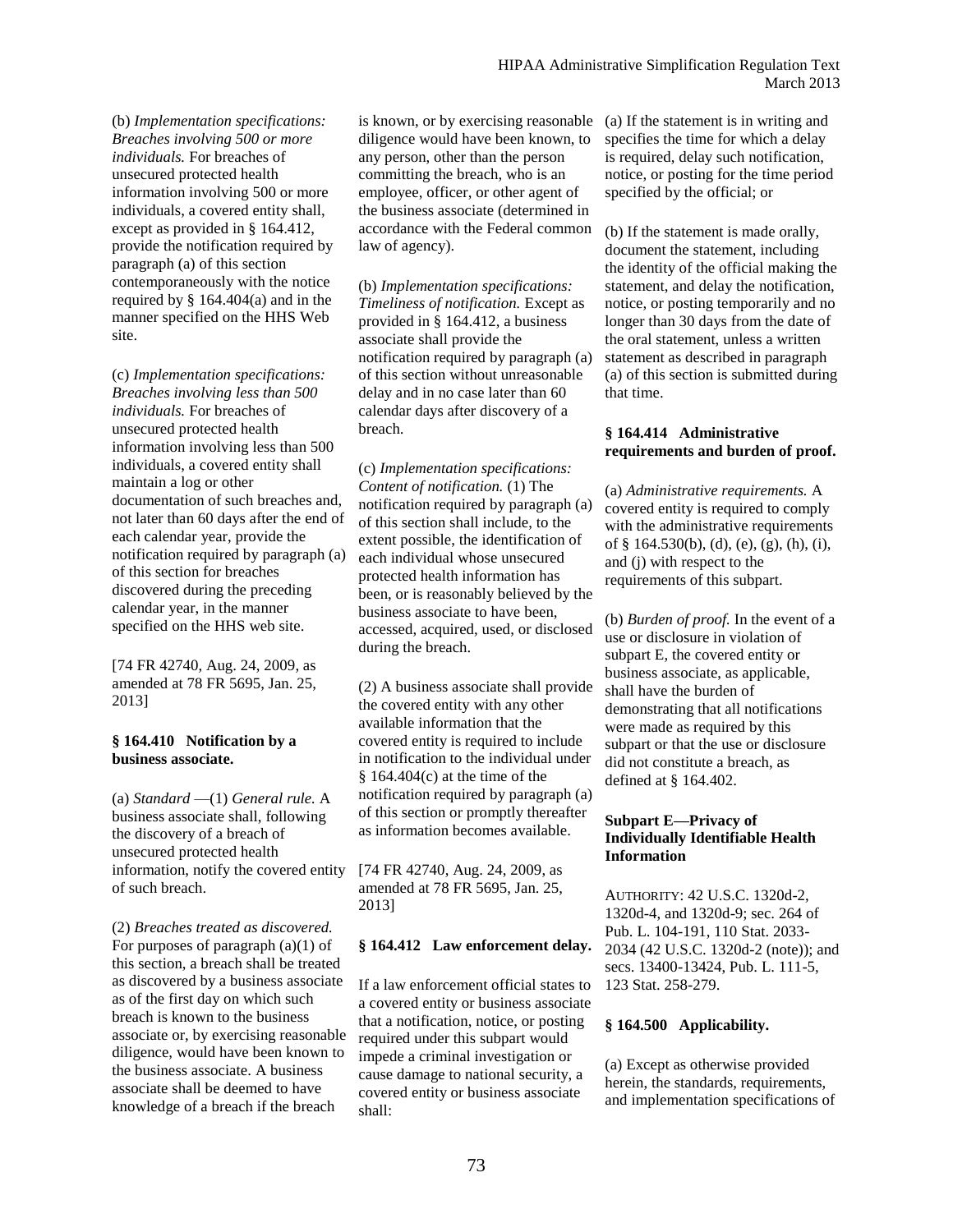(b) *Implementation specifications: Breaches involving 500 or more individuals.* For breaches of unsecured protected health information involving 500 or more individuals, a covered entity shall, except as provided in § 164.412, provide the notification required by paragraph (a) of this section contemporaneously with the notice required by § 164.404(a) and in the manner specified on the HHS Web site.

(c) *Implementation specifications: Breaches involving less than 500 individuals.* For breaches of unsecured protected health information involving less than 500 individuals, a covered entity shall maintain a log or other documentation of such breaches and, not later than 60 days after the end of each calendar year, provide the notification required by paragraph (a) of this section for breaches discovered during the preceding calendar year, in the manner specified on the HHS web site.

[74 FR 42740, Aug. 24, 2009, as amended at 78 FR 5695, Jan. 25, 2013]

### § 164.410 Notification by a business associate.

(a) *Standard* —(1) *General rule.* A business associate shall, following the discovery of a breach of unsecured protected health information, notify the covered entity of such breach.

(2) *Breaches treated as discovered.* For purposes of paragraph (a)(1) of this section, a breach shall be treated as discovered by a business associate as of the first day on which such breach is known to the business associate or, by exercising reasonable diligence, would have been known to the business associate. A business associate shall be deemed to have knowledge of a breach if the breach is known, or by exercising reasonable diligence would have been known, to any person, other than the person committing the breach, who is an employee, officer, or other agent of the business associate (determined in accordance with the Federal common law of agency).

(b) *Implementation specifications: Timeliness of notification.* Except as provided in § 164.412, a business associate shall provide the notification required by paragraph (a) of this section without unreasonable delay and in no case later than 60 calendar days after discovery of a breach.

(c) *Implementation specifications: Content of notification.* (1) The notification required by paragraph (a) of this section shall include, to the extent possible, the identification of each individual whose unsecured protected health information has been, or is reasonably believed by the business associate to have been, accessed, acquired, used, or disclosed during the breach.

(2) A business associate shall provide the covered entity with any other available information that the covered entity is required to include in notification to the individual under § 164.404(c) at the time of the notification required by paragraph (a) of this section or promptly thereafter as information becomes available.

[74 FR 42740, Aug. 24, 2009, as amended at 78 FR 5695, Jan. 25, 2013]

### § 164.412 Law enforcement delay.

If a law enforcement official states to a covered entity or business associate that a notification, notice, or posting required under this subpart would impede a criminal investigation or cause damage to national security, a covered entity or business associate shall:

(a) If the statement is in writing and specifies the time for which a delay is required, delay such notification, notice, or posting for the time period specified by the official; or

(b) If the statement is made orally, document the statement, including the identity of the official making the statement, and delay the notification, notice, or posting temporarily and no longer than 30 days from the date of the oral statement, unless a written statement as described in paragraph (a) of this section is submitted during that time.

### § 164.414 Administrative requirements and burden of proof.

(a) *Administrative requirements.* A covered entity is required to comply with the administrative requirements of § 164.530(b), (d), (e), (g), (h), (i), and (j) with respect to the requirements of this subpart.

(b) *Burden of proof.* In the event of a use or disclosure in violation of subpart E, the covered entity or business associate, as applicable, shall have the burden of demonstrating that all notifications were made as required by this subpart or that the use or disclosure did not constitute a breach, as defined at § 164.402.

## Subpart E—Privacy of Individually Identifiable Health Information

AUTHORITY: 42 U.S.C. 1320d-2, 1320d-4, and 1320d-9; sec. 264 of Pub. L. 104-191, 110 Stat. 2033-2034 (42 U.S.C. 1320d-2 (note)); and secs. 13400-13424, Pub. L. 111-5, 123 Stat. 258-279.

### § 164.500 Applicability.

(a) Except as otherwise provided herein, the standards, requirements, and implementation specifications of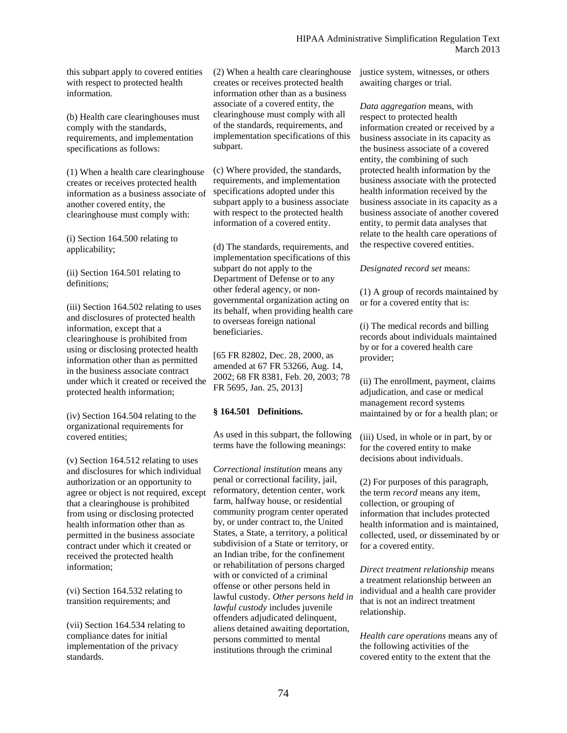this subpart apply to covered entities with respect to protected health information.

(b) Health care clearinghouses must comply with the standards, requirements, and implementation specifications as follows:

(1) When a health care clearinghouse creates or receives protected health information as a business associate of another covered entity, the clearinghouse must comply with:

(i) Section 164.500 relating to applicability;

(ii) Section 164.501 relating to definitions;

(iii) Section 164.502 relating to uses and disclosures of protected health information, except that a clearinghouse is prohibited from using or disclosing protected health information other than as permitted in the business associate contract under which it created or received the protected health information;

(iv) Section 164.504 relating to the organizational requirements for covered entities;

(v) Section 164.512 relating to uses and disclosures for which individual authorization or an opportunity to agree or object is not required, except that a clearinghouse is prohibited from using or disclosing protected health information other than as permitted in the business associate contract under which it created or received the protected health information;

(vi) Section 164.532 relating to transition requirements; and

(vii) Section 164.534 relating to compliance dates for initial implementation of the privacy standards.

(2) When a health care clearinghouse creates or receives protected health information other than as a business associate of a covered entity, the clearinghouse must comply with all of the standards, requirements, and implementation specifications of this subpart.

(c) Where provided, the standards, requirements, and implementation specifications adopted under this subpart apply to a business associate with respect to the protected health information of a covered entity.

(d) The standards, requirements, and implementation specifications of this subpart do not apply to the Department of Defense or to any other federal agency, or non-governmental organization acting on its behalf, when providing health care to overseas foreign national beneficiaries.

[65 FR 82802, Dec. 28, 2000, as amended at 67 FR 53266, Aug. 14, 2002; 68 FR 8381, Feb. 20, 2003; 78 FR 5695, Jan. 25, 2013]

**§ 164.501 Definitions.**

As used in this subpart, the following terms have the following meanings:

*Correctional institution* means any penal or correctional facility, jail, reformatory, detention center, work farm, halfway house, or residential community program center operated by, or under contract to, the United States, a State, a territory, a political subdivision of a State or territory, or an Indian tribe, for the confinement or rehabilitation of persons charged with or convicted of a criminal offense or other persons held in lawful custody. *Other persons held in lawful custody* includes juvenile offenders adjudicated delinquent, aliens detained awaiting deportation, persons committed to mental institutions through the criminal justice system, witnesses, or others awaiting charges or trial.

*Data aggregation* means, with respect to protected health information created or received by a business associate in its capacity as the business associate of a covered entity, the combining of such protected health information by the business associate with the protected health information received by the business associate in its capacity as a business associate of another covered entity, to permit data analyses that relate to the health care operations of the respective covered entities.

*Designated record set* means:

(1) A group of records maintained by or for a covered entity that is:

(i) The medical records and billing records about individuals maintained by or for a covered health care provider;

(ii) The enrollment, payment, claims adjudication, and case or medical management record systems maintained by or for a health plan; or

(iii) Used, in whole or in part, by or for the covered entity to make decisions about individuals.

(2) For purposes of this paragraph, the term *record* means any item, collection, or grouping of information that includes protected health information and is maintained, collected, used, or disseminated by or for a covered entity.

*Direct treatment relationship* means a treatment relationship between an individual and a health care provider that is not an indirect treatment relationship.

*Health care operations* means any of the following activities of the covered entity to the extent that the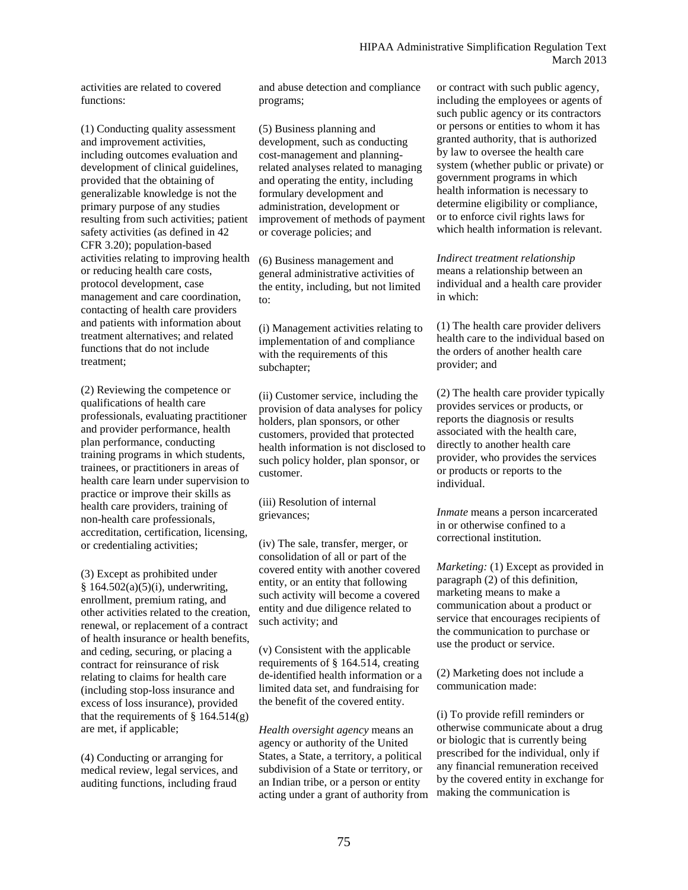activities are related to covered functions:

(1) Conducting quality assessment and improvement activities, including outcomes evaluation and development of clinical guidelines, provided that the obtaining of generalizable knowledge is not the primary purpose of any studies resulting from such activities; patient safety activities (as defined in 42 CFR 3.20); population-based activities relating to improving health or reducing health care costs, protocol development, case management and care coordination, contacting of health care providers and patients with information about treatment alternatives; and related functions that do not include treatment;

(2) Reviewing the competence or qualifications of health care professionals, evaluating practitioner and provider performance, health plan performance, conducting training programs in which students, trainees, or practitioners in areas of health care learn under supervision to practice or improve their skills as health care providers, training of non-health care professionals, accreditation, certification, licensing, or credentialing activities;

(3) Except as prohibited under § 164.502(a)(5)(i), underwriting, enrollment, premium rating, and other activities related to the creation, renewal, or replacement of a contract of health insurance or health benefits, and ceding, securing, or placing a contract for reinsurance of risk relating to claims for health care (including stop-loss insurance and excess of loss insurance), provided that the requirements of § 164.514(g) are met, if applicable;

(4) Conducting or arranging for medical review, legal services, and auditing functions, including fraud and abuse detection and compliance programs;

(5) Business planning and development, such as conducting cost-management and planning-related analyses related to managing and operating the entity, including formulary development and administration, development or improvement of methods of payment or coverage policies; and

(6) Business management and general administrative activities of the entity, including, but not limited to:

(i) Management activities relating to implementation of and compliance with the requirements of this subchapter;

(ii) Customer service, including the provision of data analyses for policy holders, plan sponsors, or other customers, provided that protected health information is not disclosed to such policy holder, plan sponsor, or customer.

(iii) Resolution of internal grievances;

(iv) The sale, transfer, merger, or consolidation of all or part of the covered entity with another covered entity, or an entity that following such activity will become a covered entity and due diligence related to such activity; and

(v) Consistent with the applicable requirements of § 164.514, creating de-identified health information or a limited data set, and fundraising for the benefit of the covered entity.

*Health oversight agency* means an agency or authority of the United States, a State, a territory, a political subdivision of a State or territory, or an Indian tribe, or a person or entity acting under a grant of authority from or contract with such public agency, including the employees or agents of such public agency or its contractors or persons or entities to whom it has granted authority, that is authorized by law to oversee the health care system (whether public or private) or government programs in which health information is necessary to determine eligibility or compliance, or to enforce civil rights laws for which health information is relevant.

*Indirect treatment relationship* means a relationship between an individual and a health care provider in which:

(1) The health care provider delivers health care to the individual based on the orders of another health care provider; and

(2) The health care provider typically provides services or products, or reports the diagnosis or results associated with the health care, directly to another health care provider, who provides the services or products or reports to the individual.

*Inmate* means a person incarcerated in or otherwise confined to a correctional institution.

*Marketing:* (1) Except as provided in paragraph (2) of this definition, marketing means to make a communication about a product or service that encourages recipients of the communication to purchase or use the product or service.

(2) Marketing does not include a communication made:

(i) To provide refill reminders or otherwise communicate about a drug or biologic that is currently being prescribed for the individual, only if any financial remuneration received by the covered entity in exchange for making the communication is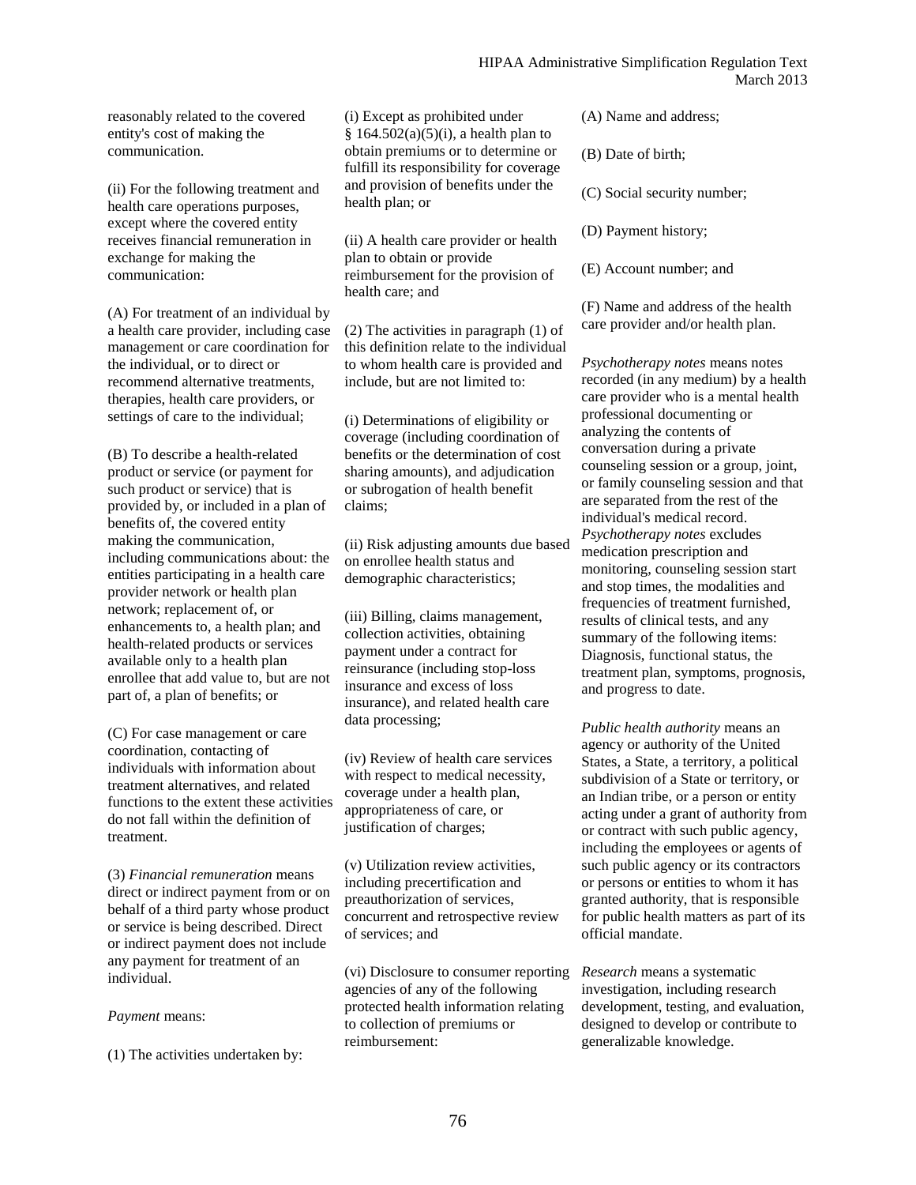reasonably related to the covered entity's cost of making the communication.

(ii) For the following treatment and health care operations purposes, except where the covered entity receives financial remuneration in exchange for making the communication:

(A) For treatment of an individual by a health care provider, including case management or care coordination for the individual, or to direct or recommend alternative treatments, therapies, health care providers, or settings of care to the individual;

(B) To describe a health-related product or service (or payment for such product or service) that is provided by, or included in a plan of benefits of, the covered entity making the communication, including communications about: the entities participating in a health care provider network or health plan network; replacement of, or enhancements to, a health plan; and health-related products or services available only to a health plan enrollee that add value to, but are not part of, a plan of benefits; or

(C) For case management or care coordination, contacting of individuals with information about treatment alternatives, and related functions to the extent these activities do not fall within the definition of treatment.

(3) *Financial remuneration* means direct or indirect payment from or on behalf of a third party whose product or service is being described. Direct or indirect payment does not include any payment for treatment of an individual.

*Payment* means:

(1) The activities undertaken by:

(i) Except as prohibited under § 164.502(a)(5)(i), a health plan to obtain premiums or to determine or fulfill its responsibility for coverage and provision of benefits under the health plan; or

(ii) A health care provider or health plan to obtain or provide reimbursement for the provision of health care; and

(2) The activities in paragraph (1) of this definition relate to the individual to whom health care is provided and include, but are not limited to:

(i) Determinations of eligibility or coverage (including coordination of benefits or the determination of cost sharing amounts), and adjudication or subrogation of health benefit claims;

(ii) Risk adjusting amounts due based on enrollee health status and demographic characteristics;

(iii) Billing, claims management, collection activities, obtaining payment under a contract for reinsurance (including stop-loss insurance and excess of loss insurance), and related health care data processing;

(iv) Review of health care services with respect to medical necessity, coverage under a health plan, appropriateness of care, or justification of charges;

(v) Utilization review activities, including precertification and preauthorization of services, concurrent and retrospective review of services; and

(vi) Disclosure to consumer reporting agencies of any of the following protected health information relating to collection of premiums or reimbursement:

(A) Name and address;

(B) Date of birth;

(C) Social security number;

(D) Payment history;

(E) Account number; and

(F) Name and address of the health care provider and/or health plan.

*Psychotherapy notes* means notes recorded (in any medium) by a health care provider who is a mental health professional documenting or analyzing the contents of conversation during a private counseling session or a group, joint, or family counseling session and that are separated from the rest of the individual's medical record. *Psychotherapy notes* excludes medication prescription and monitoring, counseling session start and stop times, the modalities and frequencies of treatment furnished, results of clinical tests, and any summary of the following items: Diagnosis, functional status, the treatment plan, symptoms, prognosis, and progress to date.

*Public health authority* means an agency or authority of the United States, a State, a territory, a political subdivision of a State or territory, or an Indian tribe, or a person or entity acting under a grant of authority from or contract with such public agency, including the employees or agents of such public agency or its contractors or persons or entities to whom it has granted authority, that is responsible for public health matters as part of its official mandate.

*Research* means a systematic investigation, including research development, testing, and evaluation, designed to develop or contribute to generalizable knowledge.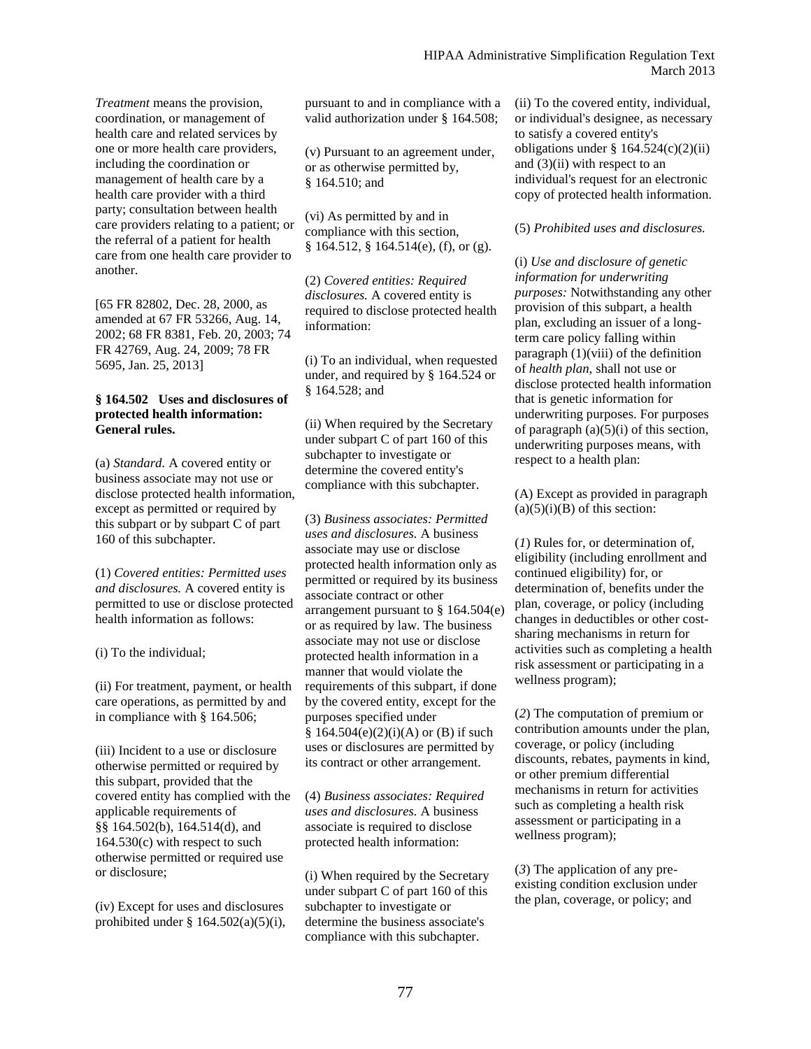*Treatment* means the provision, coordination, or management of health care and related services by one or more health care providers, including the coordination or management of health care by a health care provider with a third party; consultation between health care providers relating to a patient; or the referral of a patient for health care from one health care provider to another.

[65 FR 82802, Dec. 28, 2000, as amended at 67 FR 53266, Aug. 14, 2002; 68 FR 8381, Feb. 20, 2003; 74 FR 42769, Aug. 24, 2009; 78 FR 5695, Jan. 25, 2013]

**§ 164.502 Uses and disclosures of protected health information: General rules.**

(a) *Standard.* A covered entity or business associate may not use or disclose protected health information, except as permitted or required by this subpart or by subpart C of part 160 of this subchapter.

(1) *Covered entities: Permitted uses and disclosures.* A covered entity is permitted to use or disclose protected health information as follows:

(i) To the individual;

(ii) For treatment, payment, or health care operations, as permitted by and in compliance with § 164.506;

(iii) Incident to a use or disclosure otherwise permitted or required by this subpart, provided that the covered entity has complied with the applicable requirements of §§ 164.502(b), 164.514(d), and 164.530(c) with respect to such otherwise permitted or required use or disclosure;

(iv) Except for uses and disclosures prohibited under § 164.502(a)(5)(i), pursuant to and in compliance with a valid authorization under § 164.508;

(v) Pursuant to an agreement under, or as otherwise permitted by, § 164.510; and

(vi) As permitted by and in compliance with this section, § 164.512, § 164.514(e), (f), or (g).

(2) *Covered entities: Required disclosures.* A covered entity is required to disclose protected health information:

(i) To an individual, when requested under, and required by § 164.524 or § 164.528; and

(ii) When required by the Secretary under subpart C of part 160 of this subchapter to investigate or determine the covered entity's compliance with this subchapter.

(3) *Business associates: Permitted uses and disclosures.* A business associate may use or disclose protected health information only as permitted or required by its business associate contract or other arrangement pursuant to § 164.504(e) or as required by law. The business associate may not use or disclose protected health information in a manner that would violate the requirements of this subpart, if done by the covered entity, except for the purposes specified under § 164.504(e)(2)(i)(A) or (B) if such uses or disclosures are permitted by its contract or other arrangement.

(4) *Business associates: Required uses and disclosures.* A business associate is required to disclose protected health information:

(i) When required by the Secretary under subpart C of part 160 of this subchapter to investigate or determine the business associate's compliance with this subchapter.

(ii) To the covered entity, individual, or individual's designee, as necessary to satisfy a covered entity's obligations under § 164.524(c)(2)(ii) and (3)(ii) with respect to an individual's request for an electronic copy of protected health information.

(5) *Prohibited uses and disclosures.*

(i) *Use and disclosure of genetic information for underwriting purposes:* Notwithstanding any other provision of this subpart, a health plan, excluding an issuer of a long-term care policy falling within paragraph (1)(viii) of the definition of *health plan,* shall not use or disclose protected health information that is genetic information for underwriting purposes. For purposes of paragraph (a)(5)(i) of this section, underwriting purposes means, with respect to a health plan:

(A) Except as provided in paragraph (a)(5)(i)(B) of this section:

(*1*) Rules for, or determination of, eligibility (including enrollment and continued eligibility) for, or determination of, benefits under the plan, coverage, or policy (including changes in deductibles or other cost-sharing mechanisms in return for activities such as completing a health risk assessment or participating in a wellness program);

(*2*) The computation of premium or contribution amounts under the plan, coverage, or policy (including discounts, rebates, payments in kind, or other premium differential mechanisms in return for activities such as completing a health risk assessment or participating in a wellness program);

(*3*) The application of any pre-existing condition exclusion under the plan, coverage, or policy; and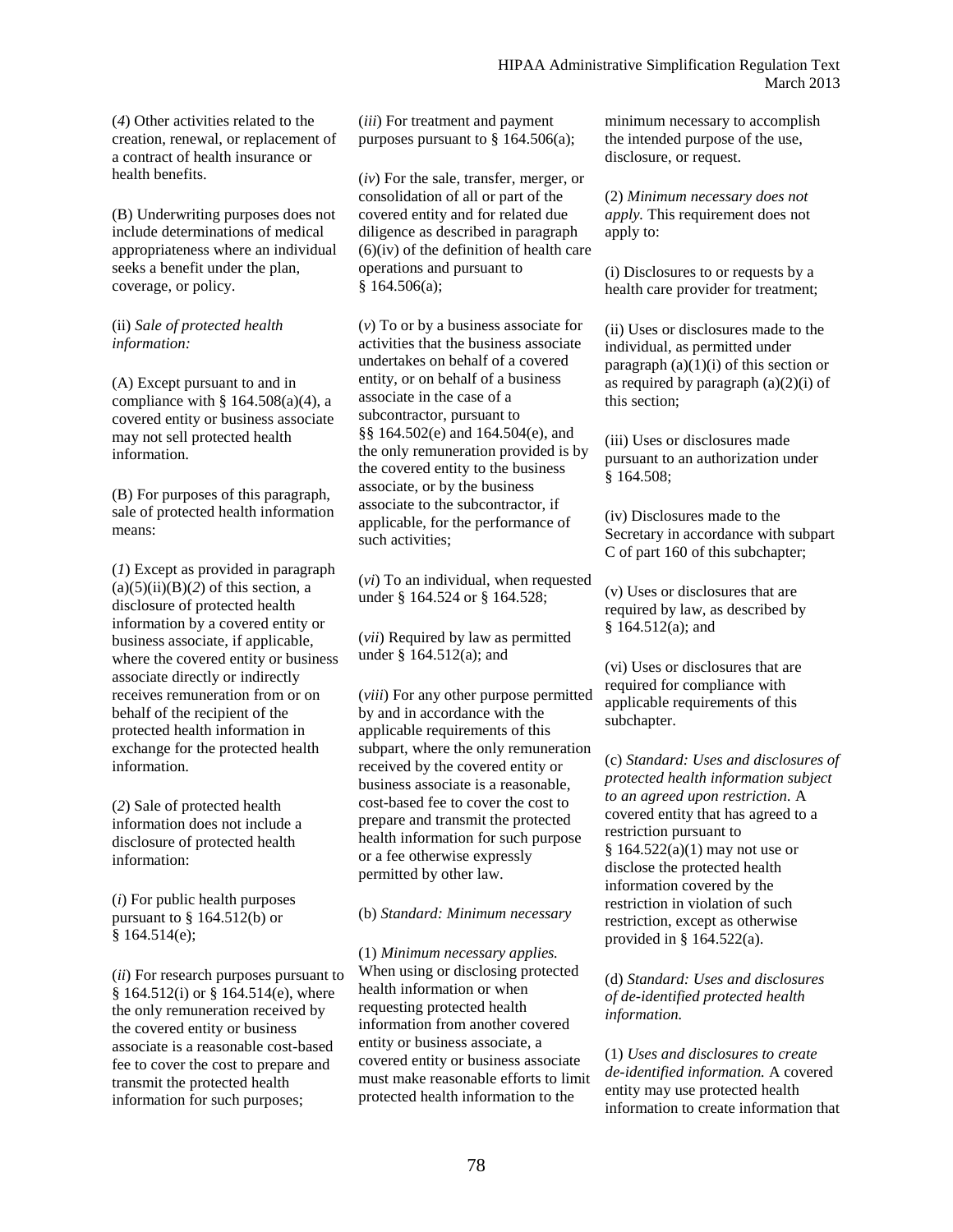(*4*) Other activities related to the creation, renewal, or replacement of a contract of health insurance or health benefits.

(B) Underwriting purposes does not include determinations of medical appropriateness where an individual seeks a benefit under the plan, coverage, or policy.

(ii) *Sale of protected health information:*

(A) Except pursuant to and in compliance with § 164.508(a)(4), a covered entity or business associate may not sell protected health information.

(B) For purposes of this paragraph, sale of protected health information means:

(*1*) Except as provided in paragraph (a)(5)(ii)(B)(*2*) of this section, a disclosure of protected health information by a covered entity or business associate, if applicable, where the covered entity or business associate directly or indirectly receives remuneration from or on behalf of the recipient of the protected health information in exchange for the protected health information.

(*2*) Sale of protected health information does not include a disclosure of protected health information:

(*i*) For public health purposes pursuant to § 164.512(b) or § 164.514(e);

(*ii*) For research purposes pursuant to § 164.512(i) or § 164.514(e), where the only remuneration received by the covered entity or business associate is a reasonable cost-based fee to cover the cost to prepare and transmit the protected health information for such purposes;

(*iii*) For treatment and payment purposes pursuant to § 164.506(a);

(*iv*) For the sale, transfer, merger, or consolidation of all or part of the covered entity and for related due diligence as described in paragraph (6)(iv) of the definition of health care operations and pursuant to § 164.506(a);

(*v*) To or by a business associate for activities that the business associate undertakes on behalf of a covered entity, or on behalf of a business associate in the case of a subcontractor, pursuant to §§ 164.502(e) and 164.504(e), and the only remuneration provided is by the covered entity to the business associate, or by the business associate to the subcontractor, if applicable, for the performance of such activities;

(*vi*) To an individual, when requested under § 164.524 or § 164.528;

(*vii*) Required by law as permitted under § 164.512(a); and

(*viii*) For any other purpose permitted by and in accordance with the applicable requirements of this subpart, where the only remuneration received by the covered entity or business associate is a reasonable, cost-based fee to cover the cost to prepare and transmit the protected health information for such purpose or a fee otherwise expressly permitted by other law.

(b) *Standard: Minimum necessary*

(1) *Minimum necessary applies.* When using or disclosing protected health information or when requesting protected health information from another covered entity or business associate, a covered entity or business associate must make reasonable efforts to limit protected health information to the minimum necessary to accomplish the intended purpose of the use, disclosure, or request.

(2) *Minimum necessary does not apply.* This requirement does not apply to:

(i) Disclosures to or requests by a health care provider for treatment;

(ii) Uses or disclosures made to the individual, as permitted under paragraph (a)(1)(i) of this section or as required by paragraph (a)(2)(i) of this section;

(iii) Uses or disclosures made pursuant to an authorization under § 164.508;

(iv) Disclosures made to the Secretary in accordance with subpart C of part 160 of this subchapter;

(v) Uses or disclosures that are required by law, as described by § 164.512(a); and

(vi) Uses or disclosures that are required for compliance with applicable requirements of this subchapter.

(c) *Standard: Uses and disclosures of protected health information subject to an agreed upon restriction.* A covered entity that has agreed to a restriction pursuant to § 164.522(a)(1) may not use or disclose the protected health information covered by the restriction in violation of such restriction, except as otherwise provided in § 164.522(a).

(d) *Standard: Uses and disclosures of de-identified protected health information.*

(1) *Uses and disclosures to create de-identified information.* A covered entity may use protected health information to create information that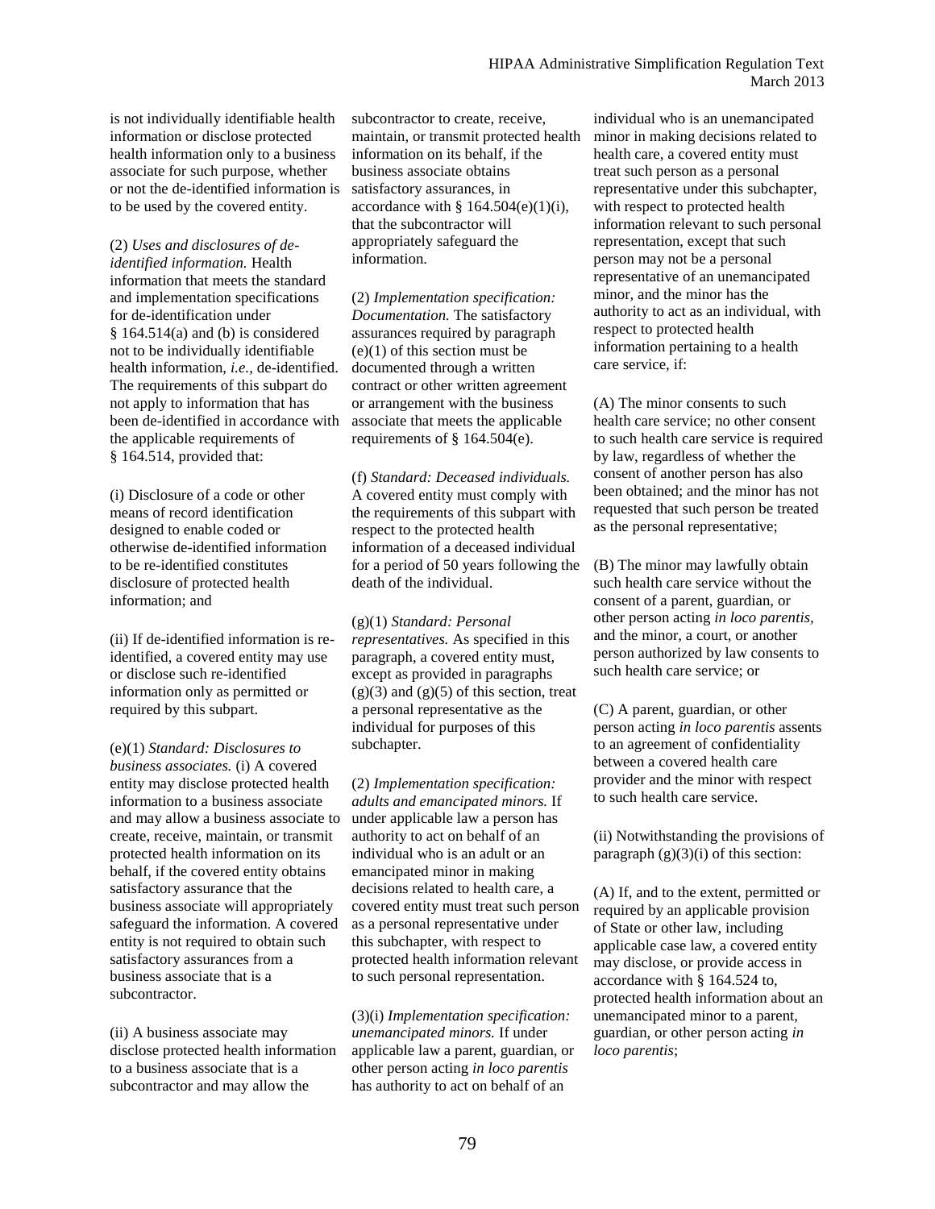is not individually identifiable health information or disclose protected health information only to a business associate for such purpose, whether or not the de-identified information is to be used by the covered entity.

(2) *Uses and disclosures of de-identified information.* Health information that meets the standard and implementation specifications for de-identification under § 164.514(a) and (b) is considered not to be individually identifiable health information, *i.e.*, de-identified. The requirements of this subpart do not apply to information that has been de-identified in accordance with the applicable requirements of § 164.514, provided that:

(i) Disclosure of a code or other means of record identification designed to enable coded or otherwise de-identified information to be re-identified constitutes disclosure of protected health information; and

(ii) If de-identified information is re-identified, a covered entity may use or disclose such re-identified information only as permitted or required by this subpart.

(e)(1) *Standard: Disclosures to business associates.* (i) A covered entity may disclose protected health information to a business associate and may allow a business associate to create, receive, maintain, or transmit protected health information on its behalf, if the covered entity obtains satisfactory assurance that the business associate will appropriately safeguard the information. A covered entity is not required to obtain such satisfactory assurances from a business associate that is a subcontractor.

(ii) A business associate may disclose protected health information to a business associate that is a subcontractor and may allow the subcontractor to create, receive, maintain, or transmit protected health information on its behalf, if the business associate obtains satisfactory assurances, in accordance with § 164.504(e)(1)(i), that the subcontractor will appropriately safeguard the information.

(2) *Implementation specification: Documentation.* The satisfactory assurances required by paragraph (e)(1) of this section must be documented through a written contract or other written agreement or arrangement with the business associate that meets the applicable requirements of § 164.504(e).

(f) *Standard: Deceased individuals.* A covered entity must comply with the requirements of this subpart with respect to the protected health information of a deceased individual for a period of 50 years following the death of the individual.

(g)(1) *Standard: Personal representatives.* As specified in this paragraph, a covered entity must, except as provided in paragraphs (g)(3) and (g)(5) of this section, treat a personal representative as the individual for purposes of this subchapter.

(2) *Implementation specification: adults and emancipated minors.* If under applicable law a person has authority to act on behalf of an individual who is an adult or an emancipated minor in making decisions related to health care, a covered entity must treat such person as a personal representative under this subchapter, with respect to protected health information relevant to such personal representation.

(3)(i) *Implementation specification: unemancipated minors.* If under applicable law a parent, guardian, or other person acting *in loco parentis* has authority to act on behalf of an individual who is an unemancipated minor in making decisions related to health care, a covered entity must treat such person as a personal representative under this subchapter, with respect to protected health information relevant to such personal representation, except that such person may not be a personal representative of an unemancipated minor, and the minor has the authority to act as an individual, with respect to protected health information pertaining to a health care service, if:

(A) The minor consents to such health care service; no other consent to such health care service is required by law, regardless of whether the consent of another person has also been obtained; and the minor has not requested that such person be treated as the personal representative;

(B) The minor may lawfully obtain such health care service without the consent of a parent, guardian, or other person acting *in loco parentis*, and the minor, a court, or another person authorized by law consents to such health care service; or

(C) A parent, guardian, or other person acting *in loco parentis* assents to an agreement of confidentiality between a covered health care provider and the minor with respect to such health care service.

(ii) Notwithstanding the provisions of paragraph (g)(3)(i) of this section:

(A) If, and to the extent, permitted or required by an applicable provision of State or other law, including applicable case law, a covered entity may disclose, or provide access in accordance with § 164.524 to, protected health information about an unemancipated minor to a parent, guardian, or other person acting *in loco parentis*;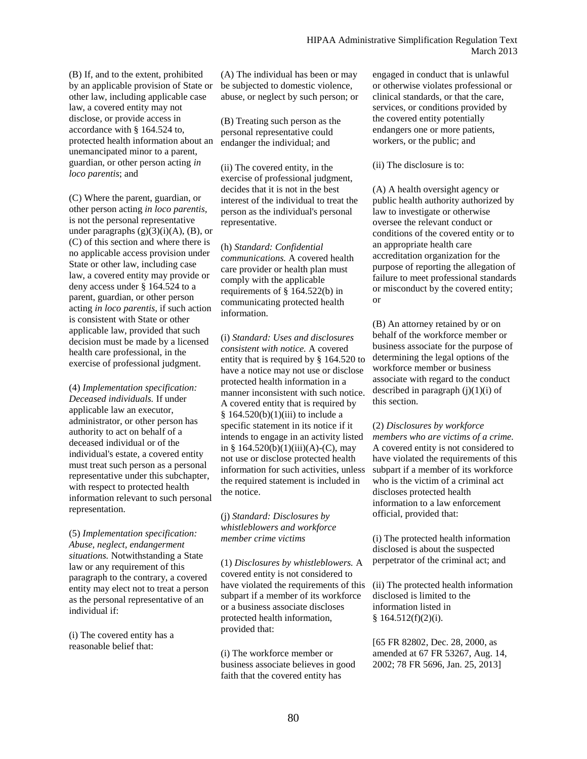(B) If, and to the extent, prohibited by an applicable provision of State or other law, including applicable case law, a covered entity may not disclose, or provide access in accordance with § 164.524 to, protected health information about an unemancipated minor to a parent, guardian, or other person acting *in loco parentis*; and

(C) Where the parent, guardian, or other person acting *in loco parentis*, is not the personal representative under paragraphs (g)(3)(i)(A), (B), or (C) of this section and where there is no applicable access provision under State or other law, including case law, a covered entity may provide or deny access under § 164.524 to a parent, guardian, or other person acting *in loco parentis*, if such action is consistent with State or other applicable law, provided that such decision must be made by a licensed health care professional, in the exercise of professional judgment.

(4) *Implementation specification: Deceased individuals.* If under applicable law an executor, administrator, or other person has authority to act on behalf of a deceased individual or of the individual's estate, a covered entity must treat such person as a personal representative under this subchapter, with respect to protected health information relevant to such personal representation.

(5) *Implementation specification: Abuse, neglect, endangerment situations.* Notwithstanding a State law or any requirement of this paragraph to the contrary, a covered entity may elect not to treat a person as the personal representative of an individual if:

(i) The covered entity has a reasonable belief that:

(A) The individual has been or may be subjected to domestic violence, abuse, or neglect by such person; or

(B) Treating such person as the personal representative could endanger the individual; and

(ii) The covered entity, in the exercise of professional judgment, decides that it is not in the best interest of the individual to treat the person as the individual's personal representative.

(h) *Standard: Confidential communications.* A covered health care provider or health plan must comply with the applicable requirements of § 164.522(b) in communicating protected health information.

(i) *Standard: Uses and disclosures consistent with notice.* A covered entity that is required by § 164.520 to have a notice may not use or disclose protected health information in a manner inconsistent with such notice. A covered entity that is required by § 164.520(b)(1)(iii) to include a specific statement in its notice if it intends to engage in an activity listed in § 164.520(b)(1)(iii)(A)-(C), may not use or disclose protected health information for such activities, unless the required statement is included in the notice.

(j) *Standard: Disclosures by whistleblowers and workforce member crime victims*

(1) *Disclosures by whistleblowers.* A covered entity is not considered to have violated the requirements of this subpart if a member of its workforce or a business associate discloses protected health information, provided that:

(i) The workforce member or business associate believes in good faith that the covered entity has engaged in conduct that is unlawful or otherwise violates professional or clinical standards, or that the care, services, or conditions provided by the covered entity potentially endangers one or more patients, workers, or the public; and

(ii) The disclosure is to:

(A) A health oversight agency or public health authority authorized by law to investigate or otherwise oversee the relevant conduct or conditions of the covered entity or to an appropriate health care accreditation organization for the purpose of reporting the allegation of failure to meet professional standards or misconduct by the covered entity; or

(B) An attorney retained by or on behalf of the workforce member or business associate for the purpose of determining the legal options of the workforce member or business associate with regard to the conduct described in paragraph (j)(1)(i) of this section.

(2) *Disclosures by workforce members who are victims of a crime.* A covered entity is not considered to have violated the requirements of this subpart if a member of its workforce who is the victim of a criminal act discloses protected health information to a law enforcement official, provided that:

(i) The protected health information disclosed is about the suspected perpetrator of the criminal act; and

(ii) The protected health information disclosed is limited to the information listed in § 164.512(f)(2)(i).

[65 FR 82802, Dec. 28, 2000, as amended at 67 FR 53267, Aug. 14, 2002; 78 FR 5696, Jan. 25, 2013]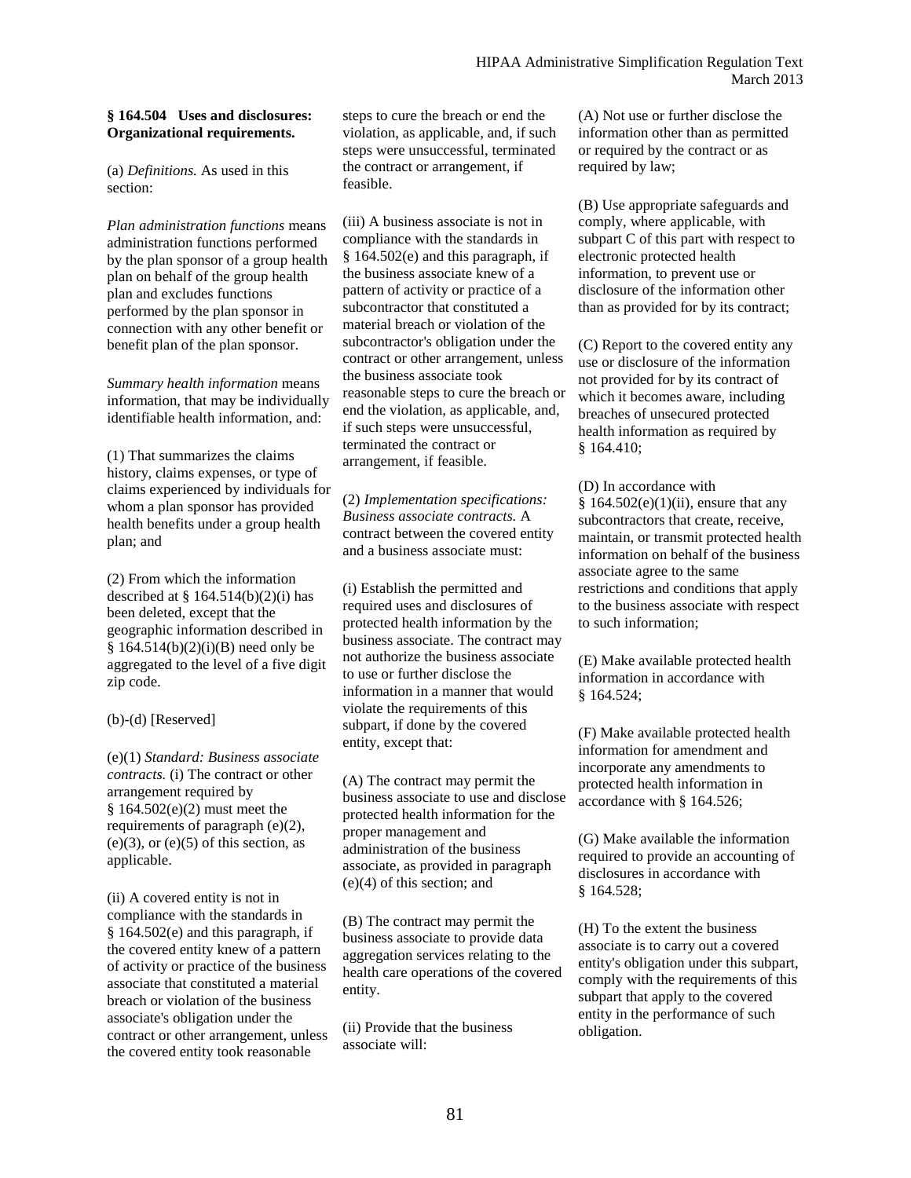**§ 164.504 Uses and disclosures: Organizational requirements.**

(a) *Definitions.* As used in this section:

*Plan administration functions* means administration functions performed by the plan sponsor of a group health plan on behalf of the group health plan and excludes functions performed by the plan sponsor in connection with any other benefit or benefit plan of the plan sponsor.

*Summary health information* means information, that may be individually identifiable health information, and:

(1) That summarizes the claims history, claims expenses, or type of claims experienced by individuals for whom a plan sponsor has provided health benefits under a group health plan; and

(2) From which the information described at § 164.514(b)(2)(i) has been deleted, except that the geographic information described in § 164.514(b)(2)(i)(B) need only be aggregated to the level of a five digit zip code.

(b)-(d) [Reserved]

(e)(1) *Standard: Business associate contracts.* (i) The contract or other arrangement required by § 164.502(e)(2) must meet the requirements of paragraph (e)(2), (e)(3), or (e)(5) of this section, as applicable.

(ii) A covered entity is not in compliance with the standards in § 164.502(e) and this paragraph, if the covered entity knew of a pattern of activity or practice of the business associate that constituted a material breach or violation of the business associate's obligation under the contract or other arrangement, unless the covered entity took reasonable steps to cure the breach or end the violation, as applicable, and, if such steps were unsuccessful, terminated the contract or arrangement, if feasible.

(iii) A business associate is not in compliance with the standards in § 164.502(e) and this paragraph, if the business associate knew of a pattern of activity or practice of a subcontractor that constituted a material breach or violation of the subcontractor's obligation under the contract or other arrangement, unless the business associate took reasonable steps to cure the breach or end the violation, as applicable, and, if such steps were unsuccessful, terminated the contract or arrangement, if feasible.

(2) *Implementation specifications: Business associate contracts.* A contract between the covered entity and a business associate must:

(i) Establish the permitted and required uses and disclosures of protected health information by the business associate. The contract may not authorize the business associate to use or further disclose the information in a manner that would violate the requirements of this subpart, if done by the covered entity, except that:

(A) The contract may permit the business associate to use and disclose protected health information for the proper management and administration of the business associate, as provided in paragraph (e)(4) of this section; and

(B) The contract may permit the business associate to provide data aggregation services relating to the health care operations of the covered entity.

(ii) Provide that the business associate will:

(A) Not use or further disclose the information other than as permitted or required by the contract or as required by law;

(B) Use appropriate safeguards and comply, where applicable, with subpart C of this part with respect to electronic protected health information, to prevent use or disclosure of the information other than as provided for by its contract;

(C) Report to the covered entity any use or disclosure of the information not provided for by its contract of which it becomes aware, including breaches of unsecured protected health information as required by § 164.410;

(D) In accordance with § 164.502(e)(1)(ii), ensure that any subcontractors that create, receive, maintain, or transmit protected health information on behalf of the business associate agree to the same restrictions and conditions that apply to the business associate with respect to such information;

(E) Make available protected health information in accordance with § 164.524;

(F) Make available protected health information for amendment and incorporate any amendments to protected health information in accordance with § 164.526;

(G) Make available the information required to provide an accounting of disclosures in accordance with § 164.528;

(H) To the extent the business associate is to carry out a covered entity's obligation under this subpart, comply with the requirements of this subpart that apply to the covered entity in the performance of such obligation.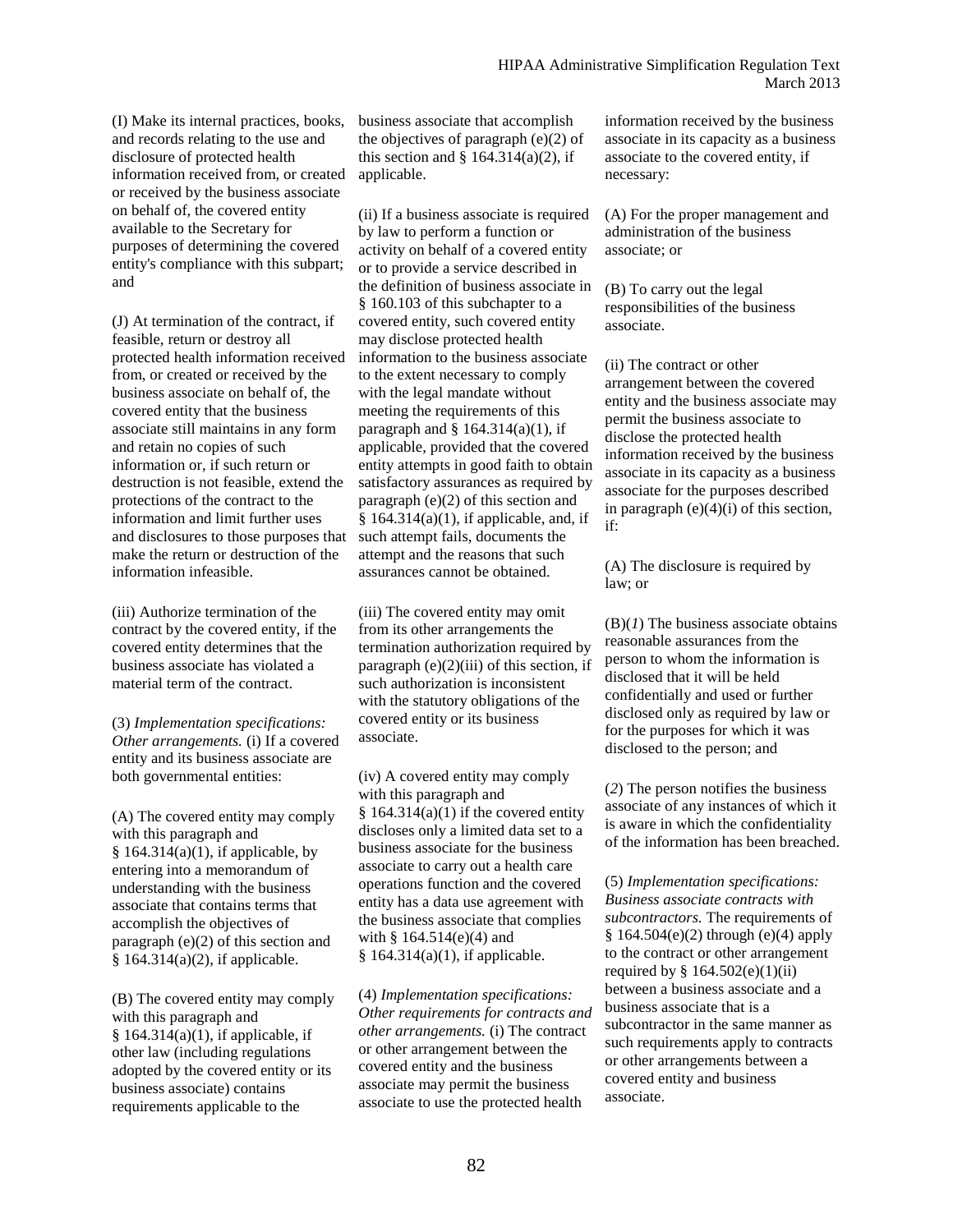(I) Make its internal practices, books, and records relating to the use and disclosure of protected health information received from, or created or received by the business associate on behalf of, the covered entity available to the Secretary for purposes of determining the covered entity's compliance with this subpart; and

(J) At termination of the contract, if feasible, return or destroy all protected health information received from, or created or received by the business associate on behalf of, the covered entity that the business associate still maintains in any form and retain no copies of such information or, if such return or destruction is not feasible, extend the protections of the contract to the information and limit further uses and disclosures to those purposes that make the return or destruction of the information infeasible.

(iii) Authorize termination of the contract by the covered entity, if the covered entity determines that the business associate has violated a material term of the contract.

(3) *Implementation specifications: Other arrangements.* (i) If a covered entity and its business associate are both governmental entities:

(A) The covered entity may comply with this paragraph and § 164.314(a)(1), if applicable, by entering into a memorandum of understanding with the business associate that contains terms that accomplish the objectives of paragraph (e)(2) of this section and § 164.314(a)(2), if applicable.

(B) The covered entity may comply with this paragraph and § 164.314(a)(1), if applicable, if other law (including regulations adopted by the covered entity or its business associate) contains requirements applicable to the business associate that accomplish the objectives of paragraph (e)(2) of this section and § 164.314(a)(2), if applicable.

(ii) If a business associate is required by law to perform a function or activity on behalf of a covered entity or to provide a service described in the definition of business associate in § 160.103 of this subchapter to a covered entity, such covered entity may disclose protected health information to the business associate to the extent necessary to comply with the legal mandate without meeting the requirements of this paragraph and § 164.314(a)(1), if applicable, provided that the covered entity attempts in good faith to obtain satisfactory assurances as required by paragraph (e)(2) of this section and § 164.314(a)(1), if applicable, and, if such attempt fails, documents the attempt and the reasons that such assurances cannot be obtained.

(iii) The covered entity may omit from its other arrangements the termination authorization required by paragraph (e)(2)(iii) of this section, if such authorization is inconsistent with the statutory obligations of the covered entity or its business associate.

(iv) A covered entity may comply with this paragraph and § 164.314(a)(1) if the covered entity discloses only a limited data set to a business associate for the business associate to carry out a health care operations function and the covered entity has a data use agreement with the business associate that complies with § 164.514(e)(4) and § 164.314(a)(1), if applicable.

(4) *Implementation specifications: Other requirements for contracts and other arrangements.* (i) The contract or other arrangement between the covered entity and the business associate may permit the business associate to use the protected health information received by the business associate in its capacity as a business associate to the covered entity, if necessary:

(A) For the proper management and administration of the business associate; or

(B) To carry out the legal responsibilities of the business associate.

(ii) The contract or other arrangement between the covered entity and the business associate may permit the business associate to disclose the protected health information received by the business associate in its capacity as a business associate for the purposes described in paragraph (e)(4)(i) of this section, if:

(A) The disclosure is required by law; or

(B)(*1*) The business associate obtains reasonable assurances from the person to whom the information is disclosed that it will be held confidentially and used or further disclosed only as required by law or for the purposes for which it was disclosed to the person; and

(*2*) The person notifies the business associate of any instances of which it is aware in which the confidentiality of the information has been breached.

(5) *Implementation specifications: Business associate contracts with subcontractors.* The requirements of § 164.504(e)(2) through (e)(4) apply to the contract or other arrangement required by § 164.502(e)(1)(ii) between a business associate and a business associate that is a subcontractor in the same manner as such requirements apply to contracts or other arrangements between a covered entity and business associate.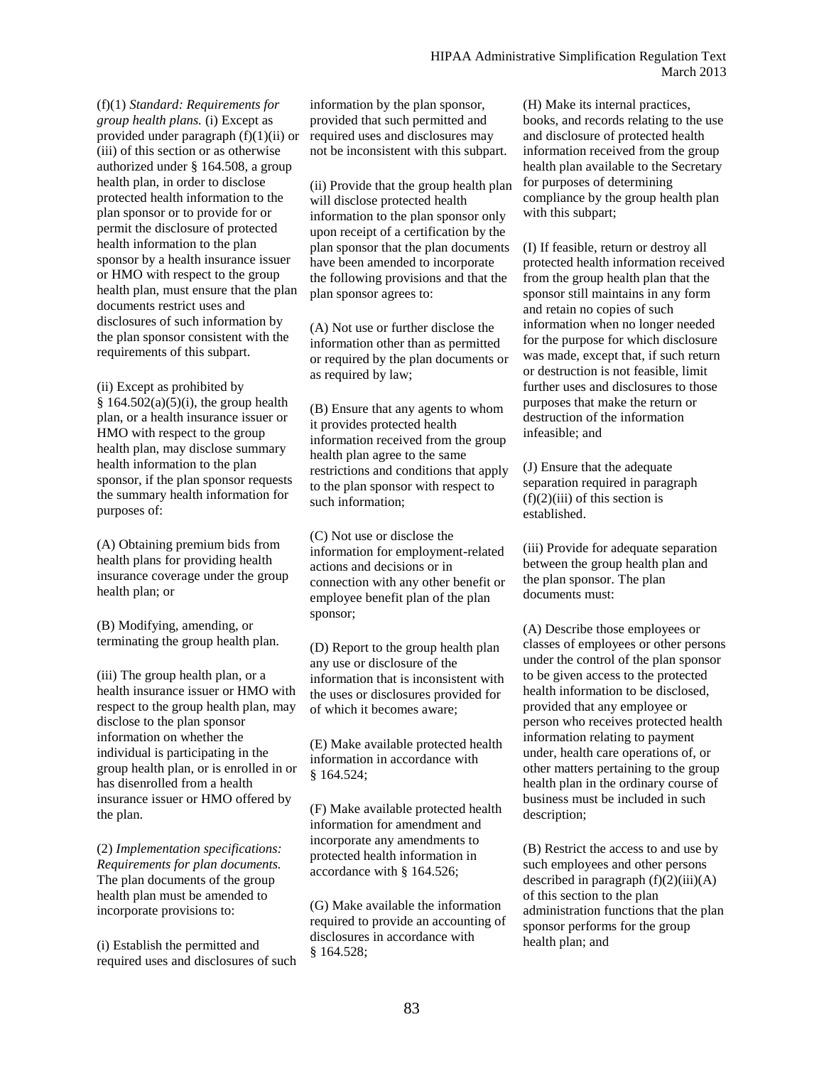(f)(1) *Standard: Requirements for group health plans.* (i) Except as provided under paragraph (f)(1)(ii) or (iii) of this section or as otherwise authorized under § 164.508, a group health plan, in order to disclose protected health information to the plan sponsor or to provide for or permit the disclosure of protected health information to the plan sponsor by a health insurance issuer or HMO with respect to the group health plan, must ensure that the plan documents restrict uses and disclosures of such information by the plan sponsor consistent with the requirements of this subpart.

(ii) Except as prohibited by § 164.502(a)(5)(i), the group health plan, or a health insurance issuer or HMO with respect to the group health plan, may disclose summary health information to the plan sponsor, if the plan sponsor requests the summary health information for purposes of:

(A) Obtaining premium bids from health plans for providing health insurance coverage under the group health plan; or

(B) Modifying, amending, or terminating the group health plan.

(iii) The group health plan, or a health insurance issuer or HMO with respect to the group health plan, may disclose to the plan sponsor information on whether the individual is participating in the group health plan, or is enrolled in or has disenrolled from a health insurance issuer or HMO offered by the plan.

(2) *Implementation specifications: Requirements for plan documents.* The plan documents of the group health plan must be amended to incorporate provisions to:

(i) Establish the permitted and required uses and disclosures of such information by the plan sponsor, provided that such permitted and required uses and disclosures may not be inconsistent with this subpart.

(ii) Provide that the group health plan will disclose protected health information to the plan sponsor only upon receipt of a certification by the plan sponsor that the plan documents have been amended to incorporate the following provisions and that the plan sponsor agrees to:

(A) Not use or further disclose the information other than as permitted or required by the plan documents or as required by law;

(B) Ensure that any agents to whom it provides protected health information received from the group health plan agree to the same restrictions and conditions that apply to the plan sponsor with respect to such information;

(C) Not use or disclose the information for employment-related actions and decisions or in connection with any other benefit or employee benefit plan of the plan sponsor;

(D) Report to the group health plan any use or disclosure of the information that is inconsistent with the uses or disclosures provided for of which it becomes aware;

(E) Make available protected health information in accordance with § 164.524;

(F) Make available protected health information for amendment and incorporate any amendments to protected health information in accordance with § 164.526;

(G) Make available the information required to provide an accounting of disclosures in accordance with § 164.528;

(H) Make its internal practices, books, and records relating to the use and disclosure of protected health information received from the group health plan available to the Secretary for purposes of determining compliance by the group health plan with this subpart;

(I) If feasible, return or destroy all protected health information received from the group health plan that the sponsor still maintains in any form and retain no copies of such information when no longer needed for the purpose for which disclosure was made, except that, if such return or destruction is not feasible, limit further uses and disclosures to those purposes that make the return or destruction of the information infeasible; and

(J) Ensure that the adequate separation required in paragraph (f)(2)(iii) of this section is established.

(iii) Provide for adequate separation between the group health plan and the plan sponsor. The plan documents must:

(A) Describe those employees or classes of employees or other persons under the control of the plan sponsor to be given access to the protected health information to be disclosed, provided that any employee or person who receives protected health information relating to payment under, health care operations of, or other matters pertaining to the group health plan in the ordinary course of business must be included in such description;

(B) Restrict the access to and use by such employees and other persons described in paragraph (f)(2)(iii)(A) of this section to the plan administration functions that the plan sponsor performs for the group health plan; and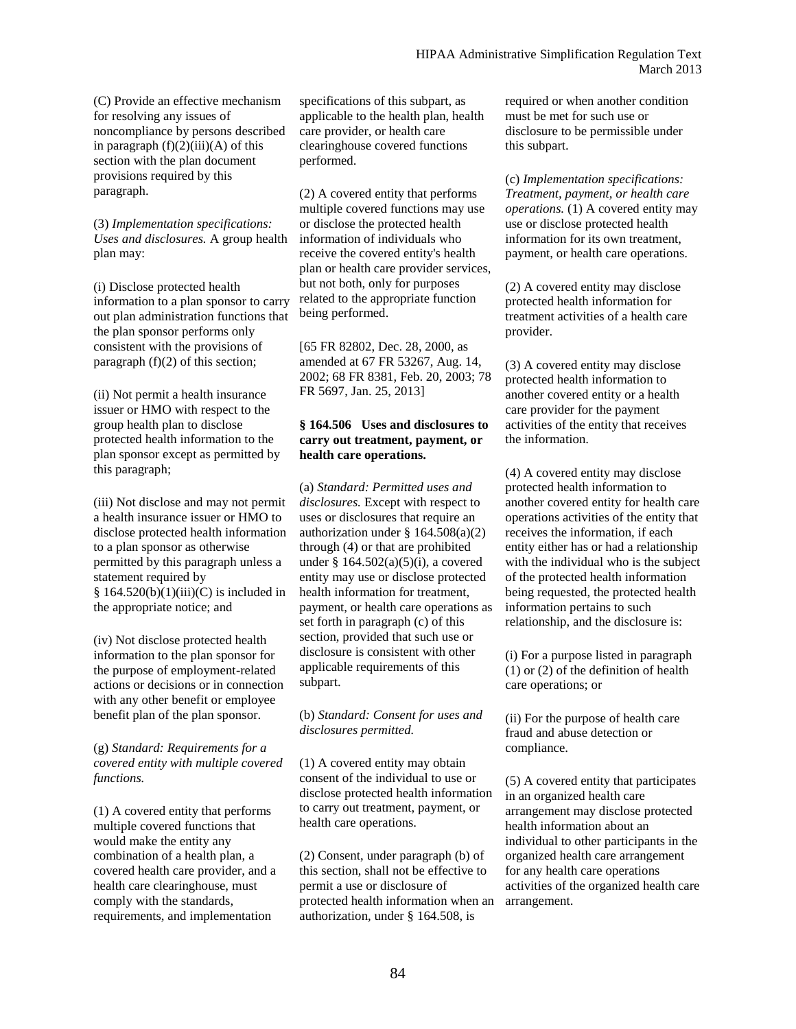(C) Provide an effective mechanism for resolving any issues of noncompliance by persons described in paragraph (f)(2)(iii)(A) of this section with the plan document provisions required by this paragraph.

(3) *Implementation specifications: Uses and disclosures.* A group health plan may:

(i) Disclose protected health information to a plan sponsor to carry out plan administration functions that the plan sponsor performs only consistent with the provisions of paragraph (f)(2) of this section;

(ii) Not permit a health insurance issuer or HMO with respect to the group health plan to disclose protected health information to the plan sponsor except as permitted by this paragraph;

(iii) Not disclose and may not permit a health insurance issuer or HMO to disclose protected health information to a plan sponsor as otherwise permitted by this paragraph unless a statement required by § 164.520(b)(1)(iii)(C) is included in the appropriate notice; and

(iv) Not disclose protected health information to the plan sponsor for the purpose of employment-related actions or decisions or in connection with any other benefit or employee benefit plan of the plan sponsor.

(g) *Standard: Requirements for a covered entity with multiple covered functions.*

(1) A covered entity that performs multiple covered functions that would make the entity any combination of a health plan, a covered health care provider, and a health care clearinghouse, must comply with the standards, requirements, and implementation specifications of this subpart, as applicable to the health plan, health care provider, or health care clearinghouse covered functions performed.

(2) A covered entity that performs multiple covered functions may use or disclose the protected health information of individuals who receive the covered entity's health plan or health care provider services, but not both, only for purposes related to the appropriate function being performed.

[65 FR 82802, Dec. 28, 2000, as amended at 67 FR 53267, Aug. 14, 2002; 68 FR 8381, Feb. 20, 2003; 78 FR 5697, Jan. 25, 2013]

**§ 164.506 Uses and disclosures to carry out treatment, payment, or health care operations.**

(a) *Standard: Permitted uses and disclosures.* Except with respect to uses or disclosures that require an authorization under § 164.508(a)(2) through (4) or that are prohibited under § 164.502(a)(5)(i), a covered entity may use or disclose protected health information for treatment, payment, or health care operations as set forth in paragraph (c) of this section, provided that such use or disclosure is consistent with other applicable requirements of this subpart.

(b) *Standard: Consent for uses and disclosures permitted.*

(1) A covered entity may obtain consent of the individual to use or disclose protected health information to carry out treatment, payment, or health care operations.

(2) Consent, under paragraph (b) of this section, shall not be effective to permit a use or disclosure of protected health information when an authorization, under § 164.508, is required or when another condition must be met for such use or disclosure to be permissible under this subpart.

(c) *Implementation specifications: Treatment, payment, or health care operations.* (1) A covered entity may use or disclose protected health information for its own treatment, payment, or health care operations.

(2) A covered entity may disclose protected health information for treatment activities of a health care provider.

(3) A covered entity may disclose protected health information to another covered entity or a health care provider for the payment activities of the entity that receives the information.

(4) A covered entity may disclose protected health information to another covered entity for health care operations activities of the entity that receives the information, if each entity either has or had a relationship with the individual who is the subject of the protected health information being requested, the protected health information pertains to such relationship, and the disclosure is:

(i) For a purpose listed in paragraph (1) or (2) of the definition of health care operations; or

(ii) For the purpose of health care fraud and abuse detection or compliance.

(5) A covered entity that participates in an organized health care arrangement may disclose protected health information about an individual to other participants in the organized health care arrangement for any health care operations activities of the organized health care arrangement.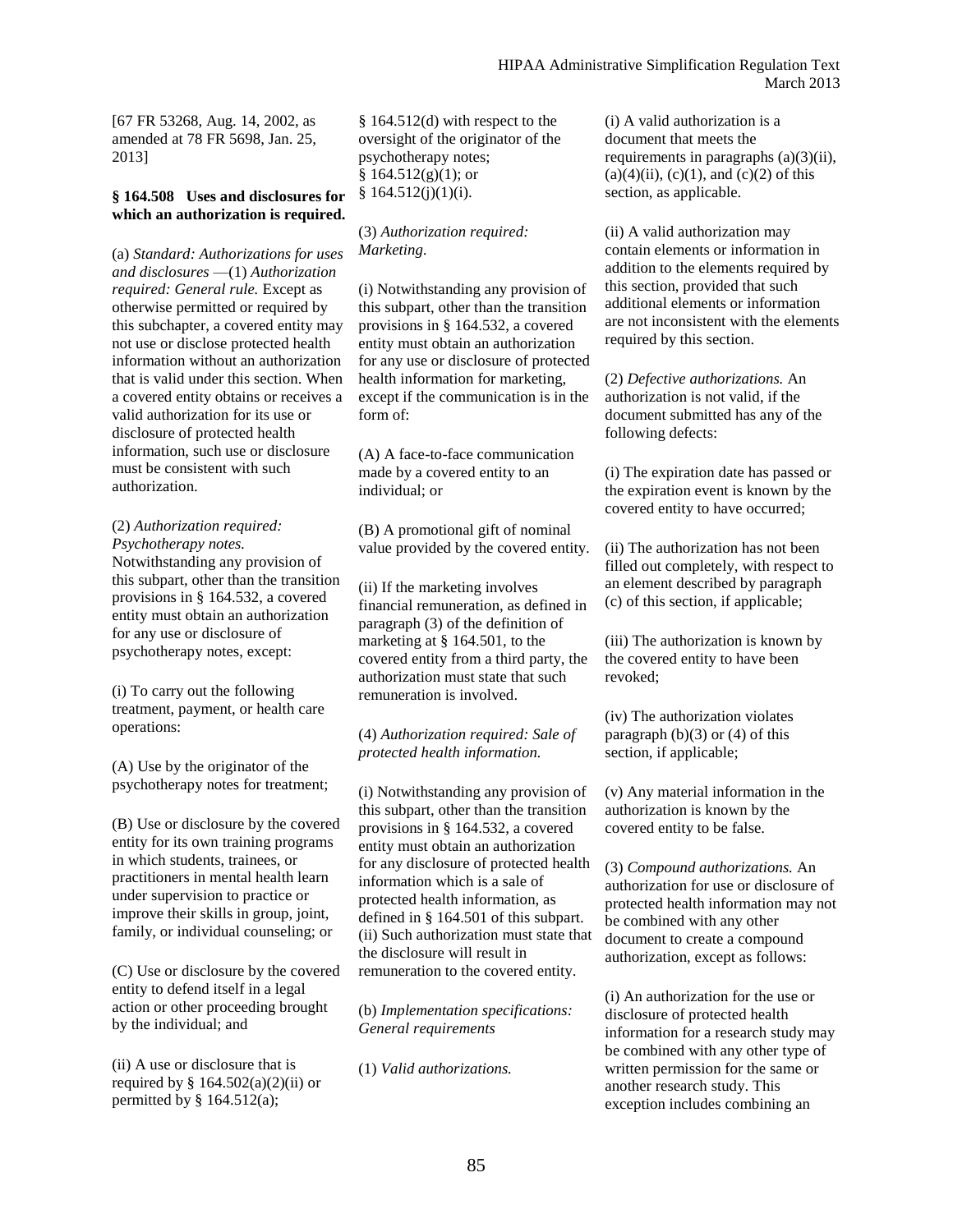[67 FR 53268, Aug. 14, 2002, as amended at 78 FR 5698, Jan. 25, 2013]

**§ 164.508 Uses and disclosures for which an authorization is required.**

(a) *Standard: Authorizations for uses and disclosures* —(1) *Authorization required: General rule.* Except as otherwise permitted or required by this subchapter, a covered entity may not use or disclose protected health information without an authorization that is valid under this section. When a covered entity obtains or receives a valid authorization for its use or disclosure of protected health information, such use or disclosure must be consistent with such authorization.

(2) *Authorization required: Psychotherapy notes.* Notwithstanding any provision of this subpart, other than the transition provisions in § 164.532, a covered entity must obtain an authorization for any use or disclosure of psychotherapy notes, except:

(i) To carry out the following treatment, payment, or health care operations:

(A) Use by the originator of the psychotherapy notes for treatment;

(B) Use or disclosure by the covered entity for its own training programs in which students, trainees, or practitioners in mental health learn under supervision to practice or improve their skills in group, joint, family, or individual counseling; or

(C) Use or disclosure by the covered entity to defend itself in a legal action or other proceeding brought by the individual; and

(ii) A use or disclosure that is required by § 164.502(a)(2)(ii) or permitted by § 164.512(a); § 164.512(d) with respect to the oversight of the originator of the psychotherapy notes; § 164.512(g)(1); or § 164.512(j)(1)(i).

(3) *Authorization required: Marketing*.

(i) Notwithstanding any provision of this subpart, other than the transition provisions in § 164.532, a covered entity must obtain an authorization for any use or disclosure of protected health information for marketing, except if the communication is in the form of:

(A) A face-to-face communication made by a covered entity to an individual; or

(B) A promotional gift of nominal value provided by the covered entity.

(ii) If the marketing involves financial remuneration, as defined in paragraph (3) of the definition of marketing at § 164.501, to the covered entity from a third party, the authorization must state that such remuneration is involved.

(4) *Authorization required: Sale of protected health information.*

(i) Notwithstanding any provision of this subpart, other than the transition provisions in § 164.532, a covered entity must obtain an authorization for any disclosure of protected health information which is a sale of protected health information, as defined in § 164.501 of this subpart. (ii) Such authorization must state that the disclosure will result in remuneration to the covered entity.

(b) *Implementation specifications: General requirements*

(1) *Valid authorizations.*

(i) A valid authorization is a document that meets the requirements in paragraphs (a)(3)(ii), (a)(4)(ii), (c)(1), and (c)(2) of this section, as applicable.

(ii) A valid authorization may contain elements or information in addition to the elements required by this section, provided that such additional elements or information are not inconsistent with the elements required by this section.

(2) *Defective authorizations.* An authorization is not valid, if the document submitted has any of the following defects:

(i) The expiration date has passed or the expiration event is known by the covered entity to have occurred;

(ii) The authorization has not been filled out completely, with respect to an element described by paragraph (c) of this section, if applicable;

(iii) The authorization is known by the covered entity to have been revoked;

(iv) The authorization violates paragraph (b)(3) or (4) of this section, if applicable;

(v) Any material information in the authorization is known by the covered entity to be false.

(3) *Compound authorizations.* An authorization for use or disclosure of protected health information may not be combined with any other document to create a compound authorization, except as follows:

(i) An authorization for the use or disclosure of protected health information for a research study may be combined with any other type of written permission for the same or another research study. This exception includes combining an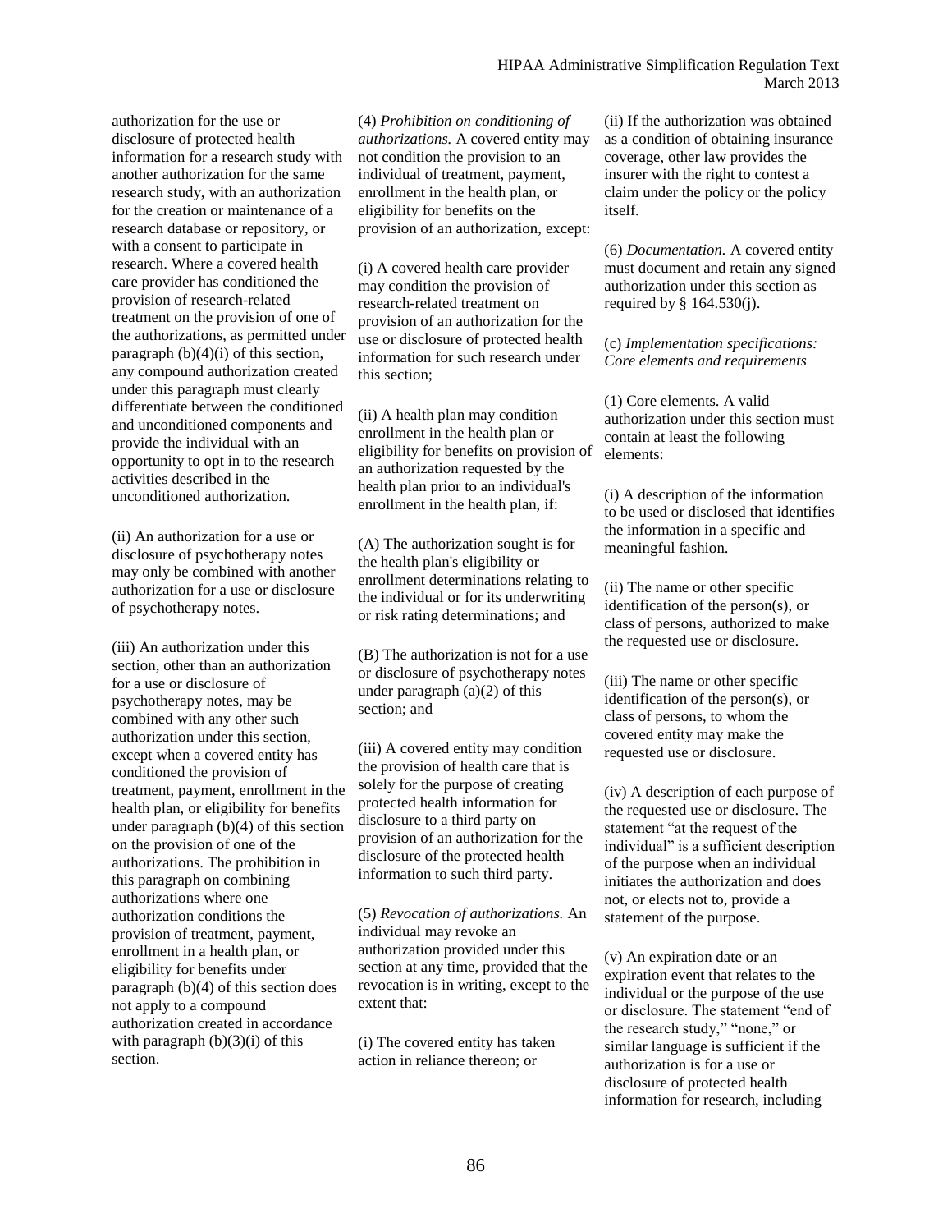authorization for the use or disclosure of protected health information for a research study with another authorization for the same research study, with an authorization for the creation or maintenance of a research database or repository, or with a consent to participate in research. Where a covered health care provider has conditioned the provision of research-related treatment on the provision of one of the authorizations, as permitted under paragraph (b)(4)(i) of this section, any compound authorization created under this paragraph must clearly differentiate between the conditioned and unconditioned components and provide the individual with an opportunity to opt in to the research activities described in the unconditioned authorization.

(ii) An authorization for a use or disclosure of psychotherapy notes may only be combined with another authorization for a use or disclosure of psychotherapy notes.

(iii) An authorization under this section, other than an authorization for a use or disclosure of psychotherapy notes, may be combined with any other such authorization under this section, except when a covered entity has conditioned the provision of treatment, payment, enrollment in the health plan, or eligibility for benefits under paragraph (b)(4) of this section on the provision of one of the authorizations. The prohibition in this paragraph on combining authorizations where one authorization conditions the provision of treatment, payment, enrollment in a health plan, or eligibility for benefits under paragraph (b)(4) of this section does not apply to a compound authorization created in accordance with paragraph (b)(3)(i) of this section.

(4) *Prohibition on conditioning of authorizations.* A covered entity may not condition the provision to an individual of treatment, payment, enrollment in the health plan, or eligibility for benefits on the provision of an authorization, except:

(i) A covered health care provider may condition the provision of research-related treatment on provision of an authorization for the use or disclosure of protected health information for such research under this section;

(ii) A health plan may condition enrollment in the health plan or eligibility for benefits on provision of an authorization requested by the health plan prior to an individual's enrollment in the health plan, if:

(A) The authorization sought is for the health plan's eligibility or enrollment determinations relating to the individual or for its underwriting or risk rating determinations; and

(B) The authorization is not for a use or disclosure of psychotherapy notes under paragraph (a)(2) of this section; and

(iii) A covered entity may condition the provision of health care that is solely for the purpose of creating protected health information for disclosure to a third party on provision of an authorization for the disclosure of the protected health information to such third party.

(5) *Revocation of authorizations.* An individual may revoke an authorization provided under this section at any time, provided that the revocation is in writing, except to the extent that:

(i) The covered entity has taken action in reliance thereon; or

(ii) If the authorization was obtained as a condition of obtaining insurance coverage, other law provides the insurer with the right to contest a claim under the policy or the policy itself.

(6) *Documentation.* A covered entity must document and retain any signed authorization under this section as required by § 164.530(j).

(c) *Implementation specifications: Core elements and requirements*

(1) Core elements. A valid authorization under this section must contain at least the following elements:

(i) A description of the information to be used or disclosed that identifies the information in a specific and meaningful fashion.

(ii) The name or other specific identification of the person(s), or class of persons, authorized to make the requested use or disclosure.

(iii) The name or other specific identification of the person(s), or class of persons, to whom the covered entity may make the requested use or disclosure.

(iv) A description of each purpose of the requested use or disclosure. The statement "at the request of the individual" is a sufficient description of the purpose when an individual initiates the authorization and does not, or elects not to, provide a statement of the purpose.

(v) An expiration date or an expiration event that relates to the individual or the purpose of the use or disclosure. The statement "end of the research study," "none," or similar language is sufficient if the authorization is for a use or disclosure of protected health information for research, including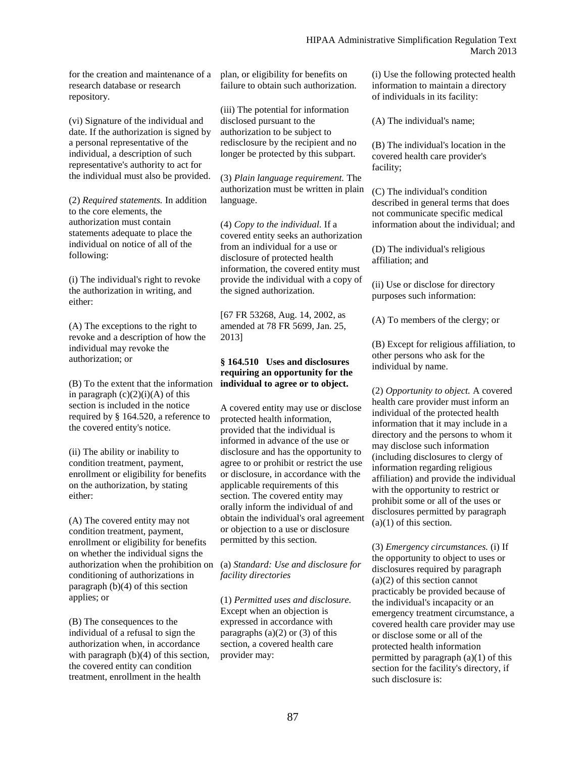for the creation and maintenance of a research database or research repository.

(vi) Signature of the individual and date. If the authorization is signed by a personal representative of the individual, a description of such representative's authority to act for the individual must also be provided.

(2) *Required statements.* In addition to the core elements, the authorization must contain statements adequate to place the individual on notice of all of the following:

(i) The individual's right to revoke the authorization in writing, and either:

(A) The exceptions to the right to revoke and a description of how the individual may revoke the authorization; or

(B) To the extent that the information in paragraph (c)(2)(i)(A) of this section is included in the notice required by § 164.520, a reference to the covered entity's notice.

(ii) The ability or inability to condition treatment, payment, enrollment or eligibility for benefits on the authorization, by stating either:

(A) The covered entity may not condition treatment, payment, enrollment or eligibility for benefits on whether the individual signs the authorization when the prohibition on conditioning of authorizations in paragraph (b)(4) of this section applies; or

(B) The consequences to the individual of a refusal to sign the authorization when, in accordance with paragraph (b)(4) of this section, the covered entity can condition treatment, enrollment in the health plan, or eligibility for benefits on failure to obtain such authorization.

(iii) The potential for information disclosed pursuant to the authorization to be subject to redisclosure by the recipient and no longer be protected by this subpart.

(3) *Plain language requirement.* The authorization must be written in plain language.

(4) *Copy to the individual.* If a covered entity seeks an authorization from an individual for a use or disclosure of protected health information, the covered entity must provide the individual with a copy of the signed authorization.

[67 FR 53268, Aug. 14, 2002, as amended at 78 FR 5699, Jan. 25, 2013]

### § 164.510 Uses and disclosures requiring an opportunity for the individual to agree or to object.

A covered entity may use or disclose protected health information, provided that the individual is informed in advance of the use or disclosure and has the opportunity to agree to or prohibit or restrict the use or disclosure, in accordance with the applicable requirements of this section. The covered entity may orally inform the individual of and obtain the individual's oral agreement or objection to a use or disclosure permitted by this section.

(a) *Standard: Use and disclosure for facility directories*

(1) *Permitted uses and disclosure.* Except when an objection is expressed in accordance with paragraphs (a)(2) or (3) of this section, a covered health care provider may:

(i) Use the following protected health information to maintain a directory of individuals in its facility:

(A) The individual's name;

(B) The individual's location in the covered health care provider's facility;

(C) The individual's condition described in general terms that does not communicate specific medical information about the individual; and

(D) The individual's religious affiliation; and

(ii) Use or disclose for directory purposes such information:

(A) To members of the clergy; or

(B) Except for religious affiliation, to other persons who ask for the individual by name.

(2) *Opportunity to object.* A covered health care provider must inform an individual of the protected health information that it may include in a directory and the persons to whom it may disclose such information (including disclosures to clergy of information regarding religious affiliation) and provide the individual with the opportunity to restrict or prohibit some or all of the uses or disclosures permitted by paragraph (a)(1) of this section.

(3) *Emergency circumstances.* (i) If the opportunity to object to uses or disclosures required by paragraph (a)(2) of this section cannot practicably be provided because of the individual's incapacity or an emergency treatment circumstance, a covered health care provider may use or disclose some or all of the protected health information permitted by paragraph (a)(1) of this section for the facility's directory, if such disclosure is: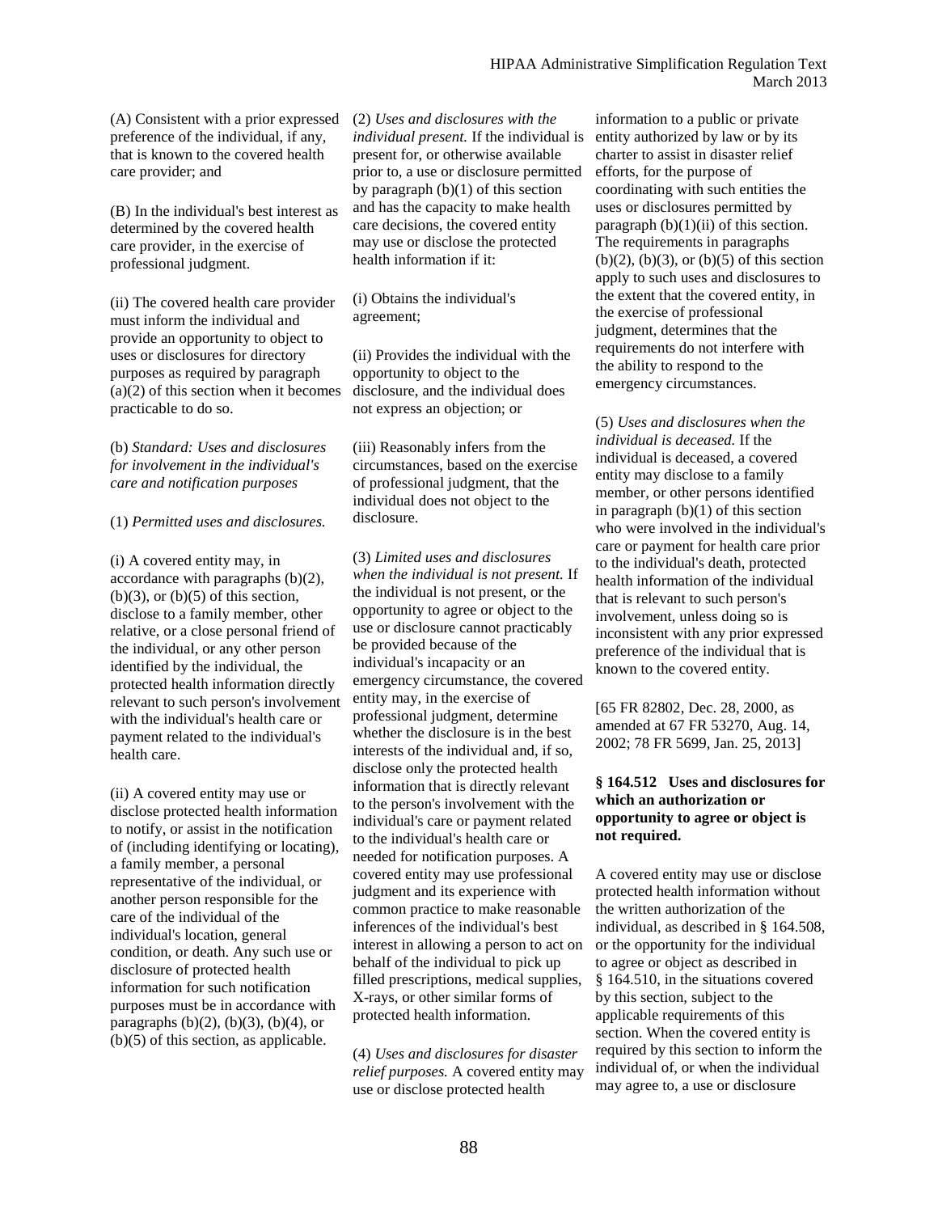(A) Consistent with a prior expressed preference of the individual, if any, that is known to the covered health care provider; and

(B) In the individual's best interest as determined by the covered health care provider, in the exercise of professional judgment.

(ii) The covered health care provider must inform the individual and provide an opportunity to object to uses or disclosures for directory purposes as required by paragraph (a)(2) of this section when it becomes practicable to do so.

(b) *Standard: Uses and disclosures for involvement in the individual's care and notification purposes*

(1) *Permitted uses and disclosures.*

(i) A covered entity may, in accordance with paragraphs (b)(2), (b)(3), or (b)(5) of this section, disclose to a family member, other relative, or a close personal friend of the individual, or any other person identified by the individual, the protected health information directly relevant to such person's involvement with the individual's health care or payment related to the individual's health care.

(ii) A covered entity may use or disclose protected health information to notify, or assist in the notification of (including identifying or locating), a family member, a personal representative of the individual, or another person responsible for the care of the individual of the individual's location, general condition, or death. Any such use or disclosure of protected health information for such notification purposes must be in accordance with paragraphs (b)(2), (b)(3), (b)(4), or (b)(5) of this section, as applicable.

(2) *Uses and disclosures with the individual present.* If the individual is present for, or otherwise available prior to, a use or disclosure permitted by paragraph (b)(1) of this section and has the capacity to make health care decisions, the covered entity may use or disclose the protected health information if it:

(i) Obtains the individual's agreement;

(ii) Provides the individual with the opportunity to object to the disclosure, and the individual does not express an objection; or

(iii) Reasonably infers from the circumstances, based on the exercise of professional judgment, that the individual does not object to the disclosure.

(3) *Limited uses and disclosures when the individual is not present.* If the individual is not present, or the opportunity to agree or object to the use or disclosure cannot practicably be provided because of the individual's incapacity or an emergency circumstance, the covered entity may, in the exercise of professional judgment, determine whether the disclosure is in the best interests of the individual and, if so, disclose only the protected health information that is directly relevant to the person's involvement with the individual's care or payment related to the individual's health care or needed for notification purposes. A covered entity may use professional judgment and its experience with common practice to make reasonable inferences of the individual's best interest in allowing a person to act on behalf of the individual to pick up filled prescriptions, medical supplies, X-rays, or other similar forms of protected health information.

(4) *Uses and disclosures for disaster relief purposes.* A covered entity may use or disclose protected health information to a public or private entity authorized by law or by its charter to assist in disaster relief efforts, for the purpose of coordinating with such entities the uses or disclosures permitted by paragraph (b)(1)(ii) of this section. The requirements in paragraphs (b)(2), (b)(3), or (b)(5) of this section apply to such uses and disclosures to the extent that the covered entity, in the exercise of professional judgment, determines that the requirements do not interfere with the ability to respond to the emergency circumstances.

(5) *Uses and disclosures when the individual is deceased.* If the individual is deceased, a covered entity may disclose to a family member, or other persons identified in paragraph (b)(1) of this section who were involved in the individual's care or payment for health care prior to the individual's death, protected health information of the individual that is relevant to such person's involvement, unless doing so is inconsistent with any prior expressed preference of the individual that is known to the covered entity.

[65 FR 82802, Dec. 28, 2000, as amended at 67 FR 53270, Aug. 14, 2002; 78 FR 5699, Jan. 25, 2013]

### § 164.512 Uses and disclosures for which an authorization or opportunity to agree or object is not required.

A covered entity may use or disclose protected health information without the written authorization of the individual, as described in § 164.508, or the opportunity for the individual to agree or object as described in § 164.510, in the situations covered by this section, subject to the applicable requirements of this section. When the covered entity is required by this section to inform the individual of, or when the individual may agree to, a use or disclosure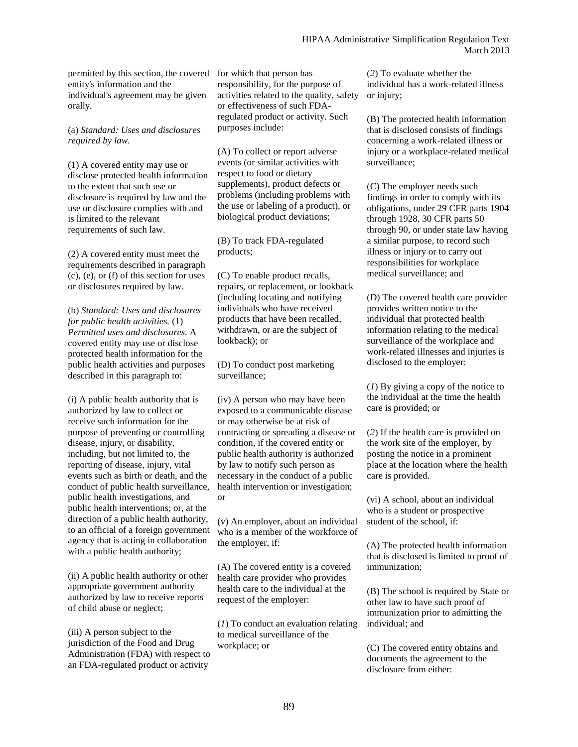permitted by this section, the covered entity's information and the individual's agreement may be given orally.

(a) *Standard: Uses and disclosures required by law.*

(1) A covered entity may use or disclose protected health information to the extent that such use or disclosure is required by law and the use or disclosure complies with and is limited to the relevant requirements of such law.

(2) A covered entity must meet the requirements described in paragraph (c), (e), or (f) of this section for uses or disclosures required by law.

(b) *Standard: Uses and disclosures for public health activities.* (1) *Permitted uses and disclosures.* A covered entity may use or disclose protected health information for the public health activities and purposes described in this paragraph to:

(i) A public health authority that is authorized by law to collect or receive such information for the purpose of preventing or controlling disease, injury, or disability, including, but not limited to, the reporting of disease, injury, vital events such as birth or death, and the conduct of public health surveillance, public health investigations, and public health interventions; or, at the direction of a public health authority, to an official of a foreign government agency that is acting in collaboration with a public health authority;

(ii) A public health authority or other appropriate government authority authorized by law to receive reports of child abuse or neglect;

(iii) A person subject to the jurisdiction of the Food and Drug Administration (FDA) with respect to an FDA-regulated product or activity for which that person has responsibility, for the purpose of activities related to the quality, safety or effectiveness of such FDA-regulated product or activity. Such purposes include:

(A) To collect or report adverse events (or similar activities with respect to food or dietary supplements), product defects or problems (including problems with the use or labeling of a product), or biological product deviations;

(B) To track FDA-regulated products;

(C) To enable product recalls, repairs, or replacement, or lookback (including locating and notifying individuals who have received products that have been recalled, withdrawn, or are the subject of lookback); or

(D) To conduct post marketing surveillance;

(iv) A person who may have been exposed to a communicable disease or may otherwise be at risk of contracting or spreading a disease or condition, if the covered entity or public health authority is authorized by law to notify such person as necessary in the conduct of a public health intervention or investigation; or

(v) An employer, about an individual who is a member of the workforce of the employer, if:

(A) The covered entity is a covered health care provider who provides health care to the individual at the request of the employer:

(*1*) To conduct an evaluation relating to medical surveillance of the workplace; or

(*2*) To evaluate whether the individual has a work-related illness or injury;

(B) The protected health information that is disclosed consists of findings concerning a work-related illness or injury or a workplace-related medical surveillance;

(C) The employer needs such findings in order to comply with its obligations, under 29 CFR parts 1904 through 1928, 30 CFR parts 50 through 90, or under state law having a similar purpose, to record such illness or injury or to carry out responsibilities for workplace medical surveillance; and

(D) The covered health care provider provides written notice to the individual that protected health information relating to the medical surveillance of the workplace and work-related illnesses and injuries is disclosed to the employer:

(*1*) By giving a copy of the notice to the individual at the time the health care is provided; or

(*2*) If the health care is provided on the work site of the employer, by posting the notice in a prominent place at the location where the health care is provided.

(vi) A school, about an individual who is a student or prospective student of the school, if:

(A) The protected health information that is disclosed is limited to proof of immunization;

(B) The school is required by State or other law to have such proof of immunization prior to admitting the individual; and

(C) The covered entity obtains and documents the agreement to the disclosure from either: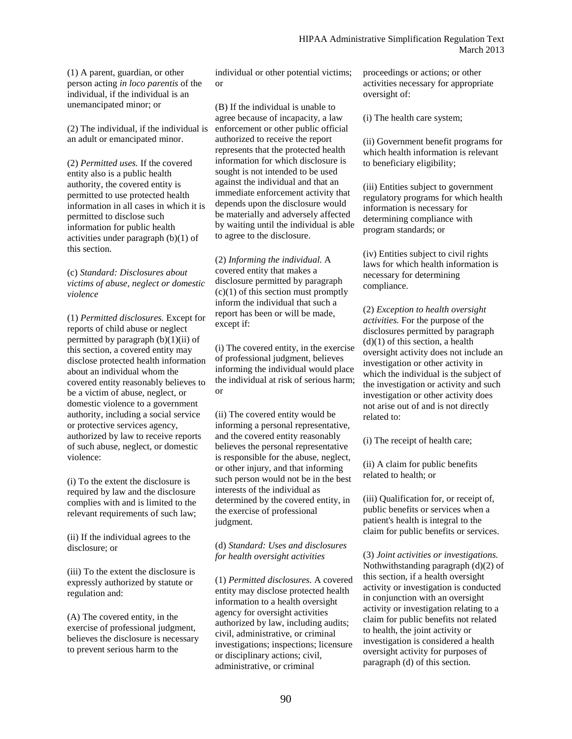(1) A parent, guardian, or other person acting *in loco parentis* of the individual, if the individual is an unemancipated minor; or

(2) The individual, if the individual is an adult or emancipated minor.

(2) *Permitted uses.* If the covered entity also is a public health authority, the covered entity is permitted to use protected health information in all cases in which it is permitted to disclose such information for public health activities under paragraph (b)(1) of this section.

(c) *Standard: Disclosures about victims of abuse, neglect or domestic violence*

(1) *Permitted disclosures.* Except for reports of child abuse or neglect permitted by paragraph (b)(1)(ii) of this section, a covered entity may disclose protected health information about an individual whom the covered entity reasonably believes to be a victim of abuse, neglect, or domestic violence to a government authority, including a social service or protective services agency, authorized by law to receive reports of such abuse, neglect, or domestic violence:

(i) To the extent the disclosure is required by law and the disclosure complies with and is limited to the relevant requirements of such law;

(ii) If the individual agrees to the disclosure; or

(iii) To the extent the disclosure is expressly authorized by statute or regulation and:

(A) The covered entity, in the exercise of professional judgment, believes the disclosure is necessary to prevent serious harm to the individual or other potential victims; or

(B) If the individual is unable to agree because of incapacity, a law enforcement or other public official authorized to receive the report represents that the protected health information for which disclosure is sought is not intended to be used against the individual and that an immediate enforcement activity that depends upon the disclosure would be materially and adversely affected by waiting until the individual is able to agree to the disclosure.

(2) *Informing the individual.* A covered entity that makes a disclosure permitted by paragraph (c)(1) of this section must promptly inform the individual that such a report has been or will be made, except if:

(i) The covered entity, in the exercise of professional judgment, believes informing the individual would place the individual at risk of serious harm; or

(ii) The covered entity would be informing a personal representative, and the covered entity reasonably believes the personal representative is responsible for the abuse, neglect, or other injury, and that informing such person would not be in the best interests of the individual as determined by the covered entity, in the exercise of professional judgment.

(d) *Standard: Uses and disclosures for health oversight activities*

(1) *Permitted disclosures.* A covered entity may disclose protected health information to a health oversight agency for oversight activities authorized by law, including audits; civil, administrative, or criminal investigations; inspections; licensure or disciplinary actions; civil, administrative, or criminal proceedings or actions; or other activities necessary for appropriate oversight of:

(i) The health care system;

(ii) Government benefit programs for which health information is relevant to beneficiary eligibility;

(iii) Entities subject to government regulatory programs for which health information is necessary for determining compliance with program standards; or

(iv) Entities subject to civil rights laws for which health information is necessary for determining compliance.

(2) *Exception to health oversight activities.* For the purpose of the disclosures permitted by paragraph (d)(1) of this section, a health oversight activity does not include an investigation or other activity in which the individual is the subject of the investigation or activity and such investigation or other activity does not arise out of and is not directly related to:

(i) The receipt of health care;

(ii) A claim for public benefits related to health; or

(iii) Qualification for, or receipt of, public benefits or services when a patient's health is integral to the claim for public benefits or services.

(3) *Joint activities or investigations.* Nothwithstanding paragraph (d)(2) of this section, if a health oversight activity or investigation is conducted in conjunction with an oversight activity or investigation relating to a claim for public benefits not related to health, the joint activity or investigation is considered a health oversight activity for purposes of paragraph (d) of this section.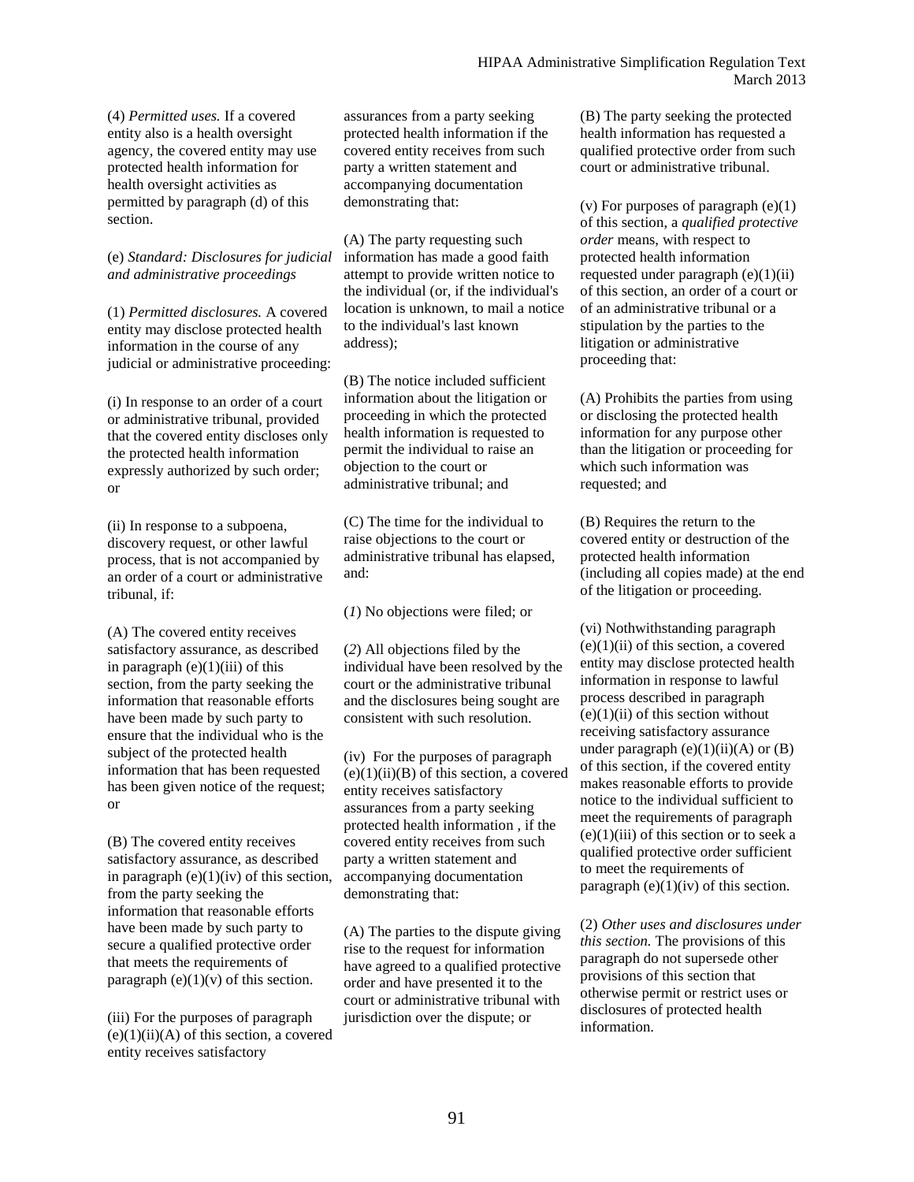(4) *Permitted uses.* If a covered entity also is a health oversight agency, the covered entity may use protected health information for health oversight activities as permitted by paragraph (d) of this section.

(e) *Standard: Disclosures for judicial and administrative proceedings*

(1) *Permitted disclosures.* A covered entity may disclose protected health information in the course of any judicial or administrative proceeding:

(i) In response to an order of a court or administrative tribunal, provided that the covered entity discloses only the protected health information expressly authorized by such order; or

(ii) In response to a subpoena, discovery request, or other lawful process, that is not accompanied by an order of a court or administrative tribunal, if:

(A) The covered entity receives satisfactory assurance, as described in paragraph (e)(1)(iii) of this section, from the party seeking the information that reasonable efforts have been made by such party to ensure that the individual who is the subject of the protected health information that has been requested has been given notice of the request; or

(B) The covered entity receives satisfactory assurance, as described in paragraph (e)(1)(iv) of this section, from the party seeking the information that reasonable efforts have been made by such party to secure a qualified protective order that meets the requirements of paragraph (e)(1)(v) of this section.

(iii) For the purposes of paragraph (e)(1)(ii)(A) of this section, a covered entity receives satisfactory assurances from a party seeking protected health information if the covered entity receives from such party a written statement and accompanying documentation demonstrating that:

(A) The party requesting such information has made a good faith attempt to provide written notice to the individual (or, if the individual's location is unknown, to mail a notice to the individual's last known address);

(B) The notice included sufficient information about the litigation or proceeding in which the protected health information is requested to permit the individual to raise an objection to the court or administrative tribunal; and

(C) The time for the individual to raise objections to the court or administrative tribunal has elapsed, and:

(*1*) No objections were filed; or

(*2*) All objections filed by the individual have been resolved by the court or the administrative tribunal and the disclosures being sought are consistent with such resolution.

(iv) For the purposes of paragraph (e)(1)(ii)(B) of this section, a covered entity receives satisfactory assurances from a party seeking protected health information , if the covered entity receives from such party a written statement and accompanying documentation demonstrating that:

(A) The parties to the dispute giving rise to the request for information have agreed to a qualified protective order and have presented it to the court or administrative tribunal with jurisdiction over the dispute; or

(B) The party seeking the protected health information has requested a qualified protective order from such court or administrative tribunal.

(v) For purposes of paragraph (e)(1) of this section, a *qualified protective order* means, with respect to protected health information requested under paragraph (e)(1)(ii) of this section, an order of a court or of an administrative tribunal or a stipulation by the parties to the litigation or administrative proceeding that:

(A) Prohibits the parties from using or disclosing the protected health information for any purpose other than the litigation or proceeding for which such information was requested; and

(B) Requires the return to the covered entity or destruction of the protected health information (including all copies made) at the end of the litigation or proceeding.

(vi) Nothwithstanding paragraph (e)(1)(ii) of this section, a covered entity may disclose protected health information in response to lawful process described in paragraph (e)(1)(ii) of this section without receiving satisfactory assurance under paragraph (e)(1)(ii)(A) or (B) of this section, if the covered entity makes reasonable efforts to provide notice to the individual sufficient to meet the requirements of paragraph (e)(1)(iii) of this section or to seek a qualified protective order sufficient to meet the requirements of paragraph (e)(1)(iv) of this section.

(2) *Other uses and disclosures under this section.* The provisions of this paragraph do not supersede other provisions of this section that otherwise permit or restrict uses or disclosures of protected health information.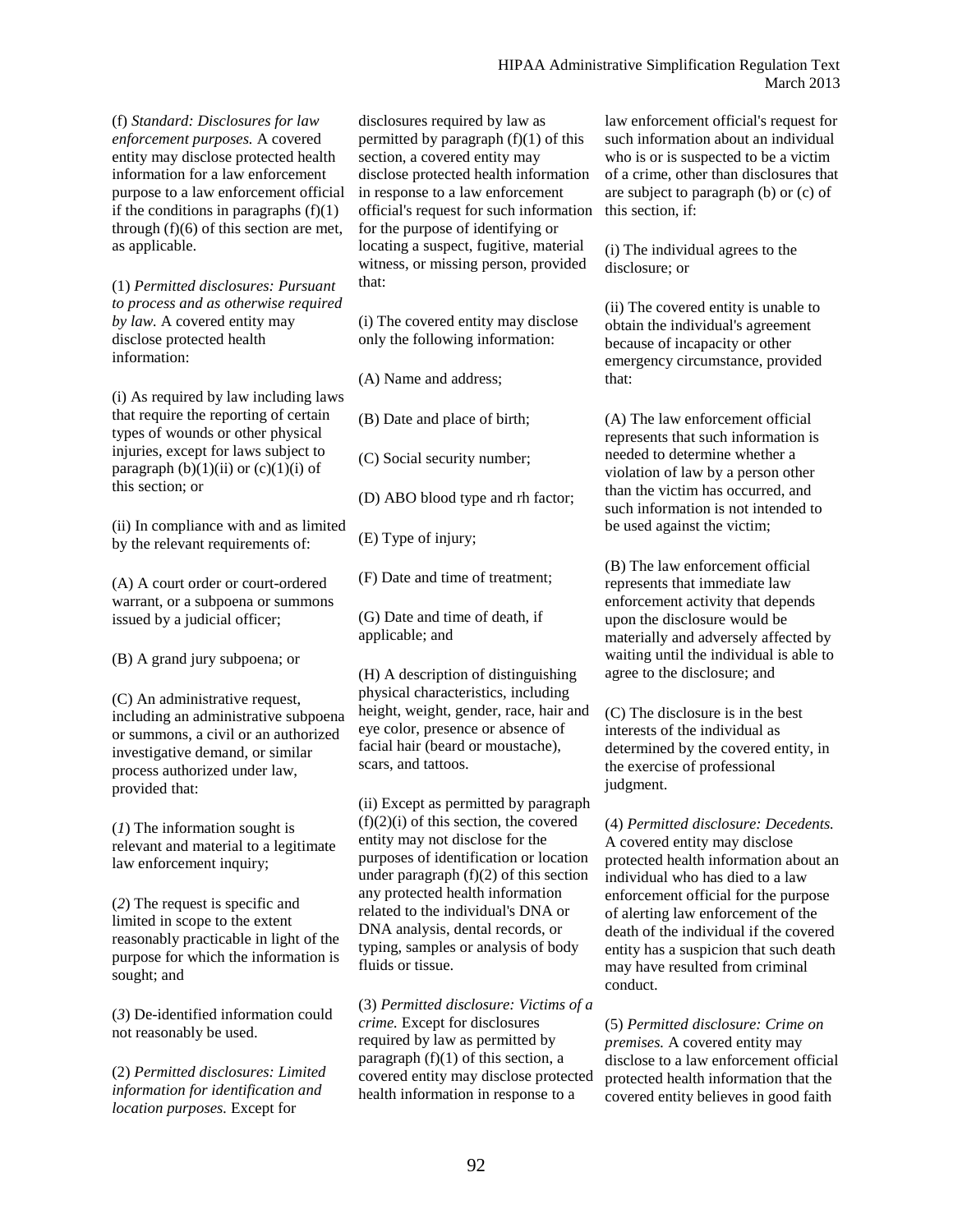(f) *Standard: Disclosures for law enforcement purposes.* A covered entity may disclose protected health information for a law enforcement purpose to a law enforcement official if the conditions in paragraphs (f)(1) through (f)(6) of this section are met, as applicable.

(1) *Permitted disclosures: Pursuant to process and as otherwise required by law.* A covered entity may disclose protected health information:

(i) As required by law including laws that require the reporting of certain types of wounds or other physical injuries, except for laws subject to paragraph (b)(1)(ii) or (c)(1)(i) of this section; or

(ii) In compliance with and as limited by the relevant requirements of:

(A) A court order or court-ordered warrant, or a subpoena or summons issued by a judicial officer;

(B) A grand jury subpoena; or

(C) An administrative request, including an administrative subpoena or summons, a civil or an authorized investigative demand, or similar process authorized under law, provided that:

(*1*) The information sought is relevant and material to a legitimate law enforcement inquiry;

(*2*) The request is specific and limited in scope to the extent reasonably practicable in light of the purpose for which the information is sought; and

(*3*) De-identified information could not reasonably be used.

(2) *Permitted disclosures: Limited information for identification and location purposes.* Except for disclosures required by law as permitted by paragraph (f)(1) of this section, a covered entity may disclose protected health information in response to a law enforcement official's request for such information for the purpose of identifying or locating a suspect, fugitive, material witness, or missing person, provided that:

(i) The covered entity may disclose only the following information:

(A) Name and address;

(B) Date and place of birth;

(C) Social security number;

(D) ABO blood type and rh factor;

(E) Type of injury;

(F) Date and time of treatment;

(G) Date and time of death, if applicable; and

(H) A description of distinguishing physical characteristics, including height, weight, gender, race, hair and eye color, presence or absence of facial hair (beard or moustache), scars, and tattoos.

(ii) Except as permitted by paragraph (f)(2)(i) of this section, the covered entity may not disclose for the purposes of identification or location under paragraph (f)(2) of this section any protected health information related to the individual's DNA or DNA analysis, dental records, or typing, samples or analysis of body fluids or tissue.

(3) *Permitted disclosure: Victims of a crime.* Except for disclosures required by law as permitted by paragraph (f)(1) of this section, a covered entity may disclose protected health information in response to a law enforcement official's request for such information about an individual who is or is suspected to be a victim of a crime, other than disclosures that are subject to paragraph (b) or (c) of this section, if:

(i) The individual agrees to the disclosure; or

(ii) The covered entity is unable to obtain the individual's agreement because of incapacity or other emergency circumstance, provided that:

(A) The law enforcement official represents that such information is needed to determine whether a violation of law by a person other than the victim has occurred, and such information is not intended to be used against the victim;

(B) The law enforcement official represents that immediate law enforcement activity that depends upon the disclosure would be materially and adversely affected by waiting until the individual is able to agree to the disclosure; and

(C) The disclosure is in the best interests of the individual as determined by the covered entity, in the exercise of professional judgment.

(4) *Permitted disclosure: Decedents.* A covered entity may disclose protected health information about an individual who has died to a law enforcement official for the purpose of alerting law enforcement of the death of the individual if the covered entity has a suspicion that such death may have resulted from criminal conduct.

(5) *Permitted disclosure: Crime on premises.* A covered entity may disclose to a law enforcement official protected health information that the covered entity believes in good faith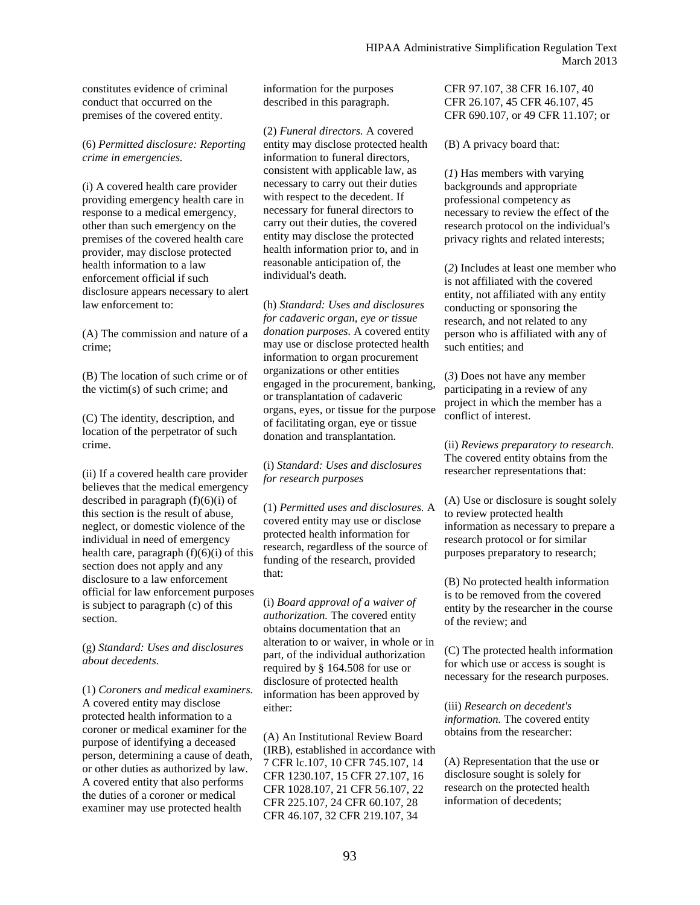constitutes evidence of criminal conduct that occurred on the premises of the covered entity.

(6) *Permitted disclosure: Reporting crime in emergencies.*

(i) A covered health care provider providing emergency health care in response to a medical emergency, other than such emergency on the premises of the covered health care provider, may disclose protected health information to a law enforcement official if such disclosure appears necessary to alert law enforcement to:

(A) The commission and nature of a crime;

(B) The location of such crime or of the victim(s) of such crime; and

(C) The identity, description, and location of the perpetrator of such crime.

(ii) If a covered health care provider believes that the medical emergency described in paragraph (f)(6)(i) of this section is the result of abuse, neglect, or domestic violence of the individual in need of emergency health care, paragraph (f)(6)(i) of this section does not apply and any disclosure to a law enforcement official for law enforcement purposes is subject to paragraph (c) of this section.

(g) *Standard: Uses and disclosures about decedents.*

(1) *Coroners and medical examiners.* A covered entity may disclose protected health information to a coroner or medical examiner for the purpose of identifying a deceased person, determining a cause of death, or other duties as authorized by law. A covered entity that also performs the duties of a coroner or medical examiner may use protected health information for the purposes described in this paragraph.

(2) *Funeral directors.* A covered entity may disclose protected health information to funeral directors, consistent with applicable law, as necessary to carry out their duties with respect to the decedent. If necessary for funeral directors to carry out their duties, the covered entity may disclose the protected health information prior to, and in reasonable anticipation of, the individual's death.

(h) *Standard: Uses and disclosures for cadaveric organ, eye or tissue donation purposes.* A covered entity may use or disclose protected health information to organ procurement organizations or other entities engaged in the procurement, banking, or transplantation of cadaveric organs, eyes, or tissue for the purpose of facilitating organ, eye or tissue donation and transplantation.

(i) *Standard: Uses and disclosures for research purposes*

(1) *Permitted uses and disclosures.* A covered entity may use or disclose protected health information for research, regardless of the source of funding of the research, provided that:

(i) *Board approval of a waiver of authorization.* The covered entity obtains documentation that an alteration to or waiver, in whole or in part, of the individual authorization required by § 164.508 for use or disclosure of protected health information has been approved by either:

(A) An Institutional Review Board (IRB), established in accordance with 7 CFR lc.107, 10 CFR 745.107, 14 CFR 1230.107, 15 CFR 27.107, 16 CFR 1028.107, 21 CFR 56.107, 22 CFR 225.107, 24 CFR 60.107, 28 CFR 46.107, 32 CFR 219.107, 34 CFR 97.107, 38 CFR 16.107, 40 CFR 26.107, 45 CFR 46.107, 45 CFR 690.107, or 49 CFR 11.107; or

(B) A privacy board that:

(*1*) Has members with varying backgrounds and appropriate professional competency as necessary to review the effect of the research protocol on the individual's privacy rights and related interests;

(*2*) Includes at least one member who is not affiliated with the covered entity, not affiliated with any entity conducting or sponsoring the research, and not related to any person who is affiliated with any of such entities; and

(*3*) Does not have any member participating in a review of any project in which the member has a conflict of interest.

(ii) *Reviews preparatory to research.* The covered entity obtains from the researcher representations that:

(A) Use or disclosure is sought solely to review protected health information as necessary to prepare a research protocol or for similar purposes preparatory to research;

(B) No protected health information is to be removed from the covered entity by the researcher in the course of the review; and

(C) The protected health information for which use or access is sought is necessary for the research purposes.

(iii) *Research on decedent's information.* The covered entity obtains from the researcher:

(A) Representation that the use or disclosure sought is solely for research on the protected health information of decedents;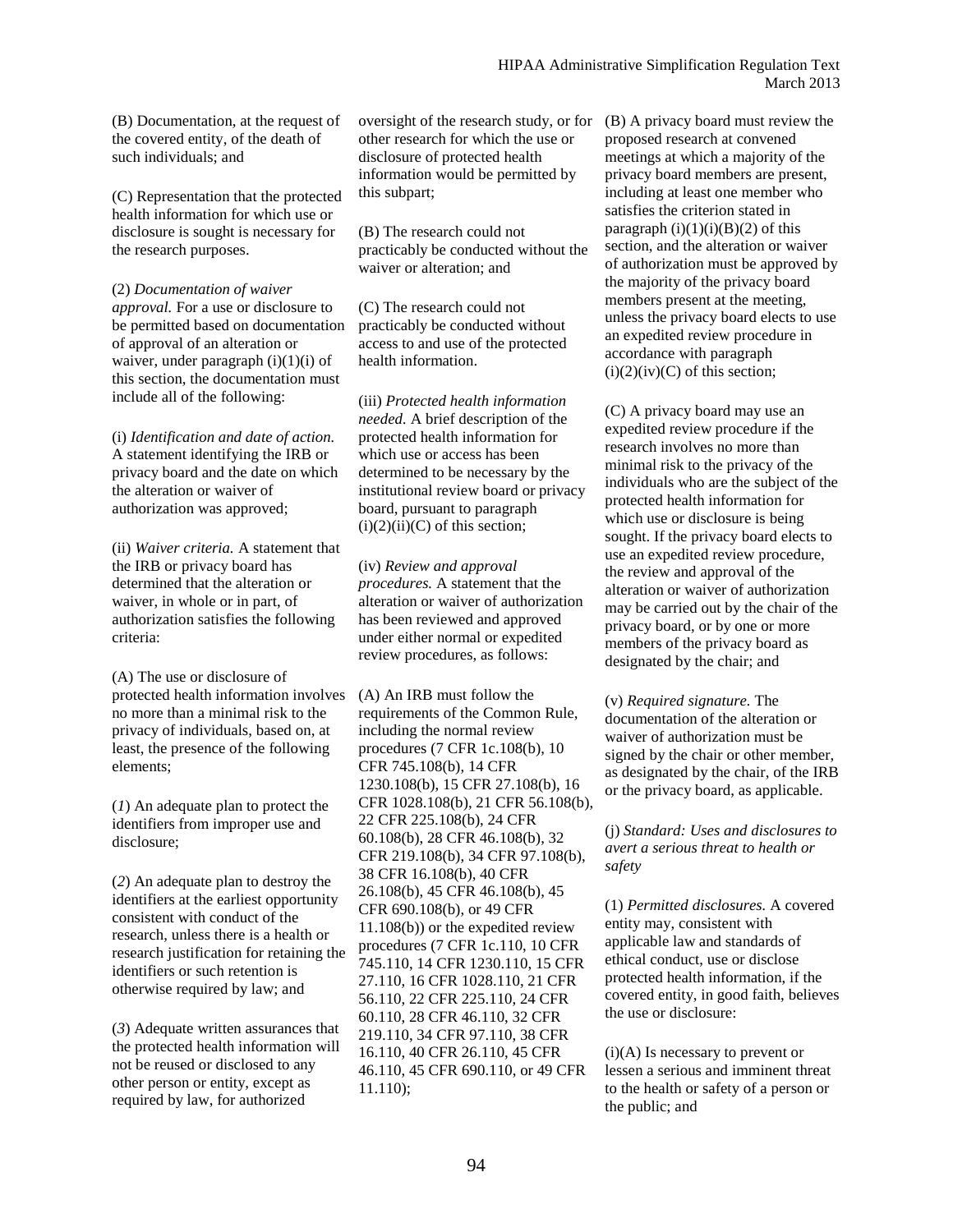(B) Documentation, at the request of the covered entity, of the death of such individuals; and

(C) Representation that the protected health information for which use or disclosure is sought is necessary for the research purposes.

(2) *Documentation of waiver approval.* For a use or disclosure to be permitted based on documentation of approval of an alteration or waiver, under paragraph (i)(1)(i) of this section, the documentation must include all of the following:

(i) *Identification and date of action.* A statement identifying the IRB or privacy board and the date on which the alteration or waiver of authorization was approved;

(ii) *Waiver criteria.* A statement that the IRB or privacy board has determined that the alteration or waiver, in whole or in part, of authorization satisfies the following criteria:

(A) The use or disclosure of protected health information involves no more than a minimal risk to the privacy of individuals, based on, at least, the presence of the following elements;

(*1*) An adequate plan to protect the identifiers from improper use and disclosure;

(*2*) An adequate plan to destroy the identifiers at the earliest opportunity consistent with conduct of the research, unless there is a health or research justification for retaining the identifiers or such retention is otherwise required by law; and

(*3*) Adequate written assurances that the protected health information will not be reused or disclosed to any other person or entity, except as required by law, for authorized oversight of the research study, or for other research for which the use or disclosure of protected health information would be permitted by this subpart;

(B) The research could not practicably be conducted without the waiver or alteration; and

(C) The research could not practicably be conducted without access to and use of the protected health information.

(iii) *Protected health information needed.* A brief description of the protected health information for which use or access has been determined to be necessary by the institutional review board or privacy board, pursuant to paragraph (i)(2)(ii)(C) of this section;

(iv) *Review and approval procedures.* A statement that the alteration or waiver of authorization has been reviewed and approved under either normal or expedited review procedures, as follows:

(A) An IRB must follow the requirements of the Common Rule, including the normal review procedures (7 CFR 1c.108(b), 10 CFR 745.108(b), 14 CFR 1230.108(b), 15 CFR 27.108(b), 16 CFR 1028.108(b), 21 CFR 56.108(b), 22 CFR 225.108(b), 24 CFR 60.108(b), 28 CFR 46.108(b), 32 CFR 219.108(b), 34 CFR 97.108(b), 38 CFR 16.108(b), 40 CFR 26.108(b), 45 CFR 46.108(b), 45 CFR 690.108(b), or 49 CFR 11.108(b)) or the expedited review procedures (7 CFR 1c.110, 10 CFR 745.110, 14 CFR 1230.110, 15 CFR 27.110, 16 CFR 1028.110, 21 CFR 56.110, 22 CFR 225.110, 24 CFR 60.110, 28 CFR 46.110, 32 CFR 219.110, 34 CFR 97.110, 38 CFR 16.110, 40 CFR 26.110, 45 CFR 46.110, 45 CFR 690.110, or 49 CFR 11.110);

(B) A privacy board must review the proposed research at convened meetings at which a majority of the privacy board members are present, including at least one member who satisfies the criterion stated in paragraph (i)(1)(i)(B)(2) of this section, and the alteration or waiver of authorization must be approved by the majority of the privacy board members present at the meeting, unless the privacy board elects to use an expedited review procedure in accordance with paragraph (i)(2)(iv)(C) of this section;

(C) A privacy board may use an expedited review procedure if the research involves no more than minimal risk to the privacy of the individuals who are the subject of the protected health information for which use or disclosure is being sought. If the privacy board elects to use an expedited review procedure, the review and approval of the alteration or waiver of authorization may be carried out by the chair of the privacy board, or by one or more members of the privacy board as designated by the chair; and

(v) *Required signature.* The documentation of the alteration or waiver of authorization must be signed by the chair or other member, as designated by the chair, of the IRB or the privacy board, as applicable.

(j) *Standard: Uses and disclosures to avert a serious threat to health or safety*

(1) *Permitted disclosures.* A covered entity may, consistent with applicable law and standards of ethical conduct, use or disclose protected health information, if the covered entity, in good faith, believes the use or disclosure:

(i)(A) Is necessary to prevent or lessen a serious and imminent threat to the health or safety of a person or the public; and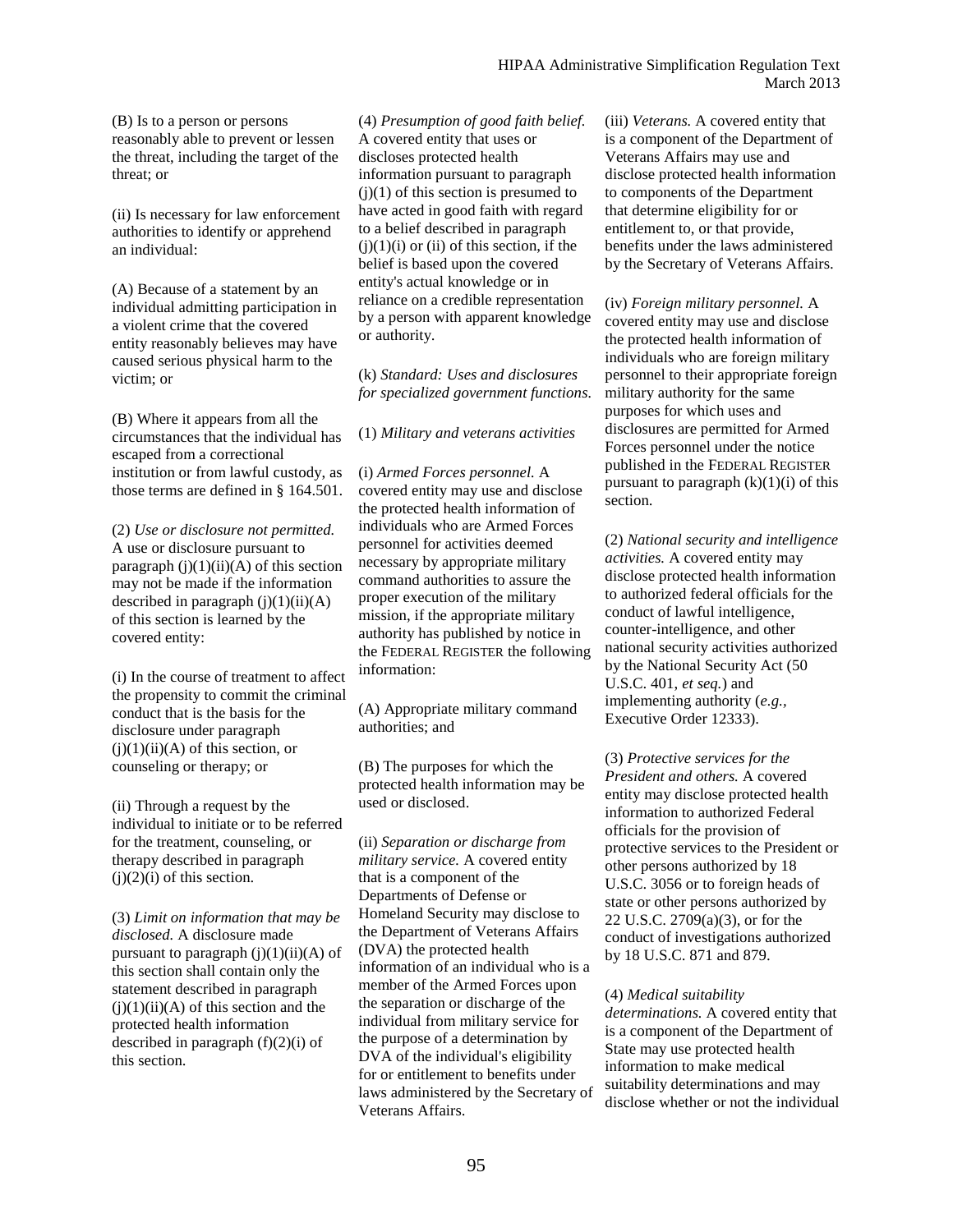(B) Is to a person or persons reasonably able to prevent or lessen the threat, including the target of the threat; or

(ii) Is necessary for law enforcement authorities to identify or apprehend an individual:

(A) Because of a statement by an individual admitting participation in a violent crime that the covered entity reasonably believes may have caused serious physical harm to the victim; or

(B) Where it appears from all the circumstances that the individual has escaped from a correctional institution or from lawful custody, as those terms are defined in § 164.501.

(2) *Use or disclosure not permitted.* A use or disclosure pursuant to paragraph (j)(1)(ii)(A) of this section may not be made if the information described in paragraph (j)(1)(ii)(A) of this section is learned by the covered entity:

(i) In the course of treatment to affect the propensity to commit the criminal conduct that is the basis for the disclosure under paragraph (j)(1)(ii)(A) of this section, or counseling or therapy; or

(ii) Through a request by the individual to initiate or to be referred for the treatment, counseling, or therapy described in paragraph (j)(2)(i) of this section.

(3) *Limit on information that may be disclosed.* A disclosure made pursuant to paragraph (j)(1)(ii)(A) of this section shall contain only the statement described in paragraph (j)(1)(ii)(A) of this section and the protected health information described in paragraph (f)(2)(i) of this section.

(4) *Presumption of good faith belief.* A covered entity that uses or discloses protected health information pursuant to paragraph (j)(1) of this section is presumed to have acted in good faith with regard to a belief described in paragraph (j)(1)(i) or (ii) of this section, if the belief is based upon the covered entity's actual knowledge or in reliance on a credible representation by a person with apparent knowledge or authority.

(k) *Standard: Uses and disclosures for specialized government functions.*

(1) *Military and veterans activities*

(i) *Armed Forces personnel.* A covered entity may use and disclose the protected health information of individuals who are Armed Forces personnel for activities deemed necessary by appropriate military command authorities to assure the proper execution of the military mission, if the appropriate military authority has published by notice in the FEDERAL REGISTER the following information:

(A) Appropriate military command authorities; and

(B) The purposes for which the protected health information may be used or disclosed.

(ii) *Separation or discharge from military service.* A covered entity that is a component of the Departments of Defense or Homeland Security may disclose to the Department of Veterans Affairs (DVA) the protected health information of an individual who is a member of the Armed Forces upon the separation or discharge of the individual from military service for the purpose of a determination by DVA of the individual's eligibility for or entitlement to benefits under laws administered by the Secretary of Veterans Affairs.

(iii) *Veterans.* A covered entity that is a component of the Department of Veterans Affairs may use and disclose protected health information to components of the Department that determine eligibility for or entitlement to, or that provide, benefits under the laws administered by the Secretary of Veterans Affairs.

(iv) *Foreign military personnel.* A covered entity may use and disclose the protected health information of individuals who are foreign military personnel to their appropriate foreign military authority for the same purposes for which uses and disclosures are permitted for Armed Forces personnel under the notice published in the FEDERAL REGISTER pursuant to paragraph (k)(1)(i) of this section.

(2) *National security and intelligence activities.* A covered entity may disclose protected health information to authorized federal officials for the conduct of lawful intelligence, counter-intelligence, and other national security activities authorized by the National Security Act (50 U.S.C. 401, *et seq.*) and implementing authority (*e.g.*, Executive Order 12333).

(3) *Protective services for the President and others.* A covered entity may disclose protected health information to authorized Federal officials for the provision of protective services to the President or other persons authorized by 18 U.S.C. 3056 or to foreign heads of state or other persons authorized by 22 U.S.C. 2709(a)(3), or for the conduct of investigations authorized by 18 U.S.C. 871 and 879.

(4) *Medical suitability determinations.* A covered entity that is a component of the Department of State may use protected health information to make medical suitability determinations and may disclose whether or not the individual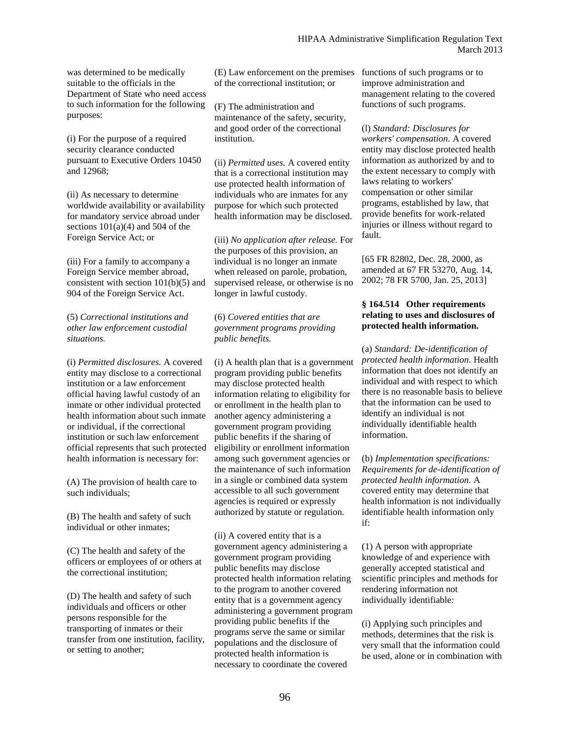was determined to be medically suitable to the officials in the Department of State who need access to such information for the following purposes:

(i) For the purpose of a required security clearance conducted pursuant to Executive Orders 10450 and 12968;

(ii) As necessary to determine worldwide availability or availability for mandatory service abroad under sections 101(a)(4) and 504 of the Foreign Service Act; or

(iii) For a family to accompany a Foreign Service member abroad, consistent with section 101(b)(5) and 904 of the Foreign Service Act.

(5) *Correctional institutions and other law enforcement custodial situations.*

(i) *Permitted disclosures.* A covered entity may disclose to a correctional institution or a law enforcement official having lawful custody of an inmate or other individual protected health information about such inmate or individual, if the correctional institution or such law enforcement official represents that such protected health information is necessary for:

(A) The provision of health care to such individuals;

(B) The health and safety of such individual or other inmates;

(C) The health and safety of the officers or employees of or others at the correctional institution;

(D) The health and safety of such individuals and officers or other persons responsible for the transporting of inmates or their transfer from one institution, facility, or setting to another;

(E) Law enforcement on the premises of the correctional institution; or

(F) The administration and maintenance of the safety, security, and good order of the correctional institution.

(ii) *Permitted uses.* A covered entity that is a correctional institution may use protected health information of individuals who are inmates for any purpose for which such protected health information may be disclosed.

(iii) *No application after release.* For the purposes of this provision, an individual is no longer an inmate when released on parole, probation, supervised release, or otherwise is no longer in lawful custody.

(6) *Covered entities that are government programs providing public benefits.*

(i) A health plan that is a government program providing public benefits may disclose protected health information relating to eligibility for or enrollment in the health plan to another agency administering a government program providing public benefits if the sharing of eligibility or enrollment information among such government agencies or the maintenance of such information in a single or combined data system accessible to all such government agencies is required or expressly authorized by statute or regulation.

(ii) A covered entity that is a government agency administering a government program providing public benefits may disclose protected health information relating to the program to another covered entity that is a government agency administering a government program providing public benefits if the programs serve the same or similar populations and the disclosure of protected health information is necessary to coordinate the covered functions of such programs or to improve administration and management relating to the covered functions of such programs.

(l) *Standard: Disclosures for workers' compensation.* A covered entity may disclose protected health information as authorized by and to the extent necessary to comply with laws relating to workers' compensation or other similar programs, established by law, that provide benefits for work-related injuries or illness without regard to fault.

[65 FR 82802, Dec. 28, 2000, as amended at 67 FR 53270, Aug. 14, 2002; 78 FR 5700, Jan. 25, 2013]

### § 164.514 Other requirements relating to uses and disclosures of protected health information.

(a) *Standard: De-identification of protected health information.* Health information that does not identify an individual and with respect to which there is no reasonable basis to believe that the information can be used to identify an individual is not individually identifiable health information.

(b) *Implementation specifications: Requirements for de-identification of protected health information.* A covered entity may determine that health information is not individually identifiable health information only if:

(1) A person with appropriate knowledge of and experience with generally accepted statistical and scientific principles and methods for rendering information not individually identifiable:

(i) Applying such principles and methods, determines that the risk is very small that the information could be used, alone or in combination with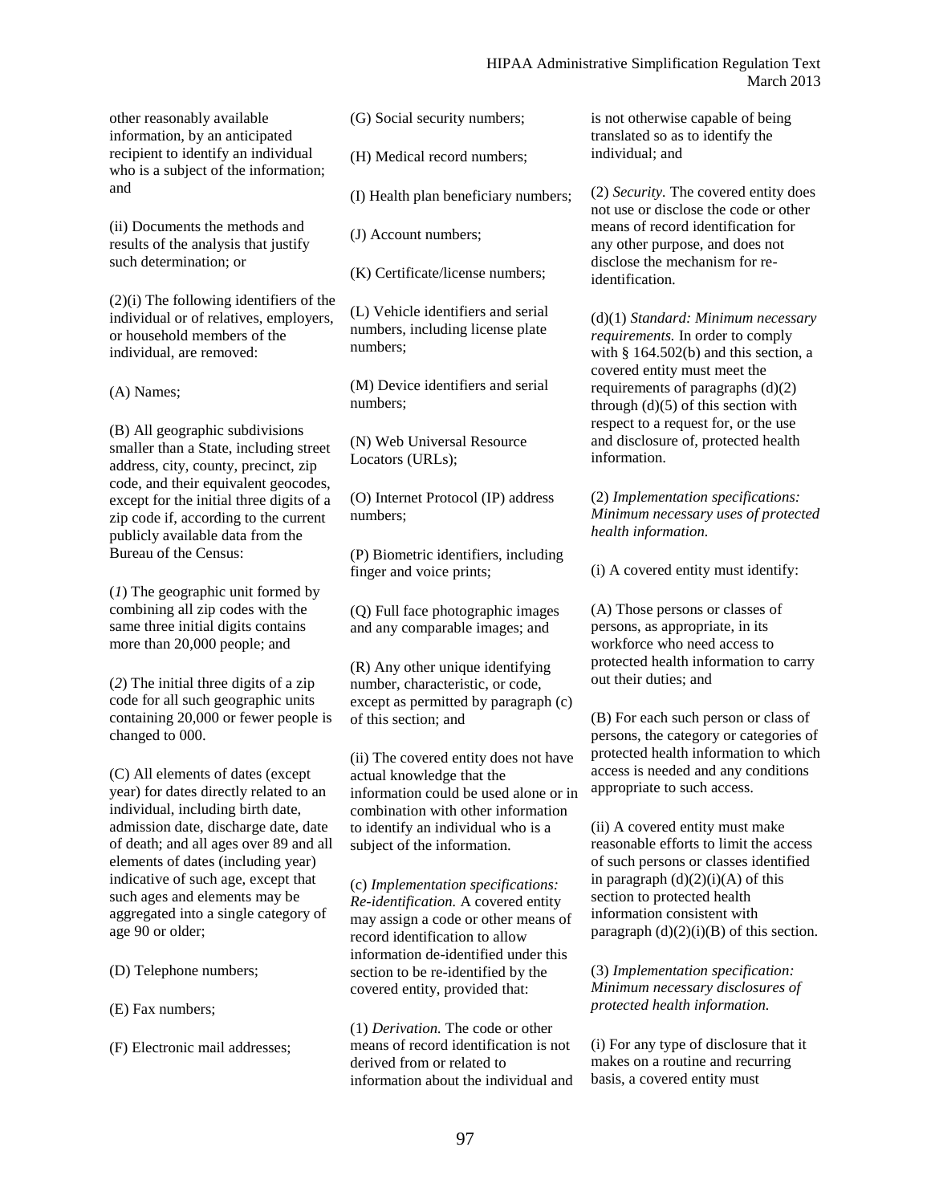other reasonably available information, by an anticipated recipient to identify an individual who is a subject of the information; and

(ii) Documents the methods and results of the analysis that justify such determination; or

(2)(i) The following identifiers of the individual or of relatives, employers, or household members of the individual, are removed:

(A) Names;

(B) All geographic subdivisions smaller than a State, including street address, city, county, precinct, zip code, and their equivalent geocodes, except for the initial three digits of a zip code if, according to the current publicly available data from the Bureau of the Census:

(*1*) The geographic unit formed by combining all zip codes with the same three initial digits contains more than 20,000 people; and

(*2*) The initial three digits of a zip code for all such geographic units containing 20,000 or fewer people is changed to 000.

(C) All elements of dates (except year) for dates directly related to an individual, including birth date, admission date, discharge date, date of death; and all ages over 89 and all elements of dates (including year) indicative of such age, except that such ages and elements may be aggregated into a single category of age 90 or older;

(D) Telephone numbers;

(E) Fax numbers;

(F) Electronic mail addresses;

(G) Social security numbers;

(H) Medical record numbers;

(I) Health plan beneficiary numbers;

(J) Account numbers;

(K) Certificate/license numbers;

(L) Vehicle identifiers and serial numbers, including license plate numbers;

(M) Device identifiers and serial numbers;

(N) Web Universal Resource Locators (URLs);

(O) Internet Protocol (IP) address numbers;

(P) Biometric identifiers, including finger and voice prints;

(Q) Full face photographic images and any comparable images; and

(R) Any other unique identifying number, characteristic, or code, except as permitted by paragraph (c) of this section; and

(ii) The covered entity does not have actual knowledge that the information could be used alone or in combination with other information to identify an individual who is a subject of the information.

(c) *Implementation specifications: Re-identification.* A covered entity may assign a code or other means of record identification to allow information de-identified under this section to be re-identified by the covered entity, provided that:

(1) *Derivation.* The code or other means of record identification is not derived from or related to information about the individual and is not otherwise capable of being translated so as to identify the individual; and

(2) *Security.* The covered entity does not use or disclose the code or other means of record identification for any other purpose, and does not disclose the mechanism for re-identification.

(d)(1) *Standard: Minimum necessary requirements.* In order to comply with § 164.502(b) and this section, a covered entity must meet the requirements of paragraphs (d)(2) through (d)(5) of this section with respect to a request for, or the use and disclosure of, protected health information.

(2) *Implementation specifications: Minimum necessary uses of protected health information.*

(i) A covered entity must identify:

(A) Those persons or classes of persons, as appropriate, in its workforce who need access to protected health information to carry out their duties; and

(B) For each such person or class of persons, the category or categories of protected health information to which access is needed and any conditions appropriate to such access.

(ii) A covered entity must make reasonable efforts to limit the access of such persons or classes identified in paragraph (d)(2)(i)(A) of this section to protected health information consistent with paragraph (d)(2)(i)(B) of this section.

(3) *Implementation specification: Minimum necessary disclosures of protected health information.*

(i) For any type of disclosure that it makes on a routine and recurring basis, a covered entity must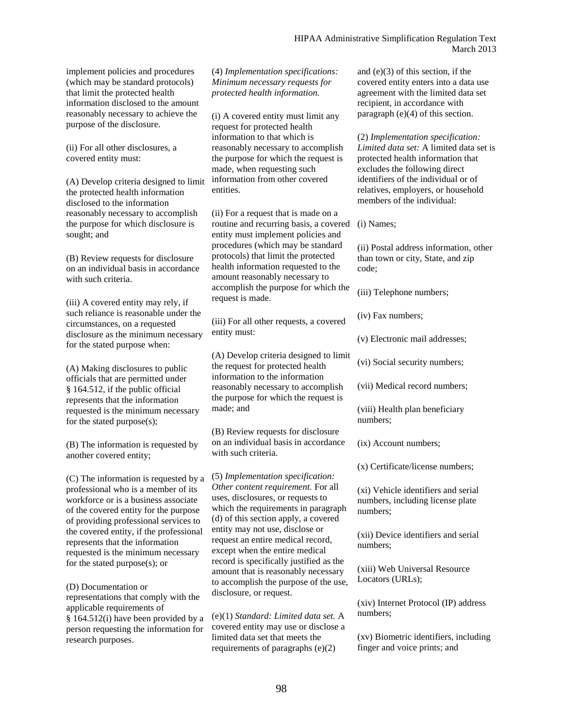implement policies and procedures (which may be standard protocols) that limit the protected health information disclosed to the amount reasonably necessary to achieve the purpose of the disclosure.

(ii) For all other disclosures, a covered entity must:

(A) Develop criteria designed to limit the protected health information disclosed to the information reasonably necessary to accomplish the purpose for which disclosure is sought; and

(B) Review requests for disclosure on an individual basis in accordance with such criteria.

(iii) A covered entity may rely, if such reliance is reasonable under the circumstances, on a requested disclosure as the minimum necessary for the stated purpose when:

(A) Making disclosures to public officials that are permitted under § 164.512, if the public official represents that the information requested is the minimum necessary for the stated purpose(s);

(B) The information is requested by another covered entity;

(C) The information is requested by a professional who is a member of its workforce or is a business associate of the covered entity for the purpose of providing professional services to the covered entity, if the professional represents that the information requested is the minimum necessary for the stated purpose(s); or

(D) Documentation or representations that comply with the applicable requirements of § 164.512(i) have been provided by a person requesting the information for research purposes.

(4) *Implementation specifications: Minimum necessary requests for protected health information.*

(i) A covered entity must limit any request for protected health information to that which is reasonably necessary to accomplish the purpose for which the request is made, when requesting such information from other covered entities.

(ii) For a request that is made on a routine and recurring basis, a covered entity must implement policies and procedures (which may be standard protocols) that limit the protected health information requested to the amount reasonably necessary to accomplish the purpose for which the request is made.

(iii) For all other requests, a covered entity must:

(A) Develop criteria designed to limit the request for protected health information to the information reasonably necessary to accomplish the purpose for which the request is made; and

(B) Review requests for disclosure on an individual basis in accordance with such criteria.

(5) *Implementation specification: Other content requirement.* For all uses, disclosures, or requests to which the requirements in paragraph (d) of this section apply, a covered entity may not use, disclose or request an entire medical record, except when the entire medical record is specifically justified as the amount that is reasonably necessary to accomplish the purpose of the use, disclosure, or request.

(e)(1) *Standard: Limited data set.* A covered entity may use or disclose a limited data set that meets the requirements of paragraphs (e)(2) and (e)(3) of this section, if the covered entity enters into a data use agreement with the limited data set recipient, in accordance with paragraph (e)(4) of this section.

(2) *Implementation specification: Limited data set:* A limited data set is protected health information that excludes the following direct identifiers of the individual or of relatives, employers, or household members of the individual:

(i) Names;

(ii) Postal address information, other than town or city, State, and zip code;

(iii) Telephone numbers;

(iv) Fax numbers;

(v) Electronic mail addresses;

(vi) Social security numbers;

(vii) Medical record numbers;

(viii) Health plan beneficiary numbers;

(ix) Account numbers;

(x) Certificate/license numbers;

(xi) Vehicle identifiers and serial numbers, including license plate numbers;

(xii) Device identifiers and serial numbers;

(xiii) Web Universal Resource Locators (URLs);

(xiv) Internet Protocol (IP) address numbers;

(xv) Biometric identifiers, including finger and voice prints; and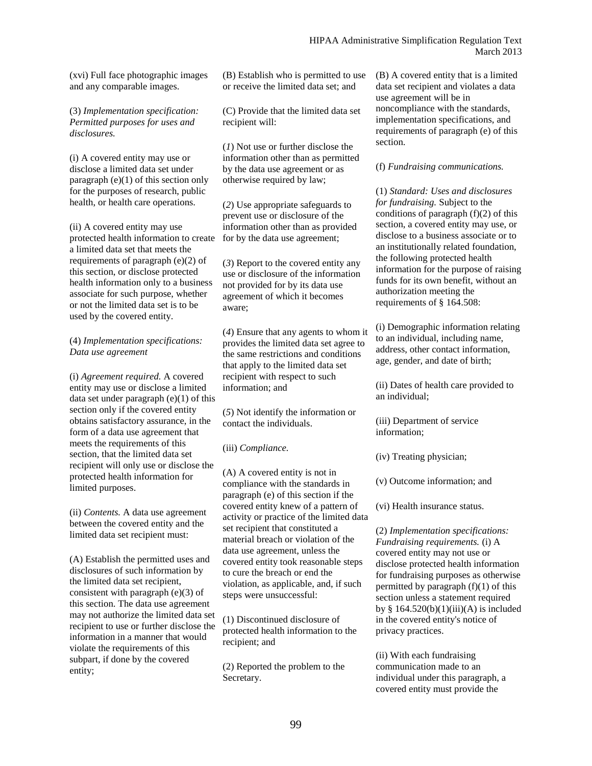(xvi) Full face photographic images and any comparable images.

(3) *Implementation specification: Permitted purposes for uses and disclosures.*

(i) A covered entity may use or disclose a limited data set under paragraph (e)(1) of this section only for the purposes of research, public health, or health care operations.

(ii) A covered entity may use protected health information to create a limited data set that meets the requirements of paragraph (e)(2) of this section, or disclose protected health information only to a business associate for such purpose, whether or not the limited data set is to be used by the covered entity.

(4) *Implementation specifications: Data use agreement*

(i) *Agreement required.* A covered entity may use or disclose a limited data set under paragraph (e)(1) of this section only if the covered entity obtains satisfactory assurance, in the form of a data use agreement that meets the requirements of this section, that the limited data set recipient will only use or disclose the protected health information for limited purposes.

(ii) *Contents.* A data use agreement between the covered entity and the limited data set recipient must:

(A) Establish the permitted uses and disclosures of such information by the limited data set recipient, consistent with paragraph (e)(3) of this section. The data use agreement may not authorize the limited data set recipient to use or further disclose the information in a manner that would violate the requirements of this subpart, if done by the covered entity;

(B) Establish who is permitted to use or receive the limited data set; and

(C) Provide that the limited data set recipient will:

(*1*) Not use or further disclose the information other than as permitted by the data use agreement or as otherwise required by law;

(*2*) Use appropriate safeguards to prevent use or disclosure of the information other than as provided for by the data use agreement;

(*3*) Report to the covered entity any use or disclosure of the information not provided for by its data use agreement of which it becomes aware;

(*4*) Ensure that any agents to whom it provides the limited data set agree to the same restrictions and conditions that apply to the limited data set recipient with respect to such information; and

(*5*) Not identify the information or contact the individuals.

(iii) *Compliance.*

(A) A covered entity is not in compliance with the standards in paragraph (e) of this section if the covered entity knew of a pattern of activity or practice of the limited data set recipient that constituted a material breach or violation of the data use agreement, unless the covered entity took reasonable steps to cure the breach or end the violation, as applicable, and, if such steps were unsuccessful:

(1) Discontinued disclosure of protected health information to the recipient; and

(2) Reported the problem to the Secretary.

(B) A covered entity that is a limited data set recipient and violates a data use agreement will be in noncompliance with the standards, implementation specifications, and requirements of paragraph (e) of this section.

(f) *Fundraising communications.*

(1) *Standard: Uses and disclosures for fundraising.* Subject to the conditions of paragraph (f)(2) of this section, a covered entity may use, or disclose to a business associate or to an institutionally related foundation, the following protected health information for the purpose of raising funds for its own benefit, without an authorization meeting the requirements of § 164.508:

(i) Demographic information relating to an individual, including name, address, other contact information, age, gender, and date of birth;

(ii) Dates of health care provided to an individual;

(iii) Department of service information;

(iv) Treating physician;

(v) Outcome information; and

(vi) Health insurance status.

(2) *Implementation specifications: Fundraising requirements.* (i) A covered entity may not use or disclose protected health information for fundraising purposes as otherwise permitted by paragraph (f)(1) of this section unless a statement required by § 164.520(b)(1)(iii)(A) is included in the covered entity's notice of privacy practices.

(ii) With each fundraising communication made to an individual under this paragraph, a covered entity must provide the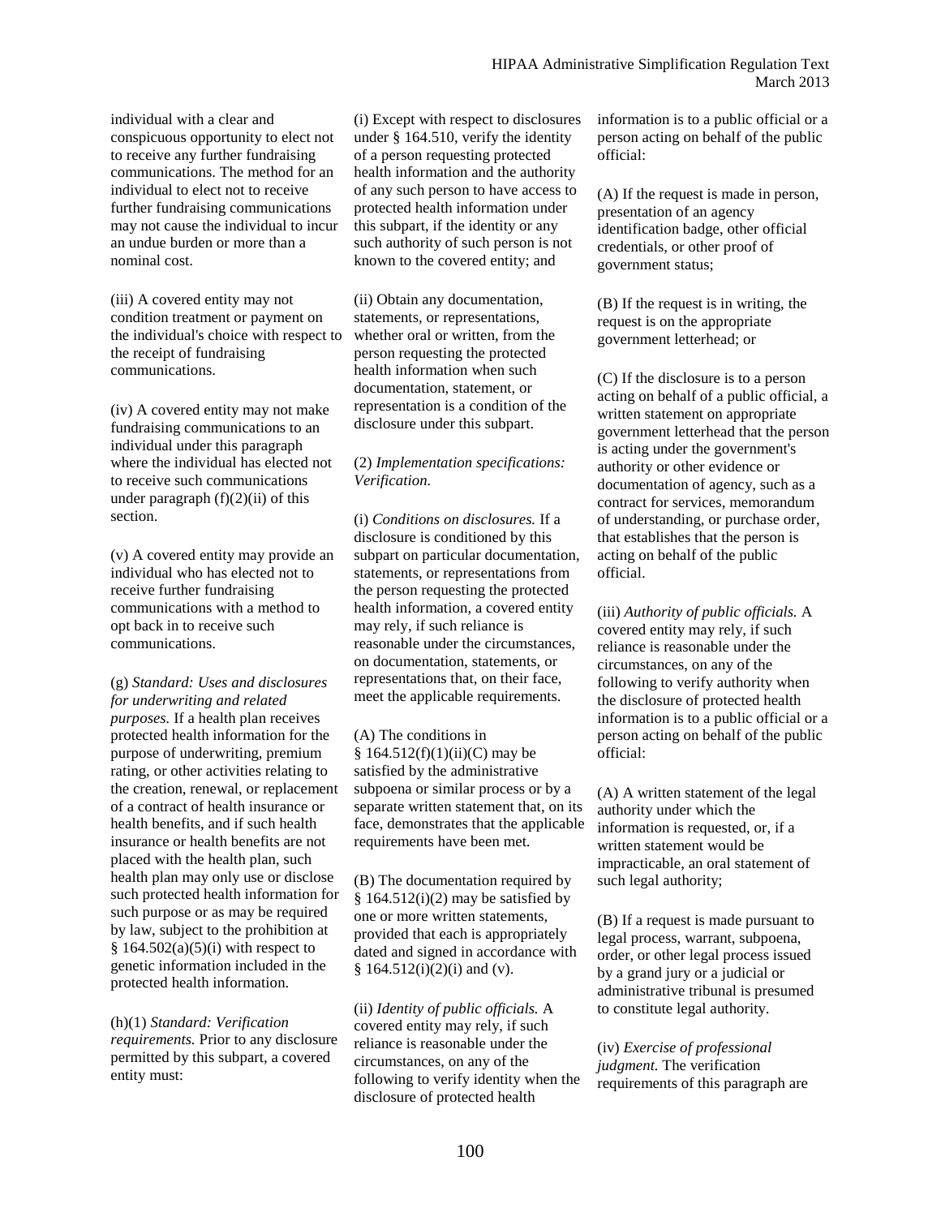individual with a clear and conspicuous opportunity to elect not to receive any further fundraising communications. The method for an individual to elect not to receive further fundraising communications may not cause the individual to incur an undue burden or more than a nominal cost.

(iii) A covered entity may not condition treatment or payment on the individual's choice with respect to the receipt of fundraising communications.

(iv) A covered entity may not make fundraising communications to an individual under this paragraph where the individual has elected not to receive such communications under paragraph (f)(2)(ii) of this section.

(v) A covered entity may provide an individual who has elected not to receive further fundraising communications with a method to opt back in to receive such communications.

(g) *Standard: Uses and disclosures for underwriting and related purposes.* If a health plan receives protected health information for the purpose of underwriting, premium rating, or other activities relating to the creation, renewal, or replacement of a contract of health insurance or health benefits, and if such health insurance or health benefits are not placed with the health plan, such health plan may only use or disclose such protected health information for such purpose or as may be required by law, subject to the prohibition at § 164.502(a)(5)(i) with respect to genetic information included in the protected health information.

(h)(1) *Standard: Verification requirements.* Prior to any disclosure permitted by this subpart, a covered entity must:

(i) Except with respect to disclosures under § 164.510, verify the identity of a person requesting protected health information and the authority of any such person to have access to protected health information under this subpart, if the identity or any such authority of such person is not known to the covered entity; and

(ii) Obtain any documentation, statements, or representations, whether oral or written, from the person requesting the protected health information when such documentation, statement, or representation is a condition of the disclosure under this subpart.

(2) *Implementation specifications: Verification.*

(i) *Conditions on disclosures.* If a disclosure is conditioned by this subpart on particular documentation, statements, or representations from the person requesting the protected health information, a covered entity may rely, if such reliance is reasonable under the circumstances, on documentation, statements, or representations that, on their face, meet the applicable requirements.

(A) The conditions in § 164.512(f)(1)(ii)(C) may be satisfied by the administrative subpoena or similar process or by a separate written statement that, on its face, demonstrates that the applicable requirements have been met.

(B) The documentation required by § 164.512(i)(2) may be satisfied by one or more written statements, provided that each is appropriately dated and signed in accordance with § 164.512(i)(2)(i) and (v).

(ii) *Identity of public officials.* A covered entity may rely, if such reliance is reasonable under the circumstances, on any of the following to verify identity when the disclosure of protected health information is to a public official or a person acting on behalf of the public official:

(A) If the request is made in person, presentation of an agency identification badge, other official credentials, or other proof of government status;

(B) If the request is in writing, the request is on the appropriate government letterhead; or

(C) If the disclosure is to a person acting on behalf of a public official, a written statement on appropriate government letterhead that the person is acting under the government's authority or other evidence or documentation of agency, such as a contract for services, memorandum of understanding, or purchase order, that establishes that the person is acting on behalf of the public official.

(iii) *Authority of public officials.* A covered entity may rely, if such reliance is reasonable under the circumstances, on any of the following to verify authority when the disclosure of protected health information is to a public official or a person acting on behalf of the public official:

(A) A written statement of the legal authority under which the information is requested, or, if a written statement would be impracticable, an oral statement of such legal authority;

(B) If a request is made pursuant to legal process, warrant, subpoena, order, or other legal process issued by a grand jury or a judicial or administrative tribunal is presumed to constitute legal authority.

(iv) *Exercise of professional judgment.* The verification requirements of this paragraph are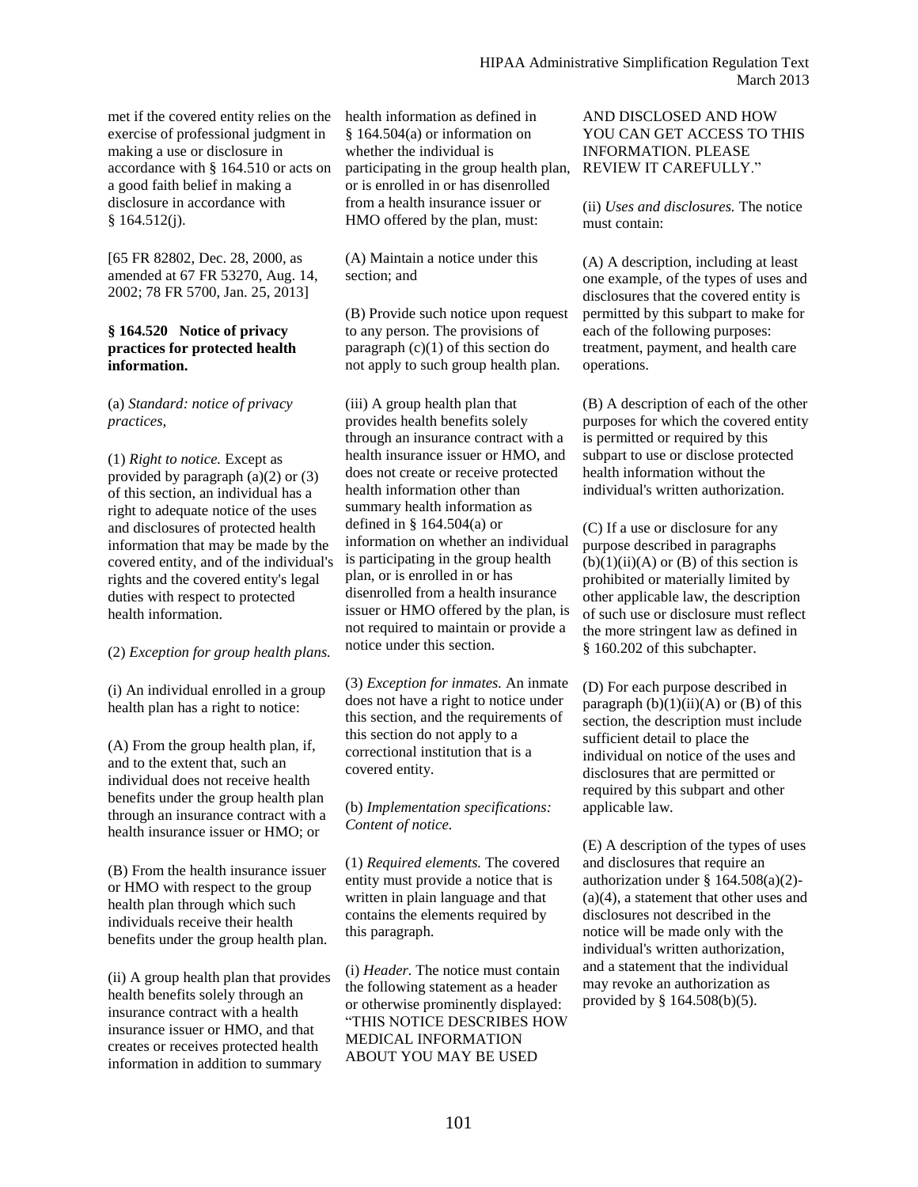met if the covered entity relies on the exercise of professional judgment in making a use or disclosure in accordance with § 164.510 or acts on a good faith belief in making a disclosure in accordance with § 164.512(j).

[65 FR 82802, Dec. 28, 2000, as amended at 67 FR 53270, Aug. 14, 2002; 78 FR 5700, Jan. 25, 2013]

**§ 164.520 Notice of privacy practices for protected health information.**

(a) *Standard: notice of privacy practices,*

(1) *Right to notice.* Except as provided by paragraph (a)(2) or (3) of this section, an individual has a right to adequate notice of the uses and disclosures of protected health information that may be made by the covered entity, and of the individual's rights and the covered entity's legal duties with respect to protected health information.

(2) *Exception for group health plans.*

(i) An individual enrolled in a group health plan has a right to notice:

(A) From the group health plan, if, and to the extent that, such an individual does not receive health benefits under the group health plan through an insurance contract with a health insurance issuer or HMO; or

(B) From the health insurance issuer or HMO with respect to the group health plan through which such individuals receive their health benefits under the group health plan.

(ii) A group health plan that provides health benefits solely through an insurance contract with a health insurance issuer or HMO, and that creates or receives protected health information in addition to summary health information as defined in § 164.504(a) or information on whether the individual is participating in the group health plan, or is enrolled in or has disenrolled from a health insurance issuer or HMO offered by the plan, must:

(A) Maintain a notice under this section; and

(B) Provide such notice upon request to any person. The provisions of paragraph (c)(1) of this section do not apply to such group health plan.

(iii) A group health plan that provides health benefits solely through an insurance contract with a health insurance issuer or HMO, and does not create or receive protected health information other than summary health information as defined in § 164.504(a) or information on whether an individual is participating in the group health plan, or is enrolled in or has disenrolled from a health insurance issuer or HMO offered by the plan, is not required to maintain or provide a notice under this section.

(3) *Exception for inmates.* An inmate does not have a right to notice under this section, and the requirements of this section do not apply to a correctional institution that is a covered entity.

(b) *Implementation specifications: Content of notice.*

(1) *Required elements.* The covered entity must provide a notice that is written in plain language and that contains the elements required by this paragraph.

(i) *Header.* The notice must contain the following statement as a header or otherwise prominently displayed: "THIS NOTICE DESCRIBES HOW MEDICAL INFORMATION ABOUT YOU MAY BE USED AND DISCLOSED AND HOW YOU CAN GET ACCESS TO THIS INFORMATION. PLEASE REVIEW IT CAREFULLY."

(ii) *Uses and disclosures.* The notice must contain:

(A) A description, including at least one example, of the types of uses and disclosures that the covered entity is permitted by this subpart to make for each of the following purposes: treatment, payment, and health care operations.

(B) A description of each of the other purposes for which the covered entity is permitted or required by this subpart to use or disclose protected health information without the individual's written authorization.

(C) If a use or disclosure for any purpose described in paragraphs (b)(1)(ii)(A) or (B) of this section is prohibited or materially limited by other applicable law, the description of such use or disclosure must reflect the more stringent law as defined in § 160.202 of this subchapter.

(D) For each purpose described in paragraph (b)(1)(ii)(A) or (B) of this section, the description must include sufficient detail to place the individual on notice of the uses and disclosures that are permitted or required by this subpart and other applicable law.

(E) A description of the types of uses and disclosures that require an authorization under § 164.508(a)(2)-(a)(4), a statement that other uses and disclosures not described in the notice will be made only with the individual's written authorization, and a statement that the individual may revoke an authorization as provided by § 164.508(b)(5).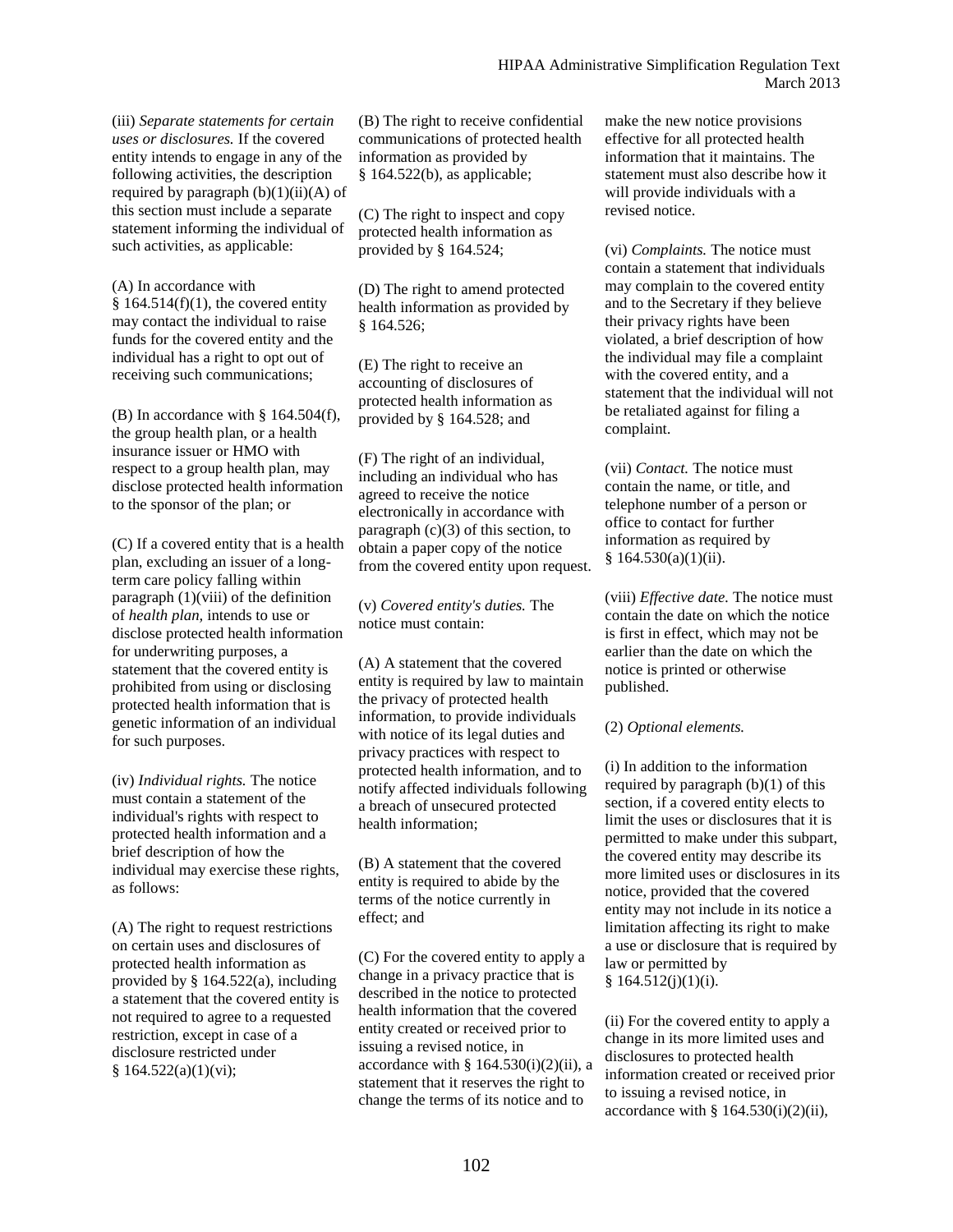(iii) *Separate statements for certain uses or disclosures.* If the covered entity intends to engage in any of the following activities, the description required by paragraph (b)(1)(ii)(A) of this section must include a separate statement informing the individual of such activities, as applicable:

(A) In accordance with § 164.514(f)(1), the covered entity may contact the individual to raise funds for the covered entity and the individual has a right to opt out of receiving such communications;

(B) In accordance with § 164.504(f), the group health plan, or a health insurance issuer or HMO with respect to a group health plan, may disclose protected health information to the sponsor of the plan; or

(C) If a covered entity that is a health plan, excluding an issuer of a long-term care policy falling within paragraph (1)(viii) of the definition of *health plan,* intends to use or disclose protected health information for underwriting purposes, a statement that the covered entity is prohibited from using or disclosing protected health information that is genetic information of an individual for such purposes.

(iv) *Individual rights.* The notice must contain a statement of the individual's rights with respect to protected health information and a brief description of how the individual may exercise these rights, as follows:

(A) The right to request restrictions on certain uses and disclosures of protected health information as provided by § 164.522(a), including a statement that the covered entity is not required to agree to a requested restriction, except in case of a disclosure restricted under § 164.522(a)(1)(vi);

(B) The right to receive confidential communications of protected health information as provided by § 164.522(b), as applicable;

(C) The right to inspect and copy protected health information as provided by § 164.524;

(D) The right to amend protected health information as provided by § 164.526;

(E) The right to receive an accounting of disclosures of protected health information as provided by § 164.528; and

(F) The right of an individual, including an individual who has agreed to receive the notice electronically in accordance with paragraph (c)(3) of this section, to obtain a paper copy of the notice from the covered entity upon request.

(v) *Covered entity's duties.* The notice must contain:

(A) A statement that the covered entity is required by law to maintain the privacy of protected health information, to provide individuals with notice of its legal duties and privacy practices with respect to protected health information, and to notify affected individuals following a breach of unsecured protected health information;

(B) A statement that the covered entity is required to abide by the terms of the notice currently in effect; and

(C) For the covered entity to apply a change in a privacy practice that is described in the notice to protected health information that the covered entity created or received prior to issuing a revised notice, in accordance with § 164.530(i)(2)(ii), a statement that it reserves the right to change the terms of its notice and to make the new notice provisions effective for all protected health information that it maintains. The statement must also describe how it will provide individuals with a revised notice.

(vi) *Complaints.* The notice must contain a statement that individuals may complain to the covered entity and to the Secretary if they believe their privacy rights have been violated, a brief description of how the individual may file a complaint with the covered entity, and a statement that the individual will not be retaliated against for filing a complaint.

(vii) *Contact.* The notice must contain the name, or title, and telephone number of a person or office to contact for further information as required by § 164.530(a)(1)(ii).

(viii) *Effective date.* The notice must contain the date on which the notice is first in effect, which may not be earlier than the date on which the notice is printed or otherwise published.

(2) *Optional elements.*

(i) In addition to the information required by paragraph (b)(1) of this section, if a covered entity elects to limit the uses or disclosures that it is permitted to make under this subpart, the covered entity may describe its more limited uses or disclosures in its notice, provided that the covered entity may not include in its notice a limitation affecting its right to make a use or disclosure that is required by law or permitted by § 164.512(j)(1)(i).

(ii) For the covered entity to apply a change in its more limited uses and disclosures to protected health information created or received prior to issuing a revised notice, in accordance with § 164.530(i)(2)(ii),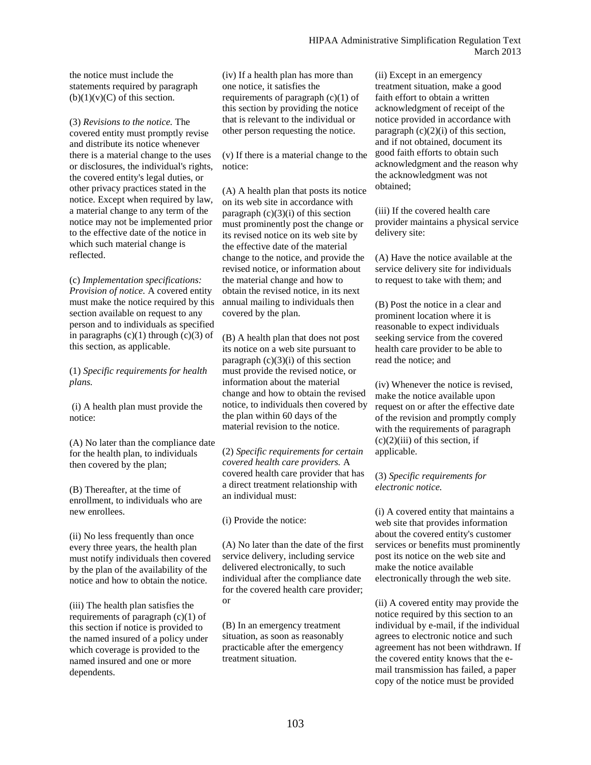the notice must include the statements required by paragraph (b)(1)(v)(C) of this section.

(3) *Revisions to the notice.* The covered entity must promptly revise and distribute its notice whenever there is a material change to the uses or disclosures, the individual's rights, the covered entity's legal duties, or other privacy practices stated in the notice. Except when required by law, a material change to any term of the notice may not be implemented prior to the effective date of the notice in which such material change is reflected.

(c) *Implementation specifications: Provision of notice.* A covered entity must make the notice required by this section available on request to any person and to individuals as specified in paragraphs (c)(1) through (c)(3) of this section, as applicable.

(1) *Specific requirements for health plans.*

(i) A health plan must provide the notice:

(A) No later than the compliance date for the health plan, to individuals then covered by the plan;

(B) Thereafter, at the time of enrollment, to individuals who are new enrollees.

(ii) No less frequently than once every three years, the health plan must notify individuals then covered by the plan of the availability of the notice and how to obtain the notice.

(iii) The health plan satisfies the requirements of paragraph (c)(1) of this section if notice is provided to the named insured of a policy under which coverage is provided to the named insured and one or more dependents.

(iv) If a health plan has more than one notice, it satisfies the requirements of paragraph (c)(1) of this section by providing the notice that is relevant to the individual or other person requesting the notice.

(v) If there is a material change to the notice:

(A) A health plan that posts its notice on its web site in accordance with paragraph (c)(3)(i) of this section must prominently post the change or its revised notice on its web site by the effective date of the material change to the notice, and provide the revised notice, or information about the material change and how to obtain the revised notice, in its next annual mailing to individuals then covered by the plan.

(B) A health plan that does not post its notice on a web site pursuant to paragraph (c)(3)(i) of this section must provide the revised notice, or information about the material change and how to obtain the revised notice, to individuals then covered by the plan within 60 days of the material revision to the notice.

(2) *Specific requirements for certain covered health care providers.* A covered health care provider that has a direct treatment relationship with an individual must:

(i) Provide the notice:

(A) No later than the date of the first service delivery, including service delivered electronically, to such individual after the compliance date for the covered health care provider; or

(B) In an emergency treatment situation, as soon as reasonably practicable after the emergency treatment situation.

(ii) Except in an emergency treatment situation, make a good faith effort to obtain a written acknowledgment of receipt of the notice provided in accordance with paragraph (c)(2)(i) of this section, and if not obtained, document its good faith efforts to obtain such acknowledgment and the reason why the acknowledgment was not obtained;

(iii) If the covered health care provider maintains a physical service delivery site:

(A) Have the notice available at the service delivery site for individuals to request to take with them; and

(B) Post the notice in a clear and prominent location where it is reasonable to expect individuals seeking service from the covered health care provider to be able to read the notice; and

(iv) Whenever the notice is revised, make the notice available upon request on or after the effective date of the revision and promptly comply with the requirements of paragraph (c)(2)(iii) of this section, if applicable.

(3) *Specific requirements for electronic notice.*

(i) A covered entity that maintains a web site that provides information about the covered entity's customer services or benefits must prominently post its notice on the web site and make the notice available electronically through the web site.

(ii) A covered entity may provide the notice required by this section to an individual by e-mail, if the individual agrees to electronic notice and such agreement has not been withdrawn. If the covered entity knows that the e-mail transmission has failed, a paper copy of the notice must be provided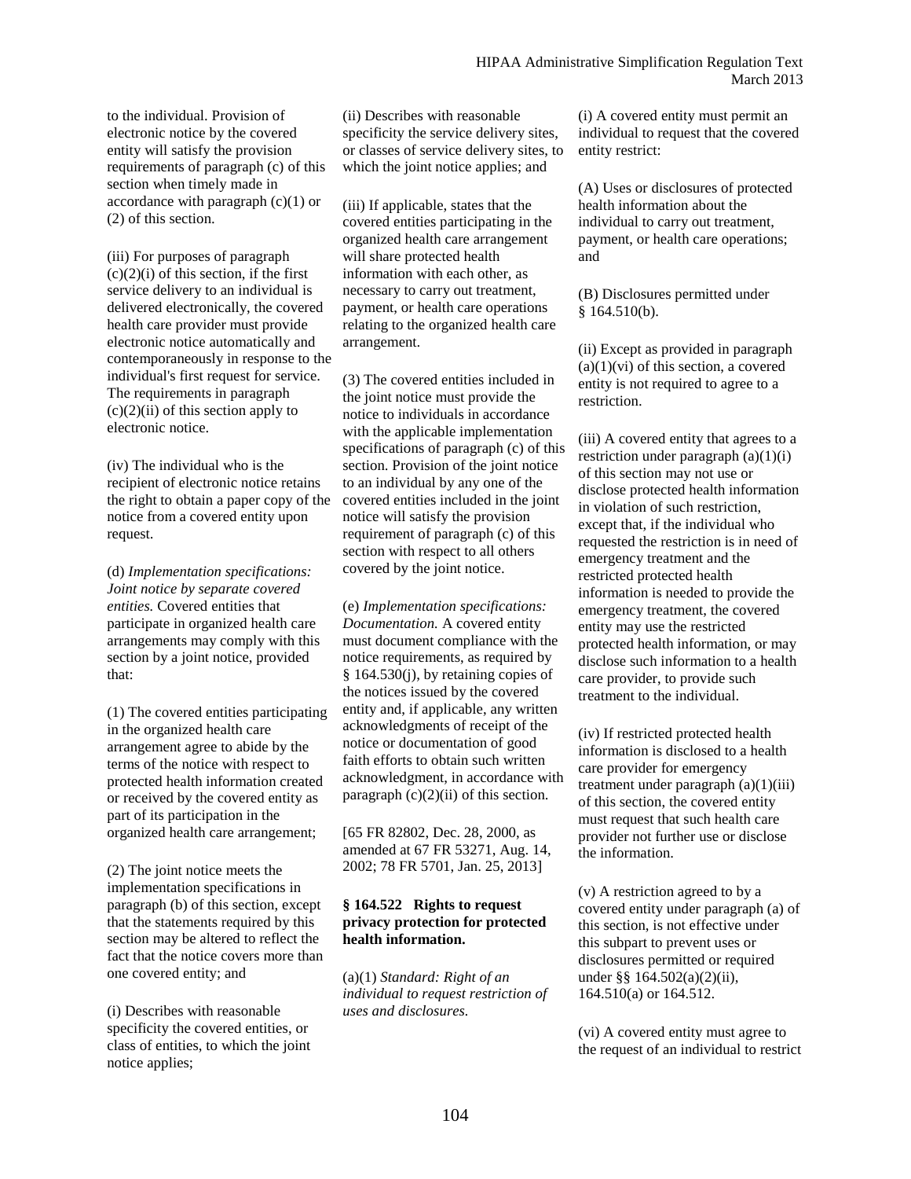to the individual. Provision of electronic notice by the covered entity will satisfy the provision requirements of paragraph (c) of this section when timely made in accordance with paragraph (c)(1) or (2) of this section.

(iii) For purposes of paragraph (c)(2)(i) of this section, if the first service delivery to an individual is delivered electronically, the covered health care provider must provide electronic notice automatically and contemporaneously in response to the individual's first request for service. The requirements in paragraph (c)(2)(ii) of this section apply to electronic notice.

(iv) The individual who is the recipient of electronic notice retains the right to obtain a paper copy of the notice from a covered entity upon request.

(d) *Implementation specifications: Joint notice by separate covered entities.* Covered entities that participate in organized health care arrangements may comply with this section by a joint notice, provided that:

(1) The covered entities participating in the organized health care arrangement agree to abide by the terms of the notice with respect to protected health information created or received by the covered entity as part of its participation in the organized health care arrangement;

(2) The joint notice meets the implementation specifications in paragraph (b) of this section, except that the statements required by this section may be altered to reflect the fact that the notice covers more than one covered entity; and

(i) Describes with reasonable specificity the covered entities, or class of entities, to which the joint notice applies;

(ii) Describes with reasonable specificity the service delivery sites, or classes of service delivery sites, to which the joint notice applies; and

(iii) If applicable, states that the covered entities participating in the organized health care arrangement will share protected health information with each other, as necessary to carry out treatment, payment, or health care operations relating to the organized health care arrangement.

(3) The covered entities included in the joint notice must provide the notice to individuals in accordance with the applicable implementation specifications of paragraph (c) of this section. Provision of the joint notice to an individual by any one of the covered entities included in the joint notice will satisfy the provision requirement of paragraph (c) of this section with respect to all others covered by the joint notice.

(e) *Implementation specifications: Documentation.* A covered entity must document compliance with the notice requirements, as required by § 164.530(j), by retaining copies of the notices issued by the covered entity and, if applicable, any written acknowledgments of receipt of the notice or documentation of good faith efforts to obtain such written acknowledgment, in accordance with paragraph (c)(2)(ii) of this section.

[65 FR 82802, Dec. 28, 2000, as amended at 67 FR 53271, Aug. 14, 2002; 78 FR 5701, Jan. 25, 2013]

### § 164.522 Rights to request privacy protection for protected health information.

(a)(1) *Standard: Right of an individual to request restriction of uses and disclosures.*

(i) A covered entity must permit an individual to request that the covered entity restrict:

(A) Uses or disclosures of protected health information about the individual to carry out treatment, payment, or health care operations; and

(B) Disclosures permitted under § 164.510(b).

(ii) Except as provided in paragraph (a)(1)(vi) of this section, a covered entity is not required to agree to a restriction.

(iii) A covered entity that agrees to a restriction under paragraph (a)(1)(i) of this section may not use or disclose protected health information in violation of such restriction, except that, if the individual who requested the restriction is in need of emergency treatment and the restricted protected health information is needed to provide the emergency treatment, the covered entity may use the restricted protected health information, or may disclose such information to a health care provider, to provide such treatment to the individual.

(iv) If restricted protected health information is disclosed to a health care provider for emergency treatment under paragraph (a)(1)(iii) of this section, the covered entity must request that such health care provider not further use or disclose the information.

(v) A restriction agreed to by a covered entity under paragraph (a) of this section, is not effective under this subpart to prevent uses or disclosures permitted or required under §§ 164.502(a)(2)(ii), 164.510(a) or 164.512.

(vi) A covered entity must agree to the request of an individual to restrict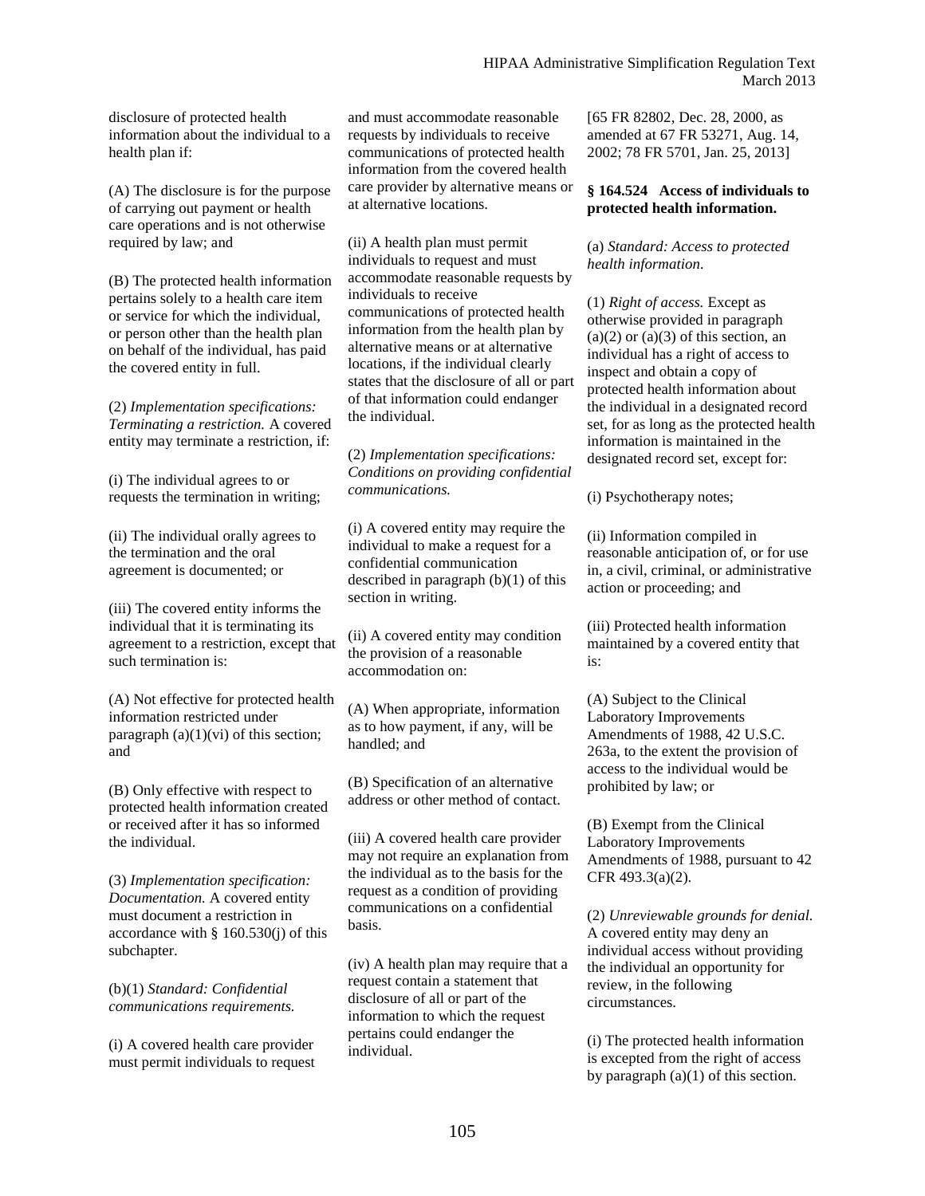disclosure of protected health information about the individual to a health plan if:

(A) The disclosure is for the purpose of carrying out payment or health care operations and is not otherwise required by law; and

(B) The protected health information pertains solely to a health care item or service for which the individual, or person other than the health plan on behalf of the individual, has paid the covered entity in full.

(2) *Implementation specifications: Terminating a restriction.* A covered entity may terminate a restriction, if:

(i) The individual agrees to or requests the termination in writing;

(ii) The individual orally agrees to the termination and the oral agreement is documented; or

(iii) The covered entity informs the individual that it is terminating its agreement to a restriction, except that such termination is:

(A) Not effective for protected health information restricted under paragraph (a)(1)(vi) of this section; and

(B) Only effective with respect to protected health information created or received after it has so informed the individual.

(3) *Implementation specification: Documentation.* A covered entity must document a restriction in accordance with § 160.530(j) of this subchapter.

(b)(1) *Standard: Confidential communications requirements.*

(i) A covered health care provider must permit individuals to request and must accommodate reasonable requests by individuals to receive communications of protected health information from the covered health care provider by alternative means or at alternative locations.

(ii) A health plan must permit individuals to request and must accommodate reasonable requests by individuals to receive communications of protected health information from the health plan by alternative means or at alternative locations, if the individual clearly states that the disclosure of all or part of that information could endanger the individual.

(2) *Implementation specifications: Conditions on providing confidential communications.*

(i) A covered entity may require the individual to make a request for a confidential communication described in paragraph (b)(1) of this section in writing.

(ii) A covered entity may condition the provision of a reasonable accommodation on:

(A) When appropriate, information as to how payment, if any, will be handled; and

(B) Specification of an alternative address or other method of contact.

(iii) A covered health care provider may not require an explanation from the individual as to the basis for the request as a condition of providing communications on a confidential basis.

(iv) A health plan may require that a request contain a statement that disclosure of all or part of the information to which the request pertains could endanger the individual.

[65 FR 82802, Dec. 28, 2000, as amended at 67 FR 53271, Aug. 14, 2002; 78 FR 5701, Jan. 25, 2013]

**§ 164.524 Access of individuals to protected health information.**

(a) *Standard: Access to protected health information.*

(1) *Right of access.* Except as otherwise provided in paragraph (a)(2) or (a)(3) of this section, an individual has a right of access to inspect and obtain a copy of protected health information about the individual in a designated record set, for as long as the protected health information is maintained in the designated record set, except for:

(i) Psychotherapy notes;

(ii) Information compiled in reasonable anticipation of, or for use in, a civil, criminal, or administrative action or proceeding; and

(iii) Protected health information maintained by a covered entity that is:

(A) Subject to the Clinical Laboratory Improvements Amendments of 1988, 42 U.S.C. 263a, to the extent the provision of access to the individual would be prohibited by law; or

(B) Exempt from the Clinical Laboratory Improvements Amendments of 1988, pursuant to 42 CFR 493.3(a)(2).

(2) *Unreviewable grounds for denial.* A covered entity may deny an individual access without providing the individual an opportunity for review, in the following circumstances.

(i) The protected health information is excepted from the right of access by paragraph (a)(1) of this section.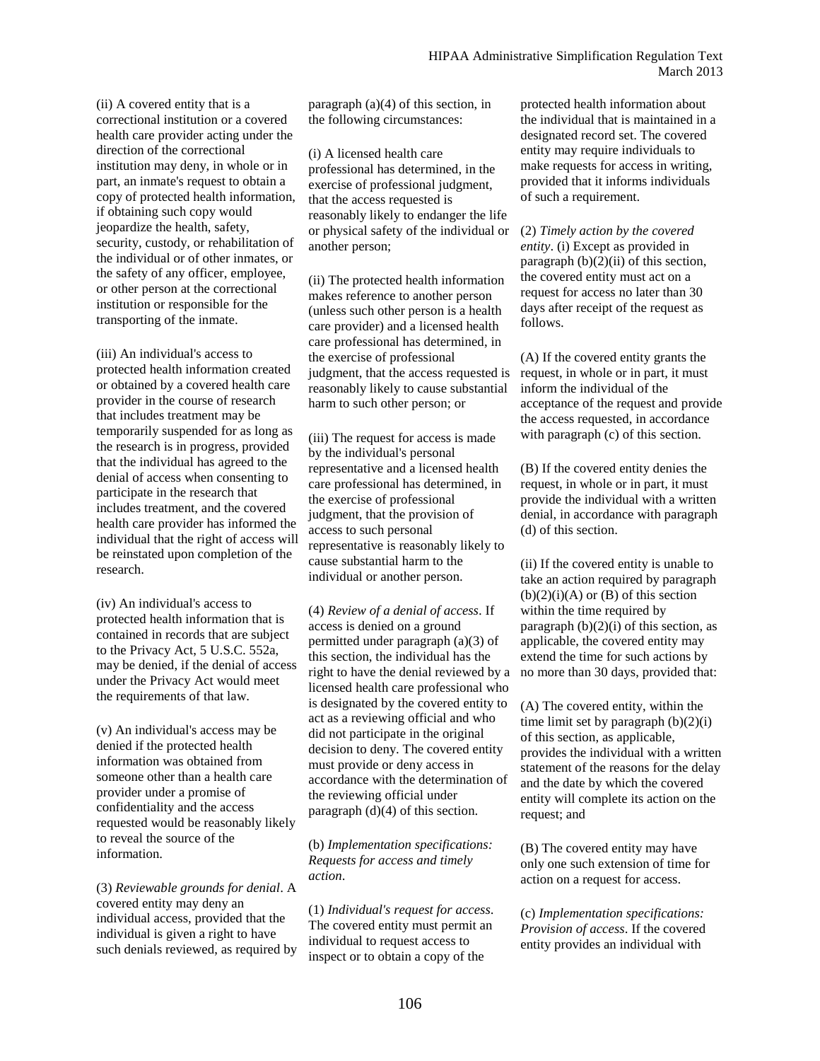(ii) A covered entity that is a correctional institution or a covered health care provider acting under the direction of the correctional institution may deny, in whole or in part, an inmate's request to obtain a copy of protected health information, if obtaining such copy would jeopardize the health, safety, security, custody, or rehabilitation of the individual or of other inmates, or the safety of any officer, employee, or other person at the correctional institution or responsible for the transporting of the inmate.

(iii) An individual's access to protected health information created or obtained by a covered health care provider in the course of research that includes treatment may be temporarily suspended for as long as the research is in progress, provided that the individual has agreed to the denial of access when consenting to participate in the research that includes treatment, and the covered health care provider has informed the individual that the right of access will be reinstated upon completion of the research.

(iv) An individual's access to protected health information that is contained in records that are subject to the Privacy Act, 5 U.S.C. 552a, may be denied, if the denial of access under the Privacy Act would meet the requirements of that law.

(v) An individual's access may be denied if the protected health information was obtained from someone other than a health care provider under a promise of confidentiality and the access requested would be reasonably likely to reveal the source of the information.

(3) *Reviewable grounds for denial*. A covered entity may deny an individual access, provided that the individual is given a right to have such denials reviewed, as required by paragraph (a)(4) of this section, in the following circumstances:

(i) A licensed health care professional has determined, in the exercise of professional judgment, that the access requested is reasonably likely to endanger the life or physical safety of the individual or another person;

(ii) The protected health information makes reference to another person (unless such other person is a health care provider) and a licensed health care professional has determined, in the exercise of professional judgment, that the access requested is reasonably likely to cause substantial harm to such other person; or

(iii) The request for access is made by the individual's personal representative and a licensed health care professional has determined, in the exercise of professional judgment, that the provision of access to such personal representative is reasonably likely to cause substantial harm to the individual or another person.

(4) *Review of a denial of access*. If access is denied on a ground permitted under paragraph (a)(3) of this section, the individual has the right to have the denial reviewed by a licensed health care professional who is designated by the covered entity to act as a reviewing official and who did not participate in the original decision to deny. The covered entity must provide or deny access in accordance with the determination of the reviewing official under paragraph (d)(4) of this section.

(b) *Implementation specifications: Requests for access and timely action*.

(1) *Individual's request for access*. The covered entity must permit an individual to request access to inspect or to obtain a copy of the protected health information about the individual that is maintained in a designated record set. The covered entity may require individuals to make requests for access in writing, provided that it informs individuals of such a requirement.

(2) *Timely action by the covered entity*. (i) Except as provided in paragraph (b)(2)(ii) of this section, the covered entity must act on a request for access no later than 30 days after receipt of the request as follows.

(A) If the covered entity grants the request, in whole or in part, it must inform the individual of the acceptance of the request and provide the access requested, in accordance with paragraph (c) of this section.

(B) If the covered entity denies the request, in whole or in part, it must provide the individual with a written denial, in accordance with paragraph (d) of this section.

(ii) If the covered entity is unable to take an action required by paragraph (b)(2)(i)(A) or (B) of this section within the time required by paragraph (b)(2)(i) of this section, as applicable, the covered entity may extend the time for such actions by no more than 30 days, provided that:

(A) The covered entity, within the time limit set by paragraph (b)(2)(i) of this section, as applicable, provides the individual with a written statement of the reasons for the delay and the date by which the covered entity will complete its action on the request; and

(B) The covered entity may have only one such extension of time for action on a request for access.

(c) *Implementation specifications: Provision of access*. If the covered entity provides an individual with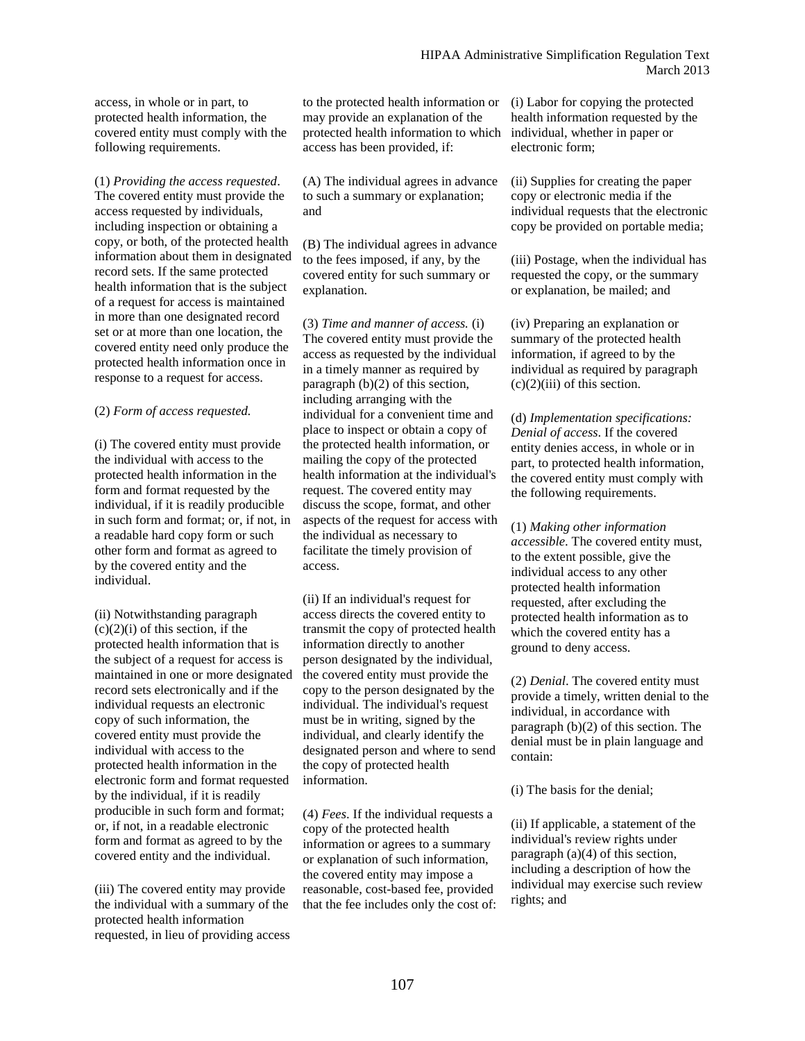access, in whole or in part, to protected health information, the covered entity must comply with the following requirements.

(1) *Providing the access requested*. The covered entity must provide the access requested by individuals, including inspection or obtaining a copy, or both, of the protected health information about them in designated record sets. If the same protected health information that is the subject of a request for access is maintained in more than one designated record set or at more than one location, the covered entity need only produce the protected health information once in response to a request for access.

(2) *Form of access requested.*

(i) The covered entity must provide the individual with access to the protected health information in the form and format requested by the individual, if it is readily producible in such form and format; or, if not, in a readable hard copy form or such other form and format as agreed to by the covered entity and the individual.

(ii) Notwithstanding paragraph (c)(2)(i) of this section, if the protected health information that is the subject of a request for access is maintained in one or more designated record sets electronically and if the individual requests an electronic copy of such information, the covered entity must provide the individual with access to the protected health information in the electronic form and format requested by the individual, if it is readily producible in such form and format; or, if not, in a readable electronic form and format as agreed to by the covered entity and the individual.

(iii) The covered entity may provide the individual with a summary of the protected health information requested, in lieu of providing access to the protected health information or may provide an explanation of the protected health information to which access has been provided, if:

(A) The individual agrees in advance to such a summary or explanation; and

(B) The individual agrees in advance to the fees imposed, if any, by the covered entity for such summary or explanation.

(3) *Time and manner of access.* (i) The covered entity must provide the access as requested by the individual in a timely manner as required by paragraph (b)(2) of this section, including arranging with the individual for a convenient time and place to inspect or obtain a copy of the protected health information, or mailing the copy of the protected health information at the individual's request. The covered entity may discuss the scope, format, and other aspects of the request for access with the individual as necessary to facilitate the timely provision of access.

(ii) If an individual's request for access directs the covered entity to transmit the copy of protected health information directly to another person designated by the individual, the covered entity must provide the copy to the person designated by the individual. The individual's request must be in writing, signed by the individual, and clearly identify the designated person and where to send the copy of protected health information.

(4) *Fees*. If the individual requests a copy of the protected health information or agrees to a summary or explanation of such information, the covered entity may impose a reasonable, cost-based fee, provided that the fee includes only the cost of:

(i) Labor for copying the protected health information requested by the individual, whether in paper or electronic form;

(ii) Supplies for creating the paper copy or electronic media if the individual requests that the electronic copy be provided on portable media;

(iii) Postage, when the individual has requested the copy, or the summary or explanation, be mailed; and

(iv) Preparing an explanation or summary of the protected health information, if agreed to by the individual as required by paragraph (c)(2)(iii) of this section.

(d) *Implementation specifications: Denial of access*. If the covered entity denies access, in whole or in part, to protected health information, the covered entity must comply with the following requirements.

(1) *Making other information accessible*. The covered entity must, to the extent possible, give the individual access to any other protected health information requested, after excluding the protected health information as to which the covered entity has a ground to deny access.

(2) *Denial*. The covered entity must provide a timely, written denial to the individual, in accordance with paragraph (b)(2) of this section. The denial must be in plain language and contain:

(i) The basis for the denial;

(ii) If applicable, a statement of the individual's review rights under paragraph (a)(4) of this section, including a description of how the individual may exercise such review rights; and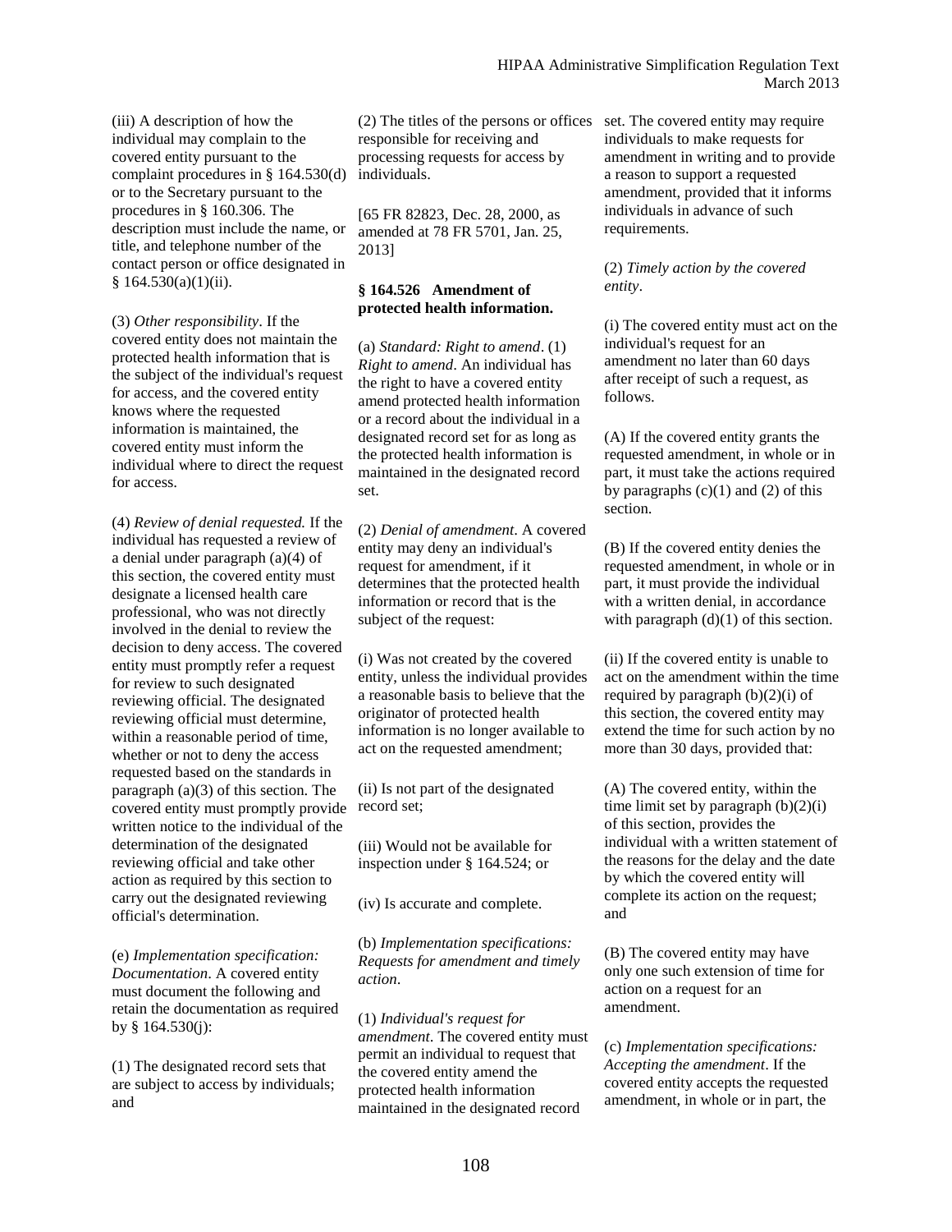(iii) A description of how the individual may complain to the covered entity pursuant to the complaint procedures in § 164.530(d) or to the Secretary pursuant to the procedures in § 160.306. The description must include the name, or title, and telephone number of the contact person or office designated in § 164.530(a)(1)(ii).

(3) *Other responsibility*. If the covered entity does not maintain the protected health information that is the subject of the individual's request for access, and the covered entity knows where the requested information is maintained, the covered entity must inform the individual where to direct the request for access.

(4) *Review of denial requested.* If the individual has requested a review of a denial under paragraph (a)(4) of this section, the covered entity must designate a licensed health care professional, who was not directly involved in the denial to review the decision to deny access. The covered entity must promptly refer a request for review to such designated reviewing official. The designated reviewing official must determine, within a reasonable period of time, whether or not to deny the access requested based on the standards in paragraph (a)(3) of this section. The covered entity must promptly provide written notice to the individual of the determination of the designated reviewing official and take other action as required by this section to carry out the designated reviewing official's determination.

(e) *Implementation specification: Documentation*. A covered entity must document the following and retain the documentation as required by § 164.530(j):

(1) The designated record sets that are subject to access by individuals; and

(2) The titles of the persons or offices responsible for receiving and processing requests for access by individuals.

[65 FR 82823, Dec. 28, 2000, as amended at 78 FR 5701, Jan. 25, 2013]

**§ 164.526 Amendment of protected health information.**

(a) *Standard: Right to amend*. (1) *Right to amend*. An individual has the right to have a covered entity amend protected health information or a record about the individual in a designated record set for as long as the protected health information is maintained in the designated record set.

(2) *Denial of amendment*. A covered entity may deny an individual's request for amendment, if it determines that the protected health information or record that is the subject of the request:

(i) Was not created by the covered entity, unless the individual provides a reasonable basis to believe that the originator of protected health information is no longer available to act on the requested amendment;

(ii) Is not part of the designated record set;

(iii) Would not be available for inspection under § 164.524; or

(iv) Is accurate and complete.

(b) *Implementation specifications: Requests for amendment and timely action*.

(1) *Individual's request for amendment*. The covered entity must permit an individual to request that the covered entity amend the protected health information maintained in the designated record set. The covered entity may require individuals to make requests for amendment in writing and to provide a reason to support a requested amendment, provided that it informs individuals in advance of such requirements.

(2) *Timely action by the covered entity*.

(i) The covered entity must act on the individual's request for an amendment no later than 60 days after receipt of such a request, as follows.

(A) If the covered entity grants the requested amendment, in whole or in part, it must take the actions required by paragraphs (c)(1) and (2) of this section.

(B) If the covered entity denies the requested amendment, in whole or in part, it must provide the individual with a written denial, in accordance with paragraph (d)(1) of this section.

(ii) If the covered entity is unable to act on the amendment within the time required by paragraph (b)(2)(i) of this section, the covered entity may extend the time for such action by no more than 30 days, provided that:

(A) The covered entity, within the time limit set by paragraph (b)(2)(i) of this section, provides the individual with a written statement of the reasons for the delay and the date by which the covered entity will complete its action on the request; and

(B) The covered entity may have only one such extension of time for action on a request for an amendment.

(c) *Implementation specifications: Accepting the amendment*. If the covered entity accepts the requested amendment, in whole or in part, the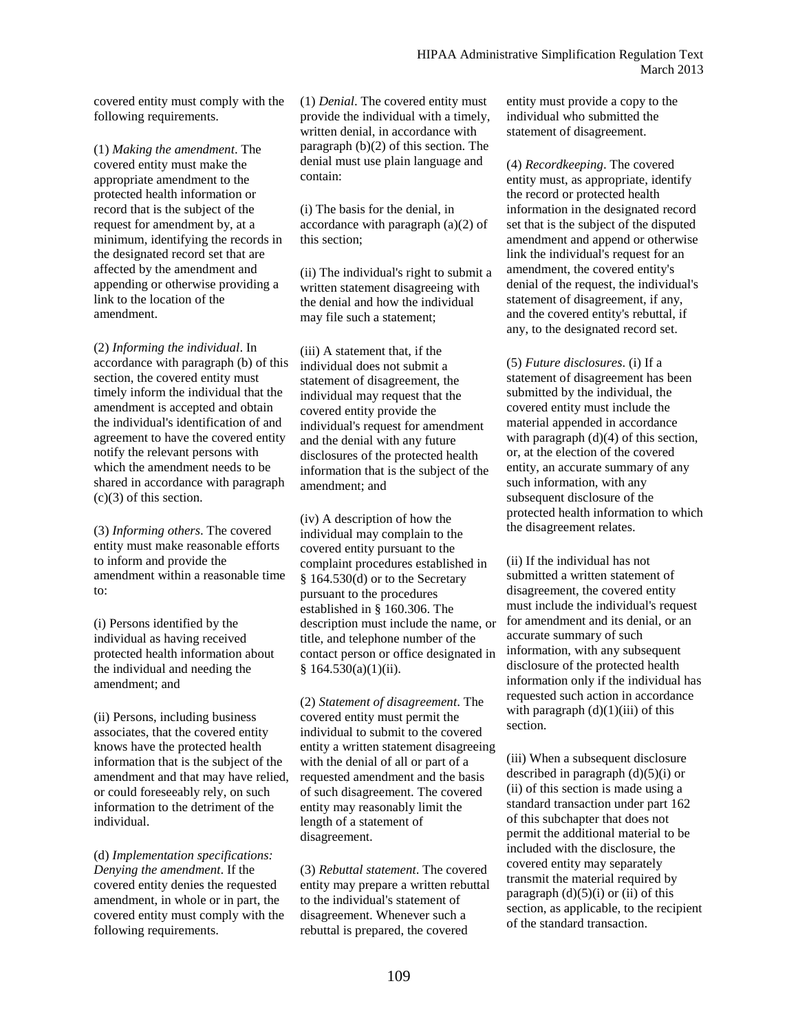covered entity must comply with the following requirements.

(1) *Making the amendment*. The covered entity must make the appropriate amendment to the protected health information or record that is the subject of the request for amendment by, at a minimum, identifying the records in the designated record set that are affected by the amendment and appending or otherwise providing a link to the location of the amendment.

(2) *Informing the individual*. In accordance with paragraph (b) of this section, the covered entity must timely inform the individual that the amendment is accepted and obtain the individual's identification of and agreement to have the covered entity notify the relevant persons with which the amendment needs to be shared in accordance with paragraph (c)(3) of this section.

(3) *Informing others*. The covered entity must make reasonable efforts to inform and provide the amendment within a reasonable time to:

(i) Persons identified by the individual as having received protected health information about the individual and needing the amendment; and

(ii) Persons, including business associates, that the covered entity knows have the protected health information that is the subject of the amendment and that may have relied, or could foreseeably rely, on such information to the detriment of the individual.

(d) *Implementation specifications: Denying the amendment*. If the covered entity denies the requested amendment, in whole or in part, the covered entity must comply with the following requirements.

(1) *Denial*. The covered entity must provide the individual with a timely, written denial, in accordance with paragraph (b)(2) of this section. The denial must use plain language and contain:

(i) The basis for the denial, in accordance with paragraph (a)(2) of this section;

(ii) The individual's right to submit a written statement disagreeing with the denial and how the individual may file such a statement;

(iii) A statement that, if the individual does not submit a statement of disagreement, the individual may request that the covered entity provide the individual's request for amendment and the denial with any future disclosures of the protected health information that is the subject of the amendment; and

(iv) A description of how the individual may complain to the covered entity pursuant to the complaint procedures established in § 164.530(d) or to the Secretary pursuant to the procedures established in § 160.306. The description must include the name, or title, and telephone number of the contact person or office designated in § 164.530(a)(1)(ii).

(2) *Statement of disagreement*. The covered entity must permit the individual to submit to the covered entity a written statement disagreeing with the denial of all or part of a requested amendment and the basis of such disagreement. The covered entity may reasonably limit the length of a statement of disagreement.

(3) *Rebuttal statement*. The covered entity may prepare a written rebuttal to the individual's statement of disagreement. Whenever such a rebuttal is prepared, the covered entity must provide a copy to the individual who submitted the statement of disagreement.

(4) *Recordkeeping*. The covered entity must, as appropriate, identify the record or protected health information in the designated record set that is the subject of the disputed amendment and append or otherwise link the individual's request for an amendment, the covered entity's denial of the request, the individual's statement of disagreement, if any, and the covered entity's rebuttal, if any, to the designated record set.

(5) *Future disclosures*. (i) If a statement of disagreement has been submitted by the individual, the covered entity must include the material appended in accordance with paragraph (d)(4) of this section, or, at the election of the covered entity, an accurate summary of any such information, with any subsequent disclosure of the protected health information to which the disagreement relates.

(ii) If the individual has not submitted a written statement of disagreement, the covered entity must include the individual's request for amendment and its denial, or an accurate summary of such information, with any subsequent disclosure of the protected health information only if the individual has requested such action in accordance with paragraph (d)(1)(iii) of this section.

(iii) When a subsequent disclosure described in paragraph (d)(5)(i) or (ii) of this section is made using a standard transaction under part 162 of this subchapter that does not permit the additional material to be included with the disclosure, the covered entity may separately transmit the material required by paragraph (d)(5)(i) or (ii) of this section, as applicable, to the recipient of the standard transaction.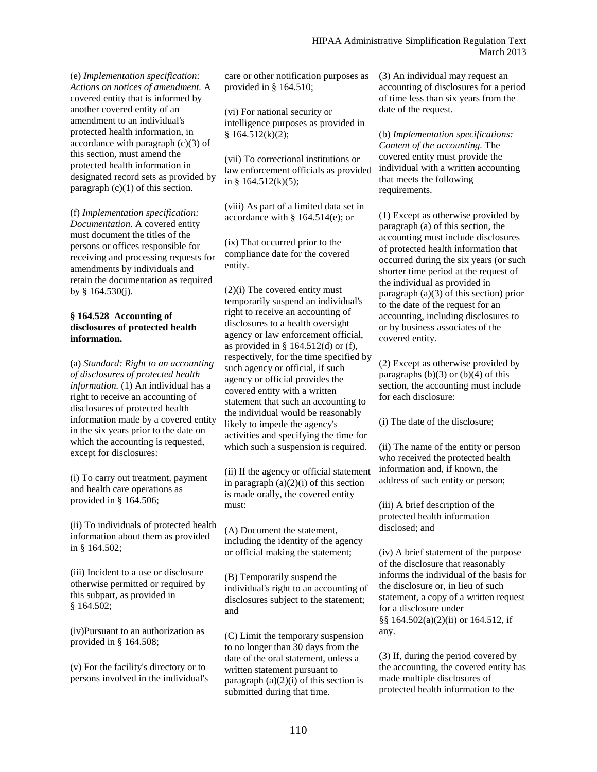(e) *Implementation specification: Actions on notices of amendment.* A covered entity that is informed by another covered entity of an amendment to an individual's protected health information, in accordance with paragraph (c)(3) of this section, must amend the protected health information in designated record sets as provided by paragraph (c)(1) of this section.

(f) *Implementation specification: Documentation.* A covered entity must document the titles of the persons or offices responsible for receiving and processing requests for amendments by individuals and retain the documentation as required by § 164.530(j).

### § 164.528 Accounting of disclosures of protected health information.

(a) *Standard: Right to an accounting of disclosures of protected health information.* (1) An individual has a right to receive an accounting of disclosures of protected health information made by a covered entity in the six years prior to the date on which the accounting is requested, except for disclosures:

(i) To carry out treatment, payment and health care operations as provided in § 164.506;

(ii) To individuals of protected health information about them as provided in § 164.502;

(iii) Incident to a use or disclosure otherwise permitted or required by this subpart, as provided in § 164.502;

(iv)Pursuant to an authorization as provided in § 164.508;

(v) For the facility's directory or to persons involved in the individual's care or other notification purposes as provided in § 164.510;

(vi) For national security or intelligence purposes as provided in § 164.512(k)(2);

(vii) To correctional institutions or law enforcement officials as provided in § 164.512(k)(5);

(viii) As part of a limited data set in accordance with § 164.514(e); or

(ix) That occurred prior to the compliance date for the covered entity.

(2)(i) The covered entity must temporarily suspend an individual's right to receive an accounting of disclosures to a health oversight agency or law enforcement official, as provided in § 164.512(d) or (f), respectively, for the time specified by such agency or official, if such agency or official provides the covered entity with a written statement that such an accounting to the individual would be reasonably likely to impede the agency's activities and specifying the time for which such a suspension is required.

(ii) If the agency or official statement in paragraph (a)(2)(i) of this section is made orally, the covered entity must:

(A) Document the statement, including the identity of the agency or official making the statement;

(B) Temporarily suspend the individual's right to an accounting of disclosures subject to the statement; and

(C) Limit the temporary suspension to no longer than 30 days from the date of the oral statement, unless a written statement pursuant to paragraph (a)(2)(i) of this section is submitted during that time.

(3) An individual may request an accounting of disclosures for a period of time less than six years from the date of the request.

(b) *Implementation specifications: Content of the accounting.* The covered entity must provide the individual with a written accounting that meets the following requirements.

(1) Except as otherwise provided by paragraph (a) of this section, the accounting must include disclosures of protected health information that occurred during the six years (or such shorter time period at the request of the individual as provided in paragraph (a)(3) of this section) prior to the date of the request for an accounting, including disclosures to or by business associates of the covered entity.

(2) Except as otherwise provided by paragraphs (b)(3) or (b)(4) of this section, the accounting must include for each disclosure:

(i) The date of the disclosure;

(ii) The name of the entity or person who received the protected health information and, if known, the address of such entity or person;

(iii) A brief description of the protected health information disclosed; and

(iv) A brief statement of the purpose of the disclosure that reasonably informs the individual of the basis for the disclosure or, in lieu of such statement, a copy of a written request for a disclosure under §§ 164.502(a)(2)(ii) or 164.512, if any.

(3) If, during the period covered by the accounting, the covered entity has made multiple disclosures of protected health information to the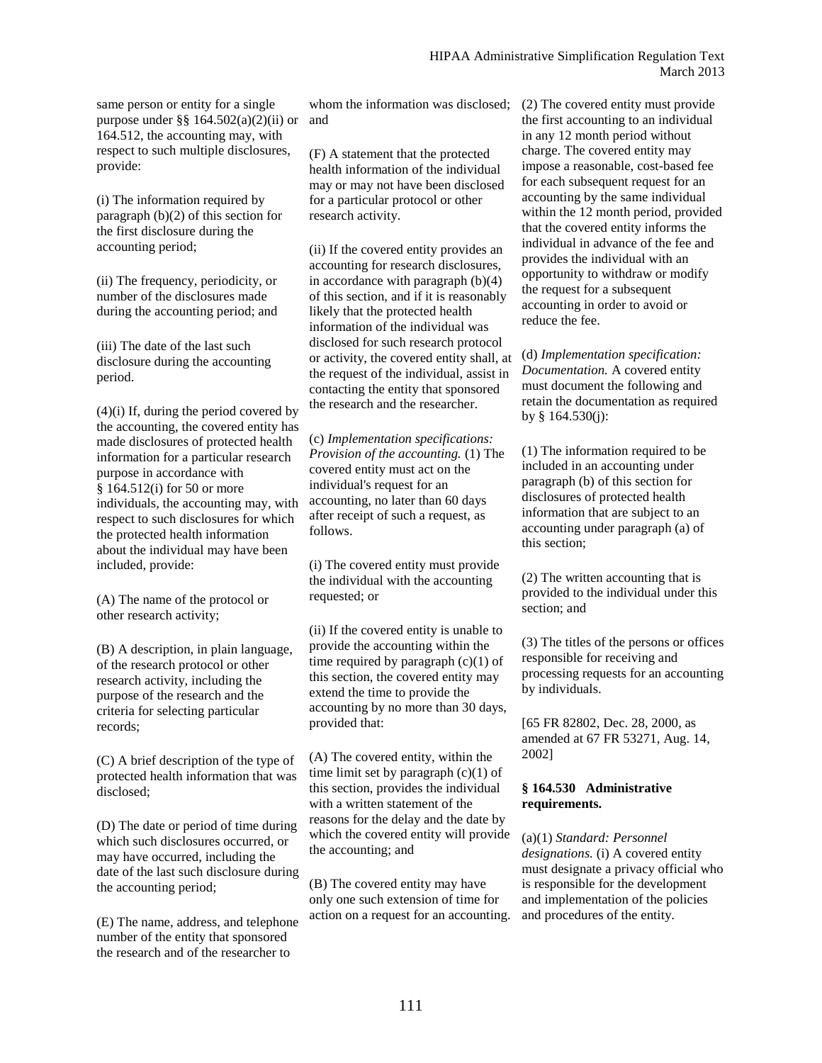same person or entity for a single purpose under §§ 164.502(a)(2)(ii) or 164.512, the accounting may, with respect to such multiple disclosures, provide:

(i) The information required by paragraph (b)(2) of this section for the first disclosure during the accounting period;

(ii) The frequency, periodicity, or number of the disclosures made during the accounting period; and

(iii) The date of the last such disclosure during the accounting period.

(4)(i) If, during the period covered by the accounting, the covered entity has made disclosures of protected health information for a particular research purpose in accordance with § 164.512(i) for 50 or more individuals, the accounting may, with respect to such disclosures for which the protected health information about the individual may have been included, provide:

(A) The name of the protocol or other research activity;

(B) A description, in plain language, of the research protocol or other research activity, including the purpose of the research and the criteria for selecting particular records;

(C) A brief description of the type of protected health information that was disclosed;

(D) The date or period of time during which such disclosures occurred, or may have occurred, including the date of the last such disclosure during the accounting period;

(E) The name, address, and telephone number of the entity that sponsored the research and of the researcher to whom the information was disclosed; and

(F) A statement that the protected health information of the individual may or may not have been disclosed for a particular protocol or other research activity.

(ii) If the covered entity provides an accounting for research disclosures, in accordance with paragraph (b)(4) of this section, and if it is reasonably likely that the protected health information of the individual was disclosed for such research protocol or activity, the covered entity shall, at the request of the individual, assist in contacting the entity that sponsored the research and the researcher.

(c) *Implementation specifications: Provision of the accounting.* (1) The covered entity must act on the individual's request for an accounting, no later than 60 days after receipt of such a request, as follows.

(i) The covered entity must provide the individual with the accounting requested; or

(ii) If the covered entity is unable to provide the accounting within the time required by paragraph (c)(1) of this section, the covered entity may extend the time to provide the accounting by no more than 30 days, provided that:

(A) The covered entity, within the time limit set by paragraph (c)(1) of this section, provides the individual with a written statement of the reasons for the delay and the date by which the covered entity will provide the accounting; and

(B) The covered entity may have only one such extension of time for action on a request for an accounting.

(2) The covered entity must provide the first accounting to an individual in any 12 month period without charge. The covered entity may impose a reasonable, cost-based fee for each subsequent request for an accounting by the same individual within the 12 month period, provided that the covered entity informs the individual in advance of the fee and provides the individual with an opportunity to withdraw or modify the request for a subsequent accounting in order to avoid or reduce the fee.

(d) *Implementation specification: Documentation.* A covered entity must document the following and retain the documentation as required by § 164.530(j):

(1) The information required to be included in an accounting under paragraph (b) of this section for disclosures of protected health information that are subject to an accounting under paragraph (a) of this section;

(2) The written accounting that is provided to the individual under this section; and

(3) The titles of the persons or offices responsible for receiving and processing requests for an accounting by individuals.

[65 FR 82802, Dec. 28, 2000, as amended at 67 FR 53271, Aug. 14, 2002]

### § 164.530 Administrative requirements.

(a)(1) *Standard: Personnel designations.* (i) A covered entity must designate a privacy official who is responsible for the development and implementation of the policies and procedures of the entity.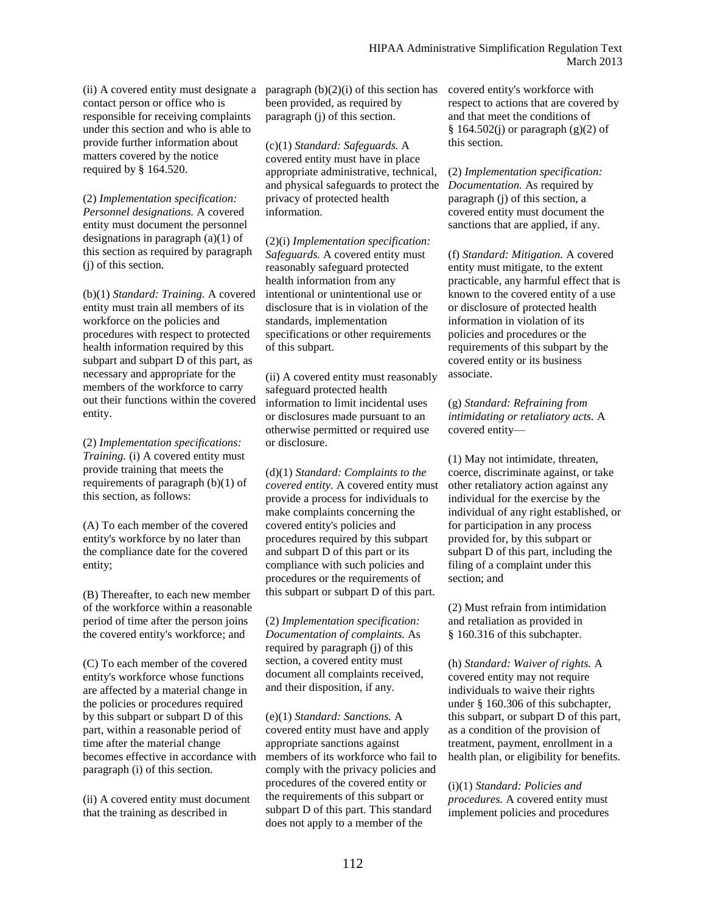(ii) A covered entity must designate a contact person or office who is responsible for receiving complaints under this section and who is able to provide further information about matters covered by the notice required by § 164.520.

(2) *Implementation specification: Personnel designations.* A covered entity must document the personnel designations in paragraph (a)(1) of this section as required by paragraph (j) of this section.

(b)(1) *Standard: Training.* A covered entity must train all members of its workforce on the policies and procedures with respect to protected health information required by this subpart and subpart D of this part, as necessary and appropriate for the members of the workforce to carry out their functions within the covered entity.

(2) *Implementation specifications: Training.* (i) A covered entity must provide training that meets the requirements of paragraph (b)(1) of this section, as follows:

(A) To each member of the covered entity's workforce by no later than the compliance date for the covered entity;

(B) Thereafter, to each new member of the workforce within a reasonable period of time after the person joins the covered entity's workforce; and

(C) To each member of the covered entity's workforce whose functions are affected by a material change in the policies or procedures required by this subpart or subpart D of this part, within a reasonable period of time after the material change becomes effective in accordance with paragraph (i) of this section.

(ii) A covered entity must document that the training as described in paragraph (b)(2)(i) of this section has been provided, as required by paragraph (j) of this section.

(c)(1) *Standard: Safeguards.* A covered entity must have in place appropriate administrative, technical, and physical safeguards to protect the privacy of protected health information.

(2)(i) *Implementation specification: Safeguards.* A covered entity must reasonably safeguard protected health information from any intentional or unintentional use or disclosure that is in violation of the standards, implementation specifications or other requirements of this subpart.

(ii) A covered entity must reasonably safeguard protected health information to limit incidental uses or disclosures made pursuant to an otherwise permitted or required use or disclosure.

(d)(1) *Standard: Complaints to the covered entity.* A covered entity must provide a process for individuals to make complaints concerning the covered entity's policies and procedures required by this subpart and subpart D of this part or its compliance with such policies and procedures or the requirements of this subpart or subpart D of this part.

(2) *Implementation specification: Documentation of complaints.* As required by paragraph (j) of this section, a covered entity must document all complaints received, and their disposition, if any.

(e)(1) *Standard: Sanctions.* A covered entity must have and apply appropriate sanctions against members of its workforce who fail to comply with the privacy policies and procedures of the covered entity or the requirements of this subpart or subpart D of this part. This standard does not apply to a member of the covered entity's workforce with respect to actions that are covered by and that meet the conditions of § 164.502(j) or paragraph (g)(2) of this section.

(2) *Implementation specification: Documentation.* As required by paragraph (j) of this section, a covered entity must document the sanctions that are applied, if any.

(f) *Standard: Mitigation.* A covered entity must mitigate, to the extent practicable, any harmful effect that is known to the covered entity of a use or disclosure of protected health information in violation of its policies and procedures or the requirements of this subpart by the covered entity or its business associate.

(g) *Standard: Refraining from intimidating or retaliatory acts.* A covered entity—

(1) May not intimidate, threaten, coerce, discriminate against, or take other retaliatory action against any individual for the exercise by the individual of any right established, or for participation in any process provided for, by this subpart or subpart D of this part, including the filing of a complaint under this section; and

(2) Must refrain from intimidation and retaliation as provided in § 160.316 of this subchapter.

(h) *Standard: Waiver of rights.* A covered entity may not require individuals to waive their rights under § 160.306 of this subchapter, this subpart, or subpart D of this part, as a condition of the provision of treatment, payment, enrollment in a health plan, or eligibility for benefits.

(i)(1) *Standard: Policies and procedures.* A covered entity must implement policies and procedures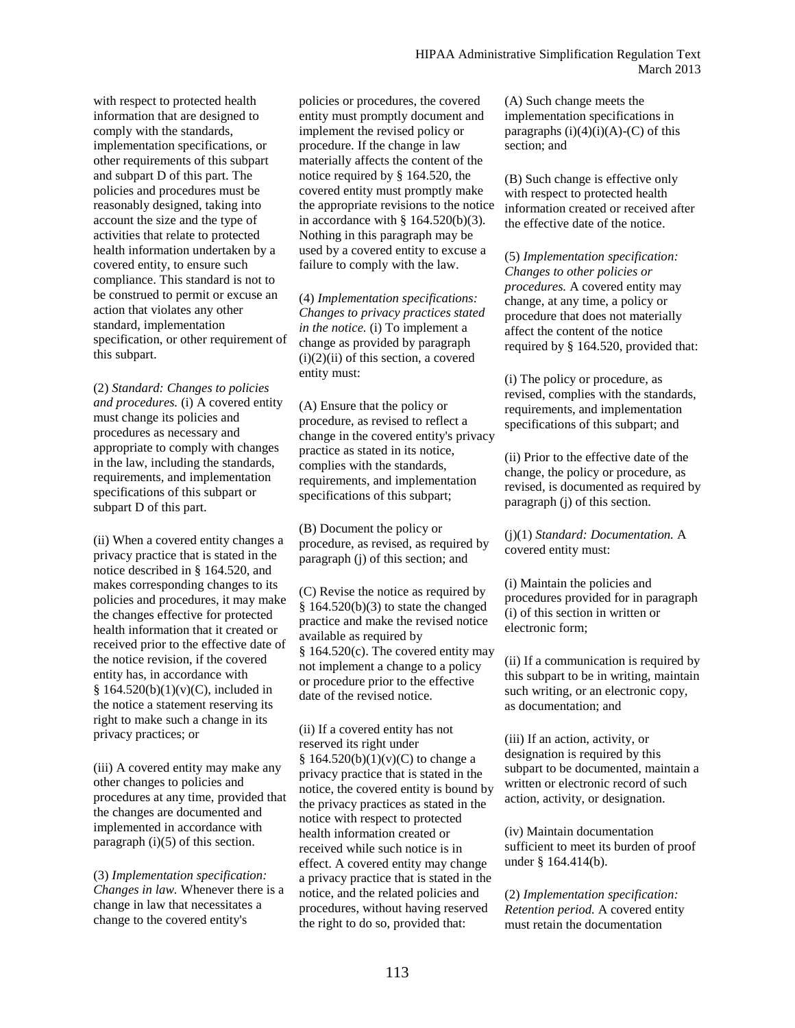with respect to protected health information that are designed to comply with the standards, implementation specifications, or other requirements of this subpart and subpart D of this part. The policies and procedures must be reasonably designed, taking into account the size and the type of activities that relate to protected health information undertaken by a covered entity, to ensure such compliance. This standard is not to be construed to permit or excuse an action that violates any other standard, implementation specification, or other requirement of this subpart.

(2) *Standard: Changes to policies and procedures.* (i) A covered entity must change its policies and procedures as necessary and appropriate to comply with changes in the law, including the standards, requirements, and implementation specifications of this subpart or subpart D of this part.

(ii) When a covered entity changes a privacy practice that is stated in the notice described in § 164.520, and makes corresponding changes to its policies and procedures, it may make the changes effective for protected health information that it created or received prior to the effective date of the notice revision, if the covered entity has, in accordance with § 164.520(b)(1)(v)(C), included in the notice a statement reserving its right to make such a change in its privacy practices; or

(iii) A covered entity may make any other changes to policies and procedures at any time, provided that the changes are documented and implemented in accordance with paragraph (i)(5) of this section.

(3) *Implementation specification: Changes in law.* Whenever there is a change in law that necessitates a change to the covered entity's policies or procedures, the covered entity must promptly document and implement the revised policy or procedure. If the change in law materially affects the content of the notice required by § 164.520, the covered entity must promptly make the appropriate revisions to the notice in accordance with § 164.520(b)(3). Nothing in this paragraph may be used by a covered entity to excuse a failure to comply with the law.

(4) *Implementation specifications: Changes to privacy practices stated in the notice.* (i) To implement a change as provided by paragraph (i)(2)(ii) of this section, a covered entity must:

(A) Ensure that the policy or procedure, as revised to reflect a change in the covered entity's privacy practice as stated in its notice, complies with the standards, requirements, and implementation specifications of this subpart;

(B) Document the policy or procedure, as revised, as required by paragraph (j) of this section; and

(C) Revise the notice as required by § 164.520(b)(3) to state the changed practice and make the revised notice available as required by § 164.520(c). The covered entity may not implement a change to a policy or procedure prior to the effective date of the revised notice.

(ii) If a covered entity has not reserved its right under § 164.520(b)(1)(v)(C) to change a privacy practice that is stated in the notice, the covered entity is bound by the privacy practices as stated in the notice with respect to protected health information created or received while such notice is in effect. A covered entity may change a privacy practice that is stated in the notice, and the related policies and procedures, without having reserved the right to do so, provided that:

(A) Such change meets the implementation specifications in paragraphs (i)(4)(i)(A)-(C) of this section; and

(B) Such change is effective only with respect to protected health information created or received after the effective date of the notice.

(5) *Implementation specification: Changes to other policies or procedures.* A covered entity may change, at any time, a policy or procedure that does not materially affect the content of the notice required by § 164.520, provided that:

(i) The policy or procedure, as revised, complies with the standards, requirements, and implementation specifications of this subpart; and

(ii) Prior to the effective date of the change, the policy or procedure, as revised, is documented as required by paragraph (j) of this section.

(j)(1) *Standard: Documentation.* A covered entity must:

(i) Maintain the policies and procedures provided for in paragraph (i) of this section in written or electronic form;

(ii) If a communication is required by this subpart to be in writing, maintain such writing, or an electronic copy, as documentation; and

(iii) If an action, activity, or designation is required by this subpart to be documented, maintain a written or electronic record of such action, activity, or designation.

(iv) Maintain documentation sufficient to meet its burden of proof under § 164.414(b).

(2) *Implementation specification: Retention period.* A covered entity must retain the documentation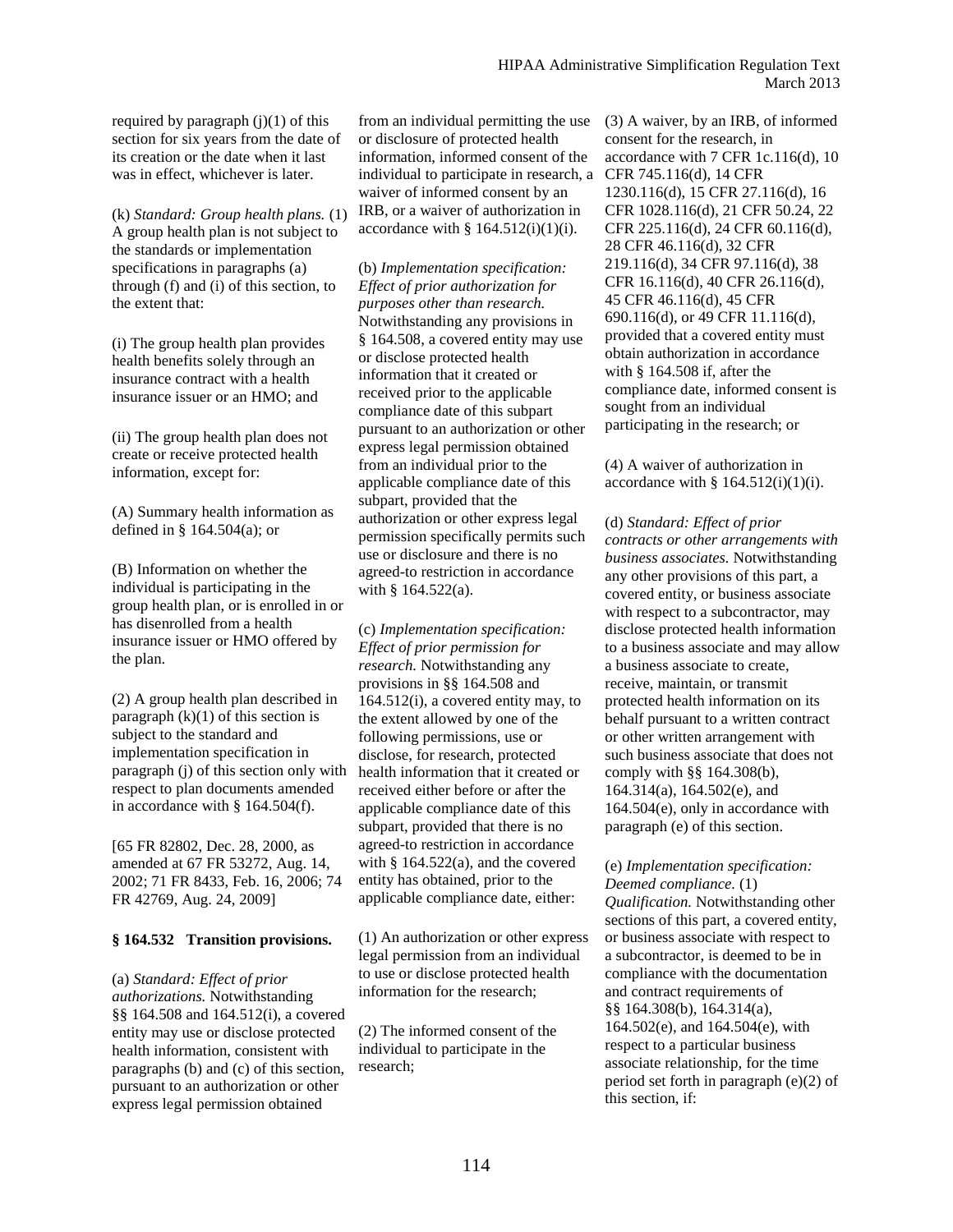required by paragraph (j)(1) of this section for six years from the date of its creation or the date when it last was in effect, whichever is later.

(k) *Standard: Group health plans.* (1) A group health plan is not subject to the standards or implementation specifications in paragraphs (a) through (f) and (i) of this section, to the extent that:

(i) The group health plan provides health benefits solely through an insurance contract with a health insurance issuer or an HMO; and

(ii) The group health plan does not create or receive protected health information, except for:

(A) Summary health information as defined in § 164.504(a); or

(B) Information on whether the individual is participating in the group health plan, or is enrolled in or has disenrolled from a health insurance issuer or HMO offered by the plan.

(2) A group health plan described in paragraph (k)(1) of this section is subject to the standard and implementation specification in paragraph (j) of this section only with respect to plan documents amended in accordance with § 164.504(f).

[65 FR 82802, Dec. 28, 2000, as amended at 67 FR 53272, Aug. 14, 2002; 71 FR 8433, Feb. 16, 2006; 74 FR 42769, Aug. 24, 2009]

## § 164.532 Transition provisions.

(a) *Standard: Effect of prior authorizations.* Notwithstanding §§ 164.508 and 164.512(i), a covered entity may use or disclose protected health information, consistent with paragraphs (b) and (c) of this section, pursuant to an authorization or other express legal permission obtained from an individual permitting the use or disclosure of protected health information, informed consent of the individual to participate in research, a waiver of informed consent by an IRB, or a waiver of authorization in accordance with § 164.512(i)(1)(i).

(b) *Implementation specification: Effect of prior authorization for purposes other than research.* Notwithstanding any provisions in § 164.508, a covered entity may use or disclose protected health information that it created or received prior to the applicable compliance date of this subpart pursuant to an authorization or other express legal permission obtained from an individual prior to the applicable compliance date of this subpart, provided that the authorization or other express legal permission specifically permits such use or disclosure and there is no agreed-to restriction in accordance with § 164.522(a).

(c) *Implementation specification: Effect of prior permission for research.* Notwithstanding any provisions in §§ 164.508 and 164.512(i), a covered entity may, to the extent allowed by one of the following permissions, use or disclose, for research, protected health information that it created or received either before or after the applicable compliance date of this subpart, provided that there is no agreed-to restriction in accordance with § 164.522(a), and the covered entity has obtained, prior to the applicable compliance date, either:

(1) An authorization or other express legal permission from an individual to use or disclose protected health information for the research;

(2) The informed consent of the individual to participate in the research;

(3) A waiver, by an IRB, of informed consent for the research, in accordance with 7 CFR 1c.116(d), 10 CFR 745.116(d), 14 CFR 1230.116(d), 15 CFR 27.116(d), 16 CFR 1028.116(d), 21 CFR 50.24, 22 CFR 225.116(d), 24 CFR 60.116(d), 28 CFR 46.116(d), 32 CFR 219.116(d), 34 CFR 97.116(d), 38 CFR 16.116(d), 40 CFR 26.116(d), 45 CFR 46.116(d), 45 CFR 690.116(d), or 49 CFR 11.116(d), provided that a covered entity must obtain authorization in accordance with § 164.508 if, after the compliance date, informed consent is sought from an individual participating in the research; or

(4) A waiver of authorization in accordance with § 164.512(i)(1)(i).

(d) *Standard: Effect of prior contracts or other arrangements with business associates.* Notwithstanding any other provisions of this part, a covered entity, or business associate with respect to a subcontractor, may disclose protected health information to a business associate and may allow a business associate to create, receive, maintain, or transmit protected health information on its behalf pursuant to a written contract or other written arrangement with such business associate that does not comply with §§ 164.308(b), 164.314(a), 164.502(e), and 164.504(e), only in accordance with paragraph (e) of this section.

(e) *Implementation specification: Deemed compliance.* (1) *Qualification.* Notwithstanding other sections of this part, a covered entity, or business associate with respect to a subcontractor, is deemed to be in compliance with the documentation and contract requirements of §§ 164.308(b), 164.314(a), 164.502(e), and 164.504(e), with respect to a particular business associate relationship, for the time period set forth in paragraph (e)(2) of this section, if: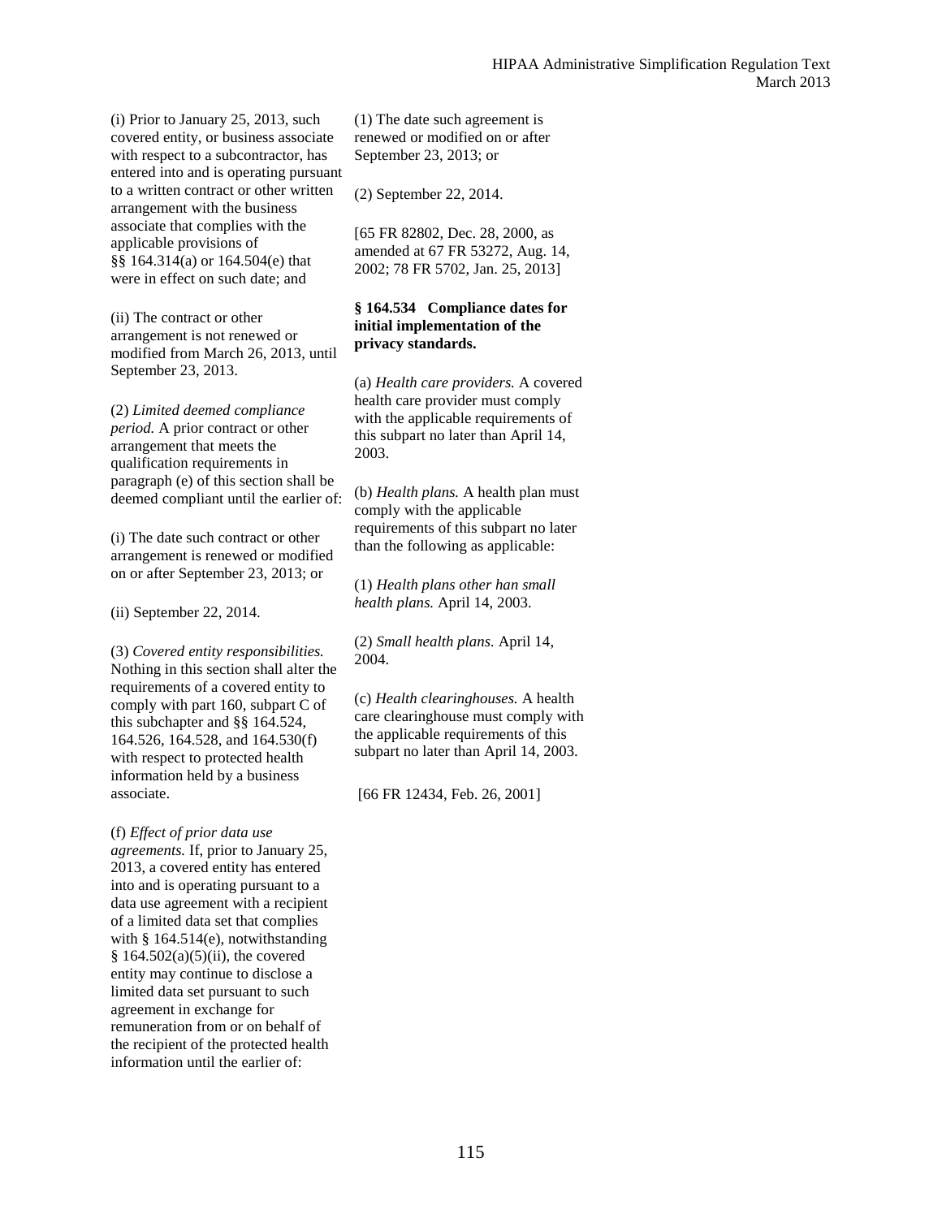(i) Prior to January 25, 2013, such covered entity, or business associate with respect to a subcontractor, has entered into and is operating pursuant to a written contract or other written arrangement with the business associate that complies with the applicable provisions of §§ 164.314(a) or 164.504(e) that were in effect on such date; and

(ii) The contract or other arrangement is not renewed or modified from March 26, 2013, until September 23, 2013.

(2) *Limited deemed compliance period.* A prior contract or other arrangement that meets the qualification requirements in paragraph (e) of this section shall be deemed compliant until the earlier of:

(i) The date such contract or other arrangement is renewed or modified on or after September 23, 2013; or

(ii) September 22, 2014.

(3) *Covered entity responsibilities.* Nothing in this section shall alter the requirements of a covered entity to comply with part 160, subpart C of this subchapter and §§ 164.524, 164.526, 164.528, and 164.530(f) with respect to protected health information held by a business associate.

(f) *Effect of prior data use agreements.* If, prior to January 25, 2013, a covered entity has entered into and is operating pursuant to a data use agreement with a recipient of a limited data set that complies with § 164.514(e), notwithstanding § 164.502(a)(5)(ii), the covered entity may continue to disclose a limited data set pursuant to such agreement in exchange for remuneration from or on behalf of the recipient of the protected health information until the earlier of:

(1) The date such agreement is renewed or modified on or after September 23, 2013; or

(2) September 22, 2014.

[65 FR 82802, Dec. 28, 2000, as amended at 67 FR 53272, Aug. 14, 2002; 78 FR 5702, Jan. 25, 2013]

**§ 164.534 Compliance dates for initial implementation of the privacy standards.**

(a) *Health care providers.* A covered health care provider must comply with the applicable requirements of this subpart no later than April 14, 2003.

(b) *Health plans.* A health plan must comply with the applicable requirements of this subpart no later than the following as applicable:

(1) *Health plans other han small health plans.* April 14, 2003.

(2) *Small health plans.* April 14, 2004.

(c) *Health clearinghouses.* A health care clearinghouse must comply with the applicable requirements of this subpart no later than April 14, 2003.

[66 FR 12434, Feb. 26, 2001]